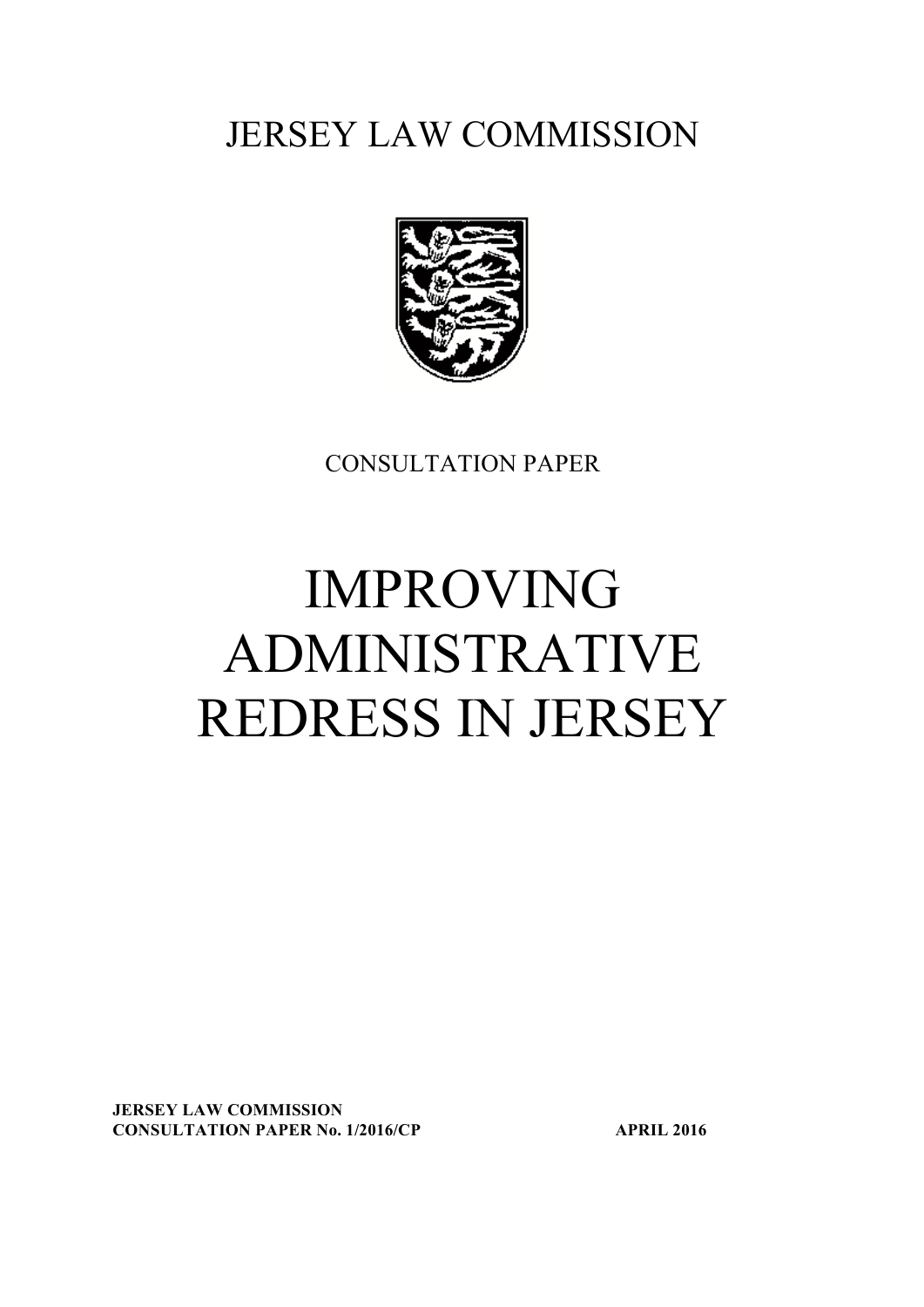JERSEY LAW COMMISSION

CONSULTATION PAPER

# IMPROVING ADMINISTRATIVE REDRESS IN JERSEY

**JERSEY LAW COMMISSION**
**CONSULTATION PAPER No. 1/2016/CP** **APRIL 2016**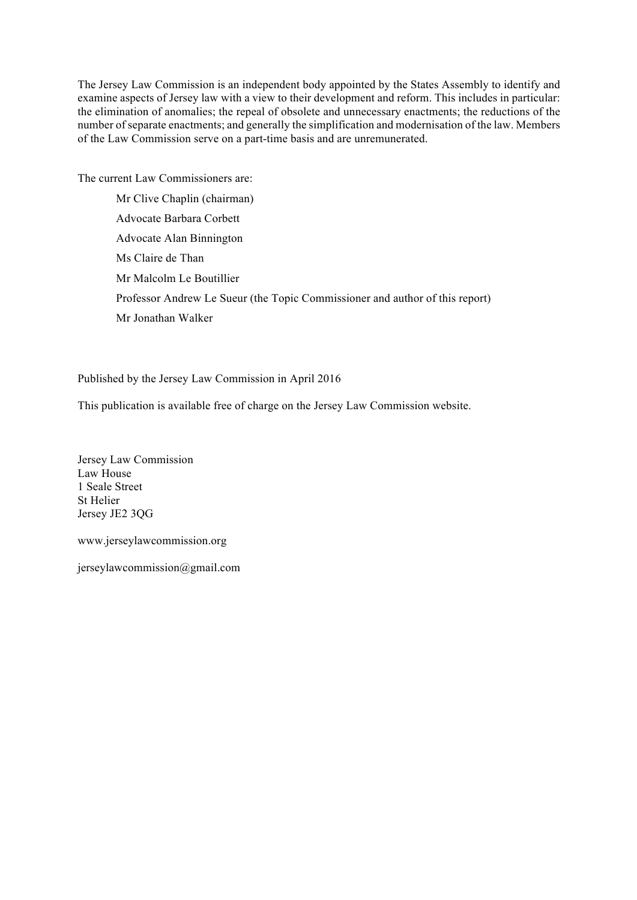The Jersey Law Commission is an independent body appointed by the States Assembly to identify and examine aspects of Jersey law with a view to their development and reform. This includes in particular: the elimination of anomalies; the repeal of obsolete and unnecessary enactments; the reductions of the number of separate enactments; and generally the simplification and modernisation of the law. Members of the Law Commission serve on a part-time basis and are unremunerated.

The current Law Commissioners are:

- Mr Clive Chaplin (chairman)
- Advocate Barbara Corbett
- Advocate Alan Binnington
- Ms Claire de Than
- Mr Malcolm Le Boutillier
- Professor Andrew Le Sueur (the Topic Commissioner and author of this report)
- Mr Jonathan Walker

Published by the Jersey Law Commission in April 2016

This publication is available free of charge on the Jersey Law Commission website.

Jersey Law Commission
Law House
1 Seale Street
St Helier
Jersey JE2 3QG

www.jerseylawcommission.org

jerseylawcommission@gmail.com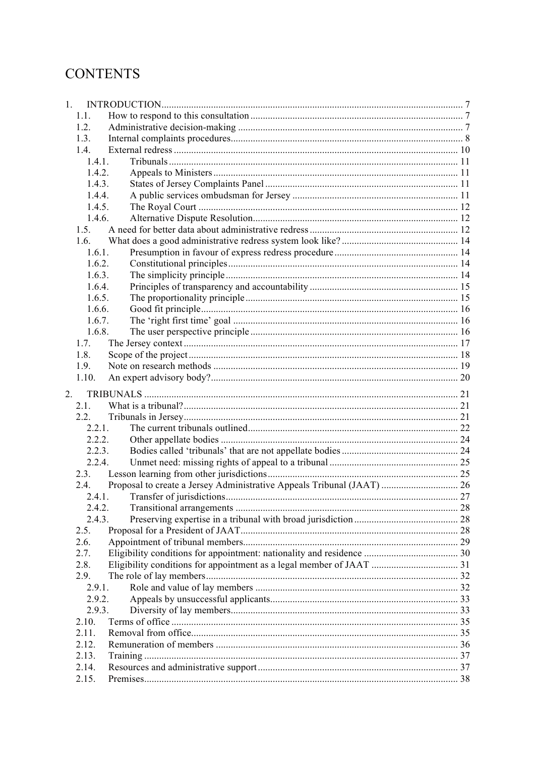# CONTENTS

1. INTRODUCTION .......... 7
   - 1.1. How to respond to this consultation .......... 7
   - 1.2. Administrative decision-making .......... 7
   - 1.3. Internal complaints procedures .......... 8
   - 1.4. External redress .......... 10
     - 1.4.1. Tribunals .......... 11
     - 1.4.2. Appeals to Ministers .......... 11
     - 1.4.3. States of Jersey Complaints Panel .......... 11
     - 1.4.4. A public services ombudsman for Jersey .......... 11
     - 1.4.5. The Royal Court .......... 12
     - 1.4.6. Alternative Dispute Resolution .......... 12
   - 1.5. A need for better data about administrative redress .......... 12
   - 1.6. What does a good administrative redress system look like? .......... 14
     - 1.6.1. Presumption in favour of express redress procedure .......... 14
     - 1.6.2. Constitutional principles .......... 14
     - 1.6.3. The simplicity principle .......... 14
     - 1.6.4. Principles of transparency and accountability .......... 15
     - 1.6.5. The proportionality principle .......... 15
     - 1.6.6. Good fit principle .......... 16
     - 1.6.7. The 'right first time' goal .......... 16
     - 1.6.8. The user perspective principle .......... 16
   - 1.7. The Jersey context .......... 17
   - 1.8. Scope of the project .......... 18
   - 1.9. Note on research methods .......... 19
   - 1.10. An expert advisory body? .......... 20
2. TRIBUNALS .......... 21
   - 2.1. What is a tribunal? .......... 21
   - 2.2. Tribunals in Jersey .......... 21
     - 2.2.1. The current tribunals outlined .......... 22
     - 2.2.2. Other appellate bodies .......... 24
     - 2.2.3. Bodies called 'tribunals' that are not appellate bodies .......... 24
     - 2.2.4. Unmet need: missing rights of appeal to a tribunal .......... 25
   - 2.3. Lesson learning from other jurisdictions .......... 25
   - 2.4. Proposal to create a Jersey Administrative Appeals Tribunal (JAAT) .......... 26
     - 2.4.1. Transfer of jurisdictions .......... 27
     - 2.4.2. Transitional arrangements .......... 28
     - 2.4.3. Preserving expertise in a tribunal with broad jurisdiction .......... 28
   - 2.5. Proposal for a President of JAAT .......... 28
   - 2.6. Appointment of tribunal members .......... 29
   - 2.7. Eligibility conditions for appointment: nationality and residence .......... 30
   - 2.8. Eligibility conditions for appointment as a legal member of JAAT .......... 31
   - 2.9. The role of lay members .......... 32
     - 2.9.1. Role and value of lay members .......... 32
     - 2.9.2. Appeals by unsuccessful applicants .......... 33
     - 2.9.3. Diversity of lay members .......... 33
   - 2.10. Terms of office .......... 35
   - 2.11. Removal from office .......... 35
   - 2.12. Remuneration of members .......... 36
   - 2.13. Training .......... 37
   - 2.14. Resources and administrative support .......... 37
   - 2.15. Premises .......... 38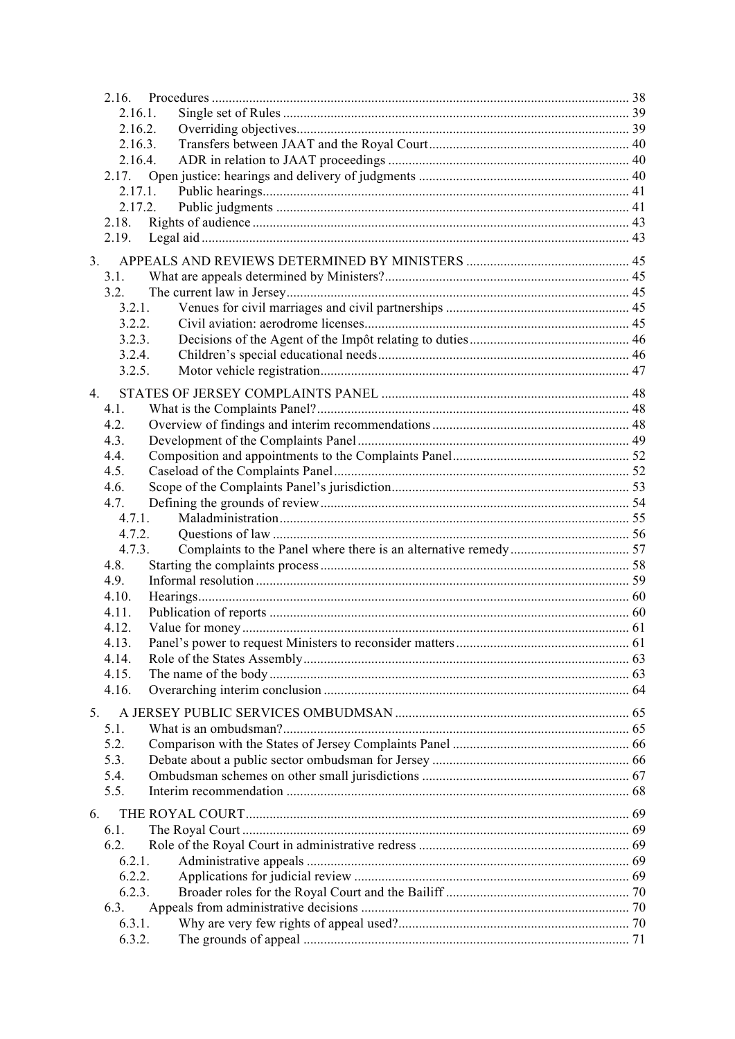2.16. Procedures ........................................................................................................................ 38
  2.16.1. Single set of Rules ..................................................................................................... 39
  2.16.2. Overriding objectives................................................................................................. 39
  2.16.3. Transfers between JAAT and the Royal Court.......................................................... 40
  2.16.4. ADR in relation to JAAT proceedings ....................................................................... 40
2.17. Open justice: hearings and delivery of judgments ............................................................. 40
  2.17.1. Public hearings........................................................................................................... 41
  2.17.2. Public judgments ....................................................................................................... 41
2.18. Rights of audience ............................................................................................................. 43
2.19. Legal aid ............................................................................................................................ 43

3. APPEALS AND REVIEWS DETERMINED BY MINISTERS ............................................... 45
3.1. What are appeals determined by Ministers?....................................................................... 45
3.2. The current law in Jersey.................................................................................................... 45
  3.2.1. Venues for civil marriages and civil partnerships ..................................................... 45
  3.2.2. Civil aviation: aerodrome licenses............................................................................. 45
  3.2.3. Decisions of the Agent of the Impôt relating to duties .............................................. 46
  3.2.4. Children's special educational needs.......................................................................... 46
  3.2.5. Motor vehicle registration.......................................................................................... 47

4. STATES OF JERSEY COMPLAINTS PANEL ........................................................................ 48
4.1. What is the Complaints Panel?........................................................................................... 48
4.2. Overview of findings and interim recommendations ......................................................... 48
4.3. Development of the Complaints Panel ............................................................................... 49
4.4. Composition and appointments to the Complaints Panel................................................... 52
4.5. Caseload of the Complaints Panel...................................................................................... 52
4.6. Scope of the Complaints Panel's jurisdiction..................................................................... 53
4.7. Defining the grounds of review.......................................................................................... 54
  4.7.1. Maladministration...................................................................................................... 55
  4.7.2. Questions of law ........................................................................................................ 56
  4.7.3. Complaints to the Panel where there is an alternative remedy .................................. 57
4.8. Starting the complaints process .......................................................................................... 58
4.9. Informal resolution ............................................................................................................. 59
4.10. Hearings............................................................................................................................. 60
4.11. Publication of reports ......................................................................................................... 60
4.12. Value for money ................................................................................................................. 61
4.13. Panel's power to request Ministers to reconsider matters .................................................. 61
4.14. Role of the States Assembly............................................................................................... 63
4.15. The name of the body ......................................................................................................... 63
4.16. Overarching interim conclusion ......................................................................................... 64

5. A JERSEY PUBLIC SERVICES OMBUDMSAN .................................................................... 65
5.1. What is an ombudsman?..................................................................................................... 65
5.2. Comparison with the States of Jersey Complaints Panel ................................................... 66
5.3. Debate about a public sector ombudsman for Jersey ......................................................... 66
5.4. Ombudsman schemes on other small jurisdictions ............................................................ 67
5.5. Interim recommendation .................................................................................................... 68

6. THE ROYAL COURT................................................................................................................ 69
6.1. The Royal Court ................................................................................................................. 69
6.2. Role of the Royal Court in administrative redress ............................................................. 69
  6.2.1. Administrative appeals .............................................................................................. 69
  6.2.2. Applications for judicial review ................................................................................ 69
  6.2.3. Broader roles for the Royal Court and the Bailiff ..................................................... 70
6.3. Appeals from administrative decisions .............................................................................. 70
  6.3.1. Why are very few rights of appeal used?................................................................... 70
  6.3.2. The grounds of appeal ............................................................................................... 71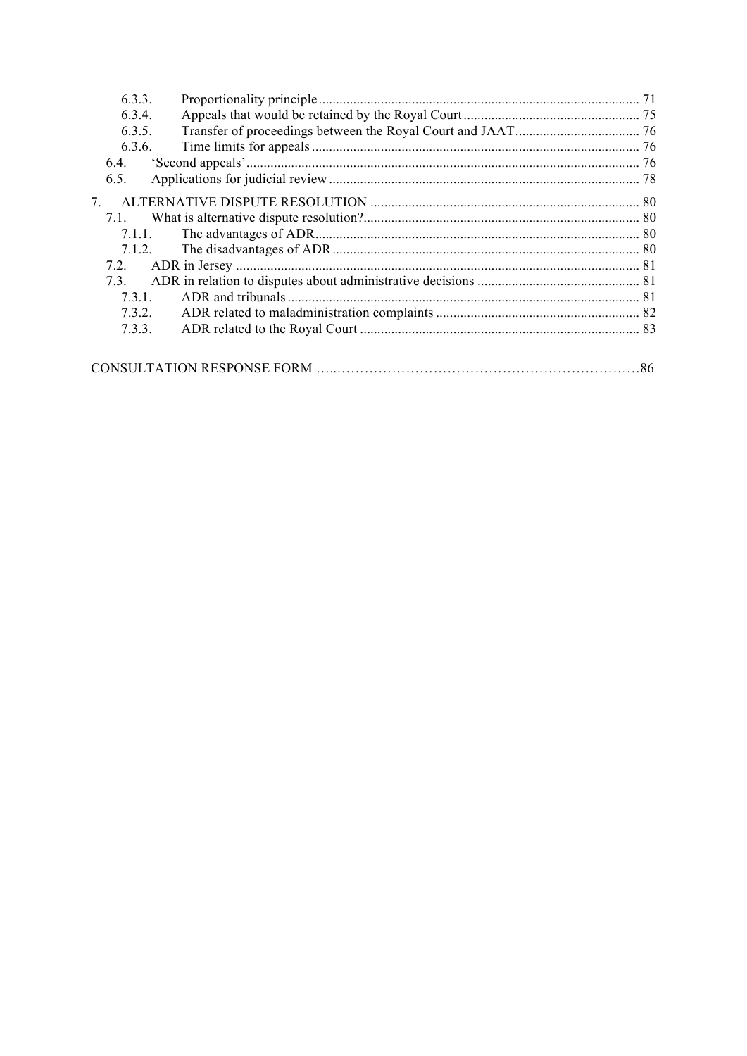| | | |
|---|---|---|
| 6.3.3. | Proportionality principle | 71 |
| 6.3.4. | Appeals that would be retained by the Royal Court | 75 |
| 6.3.5. | Transfer of proceedings between the Royal Court and JAAT | 76 |
| 6.3.6. | Time limits for appeals | 76 |
| 6.4. | 'Second appeals' | 76 |
| 6.5. | Applications for judicial review | 78 |
| 7. | ALTERNATIVE DISPUTE RESOLUTION | 80 |
| 7.1. | What is alternative dispute resolution? | 80 |
| 7.1.1. | The advantages of ADR | 80 |
| 7.1.2. | The disadvantages of ADR | 80 |
| 7.2. | ADR in Jersey | 81 |
| 7.3. | ADR in relation to disputes about administrative decisions | 81 |
| 7.3.1. | ADR and tribunals | 81 |
| 7.3.2. | ADR related to maladministration complaints | 82 |
| 7.3.3. | ADR related to the Royal Court | 83 |
| | CONSULTATION RESPONSE FORM | 86 |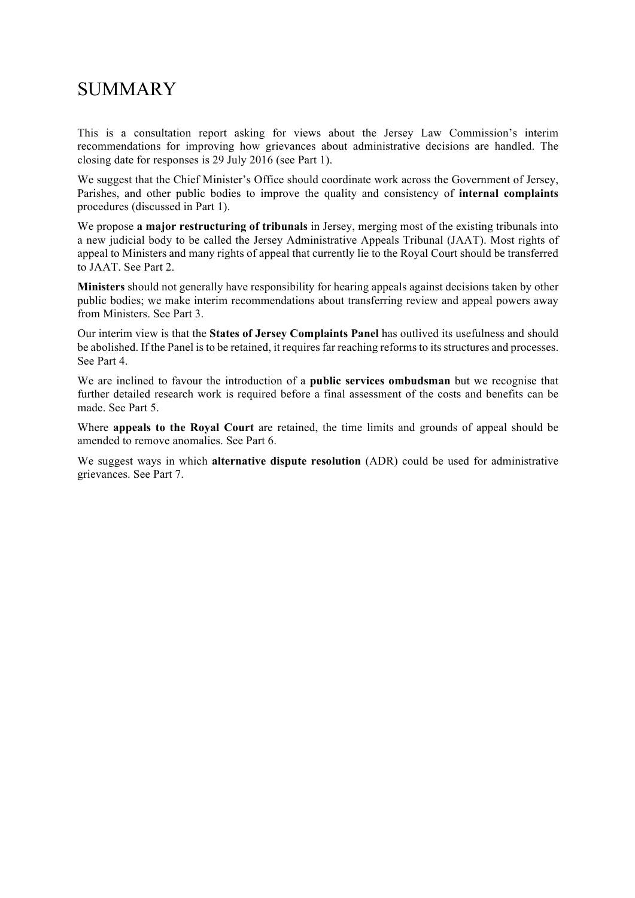# SUMMARY

This is a consultation report asking for views about the Jersey Law Commission's interim recommendations for improving how grievances about administrative decisions are handled. The closing date for responses is 29 July 2016 (see Part 1).

We suggest that the Chief Minister's Office should coordinate work across the Government of Jersey, Parishes, and other public bodies to improve the quality and consistency of **internal complaints** procedures (discussed in Part 1).

We propose **a major restructuring of tribunals** in Jersey, merging most of the existing tribunals into a new judicial body to be called the Jersey Administrative Appeals Tribunal (JAAT). Most rights of appeal to Ministers and many rights of appeal that currently lie to the Royal Court should be transferred to JAAT. See Part 2.

**Ministers** should not generally have responsibility for hearing appeals against decisions taken by other public bodies; we make interim recommendations about transferring review and appeal powers away from Ministers. See Part 3.

Our interim view is that the **States of Jersey Complaints Panel** has outlived its usefulness and should be abolished. If the Panel is to be retained, it requires far reaching reforms to its structures and processes. See Part 4.

We are inclined to favour the introduction of a **public services ombudsman** but we recognise that further detailed research work is required before a final assessment of the costs and benefits can be made. See Part 5.

Where **appeals to the Royal Court** are retained, the time limits and grounds of appeal should be amended to remove anomalies. See Part 6.

We suggest ways in which **alternative dispute resolution** (ADR) could be used for administrative grievances. See Part 7.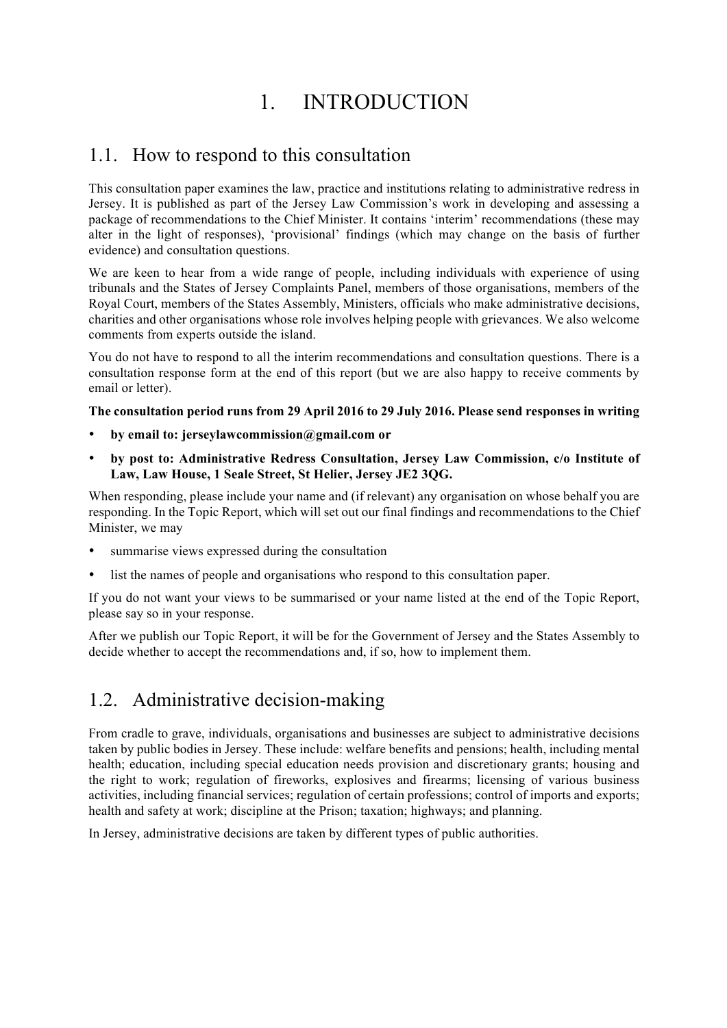# 1. INTRODUCTION

## 1.1. How to respond to this consultation

This consultation paper examines the law, practice and institutions relating to administrative redress in Jersey. It is published as part of the Jersey Law Commission's work in developing and assessing a package of recommendations to the Chief Minister. It contains 'interim' recommendations (these may alter in the light of responses), 'provisional' findings (which may change on the basis of further evidence) and consultation questions.

We are keen to hear from a wide range of people, including individuals with experience of using tribunals and the States of Jersey Complaints Panel, members of those organisations, members of the Royal Court, members of the States Assembly, Ministers, officials who make administrative decisions, charities and other organisations whose role involves helping people with grievances. We also welcome comments from experts outside the island.

You do not have to respond to all the interim recommendations and consultation questions. There is a consultation response form at the end of this report (but we are also happy to receive comments by email or letter).

**The consultation period runs from 29 April 2016 to 29 July 2016. Please send responses in writing**

- **by email to: jerseylawcommission@gmail.com or**
- **by post to: Administrative Redress Consultation, Jersey Law Commission, c/o Institute of Law, Law House, 1 Seale Street, St Helier, Jersey JE2 3QG.**

When responding, please include your name and (if relevant) any organisation on whose behalf you are responding. In the Topic Report, which will set out our final findings and recommendations to the Chief Minister, we may

- summarise views expressed during the consultation
- list the names of people and organisations who respond to this consultation paper.

If you do not want your views to be summarised or your name listed at the end of the Topic Report, please say so in your response.

After we publish our Topic Report, it will be for the Government of Jersey and the States Assembly to decide whether to accept the recommendations and, if so, how to implement them.

## 1.2. Administrative decision-making

From cradle to grave, individuals, organisations and businesses are subject to administrative decisions taken by public bodies in Jersey. These include: welfare benefits and pensions; health, including mental health; education, including special education needs provision and discretionary grants; housing and the right to work; regulation of fireworks, explosives and firearms; licensing of various business activities, including financial services; regulation of certain professions; control of imports and exports; health and safety at work; discipline at the Prison; taxation; highways; and planning.

In Jersey, administrative decisions are taken by different types of public authorities.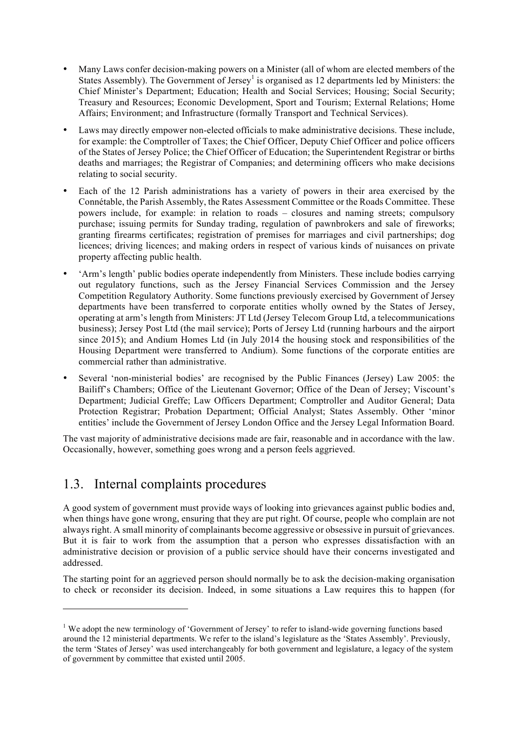- Many Laws confer decision-making powers on a Minister (all of whom are elected members of the States Assembly). The Government of Jersey[1] is organised as 12 departments led by Ministers: the Chief Minister's Department; Education; Health and Social Services; Housing; Social Security; Treasury and Resources; Economic Development, Sport and Tourism; External Relations; Home Affairs; Environment; and Infrastructure (formally Transport and Technical Services).
- Laws may directly empower non-elected officials to make administrative decisions. These include, for example: the Comptroller of Taxes; the Chief Officer, Deputy Chief Officer and police officers of the States of Jersey Police; the Chief Officer of Education; the Superintendent Registrar or births deaths and marriages; the Registrar of Companies; and determining officers who make decisions relating to social security.
- Each of the 12 Parish administrations has a variety of powers in their area exercised by the Connétable, the Parish Assembly, the Rates Assessment Committee or the Roads Committee. These powers include, for example: in relation to roads – closures and naming streets; compulsory purchase; issuing permits for Sunday trading, regulation of pawnbrokers and sale of fireworks; granting firearms certificates; registration of premises for marriages and civil partnerships; dog licences; driving licences; and making orders in respect of various kinds of nuisances on private property affecting public health.
- 'Arm's length' public bodies operate independently from Ministers. These include bodies carrying out regulatory functions, such as the Jersey Financial Services Commission and the Jersey Competition Regulatory Authority. Some functions previously exercised by Government of Jersey departments have been transferred to corporate entities wholly owned by the States of Jersey, operating at arm's length from Ministers: JT Ltd (Jersey Telecom Group Ltd, a telecommunications business); Jersey Post Ltd (the mail service); Ports of Jersey Ltd (running harbours and the airport since 2015); and Andium Homes Ltd (in July 2014 the housing stock and responsibilities of the Housing Department were transferred to Andium). Some functions of the corporate entities are commercial rather than administrative.
- Several 'non-ministerial bodies' are recognised by the Public Finances (Jersey) Law 2005: the Bailiff's Chambers; Office of the Lieutenant Governor; Office of the Dean of Jersey; Viscount's Department; Judicial Greffe; Law Officers Department; Comptroller and Auditor General; Data Protection Registrar; Probation Department; Official Analyst; States Assembly. Other 'minor entities' include the Government of Jersey London Office and the Jersey Legal Information Board.

The vast majority of administrative decisions made are fair, reasonable and in accordance with the law. Occasionally, however, something goes wrong and a person feels aggrieved.

## 1.3. Internal complaints procedures

A good system of government must provide ways of looking into grievances against public bodies and, when things have gone wrong, ensuring that they are put right. Of course, people who complain are not always right. A small minority of complainants become aggressive or obsessive in pursuit of grievances. But it is fair to work from the assumption that a person who expresses dissatisfaction with an administrative decision or provision of a public service should have their concerns investigated and addressed.

The starting point for an aggrieved person should normally be to ask the decision-making organisation to check or reconsider its decision. Indeed, in some situations a Law requires this to happen (for

[1] We adopt the new terminology of 'Government of Jersey' to refer to island-wide governing functions based around the 12 ministerial departments. We refer to the island's legislature as the 'States Assembly'. Previously, the term 'States of Jersey' was used interchangeably for both government and legislature, a legacy of the system of government by committee that existed until 2005.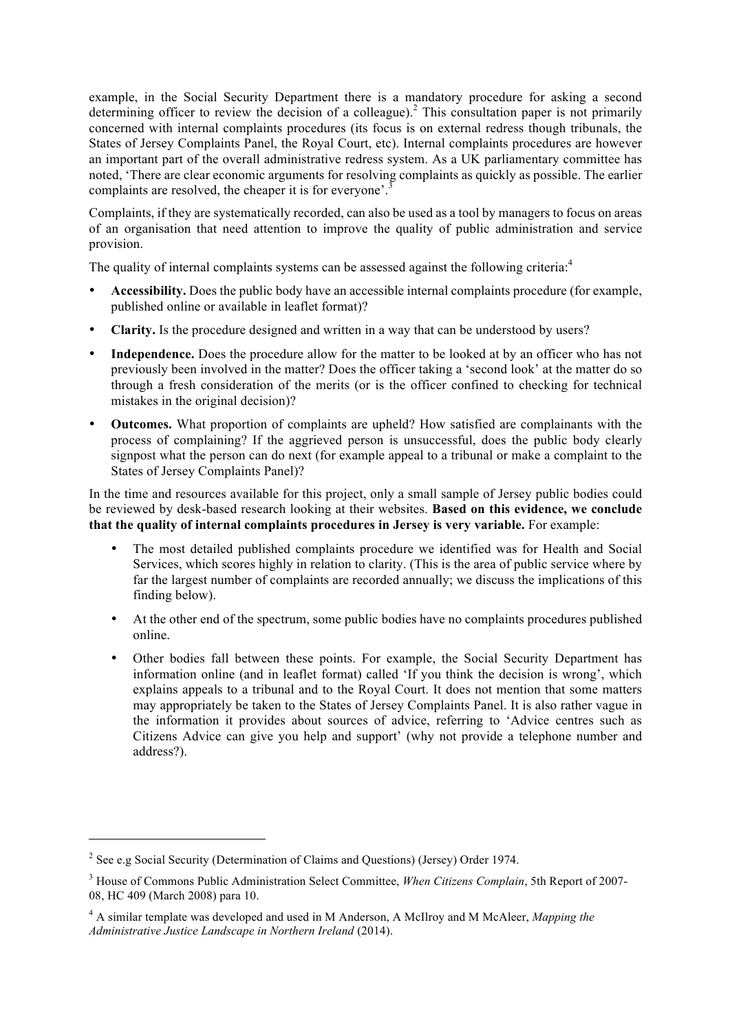example, in the Social Security Department there is a mandatory procedure for asking a second determining officer to review the decision of a colleague).[2] This consultation paper is not primarily concerned with internal complaints procedures (its focus is on external redress though tribunals, the States of Jersey Complaints Panel, the Royal Court, etc). Internal complaints procedures are however an important part of the overall administrative redress system. As a UK parliamentary committee has noted, 'There are clear economic arguments for resolving complaints as quickly as possible. The earlier complaints are resolved, the cheaper it is for everyone'.[3]

Complaints, if they are systematically recorded, can also be used as a tool by managers to focus on areas of an organisation that need attention to improve the quality of public administration and service provision.

The quality of internal complaints systems can be assessed against the following criteria:[4]

- **Accessibility.** Does the public body have an accessible internal complaints procedure (for example, published online or available in leaflet format)?
- **Clarity.** Is the procedure designed and written in a way that can be understood by users?
- **Independence.** Does the procedure allow for the matter to be looked at by an officer who has not previously been involved in the matter? Does the officer taking a 'second look' at the matter do so through a fresh consideration of the merits (or is the officer confined to checking for technical mistakes in the original decision)?
- **Outcomes.** What proportion of complaints are upheld? How satisfied are complainants with the process of complaining? If the aggrieved person is unsuccessful, does the public body clearly signpost what the person can do next (for example appeal to a tribunal or make a complaint to the States of Jersey Complaints Panel)?

In the time and resources available for this project, only a small sample of Jersey public bodies could be reviewed by desk-based research looking at their websites. **Based on this evidence, we conclude that the quality of internal complaints procedures in Jersey is very variable.** For example:

- The most detailed published complaints procedure we identified was for Health and Social Services, which scores highly in relation to clarity. (This is the area of public service where by far the largest number of complaints are recorded annually; we discuss the implications of this finding below).
- At the other end of the spectrum, some public bodies have no complaints procedures published online.
- Other bodies fall between these points. For example, the Social Security Department has information online (and in leaflet format) called 'If you think the decision is wrong', which explains appeals to a tribunal and to the Royal Court. It does not mention that some matters may appropriately be taken to the States of Jersey Complaints Panel. It is also rather vague in the information it provides about sources of advice, referring to 'Advice centres such as Citizens Advice can give you help and support' (why not provide a telephone number and address?).

---

[2] See e.g Social Security (Determination of Claims and Questions) (Jersey) Order 1974.

[3] House of Commons Public Administration Select Committee, *When Citizens Complain*, 5th Report of 2007-08, HC 409 (March 2008) para 10.

[4] A similar template was developed and used in M Anderson, A McIlroy and M McAleer, *Mapping the Administrative Justice Landscape in Northern Ireland* (2014).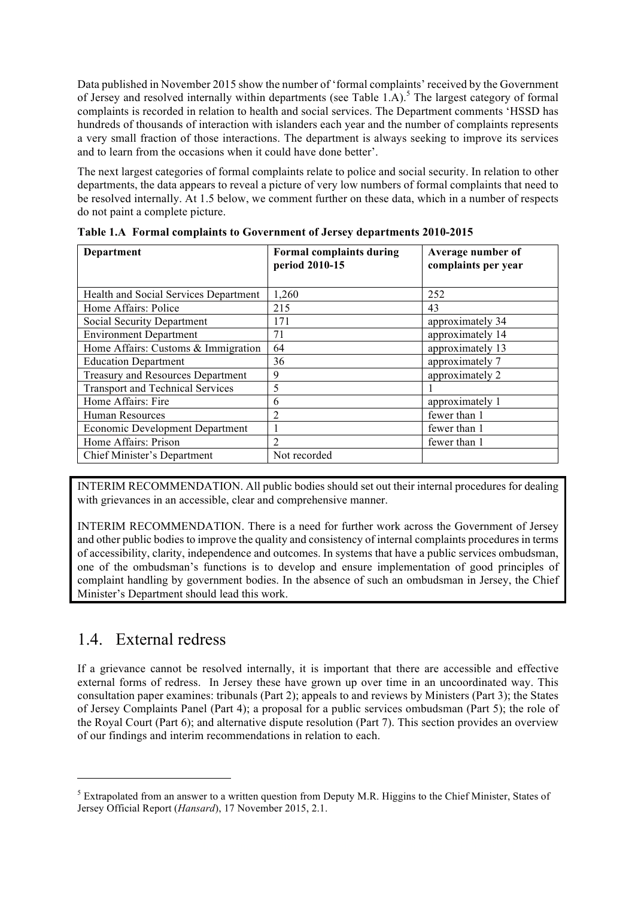Data published in November 2015 show the number of 'formal complaints' received by the Government of Jersey and resolved internally within departments (see Table 1.A).[5] The largest category of formal complaints is recorded in relation to health and social services. The Department comments 'HSSD has hundreds of thousands of interaction with islanders each year and the number of complaints represents a very small fraction of those interactions. The department is always seeking to improve its services and to learn from the occasions when it could have done better'.

The next largest categories of formal complaints relate to police and social security. In relation to other departments, the data appears to reveal a picture of very low numbers of formal complaints that need to be resolved internally. At 1.5 below, we comment further on these data, which in a number of respects do not paint a complete picture.

**Table 1.A Formal complaints to Government of Jersey departments 2010-2015**

| Department | Formal complaints during period 2010-15 | Average number of complaints per year |
|---|---|---|
| Health and Social Services Department | 1,260 | 252 |
| Home Affairs: Police | 215 | 43 |
| Social Security Department | 171 | approximately 34 |
| Environment Department | 71 | approximately 14 |
| Home Affairs: Customs & Immigration | 64 | approximately 13 |
| Education Department | 36 | approximately 7 |
| Treasury and Resources Department | 9 | approximately 2 |
| Transport and Technical Services | 5 | 1 |
| Home Affairs: Fire | 6 | approximately 1 |
| Human Resources | 2 | fewer than 1 |
| Economic Development Department | 1 | fewer than 1 |
| Home Affairs: Prison | 2 | fewer than 1 |
| Chief Minister's Department | Not recorded | |

INTERIM RECOMMENDATION. All public bodies should set out their internal procedures for dealing with grievances in an accessible, clear and comprehensive manner.

INTERIM RECOMMENDATION. There is a need for further work across the Government of Jersey and other public bodies to improve the quality and consistency of internal complaints procedures in terms of accessibility, clarity, independence and outcomes. In systems that have a public services ombudsman, one of the ombudsman's functions is to develop and ensure implementation of good principles of complaint handling by government bodies. In the absence of such an ombudsman in Jersey, the Chief Minister's Department should lead this work.

## 1.4. External redress

If a grievance cannot be resolved internally, it is important that there are accessible and effective external forms of redress. In Jersey these have grown up over time in an uncoordinated way. This consultation paper examines: tribunals (Part 2); appeals to and reviews by Ministers (Part 3); the States of Jersey Complaints Panel (Part 4); a proposal for a public services ombudsman (Part 5); the role of the Royal Court (Part 6); and alternative dispute resolution (Part 7). This section provides an overview of our findings and interim recommendations in relation to each.

[5] Extrapolated from an answer to a written question from Deputy M.R. Higgins to the Chief Minister, States of Jersey Official Report (*Hansard*), 17 November 2015, 2.1.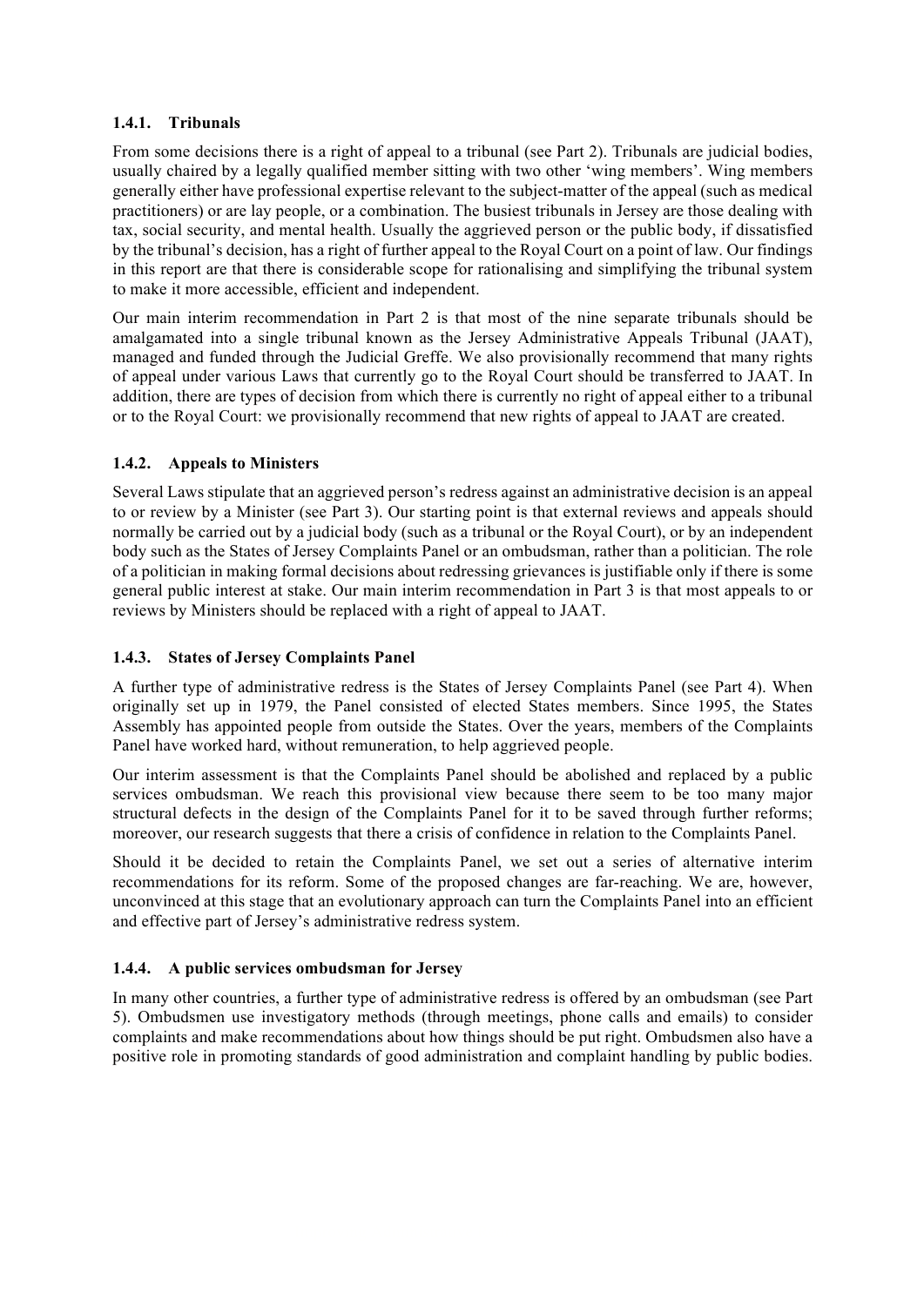#### 1.4.1. Tribunals

From some decisions there is a right of appeal to a tribunal (see Part 2). Tribunals are judicial bodies, usually chaired by a legally qualified member sitting with two other 'wing members'. Wing members generally either have professional expertise relevant to the subject-matter of the appeal (such as medical practitioners) or are lay people, or a combination. The busiest tribunals in Jersey are those dealing with tax, social security, and mental health. Usually the aggrieved person or the public body, if dissatisfied by the tribunal's decision, has a right of further appeal to the Royal Court on a point of law. Our findings in this report are that there is considerable scope for rationalising and simplifying the tribunal system to make it more accessible, efficient and independent.

Our main interim recommendation in Part 2 is that most of the nine separate tribunals should be amalgamated into a single tribunal known as the Jersey Administrative Appeals Tribunal (JAAT), managed and funded through the Judicial Greffe. We also provisionally recommend that many rights of appeal under various Laws that currently go to the Royal Court should be transferred to JAAT. In addition, there are types of decision from which there is currently no right of appeal either to a tribunal or to the Royal Court: we provisionally recommend that new rights of appeal to JAAT are created.

#### 1.4.2. Appeals to Ministers

Several Laws stipulate that an aggrieved person's redress against an administrative decision is an appeal to or review by a Minister (see Part 3). Our starting point is that external reviews and appeals should normally be carried out by a judicial body (such as a tribunal or the Royal Court), or by an independent body such as the States of Jersey Complaints Panel or an ombudsman, rather than a politician. The role of a politician in making formal decisions about redressing grievances is justifiable only if there is some general public interest at stake. Our main interim recommendation in Part 3 is that most appeals to or reviews by Ministers should be replaced with a right of appeal to JAAT.

#### 1.4.3. States of Jersey Complaints Panel

A further type of administrative redress is the States of Jersey Complaints Panel (see Part 4). When originally set up in 1979, the Panel consisted of elected States members. Since 1995, the States Assembly has appointed people from outside the States. Over the years, members of the Complaints Panel have worked hard, without remuneration, to help aggrieved people.

Our interim assessment is that the Complaints Panel should be abolished and replaced by a public services ombudsman. We reach this provisional view because there seem to be too many major structural defects in the design of the Complaints Panel for it to be saved through further reforms; moreover, our research suggests that there a crisis of confidence in relation to the Complaints Panel.

Should it be decided to retain the Complaints Panel, we set out a series of alternative interim recommendations for its reform. Some of the proposed changes are far-reaching. We are, however, unconvinced at this stage that an evolutionary approach can turn the Complaints Panel into an efficient and effective part of Jersey's administrative redress system.

#### 1.4.4. A public services ombudsman for Jersey

In many other countries, a further type of administrative redress is offered by an ombudsman (see Part 5). Ombudsmen use investigatory methods (through meetings, phone calls and emails) to consider complaints and make recommendations about how things should be put right. Ombudsmen also have a positive role in promoting standards of good administration and complaint handling by public bodies.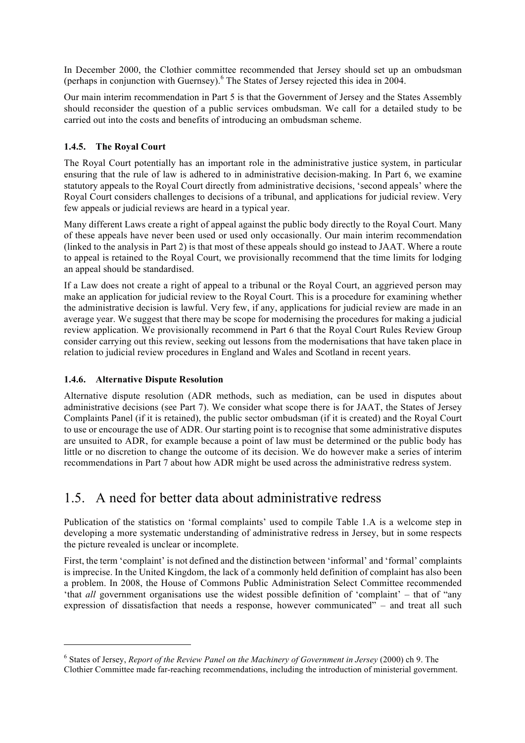In December 2000, the Clothier committee recommended that Jersey should set up an ombudsman (perhaps in conjunction with Guernsey).[6] The States of Jersey rejected this idea in 2004.

Our main interim recommendation in Part 5 is that the Government of Jersey and the States Assembly should reconsider the question of a public services ombudsman. We call for a detailed study to be carried out into the costs and benefits of introducing an ombudsman scheme.

### 1.4.5. The Royal Court

The Royal Court potentially has an important role in the administrative justice system, in particular ensuring that the rule of law is adhered to in administrative decision-making. In Part 6, we examine statutory appeals to the Royal Court directly from administrative decisions, 'second appeals' where the Royal Court considers challenges to decisions of a tribunal, and applications for judicial review. Very few appeals or judicial reviews are heard in a typical year.

Many different Laws create a right of appeal against the public body directly to the Royal Court. Many of these appeals have never been used or used only occasionally. Our main interim recommendation (linked to the analysis in Part 2) is that most of these appeals should go instead to JAAT. Where a route to appeal is retained to the Royal Court, we provisionally recommend that the time limits for lodging an appeal should be standardised.

If a Law does not create a right of appeal to a tribunal or the Royal Court, an aggrieved person may make an application for judicial review to the Royal Court. This is a procedure for examining whether the administrative decision is lawful. Very few, if any, applications for judicial review are made in an average year. We suggest that there may be scope for modernising the procedures for making a judicial review application. We provisionally recommend in Part 6 that the Royal Court Rules Review Group consider carrying out this review, seeking out lessons from the modernisations that have taken place in relation to judicial review procedures in England and Wales and Scotland in recent years.

### 1.4.6. Alternative Dispute Resolution

Alternative dispute resolution (ADR methods, such as mediation, can be used in disputes about administrative decisions (see Part 7). We consider what scope there is for JAAT, the States of Jersey Complaints Panel (if it is retained), the public sector ombudsman (if it is created) and the Royal Court to use or encourage the use of ADR. Our starting point is to recognise that some administrative disputes are unsuited to ADR, for example because a point of law must be determined or the public body has little or no discretion to change the outcome of its decision. We do however make a series of interim recommendations in Part 7 about how ADR might be used across the administrative redress system.

## 1.5. A need for better data about administrative redress

Publication of the statistics on 'formal complaints' used to compile Table 1.A is a welcome step in developing a more systematic understanding of administrative redress in Jersey, but in some respects the picture revealed is unclear or incomplete.

First, the term 'complaint' is not defined and the distinction between 'informal' and 'formal' complaints is imprecise. In the United Kingdom, the lack of a commonly held definition of complaint has also been a problem. In 2008, the House of Commons Public Administration Select Committee recommended 'that *all* government organisations use the widest possible definition of 'complaint' – that of "any expression of dissatisfaction that needs a response, however communicated" – and treat all such

---

[6] States of Jersey, *Report of the Review Panel on the Machinery of Government in Jersey* (2000) ch 9. The Clothier Committee made far-reaching recommendations, including the introduction of ministerial government.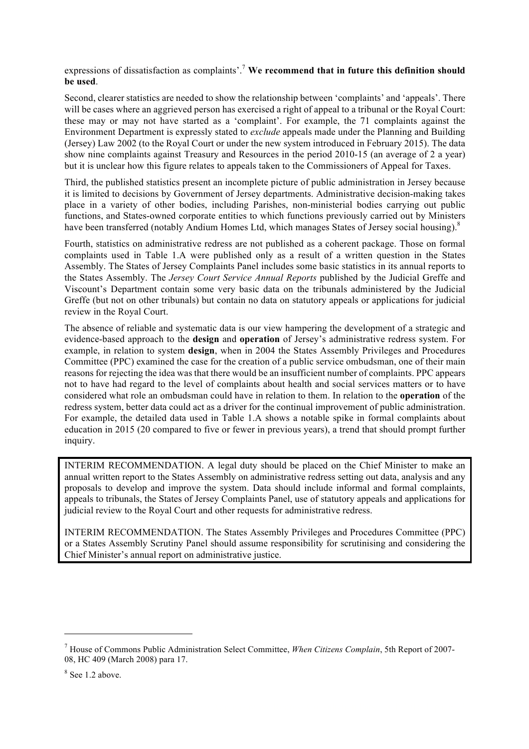expressions of dissatisfaction as complaints'.[7] **We recommend that in future this definition should be used**.

Second, clearer statistics are needed to show the relationship between 'complaints' and 'appeals'. There will be cases where an aggrieved person has exercised a right of appeal to a tribunal or the Royal Court: these may or may not have started as a 'complaint'. For example, the 71 complaints against the Environment Department is expressly stated to *exclude* appeals made under the Planning and Building (Jersey) Law 2002 (to the Royal Court or under the new system introduced in February 2015). The data show nine complaints against Treasury and Resources in the period 2010-15 (an average of 2 a year) but it is unclear how this figure relates to appeals taken to the Commissioners of Appeal for Taxes.

Third, the published statistics present an incomplete picture of public administration in Jersey because it is limited to decisions by Government of Jersey departments. Administrative decision-making takes place in a variety of other bodies, including Parishes, non-ministerial bodies carrying out public functions, and States-owned corporate entities to which functions previously carried out by Ministers have been transferred (notably Andium Homes Ltd, which manages States of Jersey social housing).[8]

Fourth, statistics on administrative redress are not published as a coherent package. Those on formal complaints used in Table 1.A were published only as a result of a written question in the States Assembly. The States of Jersey Complaints Panel includes some basic statistics in its annual reports to the States Assembly. The *Jersey Court Service Annual Reports* published by the Judicial Greffe and Viscount's Department contain some very basic data on the tribunals administered by the Judicial Greffe (but not on other tribunals) but contain no data on statutory appeals or applications for judicial review in the Royal Court.

The absence of reliable and systematic data is our view hampering the development of a strategic and evidence-based approach to the **design** and **operation** of Jersey's administrative redress system. For example, in relation to system **design**, when in 2004 the States Assembly Privileges and Procedures Committee (PPC) examined the case for the creation of a public service ombudsman, one of their main reasons for rejecting the idea was that there would be an insufficient number of complaints. PPC appears not to have had regard to the level of complaints about health and social services matters or to have considered what role an ombudsman could have in relation to them. In relation to the **operation** of the redress system, better data could act as a driver for the continual improvement of public administration. For example, the detailed data used in Table 1.A shows a notable spike in formal complaints about education in 2015 (20 compared to five or fewer in previous years), a trend that should prompt further inquiry.

> INTERIM RECOMMENDATION. A legal duty should be placed on the Chief Minister to make an annual written report to the States Assembly on administrative redress setting out data, analysis and any proposals to develop and improve the system. Data should include informal and formal complaints, appeals to tribunals, the States of Jersey Complaints Panel, use of statutory appeals and applications for judicial review to the Royal Court and other requests for administrative redress.
>
> INTERIM RECOMMENDATION. The States Assembly Privileges and Procedures Committee (PPC) or a States Assembly Scrutiny Panel should assume responsibility for scrutinising and considering the Chief Minister's annual report on administrative justice.

---

[7] House of Commons Public Administration Select Committee, *When Citizens Complain*, 5th Report of 2007-08, HC 409 (March 2008) para 17.

[8] See 1.2 above.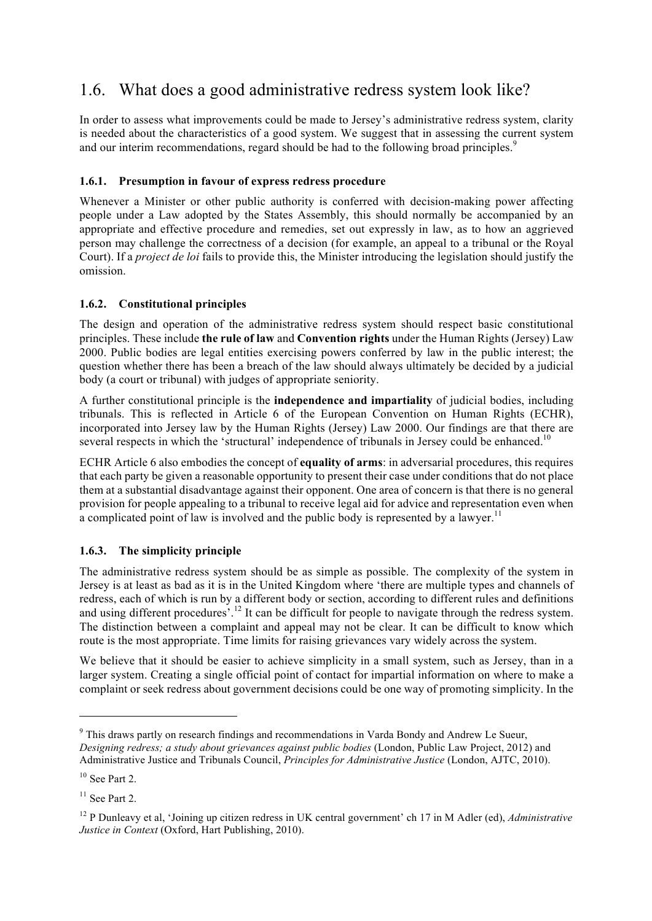## 1.6. What does a good administrative redress system look like?

In order to assess what improvements could be made to Jersey's administrative redress system, clarity is needed about the characteristics of a good system. We suggest that in assessing the current system and our interim recommendations, regard should be had to the following broad principles.[9]

### 1.6.1. Presumption in favour of express redress procedure

Whenever a Minister or other public authority is conferred with decision-making power affecting people under a Law adopted by the States Assembly, this should normally be accompanied by an appropriate and effective procedure and remedies, set out expressly in law, as to how an aggrieved person may challenge the correctness of a decision (for example, an appeal to a tribunal or the Royal Court). If a *project de loi* fails to provide this, the Minister introducing the legislation should justify the omission.

### 1.6.2. Constitutional principles

The design and operation of the administrative redress system should respect basic constitutional principles. These include **the rule of law** and **Convention rights** under the Human Rights (Jersey) Law 2000. Public bodies are legal entities exercising powers conferred by law in the public interest; the question whether there has been a breach of the law should always ultimately be decided by a judicial body (a court or tribunal) with judges of appropriate seniority.

A further constitutional principle is the **independence and impartiality** of judicial bodies, including tribunals. This is reflected in Article 6 of the European Convention on Human Rights (ECHR), incorporated into Jersey law by the Human Rights (Jersey) Law 2000. Our findings are that there are several respects in which the 'structural' independence of tribunals in Jersey could be enhanced.[10]

ECHR Article 6 also embodies the concept of **equality of arms**: in adversarial procedures, this requires that each party be given a reasonable opportunity to present their case under conditions that do not place them at a substantial disadvantage against their opponent. One area of concern is that there is no general provision for people appealing to a tribunal to receive legal aid for advice and representation even when a complicated point of law is involved and the public body is represented by a lawyer.[11]

### 1.6.3. The simplicity principle

The administrative redress system should be as simple as possible. The complexity of the system in Jersey is at least as bad as it is in the United Kingdom where 'there are multiple types and channels of redress, each of which is run by a different body or section, according to different rules and definitions and using different procedures'.[12] It can be difficult for people to navigate through the redress system. The distinction between a complaint and appeal may not be clear. It can be difficult to know which route is the most appropriate. Time limits for raising grievances vary widely across the system.

We believe that it should be easier to achieve simplicity in a small system, such as Jersey, than in a larger system. Creating a single official point of contact for impartial information on where to make a complaint or seek redress about government decisions could be one way of promoting simplicity. In the

---

[9] This draws partly on research findings and recommendations in Varda Bondy and Andrew Le Sueur, *Designing redress; a study about grievances against public bodies* (London, Public Law Project, 2012) and Administrative Justice and Tribunals Council, *Principles for Administrative Justice* (London, AJTC, 2010).

[10] See Part 2.

[11] See Part 2.

[12] P Dunleavy et al, 'Joining up citizen redress in UK central government' ch 17 in M Adler (ed), *Administrative Justice in Context* (Oxford, Hart Publishing, 2010).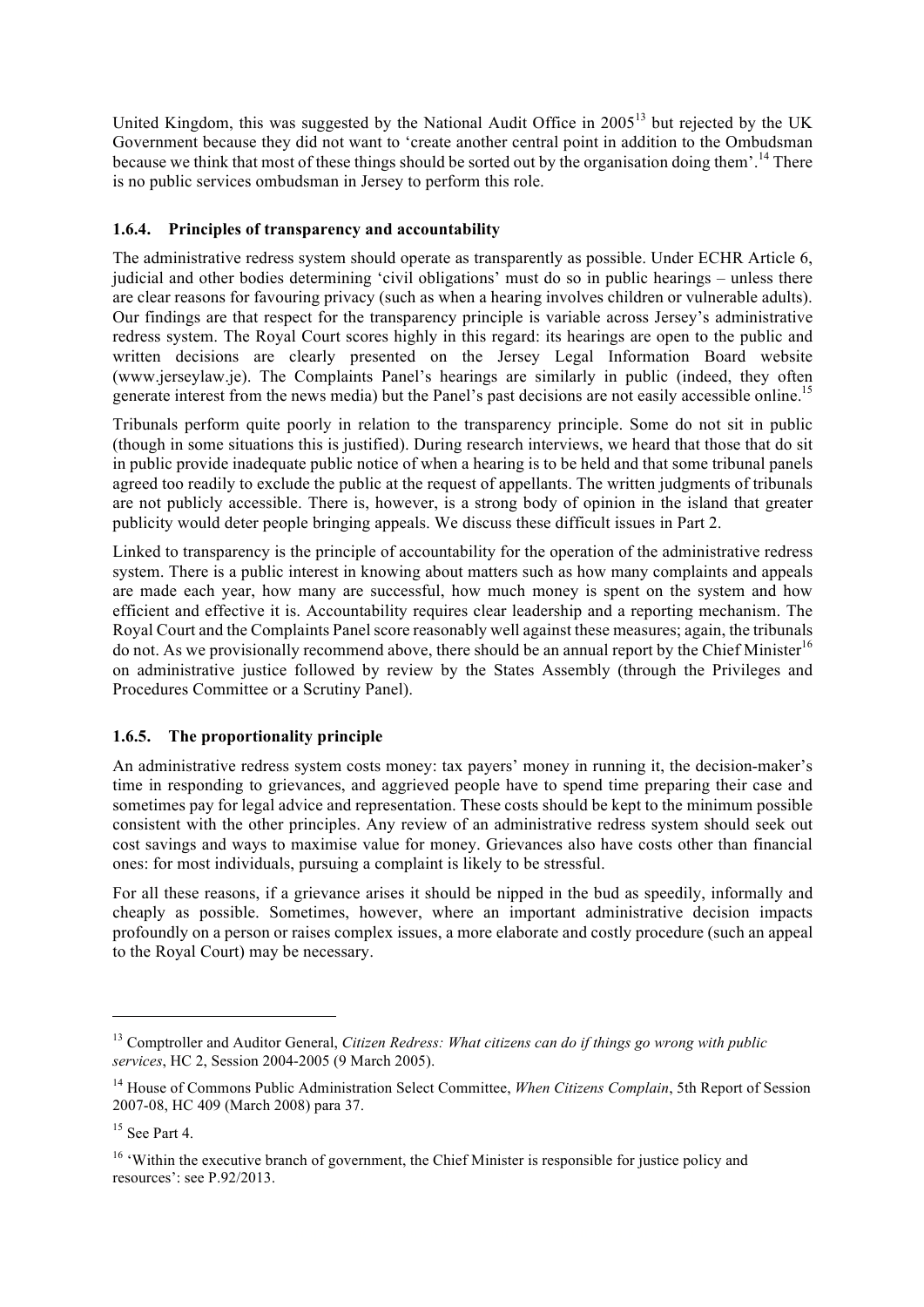United Kingdom, this was suggested by the National Audit Office in 2005[13] but rejected by the UK Government because they did not want to 'create another central point in addition to the Ombudsman because we think that most of these things should be sorted out by the organisation doing them'.[14] There is no public services ombudsman in Jersey to perform this role.

### 1.6.4. Principles of transparency and accountability

The administrative redress system should operate as transparently as possible. Under ECHR Article 6, judicial and other bodies determining 'civil obligations' must do so in public hearings – unless there are clear reasons for favouring privacy (such as when a hearing involves children or vulnerable adults). Our findings are that respect for the transparency principle is variable across Jersey's administrative redress system. The Royal Court scores highly in this regard: its hearings are open to the public and written decisions are clearly presented on the Jersey Legal Information Board website (www.jerseylaw.je). The Complaints Panel's hearings are similarly in public (indeed, they often generate interest from the news media) but the Panel's past decisions are not easily accessible online.[15]

Tribunals perform quite poorly in relation to the transparency principle. Some do not sit in public (though in some situations this is justified). During research interviews, we heard that those that do sit in public provide inadequate public notice of when a hearing is to be held and that some tribunal panels agreed too readily to exclude the public at the request of appellants. The written judgments of tribunals are not publicly accessible. There is, however, is a strong body of opinion in the island that greater publicity would deter people bringing appeals. We discuss these difficult issues in Part 2.

Linked to transparency is the principle of accountability for the operation of the administrative redress system. There is a public interest in knowing about matters such as how many complaints and appeals are made each year, how many are successful, how much money is spent on the system and how efficient and effective it is. Accountability requires clear leadership and a reporting mechanism. The Royal Court and the Complaints Panel score reasonably well against these measures; again, the tribunals do not. As we provisionally recommend above, there should be an annual report by the Chief Minister[16] on administrative justice followed by review by the States Assembly (through the Privileges and Procedures Committee or a Scrutiny Panel).

### 1.6.5. The proportionality principle

An administrative redress system costs money: tax payers' money in running it, the decision-maker's time in responding to grievances, and aggrieved people have to spend time preparing their case and sometimes pay for legal advice and representation. These costs should be kept to the minimum possible consistent with the other principles. Any review of an administrative redress system should seek out cost savings and ways to maximise value for money. Grievances also have costs other than financial ones: for most individuals, pursuing a complaint is likely to be stressful.

For all these reasons, if a grievance arises it should be nipped in the bud as speedily, informally and cheaply as possible. Sometimes, however, where an important administrative decision impacts profoundly on a person or raises complex issues, a more elaborate and costly procedure (such an appeal to the Royal Court) may be necessary.

---

[13] Comptroller and Auditor General, *Citizen Redress: What citizens can do if things go wrong with public services*, HC 2, Session 2004-2005 (9 March 2005).

[14] House of Commons Public Administration Select Committee, *When Citizens Complain*, 5th Report of Session 2007-08, HC 409 (March 2008) para 37.

[15] See Part 4.

[16] 'Within the executive branch of government, the Chief Minister is responsible for justice policy and resources': see P.92/2013.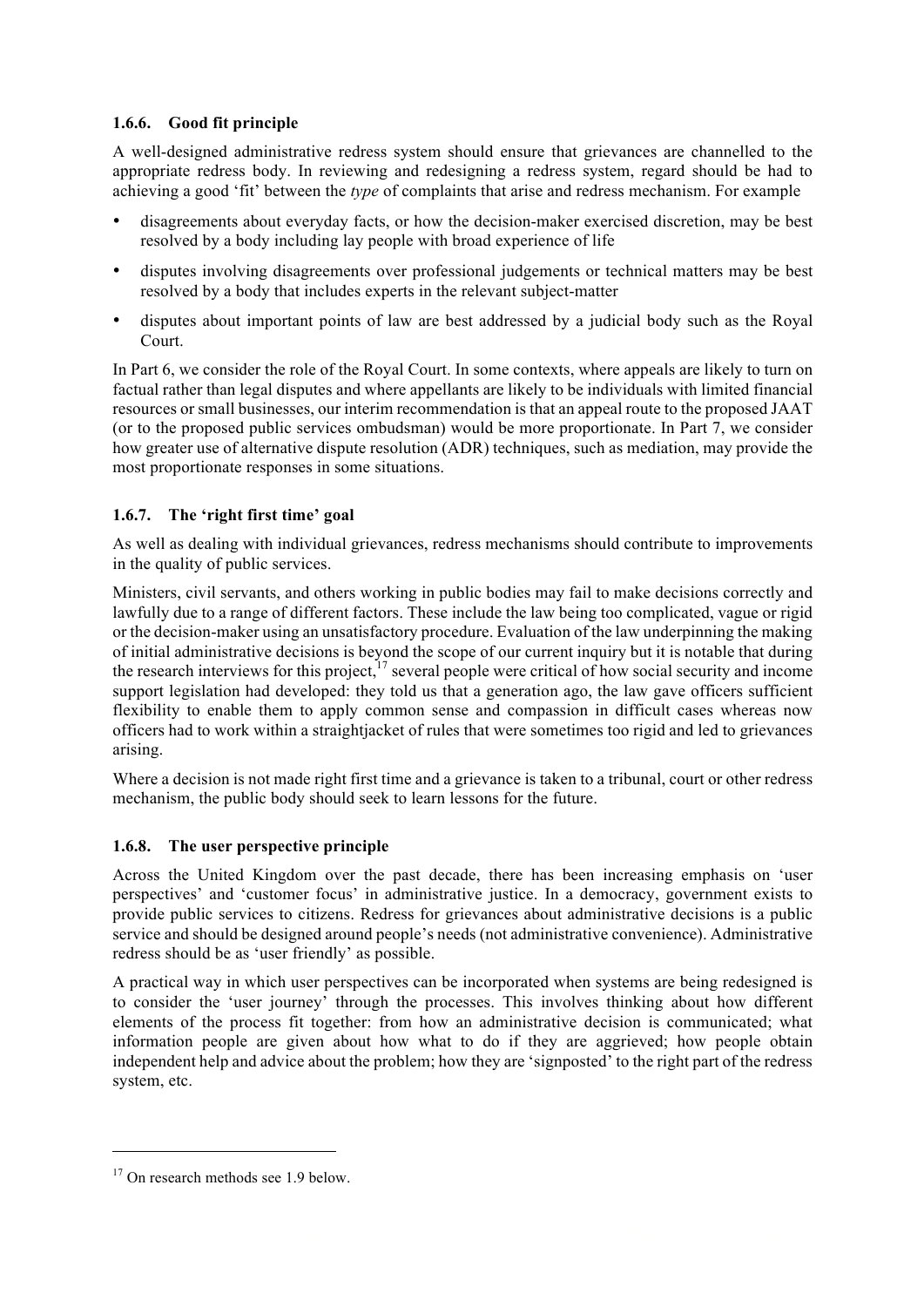### 1.6.6. Good fit principle

A well-designed administrative redress system should ensure that grievances are channelled to the appropriate redress body. In reviewing and redesigning a redress system, regard should be had to achieving a good 'fit' between the *type* of complaints that arise and redress mechanism. For example

- disagreements about everyday facts, or how the decision-maker exercised discretion, may be best resolved by a body including lay people with broad experience of life
- disputes involving disagreements over professional judgements or technical matters may be best resolved by a body that includes experts in the relevant subject-matter
- disputes about important points of law are best addressed by a judicial body such as the Royal Court.

In Part 6, we consider the role of the Royal Court. In some contexts, where appeals are likely to turn on factual rather than legal disputes and where appellants are likely to be individuals with limited financial resources or small businesses, our interim recommendation is that an appeal route to the proposed JAAT (or to the proposed public services ombudsman) would be more proportionate. In Part 7, we consider how greater use of alternative dispute resolution (ADR) techniques, such as mediation, may provide the most proportionate responses in some situations.

### 1.6.7. The 'right first time' goal

As well as dealing with individual grievances, redress mechanisms should contribute to improvements in the quality of public services.

Ministers, civil servants, and others working in public bodies may fail to make decisions correctly and lawfully due to a range of different factors. These include the law being too complicated, vague or rigid or the decision-maker using an unsatisfactory procedure. Evaluation of the law underpinning the making of initial administrative decisions is beyond the scope of our current inquiry but it is notable that during the research interviews for this project,[17] several people were critical of how social security and income support legislation had developed: they told us that a generation ago, the law gave officers sufficient flexibility to enable them to apply common sense and compassion in difficult cases whereas now officers had to work within a straightjacket of rules that were sometimes too rigid and led to grievances arising.

Where a decision is not made right first time and a grievance is taken to a tribunal, court or other redress mechanism, the public body should seek to learn lessons for the future.

### 1.6.8. The user perspective principle

Across the United Kingdom over the past decade, there has been increasing emphasis on 'user perspectives' and 'customer focus' in administrative justice. In a democracy, government exists to provide public services to citizens. Redress for grievances about administrative decisions is a public service and should be designed around people's needs (not administrative convenience). Administrative redress should be as 'user friendly' as possible.

A practical way in which user perspectives can be incorporated when systems are being redesigned is to consider the 'user journey' through the processes. This involves thinking about how different elements of the process fit together: from how an administrative decision is communicated; what information people are given about how what to do if they are aggrieved; how people obtain independent help and advice about the problem; how they are 'signposted' to the right part of the redress system, etc.

---

[17] On research methods see 1.9 below.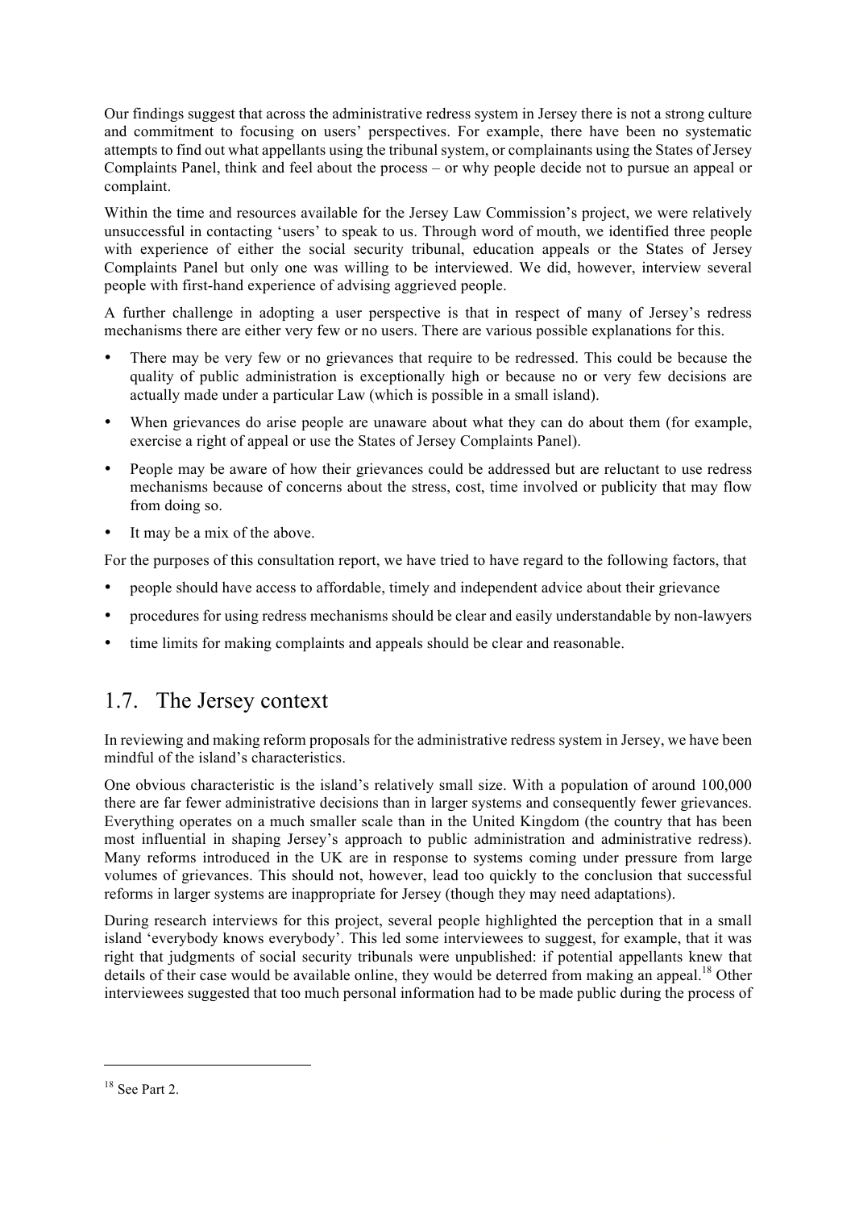Our findings suggest that across the administrative redress system in Jersey there is not a strong culture and commitment to focusing on users' perspectives. For example, there have been no systematic attempts to find out what appellants using the tribunal system, or complainants using the States of Jersey Complaints Panel, think and feel about the process – or why people decide not to pursue an appeal or complaint.

Within the time and resources available for the Jersey Law Commission's project, we were relatively unsuccessful in contacting 'users' to speak to us. Through word of mouth, we identified three people with experience of either the social security tribunal, education appeals or the States of Jersey Complaints Panel but only one was willing to be interviewed. We did, however, interview several people with first-hand experience of advising aggrieved people.

A further challenge in adopting a user perspective is that in respect of many of Jersey's redress mechanisms there are either very few or no users. There are various possible explanations for this.

- There may be very few or no grievances that require to be redressed. This could be because the quality of public administration is exceptionally high or because no or very few decisions are actually made under a particular Law (which is possible in a small island).
- When grievances do arise people are unaware about what they can do about them (for example, exercise a right of appeal or use the States of Jersey Complaints Panel).
- People may be aware of how their grievances could be addressed but are reluctant to use redress mechanisms because of concerns about the stress, cost, time involved or publicity that may flow from doing so.
- It may be a mix of the above.

For the purposes of this consultation report, we have tried to have regard to the following factors, that

- people should have access to affordable, timely and independent advice about their grievance
- procedures for using redress mechanisms should be clear and easily understandable by non-lawyers
- time limits for making complaints and appeals should be clear and reasonable.

## 1.7. The Jersey context

In reviewing and making reform proposals for the administrative redress system in Jersey, we have been mindful of the island's characteristics.

One obvious characteristic is the island's relatively small size. With a population of around 100,000 there are far fewer administrative decisions than in larger systems and consequently fewer grievances. Everything operates on a much smaller scale than in the United Kingdom (the country that has been most influential in shaping Jersey's approach to public administration and administrative redress). Many reforms introduced in the UK are in response to systems coming under pressure from large volumes of grievances. This should not, however, lead too quickly to the conclusion that successful reforms in larger systems are inappropriate for Jersey (though they may need adaptations).

During research interviews for this project, several people highlighted the perception that in a small island 'everybody knows everybody'. This led some interviewees to suggest, for example, that it was right that judgments of social security tribunals were unpublished: if potential appellants knew that details of their case would be available online, they would be deterred from making an appeal.[18] Other interviewees suggested that too much personal information had to be made public during the process of

[18] See Part 2.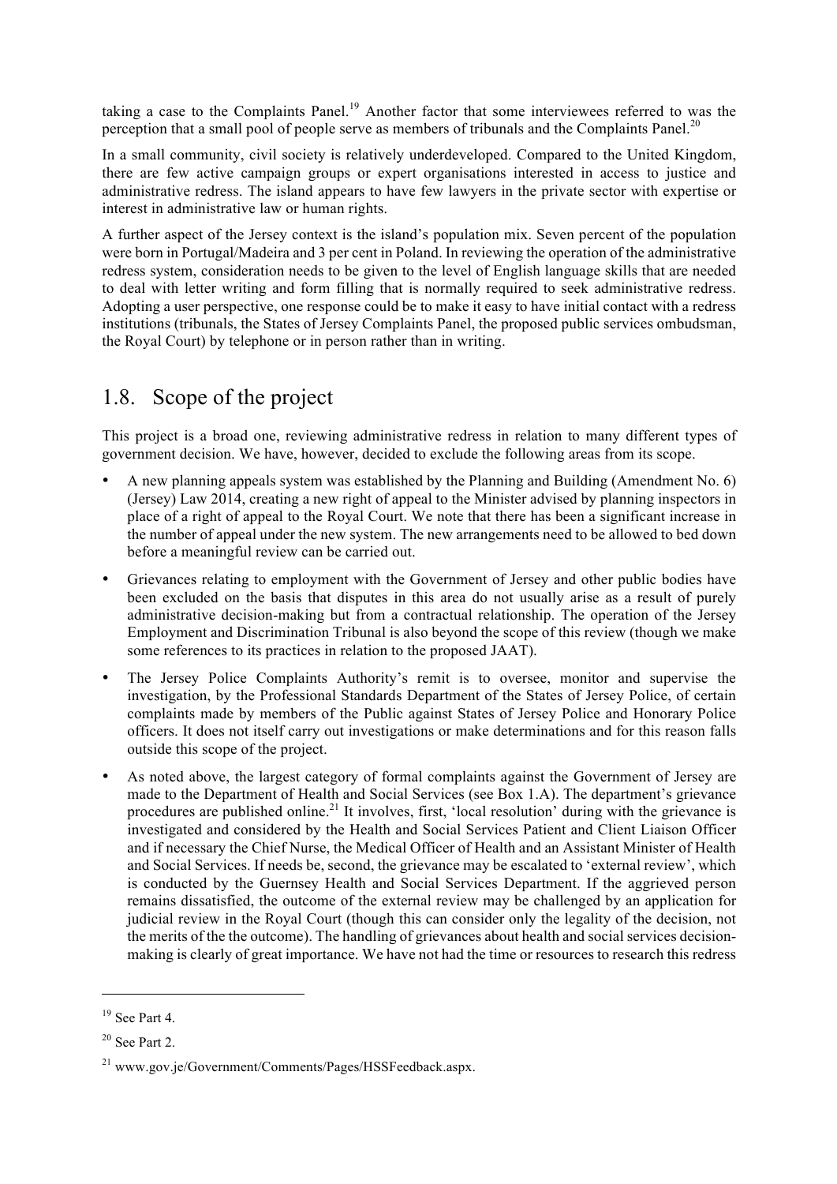taking a case to the Complaints Panel.[19] Another factor that some interviewees referred to was the perception that a small pool of people serve as members of tribunals and the Complaints Panel.[20]

In a small community, civil society is relatively underdeveloped. Compared to the United Kingdom, there are few active campaign groups or expert organisations interested in access to justice and administrative redress. The island appears to have few lawyers in the private sector with expertise or interest in administrative law or human rights.

A further aspect of the Jersey context is the island's population mix. Seven percent of the population were born in Portugal/Madeira and 3 per cent in Poland. In reviewing the operation of the administrative redress system, consideration needs to be given to the level of English language skills that are needed to deal with letter writing and form filling that is normally required to seek administrative redress. Adopting a user perspective, one response could be to make it easy to have initial contact with a redress institutions (tribunals, the States of Jersey Complaints Panel, the proposed public services ombudsman, the Royal Court) by telephone or in person rather than in writing.

## 1.8. Scope of the project

This project is a broad one, reviewing administrative redress in relation to many different types of government decision. We have, however, decided to exclude the following areas from its scope.

- A new planning appeals system was established by the Planning and Building (Amendment No. 6) (Jersey) Law 2014, creating a new right of appeal to the Minister advised by planning inspectors in place of a right of appeal to the Royal Court. We note that there has been a significant increase in the number of appeal under the new system. The new arrangements need to be allowed to bed down before a meaningful review can be carried out.
- Grievances relating to employment with the Government of Jersey and other public bodies have been excluded on the basis that disputes in this area do not usually arise as a result of purely administrative decision-making but from a contractual relationship. The operation of the Jersey Employment and Discrimination Tribunal is also beyond the scope of this review (though we make some references to its practices in relation to the proposed JAAT).
- The Jersey Police Complaints Authority's remit is to oversee, monitor and supervise the investigation, by the Professional Standards Department of the States of Jersey Police, of certain complaints made by members of the Public against States of Jersey Police and Honorary Police officers. It does not itself carry out investigations or make determinations and for this reason falls outside this scope of the project.
- As noted above, the largest category of formal complaints against the Government of Jersey are made to the Department of Health and Social Services (see Box 1.A). The department's grievance procedures are published online.[21] It involves, first, 'local resolution' during with the grievance is investigated and considered by the Health and Social Services Patient and Client Liaison Officer and if necessary the Chief Nurse, the Medical Officer of Health and an Assistant Minister of Health and Social Services. If needs be, second, the grievance may be escalated to 'external review', which is conducted by the Guernsey Health and Social Services Department. If the aggrieved person remains dissatisfied, the outcome of the external review may be challenged by an application for judicial review in the Royal Court (though this can consider only the legality of the decision, not the merits of the the outcome). The handling of grievances about health and social services decision-making is clearly of great importance. We have not had the time or resources to research this redress

---

[19] See Part 4.

[20] See Part 2.

[21] www.gov.je/Government/Comments/Pages/HSSFeedback.aspx.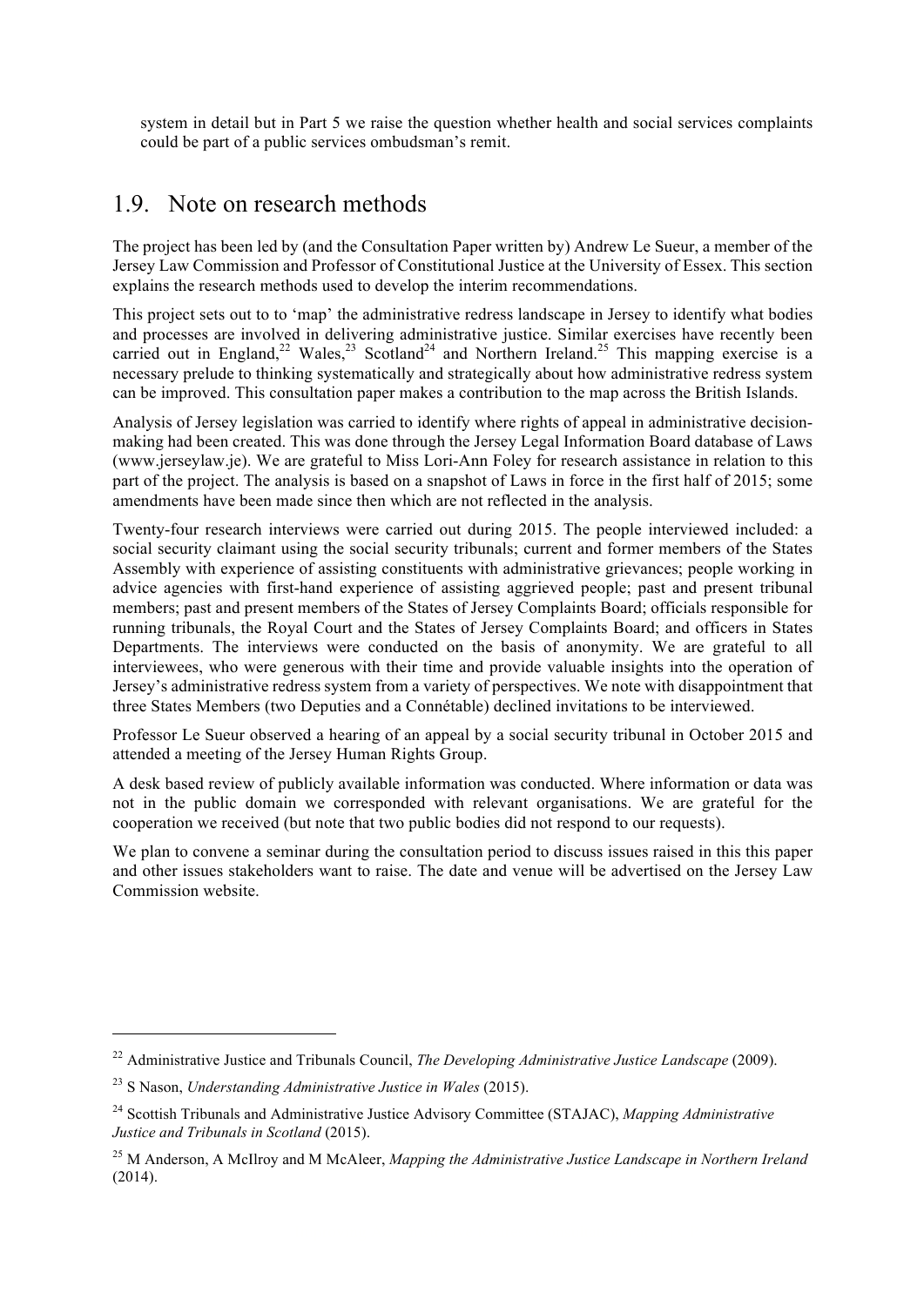system in detail but in Part 5 we raise the question whether health and social services complaints could be part of a public services ombudsman's remit.

## 1.9. Note on research methods

The project has been led by (and the Consultation Paper written by) Andrew Le Sueur, a member of the Jersey Law Commission and Professor of Constitutional Justice at the University of Essex. This section explains the research methods used to develop the interim recommendations.

This project sets out to to 'map' the administrative redress landscape in Jersey to identify what bodies and processes are involved in delivering administrative justice. Similar exercises have recently been carried out in England,[22] Wales,[23] Scotland[24] and Northern Ireland.[25] This mapping exercise is a necessary prelude to thinking systematically and strategically about how administrative redress system can be improved. This consultation paper makes a contribution to the map across the British Islands.

Analysis of Jersey legislation was carried to identify where rights of appeal in administrative decision-making had been created. This was done through the Jersey Legal Information Board database of Laws (www.jerseylaw.je). We are grateful to Miss Lori-Ann Foley for research assistance in relation to this part of the project. The analysis is based on a snapshot of Laws in force in the first half of 2015; some amendments have been made since then which are not reflected in the analysis.

Twenty-four research interviews were carried out during 2015. The people interviewed included: a social security claimant using the social security tribunals; current and former members of the States Assembly with experience of assisting constituents with administrative grievances; people working in advice agencies with first-hand experience of assisting aggrieved people; past and present tribunal members; past and present members of the States of Jersey Complaints Board; officials responsible for running tribunals, the Royal Court and the States of Jersey Complaints Board; and officers in States Departments. The interviews were conducted on the basis of anonymity. We are grateful to all interviewees, who were generous with their time and provide valuable insights into the operation of Jersey's administrative redress system from a variety of perspectives. We note with disappointment that three States Members (two Deputies and a Connétable) declined invitations to be interviewed.

Professor Le Sueur observed a hearing of an appeal by a social security tribunal in October 2015 and attended a meeting of the Jersey Human Rights Group.

A desk based review of publicly available information was conducted. Where information or data was not in the public domain we corresponded with relevant organisations. We are grateful for the cooperation we received (but note that two public bodies did not respond to our requests).

We plan to convene a seminar during the consultation period to discuss issues raised in this this paper and other issues stakeholders want to raise. The date and venue will be advertised on the Jersey Law Commission website.

---

[22] Administrative Justice and Tribunals Council, *The Developing Administrative Justice Landscape* (2009).

[23] S Nason, *Understanding Administrative Justice in Wales* (2015).

[24] Scottish Tribunals and Administrative Justice Advisory Committee (STAJAC), *Mapping Administrative Justice and Tribunals in Scotland* (2015).

[25] M Anderson, A McIlroy and M McAleer, *Mapping the Administrative Justice Landscape in Northern Ireland* (2014).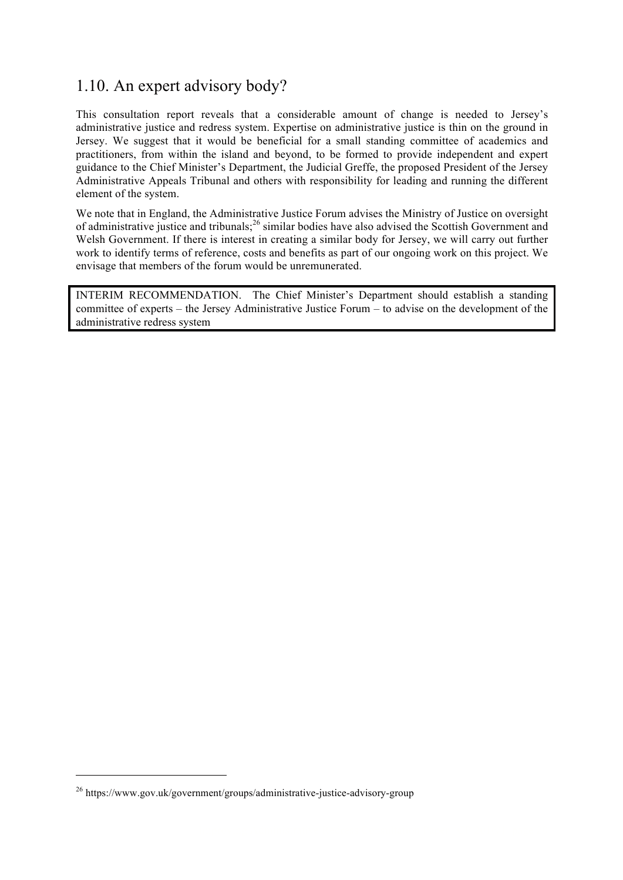## 1.10. An expert advisory body?

This consultation report reveals that a considerable amount of change is needed to Jersey's administrative justice and redress system. Expertise on administrative justice is thin on the ground in Jersey. We suggest that it would be beneficial for a small standing committee of academics and practitioners, from within the island and beyond, to be formed to provide independent and expert guidance to the Chief Minister's Department, the Judicial Greffe, the proposed President of the Jersey Administrative Appeals Tribunal and others with responsibility for leading and running the different element of the system.

We note that in England, the Administrative Justice Forum advises the Ministry of Justice on oversight of administrative justice and tribunals;[26] similar bodies have also advised the Scottish Government and Welsh Government. If there is interest in creating a similar body for Jersey, we will carry out further work to identify terms of reference, costs and benefits as part of our ongoing work on this project. We envisage that members of the forum would be unremunerated.

> INTERIM RECOMMENDATION. The Chief Minister's Department should establish a standing committee of experts – the Jersey Administrative Justice Forum – to advise on the development of the administrative redress system

---

[26] https://www.gov.uk/government/groups/administrative-justice-advisory-group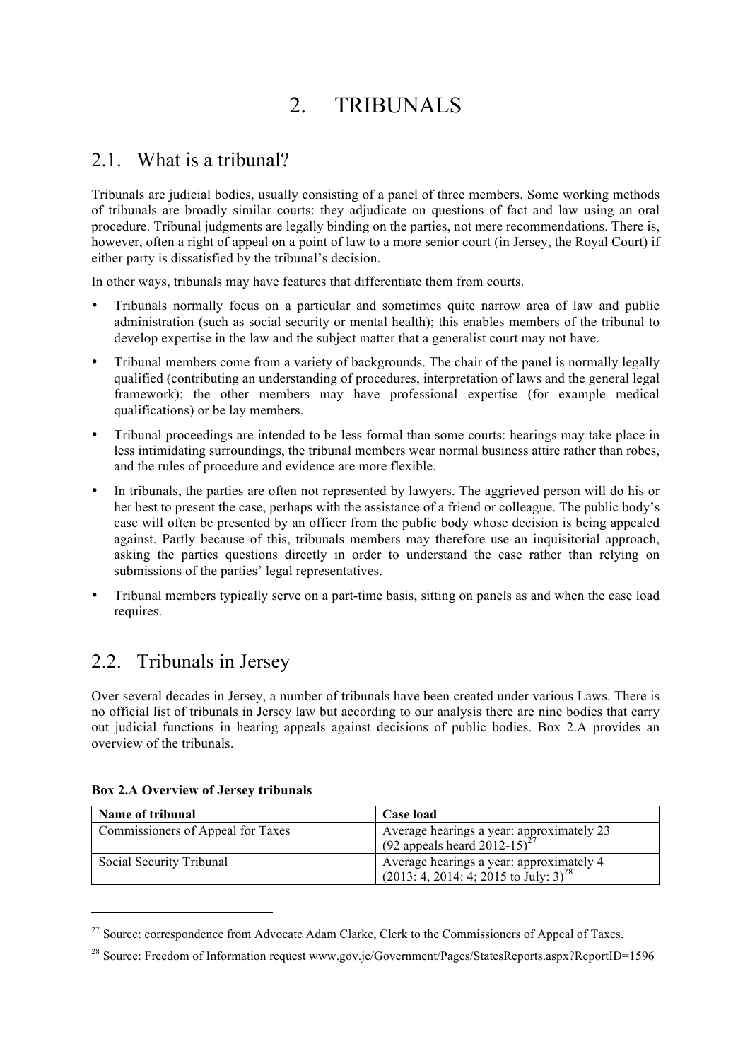# 2. TRIBUNALS

## 2.1. What is a tribunal?

Tribunals are judicial bodies, usually consisting of a panel of three members. Some working methods of tribunals are broadly similar courts: they adjudicate on questions of fact and law using an oral procedure. Tribunal judgments are legally binding on the parties, not mere recommendations. There is, however, often a right of appeal on a point of law to a more senior court (in Jersey, the Royal Court) if either party is dissatisfied by the tribunal's decision.

In other ways, tribunals may have features that differentiate them from courts.

- Tribunals normally focus on a particular and sometimes quite narrow area of law and public administration (such as social security or mental health); this enables members of the tribunal to develop expertise in the law and the subject matter that a generalist court may not have.
- Tribunal members come from a variety of backgrounds. The chair of the panel is normally legally qualified (contributing an understanding of procedures, interpretation of laws and the general legal framework); the other members may have professional expertise (for example medical qualifications) or be lay members.
- Tribunal proceedings are intended to be less formal than some courts: hearings may take place in less intimidating surroundings, the tribunal members wear normal business attire rather than robes, and the rules of procedure and evidence are more flexible.
- In tribunals, the parties are often not represented by lawyers. The aggrieved person will do his or her best to present the case, perhaps with the assistance of a friend or colleague. The public body's case will often be presented by an officer from the public body whose decision is being appealed against. Partly because of this, tribunals members may therefore use an inquisitorial approach, asking the parties questions directly in order to understand the case rather than relying on submissions of the parties' legal representatives.
- Tribunal members typically serve on a part-time basis, sitting on panels as and when the case load requires.

## 2.2. Tribunals in Jersey

Over several decades in Jersey, a number of tribunals have been created under various Laws. There is no official list of tribunals in Jersey law but according to our analysis there are nine bodies that carry out judicial functions in hearing appeals against decisions of public bodies. Box 2.A provides an overview of the tribunals.

**Box 2.A Overview of Jersey tribunals**

| Name of tribunal | Case load |
|---|---|
| Commissioners of Appeal for Taxes | Average hearings a year: approximately 23 (92 appeals heard 2012-15)[27] |
| Social Security Tribunal | Average hearings a year: approximately 4 (2013: 4, 2014: 4; 2015 to July: 3)[28] |

[27] Source: correspondence from Advocate Adam Clarke, Clerk to the Commissioners of Appeal of Taxes.

[28] Source: Freedom of Information request www.gov.je/Government/Pages/StatesReports.aspx?ReportID=1596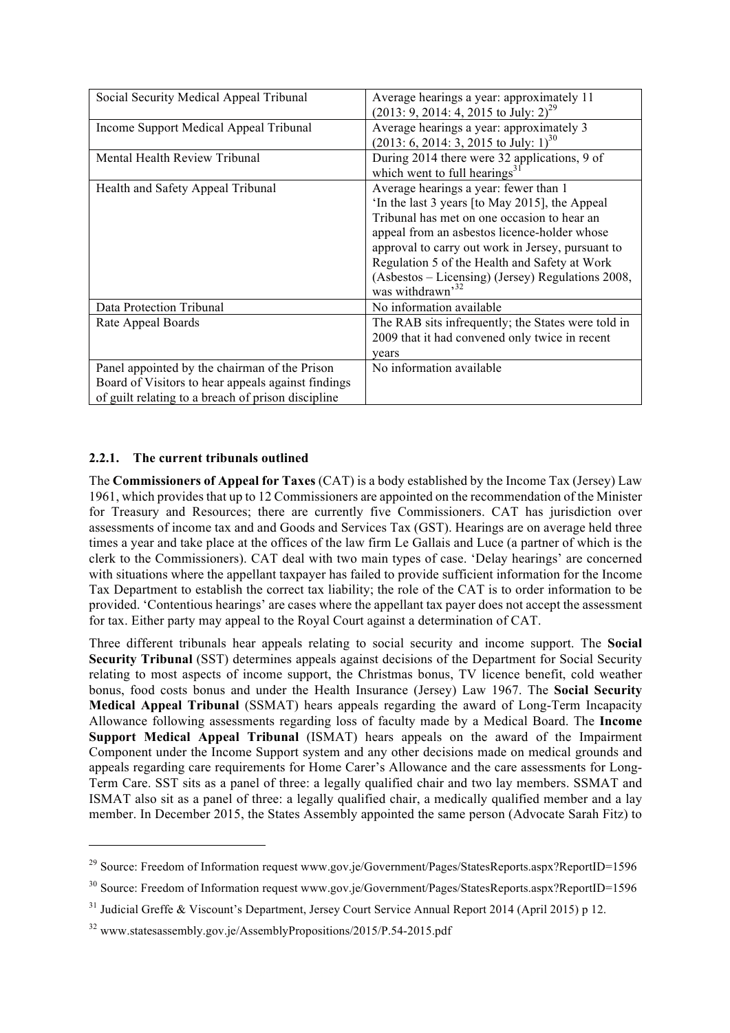| | |
|---|---|
| Social Security Medical Appeal Tribunal | Average hearings a year: approximately 11 (2013: 9, 2014: 4, 2015 to July: 2)[29] |
| Income Support Medical Appeal Tribunal | Average hearings a year: approximately 3 (2013: 6, 2014: 3, 2015 to July: 1)[30] |
| Mental Health Review Tribunal | During 2014 there were 32 applications, 9 of which went to full hearings[31] |
| Health and Safety Appeal Tribunal | Average hearings a year: fewer than 1 'In the last 3 years [to May 2015], the Appeal Tribunal has met on one occasion to hear an appeal from an asbestos licence-holder whose approval to carry out work in Jersey, pursuant to Regulation 5 of the Health and Safety at Work (Asbestos – Licensing) (Jersey) Regulations 2008, was withdrawn'[32] |
| Data Protection Tribunal | No information available |
| Rate Appeal Boards | The RAB sits infrequently; the States were told in 2009 that it had convened only twice in recent years |
| Panel appointed by the chairman of the Prison Board of Visitors to hear appeals against findings of guilt relating to a breach of prison discipline | No information available |

### 2.2.1. The current tribunals outlined

The **Commissioners of Appeal for Taxes** (CAT) is a body established by the Income Tax (Jersey) Law 1961, which provides that up to 12 Commissioners are appointed on the recommendation of the Minister for Treasury and Resources; there are currently five Commissioners. CAT has jurisdiction over assessments of income tax and and Goods and Services Tax (GST). Hearings are on average held three times a year and take place at the offices of the law firm Le Gallais and Luce (a partner of which is the clerk to the Commissioners). CAT deal with two main types of case. 'Delay hearings' are concerned with situations where the appellant taxpayer has failed to provide sufficient information for the Income Tax Department to establish the correct tax liability; the role of the CAT is to order information to be provided. 'Contentious hearings' are cases where the appellant tax payer does not accept the assessment for tax. Either party may appeal to the Royal Court against a determination of CAT.

Three different tribunals hear appeals relating to social security and income support. The **Social Security Tribunal** (SST) determines appeals against decisions of the Department for Social Security relating to most aspects of income support, the Christmas bonus, TV licence benefit, cold weather bonus, food costs bonus and under the Health Insurance (Jersey) Law 1967. The **Social Security Medical Appeal Tribunal** (SSMAT) hears appeals regarding the award of Long-Term Incapacity Allowance following assessments regarding loss of faculty made by a Medical Board. The **Income Support Medical Appeal Tribunal** (ISMAT) hears appeals on the award of the Impairment Component under the Income Support system and any other decisions made on medical grounds and appeals regarding care requirements for Home Carer's Allowance and the care assessments for Long-Term Care. SST sits as a panel of three: a legally qualified chair and two lay members. SSMAT and ISMAT also sit as a panel of three: a legally qualified chair, a medically qualified member and a lay member. In December 2015, the States Assembly appointed the same person (Advocate Sarah Fitz) to

---

[29] Source: Freedom of Information request www.gov.je/Government/Pages/StatesReports.aspx?ReportID=1596

[30] Source: Freedom of Information request www.gov.je/Government/Pages/StatesReports.aspx?ReportID=1596

[31] Judicial Greffe & Viscount's Department, Jersey Court Service Annual Report 2014 (April 2015) p 12.

[32] www.statesassembly.gov.je/AssemblyPropositions/2015/P.54-2015.pdf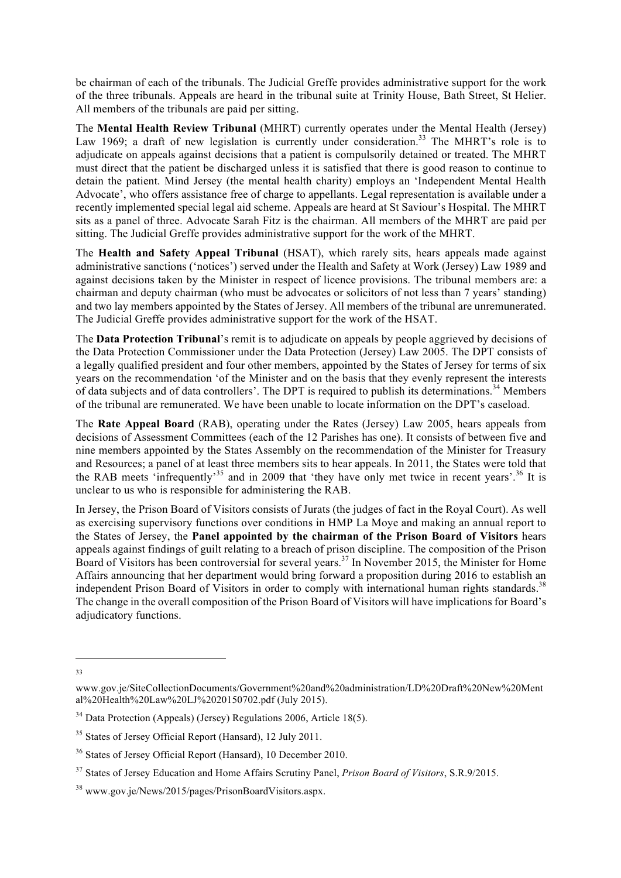be chairman of each of the tribunals. The Judicial Greffe provides administrative support for the work of the three tribunals. Appeals are heard in the tribunal suite at Trinity House, Bath Street, St Helier. All members of the tribunals are paid per sitting.

The **Mental Health Review Tribunal** (MHRT) currently operates under the Mental Health (Jersey) Law 1969; a draft of new legislation is currently under consideration.[33] The MHRT's role is to adjudicate on appeals against decisions that a patient is compulsorily detained or treated. The MHRT must direct that the patient be discharged unless it is satisfied that there is good reason to continue to detain the patient. Mind Jersey (the mental health charity) employs an 'Independent Mental Health Advocate', who offers assistance free of charge to appellants. Legal representation is available under a recently implemented special legal aid scheme. Appeals are heard at St Saviour's Hospital. The MHRT sits as a panel of three. Advocate Sarah Fitz is the chairman. All members of the MHRT are paid per sitting. The Judicial Greffe provides administrative support for the work of the MHRT.

The **Health and Safety Appeal Tribunal** (HSAT), which rarely sits, hears appeals made against administrative sanctions ('notices') served under the Health and Safety at Work (Jersey) Law 1989 and against decisions taken by the Minister in respect of licence provisions. The tribunal members are: a chairman and deputy chairman (who must be advocates or solicitors of not less than 7 years' standing) and two lay members appointed by the States of Jersey. All members of the tribunal are unremunerated. The Judicial Greffe provides administrative support for the work of the HSAT.

The **Data Protection Tribunal**'s remit is to adjudicate on appeals by people aggrieved by decisions of the Data Protection Commissioner under the Data Protection (Jersey) Law 2005. The DPT consists of a legally qualified president and four other members, appointed by the States of Jersey for terms of six years on the recommendation 'of the Minister and on the basis that they evenly represent the interests of data subjects and of data controllers'. The DPT is required to publish its determinations.[34] Members of the tribunal are remunerated. We have been unable to locate information on the DPT's caseload.

The **Rate Appeal Board** (RAB), operating under the Rates (Jersey) Law 2005, hears appeals from decisions of Assessment Committees (each of the 12 Parishes has one). It consists of between five and nine members appointed by the States Assembly on the recommendation of the Minister for Treasury and Resources; a panel of at least three members sits to hear appeals. In 2011, the States were told that the RAB meets 'infrequently'[35] and in 2009 that 'they have only met twice in recent years'.[36] It is unclear to us who is responsible for administering the RAB.

In Jersey, the Prison Board of Visitors consists of Jurats (the judges of fact in the Royal Court). As well as exercising supervisory functions over conditions in HMP La Moye and making an annual report to the States of Jersey, the **Panel appointed by the chairman of the Prison Board of Visitors** hears appeals against findings of guilt relating to a breach of prison discipline. The composition of the Prison Board of Visitors has been controversial for several years.[37] In November 2015, the Minister for Home Affairs announcing that her department would bring forward a proposition during 2016 to establish an independent Prison Board of Visitors in order to comply with international human rights standards.[38] The change in the overall composition of the Prison Board of Visitors will have implications for Board's adjudicatory functions.

---

[33] www.gov.je/SiteCollectionDocuments/Government%20and%20administration/LD%20Draft%20New%20Mental%20Health%20Law%20LJ%2020150702.pdf (July 2015).

[34] Data Protection (Appeals) (Jersey) Regulations 2006, Article 18(5).

[35] States of Jersey Official Report (Hansard), 12 July 2011.

[36] States of Jersey Official Report (Hansard), 10 December 2010.

[37] States of Jersey Education and Home Affairs Scrutiny Panel, *Prison Board of Visitors*, S.R.9/2015.

[38] www.gov.je/News/2015/pages/PrisonBoardVisitors.aspx.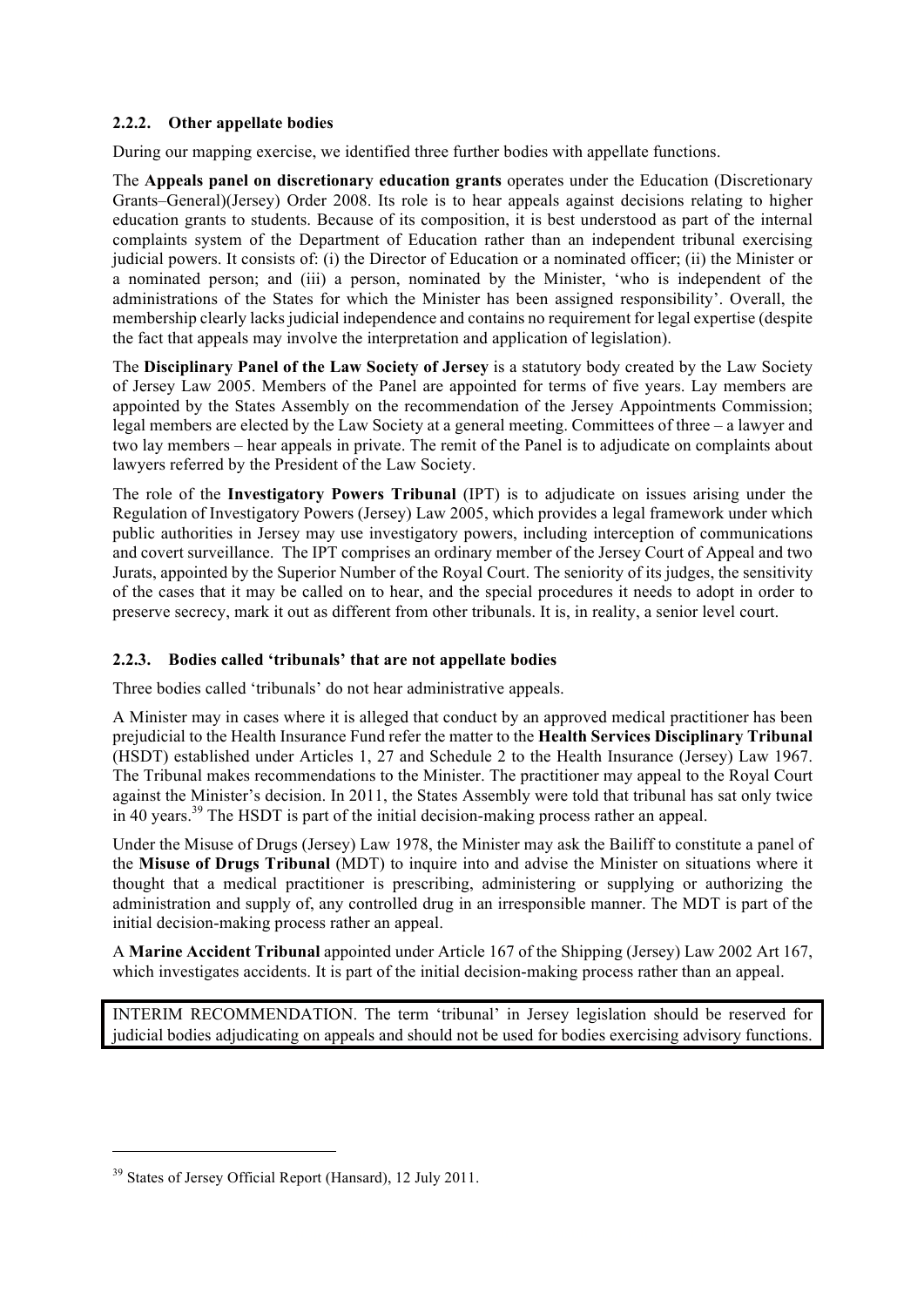### 2.2.2. Other appellate bodies

During our mapping exercise, we identified three further bodies with appellate functions.

The **Appeals panel on discretionary education grants** operates under the Education (Discretionary Grants–General)(Jersey) Order 2008. Its role is to hear appeals against decisions relating to higher education grants to students. Because of its composition, it is best understood as part of the internal complaints system of the Department of Education rather than an independent tribunal exercising judicial powers. It consists of: (i) the Director of Education or a nominated officer; (ii) the Minister or a nominated person; and (iii) a person, nominated by the Minister, 'who is independent of the administrations of the States for which the Minister has been assigned responsibility'. Overall, the membership clearly lacks judicial independence and contains no requirement for legal expertise (despite the fact that appeals may involve the interpretation and application of legislation).

The **Disciplinary Panel of the Law Society of Jersey** is a statutory body created by the Law Society of Jersey Law 2005. Members of the Panel are appointed for terms of five years. Lay members are appointed by the States Assembly on the recommendation of the Jersey Appointments Commission; legal members are elected by the Law Society at a general meeting. Committees of three – a lawyer and two lay members – hear appeals in private. The remit of the Panel is to adjudicate on complaints about lawyers referred by the President of the Law Society.

The role of the **Investigatory Powers Tribunal** (IPT) is to adjudicate on issues arising under the Regulation of Investigatory Powers (Jersey) Law 2005, which provides a legal framework under which public authorities in Jersey may use investigatory powers, including interception of communications and covert surveillance. The IPT comprises an ordinary member of the Jersey Court of Appeal and two Jurats, appointed by the Superior Number of the Royal Court. The seniority of its judges, the sensitivity of the cases that it may be called on to hear, and the special procedures it needs to adopt in order to preserve secrecy, mark it out as different from other tribunals. It is, in reality, a senior level court.

### 2.2.3. Bodies called 'tribunals' that are not appellate bodies

Three bodies called 'tribunals' do not hear administrative appeals.

A Minister may in cases where it is alleged that conduct by an approved medical practitioner has been prejudicial to the Health Insurance Fund refer the matter to the **Health Services Disciplinary Tribunal** (HSDT) established under Articles 1, 27 and Schedule 2 to the Health Insurance (Jersey) Law 1967. The Tribunal makes recommendations to the Minister. The practitioner may appeal to the Royal Court against the Minister's decision. In 2011, the States Assembly were told that tribunal has sat only twice in 40 years.[39] The HSDT is part of the initial decision-making process rather an appeal.

Under the Misuse of Drugs (Jersey) Law 1978, the Minister may ask the Bailiff to constitute a panel of the **Misuse of Drugs Tribunal** (MDT) to inquire into and advise the Minister on situations where it thought that a medical practitioner is prescribing, administering or supplying or authorizing the administration and supply of, any controlled drug in an irresponsible manner. The MDT is part of the initial decision-making process rather an appeal.

A **Marine Accident Tribunal** appointed under Article 167 of the Shipping (Jersey) Law 2002 Art 167, which investigates accidents. It is part of the initial decision-making process rather than an appeal.

INTERIM RECOMMENDATION. The term 'tribunal' in Jersey legislation should be reserved for judicial bodies adjudicating on appeals and should not be used for bodies exercising advisory functions.

[39] States of Jersey Official Report (Hansard), 12 July 2011.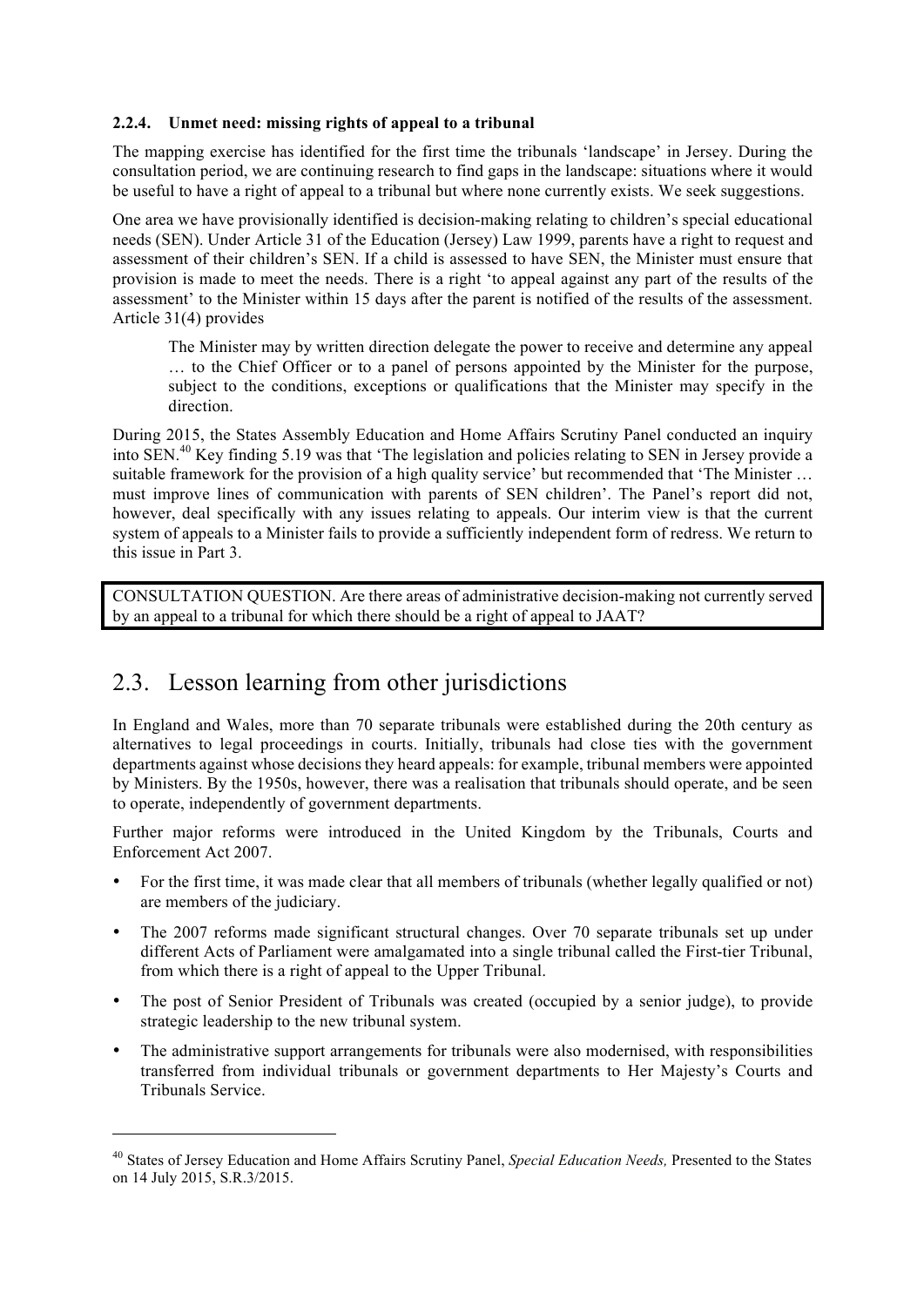#### 2.2.4. Unmet need: missing rights of appeal to a tribunal

The mapping exercise has identified for the first time the tribunals 'landscape' in Jersey. During the consultation period, we are continuing research to find gaps in the landscape: situations where it would be useful to have a right of appeal to a tribunal but where none currently exists. We seek suggestions.

One area we have provisionally identified is decision-making relating to children's special educational needs (SEN). Under Article 31 of the Education (Jersey) Law 1999, parents have a right to request and assessment of their children's SEN. If a child is assessed to have SEN, the Minister must ensure that provision is made to meet the needs. There is a right 'to appeal against any part of the results of the assessment' to the Minister within 15 days after the parent is notified of the results of the assessment. Article 31(4) provides

> The Minister may by written direction delegate the power to receive and determine any appeal … to the Chief Officer or to a panel of persons appointed by the Minister for the purpose, subject to the conditions, exceptions or qualifications that the Minister may specify in the direction.

During 2015, the States Assembly Education and Home Affairs Scrutiny Panel conducted an inquiry into SEN.[40] Key finding 5.19 was that 'The legislation and policies relating to SEN in Jersey provide a suitable framework for the provision of a high quality service' but recommended that 'The Minister … must improve lines of communication with parents of SEN children'. The Panel's report did not, however, deal specifically with any issues relating to appeals. Our interim view is that the current system of appeals to a Minister fails to provide a sufficiently independent form of redress. We return to this issue in Part 3.

> CONSULTATION QUESTION. Are there areas of administrative decision-making not currently served by an appeal to a tribunal for which there should be a right of appeal to JAAT?

## 2.3. Lesson learning from other jurisdictions

In England and Wales, more than 70 separate tribunals were established during the 20th century as alternatives to legal proceedings in courts. Initially, tribunals had close ties with the government departments against whose decisions they heard appeals: for example, tribunal members were appointed by Ministers. By the 1950s, however, there was a realisation that tribunals should operate, and be seen to operate, independently of government departments.

Further major reforms were introduced in the United Kingdom by the Tribunals, Courts and Enforcement Act 2007.

- For the first time, it was made clear that all members of tribunals (whether legally qualified or not) are members of the judiciary.
- The 2007 reforms made significant structural changes. Over 70 separate tribunals set up under different Acts of Parliament were amalgamated into a single tribunal called the First-tier Tribunal, from which there is a right of appeal to the Upper Tribunal.
- The post of Senior President of Tribunals was created (occupied by a senior judge), to provide strategic leadership to the new tribunal system.
- The administrative support arrangements for tribunals were also modernised, with responsibilities transferred from individual tribunals or government departments to Her Majesty's Courts and Tribunals Service.

---

[40] States of Jersey Education and Home Affairs Scrutiny Panel, *Special Education Needs,* Presented to the States on 14 July 2015, S.R.3/2015.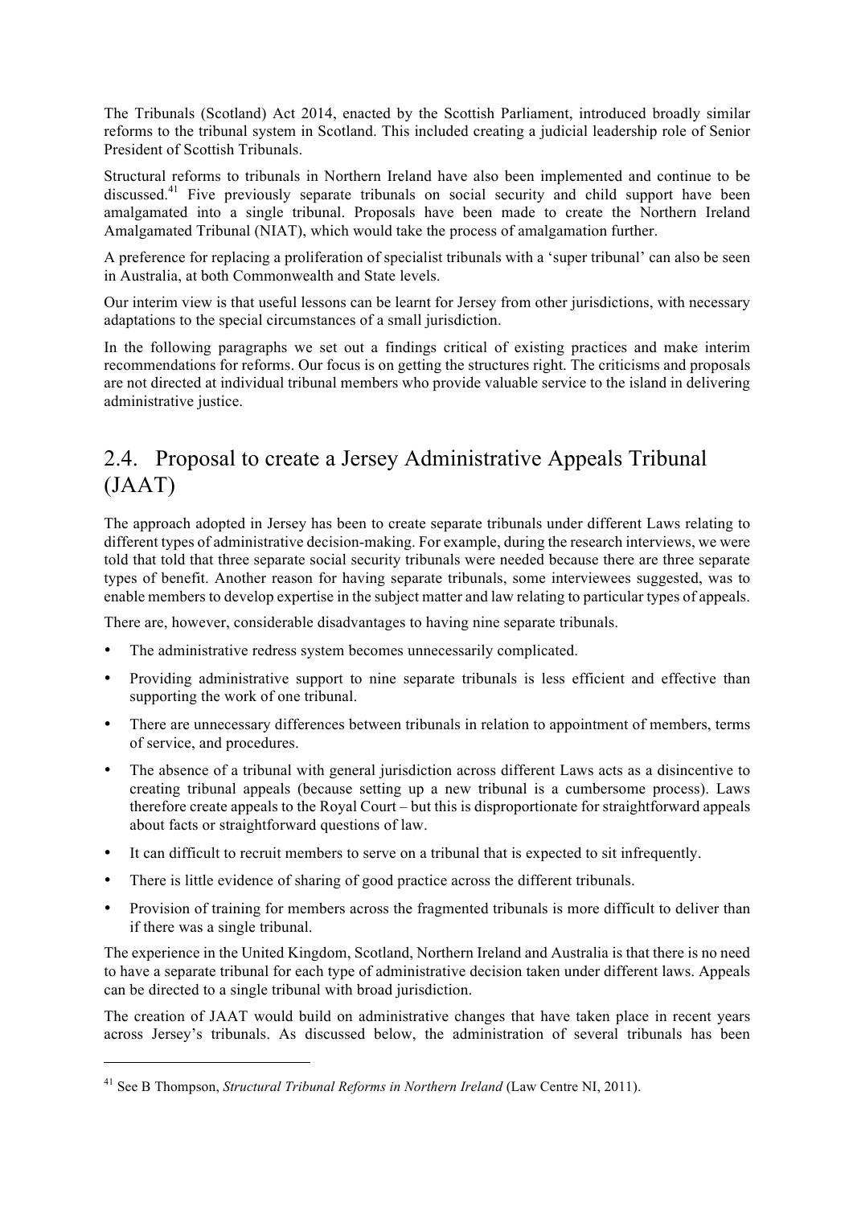The Tribunals (Scotland) Act 2014, enacted by the Scottish Parliament, introduced broadly similar reforms to the tribunal system in Scotland. This included creating a judicial leadership role of Senior President of Scottish Tribunals.

Structural reforms to tribunals in Northern Ireland have also been implemented and continue to be discussed.[41] Five previously separate tribunals on social security and child support have been amalgamated into a single tribunal. Proposals have been made to create the Northern Ireland Amalgamated Tribunal (NIAT), which would take the process of amalgamation further.

A preference for replacing a proliferation of specialist tribunals with a 'super tribunal' can also be seen in Australia, at both Commonwealth and State levels.

Our interim view is that useful lessons can be learnt for Jersey from other jurisdictions, with necessary adaptations to the special circumstances of a small jurisdiction.

In the following paragraphs we set out a findings critical of existing practices and make interim recommendations for reforms. Our focus is on getting the structures right. The criticisms and proposals are not directed at individual tribunal members who provide valuable service to the island in delivering administrative justice.

## 2.4. Proposal to create a Jersey Administrative Appeals Tribunal (JAAT)

The approach adopted in Jersey has been to create separate tribunals under different Laws relating to different types of administrative decision-making. For example, during the research interviews, we were told that told that three separate social security tribunals were needed because there are three separate types of benefit. Another reason for having separate tribunals, some interviewees suggested, was to enable members to develop expertise in the subject matter and law relating to particular types of appeals.

There are, however, considerable disadvantages to having nine separate tribunals.

- The administrative redress system becomes unnecessarily complicated.
- Providing administrative support to nine separate tribunals is less efficient and effective than supporting the work of one tribunal.
- There are unnecessary differences between tribunals in relation to appointment of members, terms of service, and procedures.
- The absence of a tribunal with general jurisdiction across different Laws acts as a disincentive to creating tribunal appeals (because setting up a new tribunal is a cumbersome process). Laws therefore create appeals to the Royal Court – but this is disproportionate for straightforward appeals about facts or straightforward questions of law.
- It can difficult to recruit members to serve on a tribunal that is expected to sit infrequently.
- There is little evidence of sharing of good practice across the different tribunals.
- Provision of training for members across the fragmented tribunals is more difficult to deliver than if there was a single tribunal.

The experience in the United Kingdom, Scotland, Northern Ireland and Australia is that there is no need to have a separate tribunal for each type of administrative decision taken under different laws. Appeals can be directed to a single tribunal with broad jurisdiction.

The creation of JAAT would build on administrative changes that have taken place in recent years across Jersey's tribunals. As discussed below, the administration of several tribunals has been

[41] See B Thompson, *Structural Tribunal Reforms in Northern Ireland* (Law Centre NI, 2011).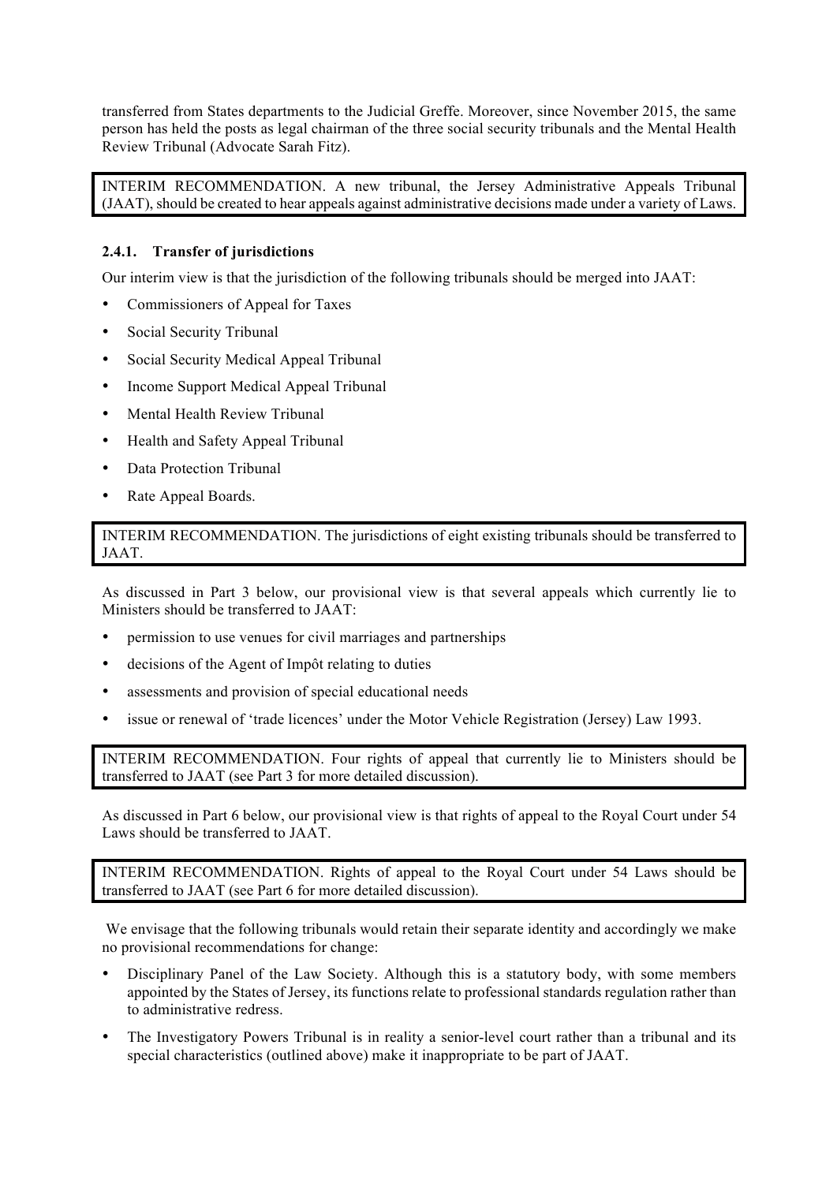transferred from States departments to the Judicial Greffe. Moreover, since November 2015, the same person has held the posts as legal chairman of the three social security tribunals and the Mental Health Review Tribunal (Advocate Sarah Fitz).

> INTERIM RECOMMENDATION. A new tribunal, the Jersey Administrative Appeals Tribunal (JAAT), should be created to hear appeals against administrative decisions made under a variety of Laws.

### 2.4.1. Transfer of jurisdictions

Our interim view is that the jurisdiction of the following tribunals should be merged into JAAT:

- Commissioners of Appeal for Taxes
- Social Security Tribunal
- Social Security Medical Appeal Tribunal
- Income Support Medical Appeal Tribunal
- Mental Health Review Tribunal
- Health and Safety Appeal Tribunal
- Data Protection Tribunal
- Rate Appeal Boards.

> INTERIM RECOMMENDATION. The jurisdictions of eight existing tribunals should be transferred to JAAT.

As discussed in Part 3 below, our provisional view is that several appeals which currently lie to Ministers should be transferred to JAAT:

- permission to use venues for civil marriages and partnerships
- decisions of the Agent of Impôt relating to duties
- assessments and provision of special educational needs
- issue or renewal of 'trade licences' under the Motor Vehicle Registration (Jersey) Law 1993.

> INTERIM RECOMMENDATION. Four rights of appeal that currently lie to Ministers should be transferred to JAAT (see Part 3 for more detailed discussion).

As discussed in Part 6 below, our provisional view is that rights of appeal to the Royal Court under 54 Laws should be transferred to JAAT.

> INTERIM RECOMMENDATION. Rights of appeal to the Royal Court under 54 Laws should be transferred to JAAT (see Part 6 for more detailed discussion).

We envisage that the following tribunals would retain their separate identity and accordingly we make no provisional recommendations for change:

- Disciplinary Panel of the Law Society. Although this is a statutory body, with some members appointed by the States of Jersey, its functions relate to professional standards regulation rather than to administrative redress.
- The Investigatory Powers Tribunal is in reality a senior-level court rather than a tribunal and its special characteristics (outlined above) make it inappropriate to be part of JAAT.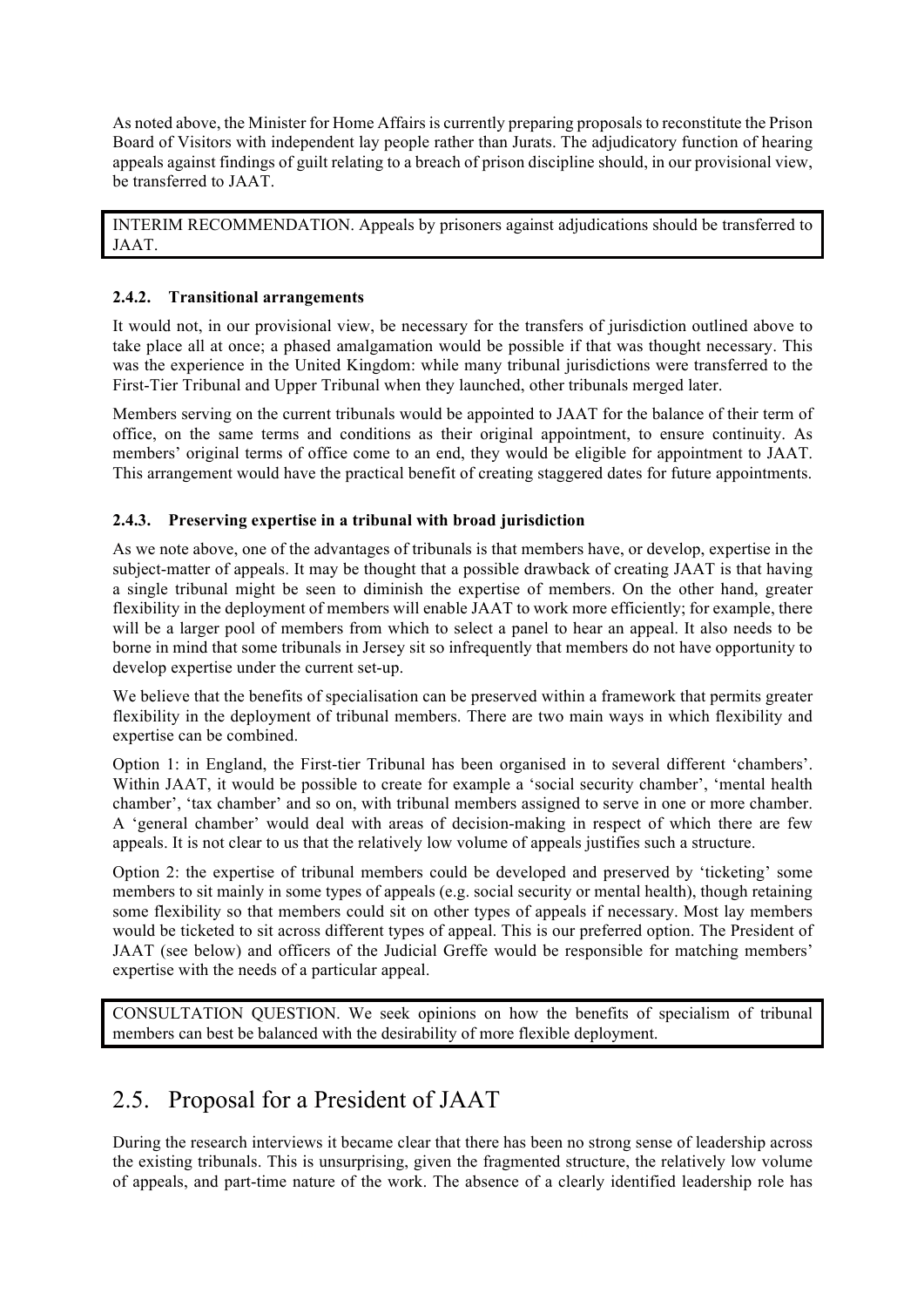As noted above, the Minister for Home Affairs is currently preparing proposals to reconstitute the Prison Board of Visitors with independent lay people rather than Jurats. The adjudicatory function of hearing appeals against findings of guilt relating to a breach of prison discipline should, in our provisional view, be transferred to JAAT.

> INTERIM RECOMMENDATION. Appeals by prisoners against adjudications should be transferred to JAAT.

### 2.4.2. Transitional arrangements

It would not, in our provisional view, be necessary for the transfers of jurisdiction outlined above to take place all at once; a phased amalgamation would be possible if that was thought necessary. This was the experience in the United Kingdom: while many tribunal jurisdictions were transferred to the First-Tier Tribunal and Upper Tribunal when they launched, other tribunals merged later.

Members serving on the current tribunals would be appointed to JAAT for the balance of their term of office, on the same terms and conditions as their original appointment, to ensure continuity. As members' original terms of office come to an end, they would be eligible for appointment to JAAT. This arrangement would have the practical benefit of creating staggered dates for future appointments.

### 2.4.3. Preserving expertise in a tribunal with broad jurisdiction

As we note above, one of the advantages of tribunals is that members have, or develop, expertise in the subject-matter of appeals. It may be thought that a possible drawback of creating JAAT is that having a single tribunal might be seen to diminish the expertise of members. On the other hand, greater flexibility in the deployment of members will enable JAAT to work more efficiently; for example, there will be a larger pool of members from which to select a panel to hear an appeal. It also needs to be borne in mind that some tribunals in Jersey sit so infrequently that members do not have opportunity to develop expertise under the current set-up.

We believe that the benefits of specialisation can be preserved within a framework that permits greater flexibility in the deployment of tribunal members. There are two main ways in which flexibility and expertise can be combined.

Option 1: in England, the First-tier Tribunal has been organised in to several different 'chambers'. Within JAAT, it would be possible to create for example a 'social security chamber', 'mental health chamber', 'tax chamber' and so on, with tribunal members assigned to serve in one or more chamber. A 'general chamber' would deal with areas of decision-making in respect of which there are few appeals. It is not clear to us that the relatively low volume of appeals justifies such a structure.

Option 2: the expertise of tribunal members could be developed and preserved by 'ticketing' some members to sit mainly in some types of appeals (e.g. social security or mental health), though retaining some flexibility so that members could sit on other types of appeals if necessary. Most lay members would be ticketed to sit across different types of appeal. This is our preferred option. The President of JAAT (see below) and officers of the Judicial Greffe would be responsible for matching members' expertise with the needs of a particular appeal.

> CONSULTATION QUESTION. We seek opinions on how the benefits of specialism of tribunal members can best be balanced with the desirability of more flexible deployment.

## 2.5. Proposal for a President of JAAT

During the research interviews it became clear that there has been no strong sense of leadership across the existing tribunals. This is unsurprising, given the fragmented structure, the relatively low volume of appeals, and part-time nature of the work. The absence of a clearly identified leadership role has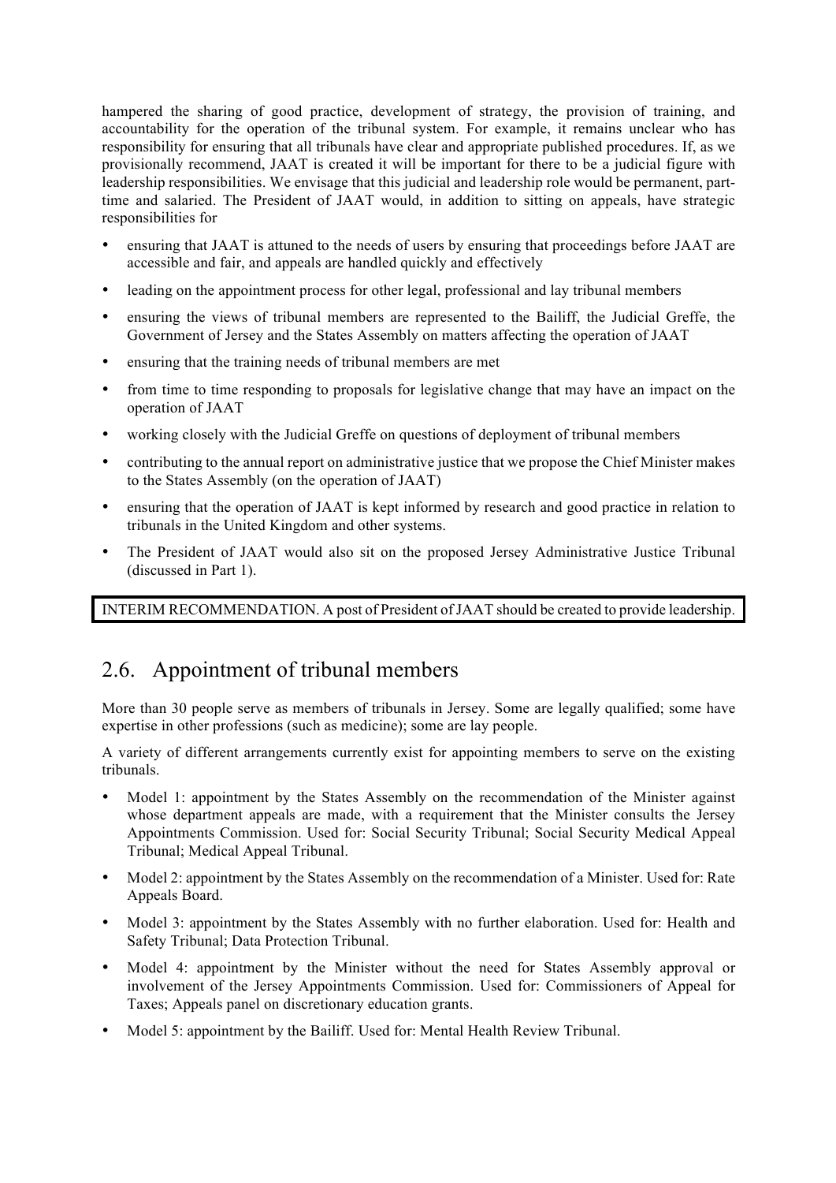hampered the sharing of good practice, development of strategy, the provision of training, and accountability for the operation of the tribunal system. For example, it remains unclear who has responsibility for ensuring that all tribunals have clear and appropriate published procedures. If, as we provisionally recommend, JAAT is created it will be important for there to be a judicial figure with leadership responsibilities. We envisage that this judicial and leadership role would be permanent, part-time and salaried. The President of JAAT would, in addition to sitting on appeals, have strategic responsibilities for

- ensuring that JAAT is attuned to the needs of users by ensuring that proceedings before JAAT are accessible and fair, and appeals are handled quickly and effectively
- leading on the appointment process for other legal, professional and lay tribunal members
- ensuring the views of tribunal members are represented to the Bailiff, the Judicial Greffe, the Government of Jersey and the States Assembly on matters affecting the operation of JAAT
- ensuring that the training needs of tribunal members are met
- from time to time responding to proposals for legislative change that may have an impact on the operation of JAAT
- working closely with the Judicial Greffe on questions of deployment of tribunal members
- contributing to the annual report on administrative justice that we propose the Chief Minister makes to the States Assembly (on the operation of JAAT)
- ensuring that the operation of JAAT is kept informed by research and good practice in relation to tribunals in the United Kingdom and other systems.
- The President of JAAT would also sit on the proposed Jersey Administrative Justice Tribunal (discussed in Part 1).

INTERIM RECOMMENDATION. A post of President of JAAT should be created to provide leadership.

## 2.6. Appointment of tribunal members

More than 30 people serve as members of tribunals in Jersey. Some are legally qualified; some have expertise in other professions (such as medicine); some are lay people.

A variety of different arrangements currently exist for appointing members to serve on the existing tribunals.

- Model 1: appointment by the States Assembly on the recommendation of the Minister against whose department appeals are made, with a requirement that the Minister consults the Jersey Appointments Commission. Used for: Social Security Tribunal; Social Security Medical Appeal Tribunal; Medical Appeal Tribunal.
- Model 2: appointment by the States Assembly on the recommendation of a Minister. Used for: Rate Appeals Board.
- Model 3: appointment by the States Assembly with no further elaboration. Used for: Health and Safety Tribunal; Data Protection Tribunal.
- Model 4: appointment by the Minister without the need for States Assembly approval or involvement of the Jersey Appointments Commission. Used for: Commissioners of Appeal for Taxes; Appeals panel on discretionary education grants.
- Model 5: appointment by the Bailiff. Used for: Mental Health Review Tribunal.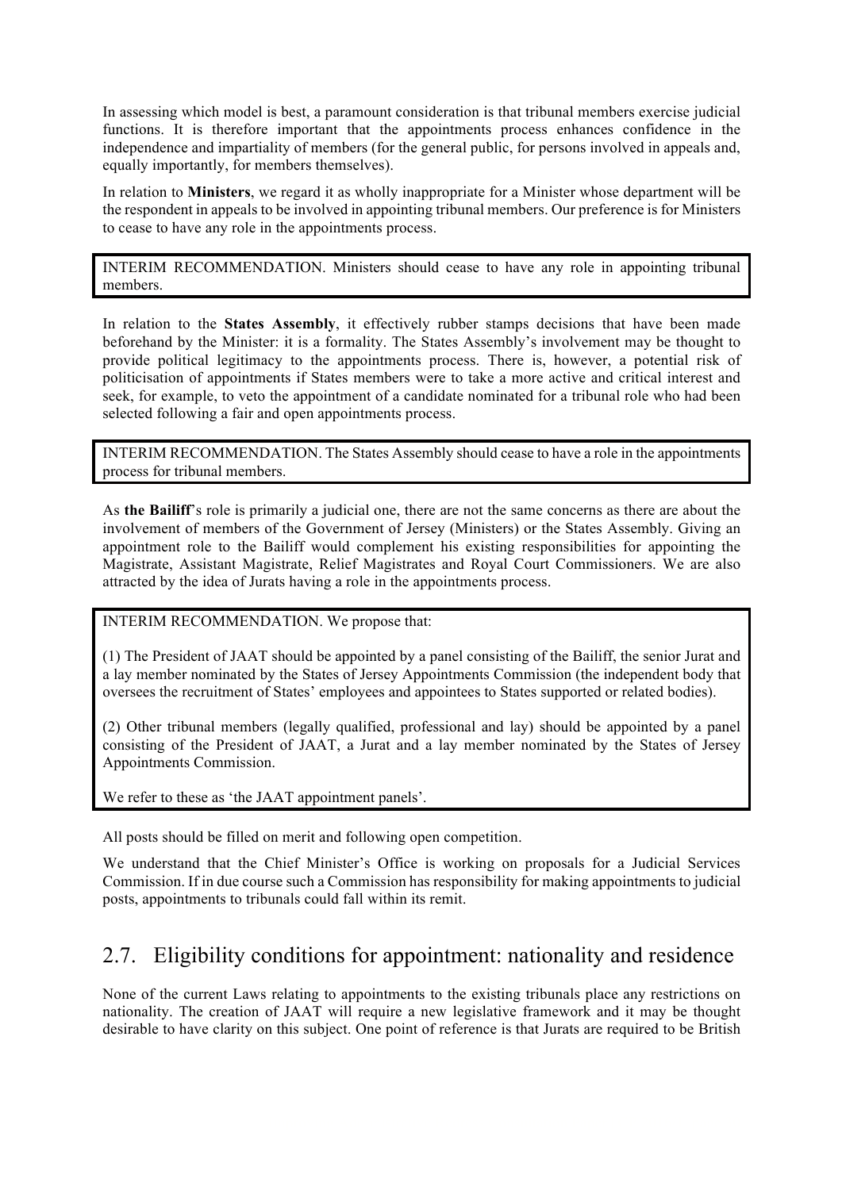In assessing which model is best, a paramount consideration is that tribunal members exercise judicial functions. It is therefore important that the appointments process enhances confidence in the independence and impartiality of members (for the general public, for persons involved in appeals and, equally importantly, for members themselves).

In relation to **Ministers**, we regard it as wholly inappropriate for a Minister whose department will be the respondent in appeals to be involved in appointing tribunal members. Our preference is for Ministers to cease to have any role in the appointments process.

> INTERIM RECOMMENDATION. Ministers should cease to have any role in appointing tribunal members.

In relation to the **States Assembly**, it effectively rubber stamps decisions that have been made beforehand by the Minister: it is a formality. The States Assembly's involvement may be thought to provide political legitimacy to the appointments process. There is, however, a potential risk of politicisation of appointments if States members were to take a more active and critical interest and seek, for example, to veto the appointment of a candidate nominated for a tribunal role who had been selected following a fair and open appointments process.

> INTERIM RECOMMENDATION. The States Assembly should cease to have a role in the appointments process for tribunal members.

As **the Bailiff**'s role is primarily a judicial one, there are not the same concerns as there are about the involvement of members of the Government of Jersey (Ministers) or the States Assembly. Giving an appointment role to the Bailiff would complement his existing responsibilities for appointing the Magistrate, Assistant Magistrate, Relief Magistrates and Royal Court Commissioners. We are also attracted by the idea of Jurats having a role in the appointments process.

> INTERIM RECOMMENDATION. We propose that:
>
> (1) The President of JAAT should be appointed by a panel consisting of the Bailiff, the senior Jurat and a lay member nominated by the States of Jersey Appointments Commission (the independent body that oversees the recruitment of States' employees and appointees to States supported or related bodies).
>
> (2) Other tribunal members (legally qualified, professional and lay) should be appointed by a panel consisting of the President of JAAT, a Jurat and a lay member nominated by the States of Jersey Appointments Commission.
>
> We refer to these as 'the JAAT appointment panels'.

All posts should be filled on merit and following open competition.

We understand that the Chief Minister's Office is working on proposals for a Judicial Services Commission. If in due course such a Commission has responsibility for making appointments to judicial posts, appointments to tribunals could fall within its remit.

## 2.7. Eligibility conditions for appointment: nationality and residence

None of the current Laws relating to appointments to the existing tribunals place any restrictions on nationality. The creation of JAAT will require a new legislative framework and it may be thought desirable to have clarity on this subject. One point of reference is that Jurats are required to be British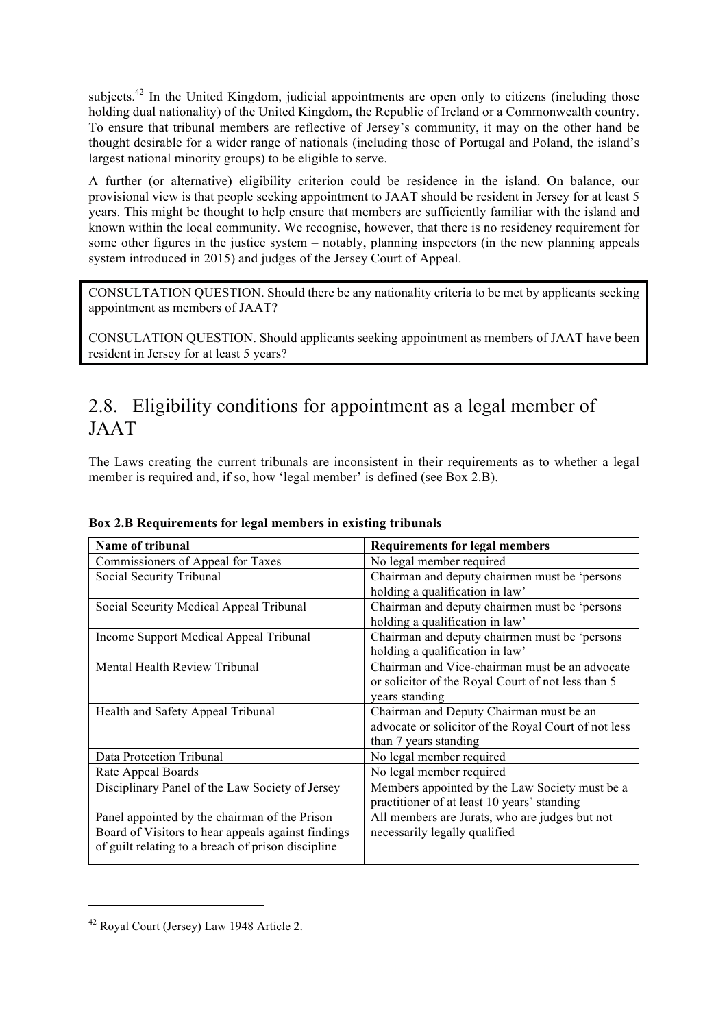subjects.[42] In the United Kingdom, judicial appointments are open only to citizens (including those holding dual nationality) of the United Kingdom, the Republic of Ireland or a Commonwealth country. To ensure that tribunal members are reflective of Jersey's community, it may on the other hand be thought desirable for a wider range of nationals (including those of Portugal and Poland, the island's largest national minority groups) to be eligible to serve.

A further (or alternative) eligibility criterion could be residence in the island. On balance, our provisional view is that people seeking appointment to JAAT should be resident in Jersey for at least 5 years. This might be thought to help ensure that members are sufficiently familiar with the island and known within the local community. We recognise, however, that there is no residency requirement for some other figures in the justice system – notably, planning inspectors (in the new planning appeals system introduced in 2015) and judges of the Jersey Court of Appeal.

> CONSULTATION QUESTION. Should there be any nationality criteria to be met by applicants seeking appointment as members of JAAT?
>
> CONSULATION QUESTION. Should applicants seeking appointment as members of JAAT have been resident in Jersey for at least 5 years?

## 2.8. Eligibility conditions for appointment as a legal member of JAAT

The Laws creating the current tribunals are inconsistent in their requirements as to whether a legal member is required and, if so, how 'legal member' is defined (see Box 2.B).

**Box 2.B Requirements for legal members in existing tribunals**

| Name of tribunal | Requirements for legal members |
|---|---|
| Commissioners of Appeal for Taxes | No legal member required |
| Social Security Tribunal | Chairman and deputy chairmen must be 'persons holding a qualification in law' |
| Social Security Medical Appeal Tribunal | Chairman and deputy chairmen must be 'persons holding a qualification in law' |
| Income Support Medical Appeal Tribunal | Chairman and deputy chairmen must be 'persons holding a qualification in law' |
| Mental Health Review Tribunal | Chairman and Vice-chairman must be an advocate or solicitor of the Royal Court of not less than 5 years standing |
| Health and Safety Appeal Tribunal | Chairman and Deputy Chairman must be an advocate or solicitor of the Royal Court of not less than 7 years standing |
| Data Protection Tribunal | No legal member required |
| Rate Appeal Boards | No legal member required |
| Disciplinary Panel of the Law Society of Jersey | Members appointed by the Law Society must be a practitioner of at least 10 years' standing |
| Panel appointed by the chairman of the Prison Board of Visitors to hear appeals against findings of guilt relating to a breach of prison discipline | All members are Jurats, who are judges but not necessarily legally qualified |

[42] Royal Court (Jersey) Law 1948 Article 2.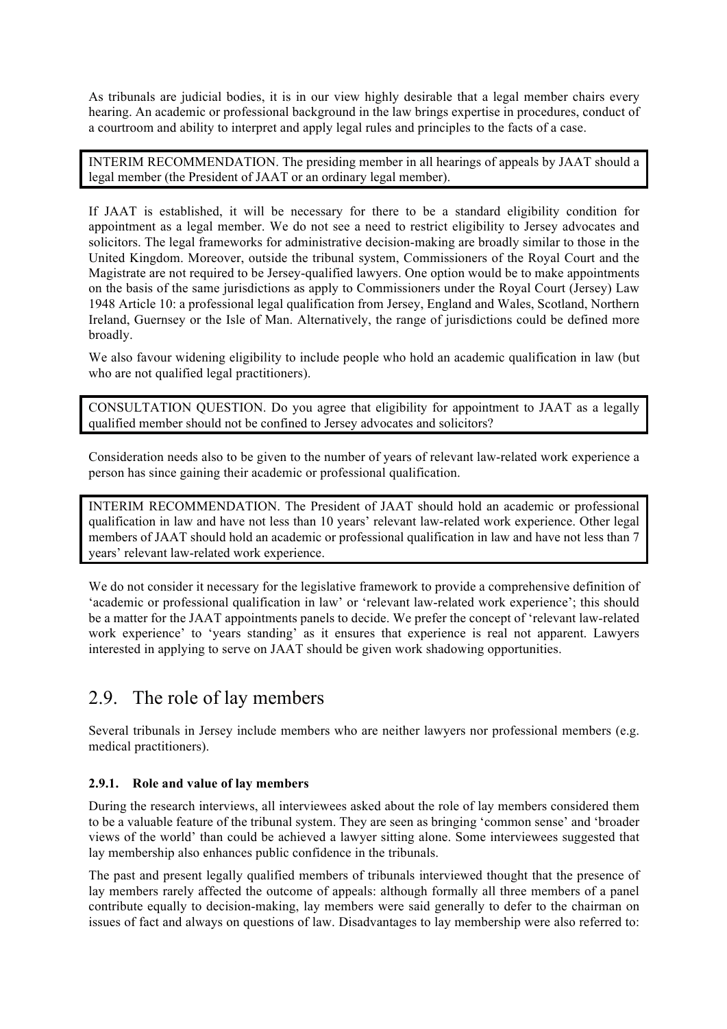As tribunals are judicial bodies, it is in our view highly desirable that a legal member chairs every hearing. An academic or professional background in the law brings expertise in procedures, conduct of a courtroom and ability to interpret and apply legal rules and principles to the facts of a case.

> INTERIM RECOMMENDATION. The presiding member in all hearings of appeals by JAAT should a legal member (the President of JAAT or an ordinary legal member).

If JAAT is established, it will be necessary for there to be a standard eligibility condition for appointment as a legal member. We do not see a need to restrict eligibility to Jersey advocates and solicitors. The legal frameworks for administrative decision-making are broadly similar to those in the United Kingdom. Moreover, outside the tribunal system, Commissioners of the Royal Court and the Magistrate are not required to be Jersey-qualified lawyers. One option would be to make appointments on the basis of the same jurisdictions as apply to Commissioners under the Royal Court (Jersey) Law 1948 Article 10: a professional legal qualification from Jersey, England and Wales, Scotland, Northern Ireland, Guernsey or the Isle of Man. Alternatively, the range of jurisdictions could be defined more broadly.

We also favour widening eligibility to include people who hold an academic qualification in law (but who are not qualified legal practitioners).

> CONSULTATION QUESTION. Do you agree that eligibility for appointment to JAAT as a legally qualified member should not be confined to Jersey advocates and solicitors?

Consideration needs also to be given to the number of years of relevant law-related work experience a person has since gaining their academic or professional qualification.

> INTERIM RECOMMENDATION. The President of JAAT should hold an academic or professional qualification in law and have not less than 10 years' relevant law-related work experience. Other legal members of JAAT should hold an academic or professional qualification in law and have not less than 7 years' relevant law-related work experience.

We do not consider it necessary for the legislative framework to provide a comprehensive definition of 'academic or professional qualification in law' or 'relevant law-related work experience'; this should be a matter for the JAAT appointments panels to decide. We prefer the concept of 'relevant law-related work experience' to 'years standing' as it ensures that experience is real not apparent. Lawyers interested in applying to serve on JAAT should be given work shadowing opportunities.

## 2.9. The role of lay members

Several tribunals in Jersey include members who are neither lawyers nor professional members (e.g. medical practitioners).

### 2.9.1. Role and value of lay members

During the research interviews, all interviewees asked about the role of lay members considered them to be a valuable feature of the tribunal system. They are seen as bringing 'common sense' and 'broader views of the world' than could be achieved a lawyer sitting alone. Some interviewees suggested that lay membership also enhances public confidence in the tribunals.

The past and present legally qualified members of tribunals interviewed thought that the presence of lay members rarely affected the outcome of appeals: although formally all three members of a panel contribute equally to decision-making, lay members were said generally to defer to the chairman on issues of fact and always on questions of law. Disadvantages to lay membership were also referred to: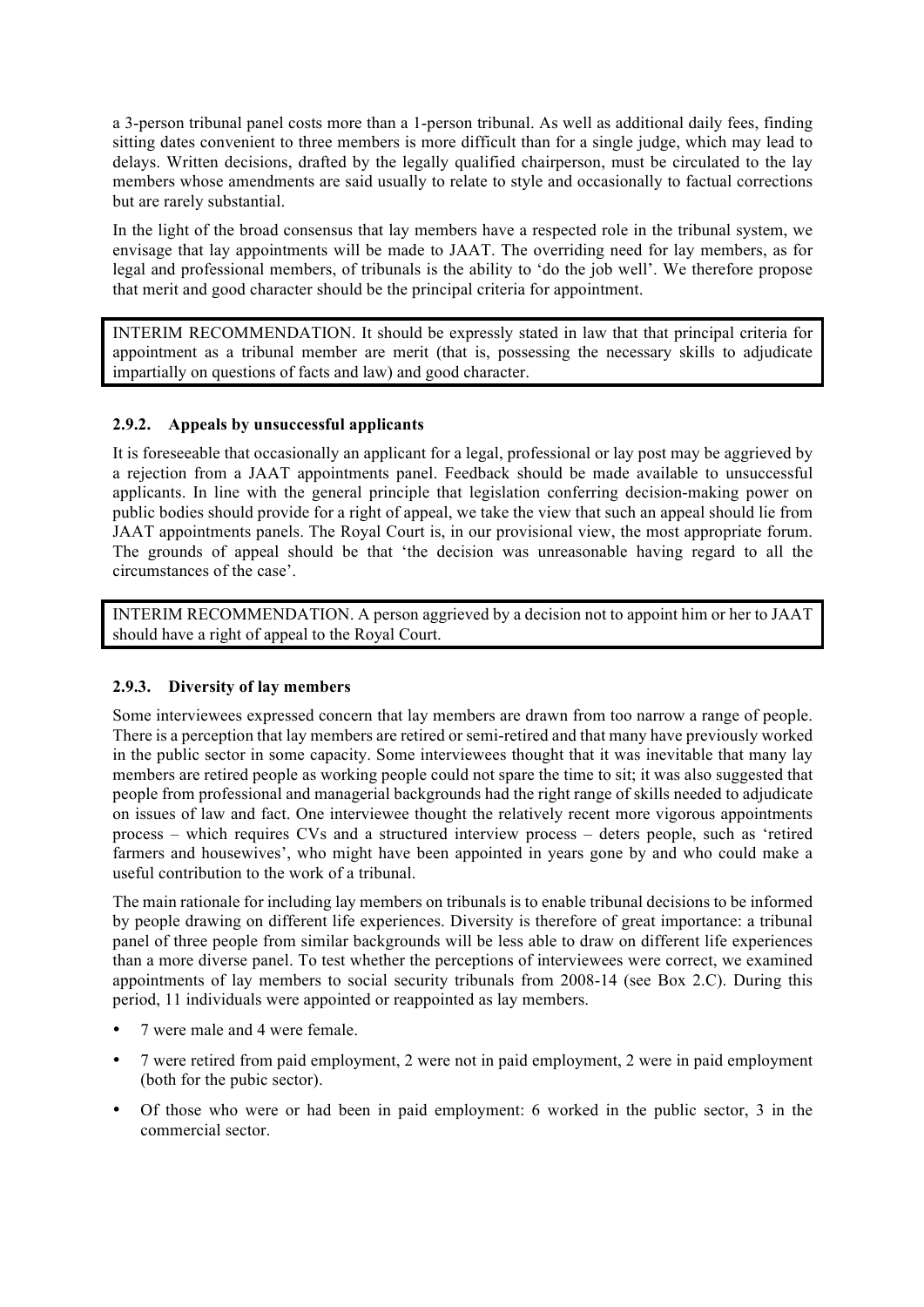a 3-person tribunal panel costs more than a 1-person tribunal. As well as additional daily fees, finding sitting dates convenient to three members is more difficult than for a single judge, which may lead to delays. Written decisions, drafted by the legally qualified chairperson, must be circulated to the lay members whose amendments are said usually to relate to style and occasionally to factual corrections but are rarely substantial.

In the light of the broad consensus that lay members have a respected role in the tribunal system, we envisage that lay appointments will be made to JAAT. The overriding need for lay members, as for legal and professional members, of tribunals is the ability to 'do the job well'. We therefore propose that merit and good character should be the principal criteria for appointment.

> INTERIM RECOMMENDATION. It should be expressly stated in law that that principal criteria for appointment as a tribunal member are merit (that is, possessing the necessary skills to adjudicate impartially on questions of facts and law) and good character.

### 2.9.2. Appeals by unsuccessful applicants

It is foreseeable that occasionally an applicant for a legal, professional or lay post may be aggrieved by a rejection from a JAAT appointments panel. Feedback should be made available to unsuccessful applicants. In line with the general principle that legislation conferring decision-making power on public bodies should provide for a right of appeal, we take the view that such an appeal should lie from JAAT appointments panels. The Royal Court is, in our provisional view, the most appropriate forum. The grounds of appeal should be that 'the decision was unreasonable having regard to all the circumstances of the case'.

> INTERIM RECOMMENDATION. A person aggrieved by a decision not to appoint him or her to JAAT should have a right of appeal to the Royal Court.

### 2.9.3. Diversity of lay members

Some interviewees expressed concern that lay members are drawn from too narrow a range of people. There is a perception that lay members are retired or semi-retired and that many have previously worked in the public sector in some capacity. Some interviewees thought that it was inevitable that many lay members are retired people as working people could not spare the time to sit; it was also suggested that people from professional and managerial backgrounds had the right range of skills needed to adjudicate on issues of law and fact. One interviewee thought the relatively recent more vigorous appointments process – which requires CVs and a structured interview process – deters people, such as 'retired farmers and housewives', who might have been appointed in years gone by and who could make a useful contribution to the work of a tribunal.

The main rationale for including lay members on tribunals is to enable tribunal decisions to be informed by people drawing on different life experiences. Diversity is therefore of great importance: a tribunal panel of three people from similar backgrounds will be less able to draw on different life experiences than a more diverse panel. To test whether the perceptions of interviewees were correct, we examined appointments of lay members to social security tribunals from 2008-14 (see Box 2.C). During this period, 11 individuals were appointed or reappointed as lay members.

- 7 were male and 4 were female.
- 7 were retired from paid employment, 2 were not in paid employment, 2 were in paid employment (both for the pubic sector).
- Of those who were or had been in paid employment: 6 worked in the public sector, 3 in the commercial sector.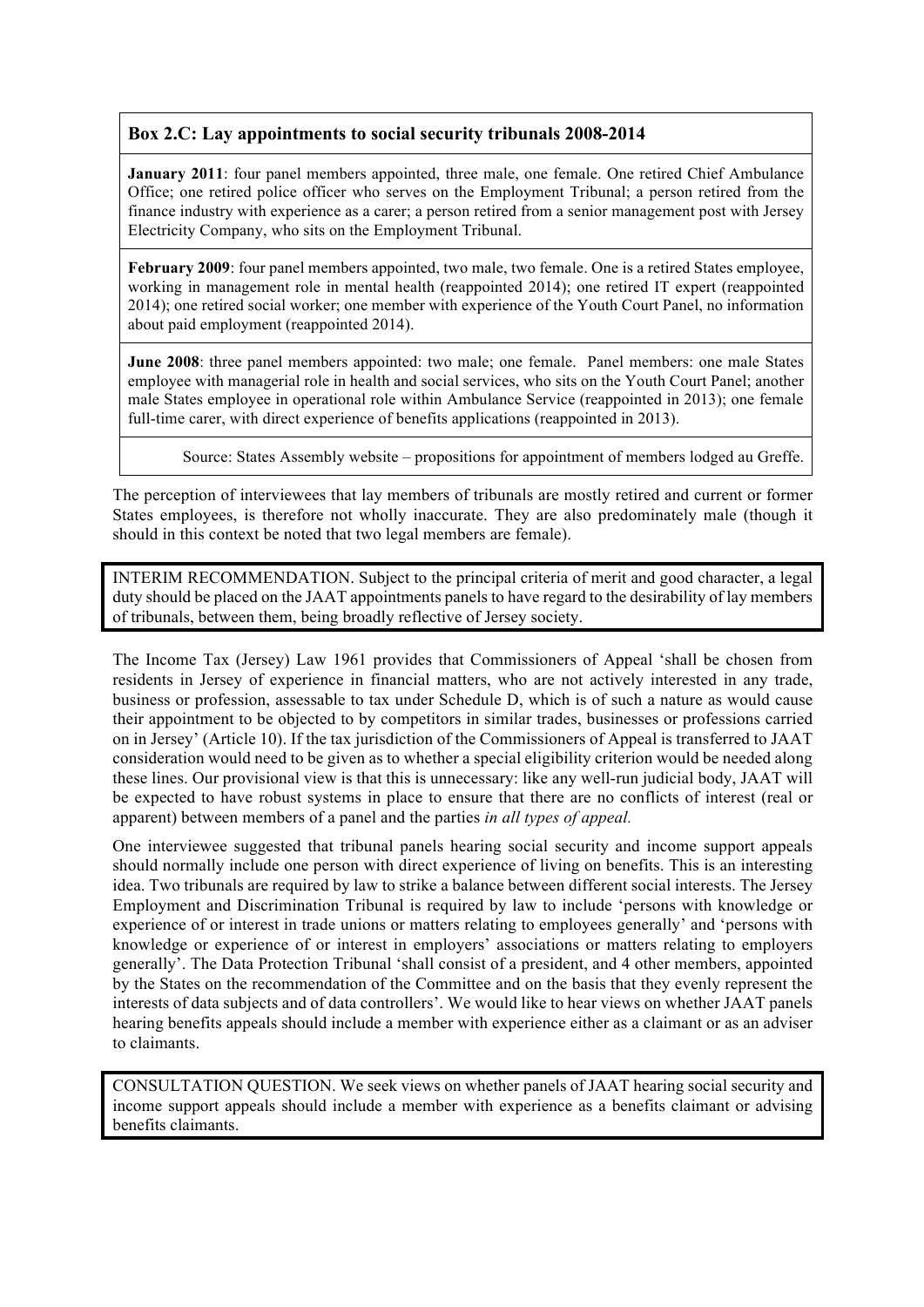### Box 2.C: Lay appointments to social security tribunals 2008-2014

**January 2011**: four panel members appointed, three male, one female. One retired Chief Ambulance Office; one retired police officer who serves on the Employment Tribunal; a person retired from the finance industry with experience as a carer; a person retired from a senior management post with Jersey Electricity Company, who sits on the Employment Tribunal.

**February 2009**: four panel members appointed, two male, two female. One is a retired States employee, working in management role in mental health (reappointed 2014); one retired IT expert (reappointed 2014); one retired social worker; one member with experience of the Youth Court Panel, no information about paid employment (reappointed 2014).

**June 2008**: three panel members appointed: two male; one female. Panel members: one male States employee with managerial role in health and social services, who sits on the Youth Court Panel; another male States employee in operational role within Ambulance Service (reappointed in 2013); one female full-time carer, with direct experience of benefits applications (reappointed in 2013).

Source: States Assembly website – propositions for appointment of members lodged au Greffe.

The perception of interviewees that lay members of tribunals are mostly retired and current or former States employees, is therefore not wholly inaccurate. They are also predominately male (though it should in this context be noted that two legal members are female).

INTERIM RECOMMENDATION. Subject to the principal criteria of merit and good character, a legal duty should be placed on the JAAT appointments panels to have regard to the desirability of lay members of tribunals, between them, being broadly reflective of Jersey society.

The Income Tax (Jersey) Law 1961 provides that Commissioners of Appeal 'shall be chosen from residents in Jersey of experience in financial matters, who are not actively interested in any trade, business or profession, assessable to tax under Schedule D, which is of such a nature as would cause their appointment to be objected to by competitors in similar trades, businesses or professions carried on in Jersey' (Article 10). If the tax jurisdiction of the Commissioners of Appeal is transferred to JAAT consideration would need to be given as to whether a special eligibility criterion would be needed along these lines. Our provisional view is that this is unnecessary: like any well-run judicial body, JAAT will be expected to have robust systems in place to ensure that there are no conflicts of interest (real or apparent) between members of a panel and the parties *in all types of appeal.*

One interviewee suggested that tribunal panels hearing social security and income support appeals should normally include one person with direct experience of living on benefits. This is an interesting idea. Two tribunals are required by law to strike a balance between different social interests. The Jersey Employment and Discrimination Tribunal is required by law to include 'persons with knowledge or experience of or interest in trade unions or matters relating to employees generally' and 'persons with knowledge or experience of or interest in employers' associations or matters relating to employers generally'. The Data Protection Tribunal 'shall consist of a president, and 4 other members, appointed by the States on the recommendation of the Committee and on the basis that they evenly represent the interests of data subjects and of data controllers'. We would like to hear views on whether JAAT panels hearing benefits appeals should include a member with experience either as a claimant or as an adviser to claimants.

CONSULTATION QUESTION. We seek views on whether panels of JAAT hearing social security and income support appeals should include a member with experience as a benefits claimant or advising benefits claimants.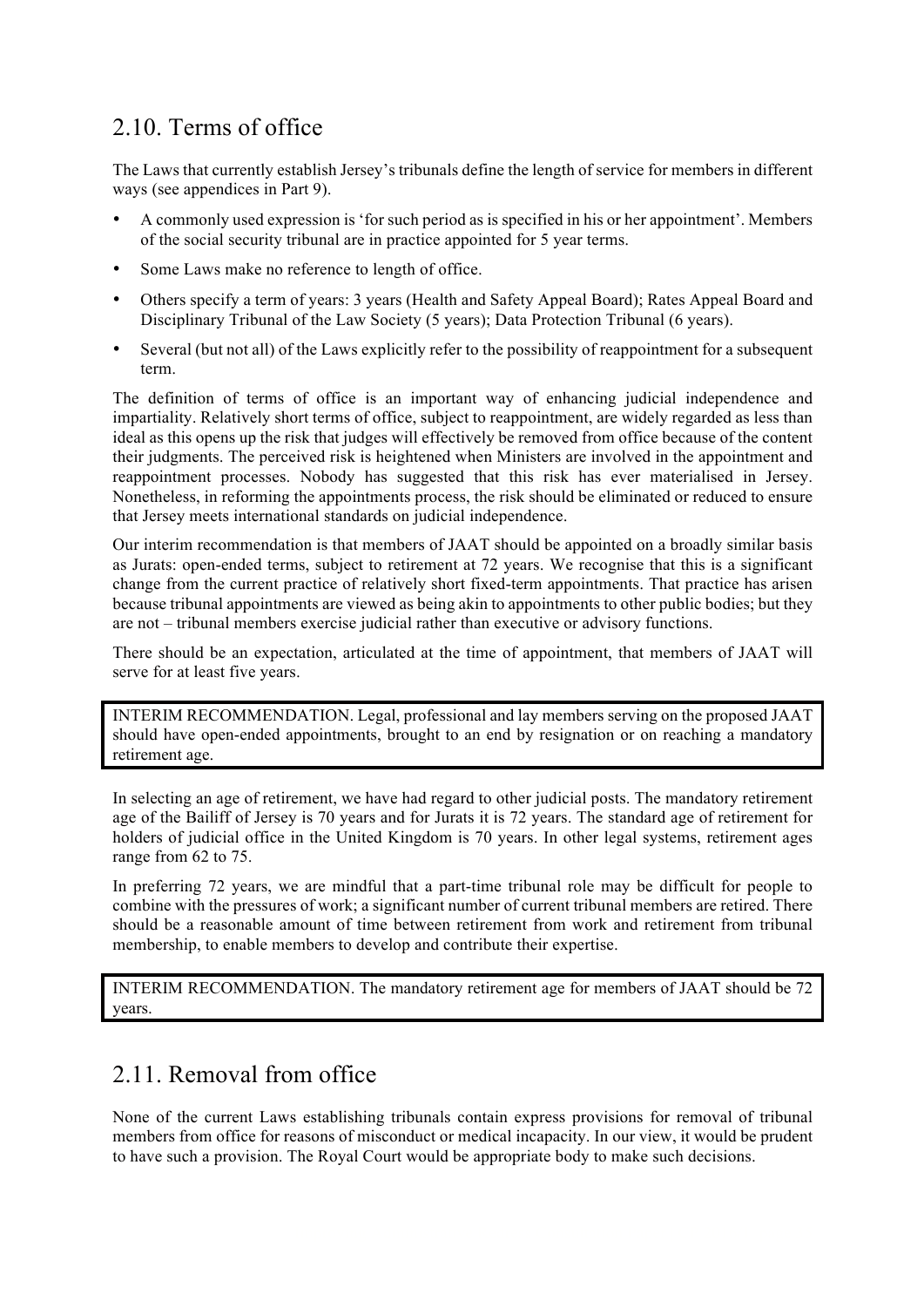## 2.10. Terms of office

The Laws that currently establish Jersey's tribunals define the length of service for members in different ways (see appendices in Part 9).

- A commonly used expression is 'for such period as is specified in his or her appointment'. Members of the social security tribunal are in practice appointed for 5 year terms.
- Some Laws make no reference to length of office.
- Others specify a term of years: 3 years (Health and Safety Appeal Board); Rates Appeal Board and Disciplinary Tribunal of the Law Society (5 years); Data Protection Tribunal (6 years).
- Several (but not all) of the Laws explicitly refer to the possibility of reappointment for a subsequent term.

The definition of terms of office is an important way of enhancing judicial independence and impartiality. Relatively short terms of office, subject to reappointment, are widely regarded as less than ideal as this opens up the risk that judges will effectively be removed from office because of the content their judgments. The perceived risk is heightened when Ministers are involved in the appointment and reappointment processes. Nobody has suggested that this risk has ever materialised in Jersey. Nonetheless, in reforming the appointments process, the risk should be eliminated or reduced to ensure that Jersey meets international standards on judicial independence.

Our interim recommendation is that members of JAAT should be appointed on a broadly similar basis as Jurats: open-ended terms, subject to retirement at 72 years. We recognise that this is a significant change from the current practice of relatively short fixed-term appointments. That practice has arisen because tribunal appointments are viewed as being akin to appointments to other public bodies; but they are not – tribunal members exercise judicial rather than executive or advisory functions.

There should be an expectation, articulated at the time of appointment, that members of JAAT will serve for at least five years.

> INTERIM RECOMMENDATION. Legal, professional and lay members serving on the proposed JAAT should have open-ended appointments, brought to an end by resignation or on reaching a mandatory retirement age.

In selecting an age of retirement, we have had regard to other judicial posts. The mandatory retirement age of the Bailiff of Jersey is 70 years and for Jurats it is 72 years. The standard age of retirement for holders of judicial office in the United Kingdom is 70 years. In other legal systems, retirement ages range from 62 to 75.

In preferring 72 years, we are mindful that a part-time tribunal role may be difficult for people to combine with the pressures of work; a significant number of current tribunal members are retired. There should be a reasonable amount of time between retirement from work and retirement from tribunal membership, to enable members to develop and contribute their expertise.

> INTERIM RECOMMENDATION. The mandatory retirement age for members of JAAT should be 72 years.

## 2.11. Removal from office

None of the current Laws establishing tribunals contain express provisions for removal of tribunal members from office for reasons of misconduct or medical incapacity. In our view, it would be prudent to have such a provision. The Royal Court would be appropriate body to make such decisions.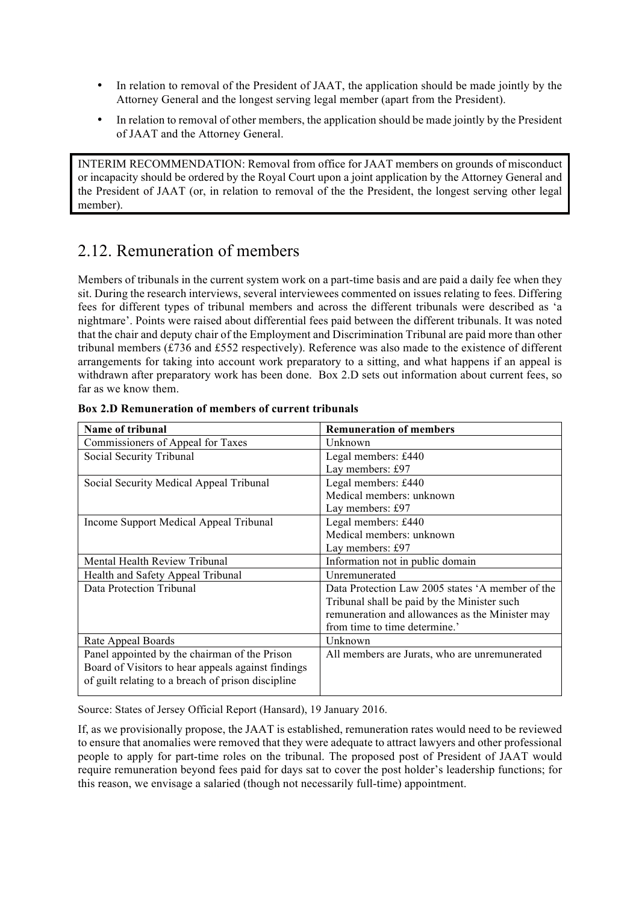- In relation to removal of the President of JAAT, the application should be made jointly by the Attorney General and the longest serving legal member (apart from the President).
- In relation to removal of other members, the application should be made jointly by the President of JAAT and the Attorney General.

INTERIM RECOMMENDATION: Removal from office for JAAT members on grounds of misconduct or incapacity should be ordered by the Royal Court upon a joint application by the Attorney General and the President of JAAT (or, in relation to removal of the the President, the longest serving other legal member).

## 2.12. Remuneration of members

Members of tribunals in the current system work on a part-time basis and are paid a daily fee when they sit. During the research interviews, several interviewees commented on issues relating to fees. Differing fees for different types of tribunal members and across the different tribunals were described as 'a nightmare'. Points were raised about differential fees paid between the different tribunals. It was noted that the chair and deputy chair of the Employment and Discrimination Tribunal are paid more than other tribunal members (£736 and £552 respectively). Reference was also made to the existence of different arrangements for taking into account work preparatory to a sitting, and what happens if an appeal is withdrawn after preparatory work has been done. Box 2.D sets out information about current fees, so far as we know them.

**Box 2.D Remuneration of members of current tribunals**

| Name of tribunal | Remuneration of members |
|---|---|
| Commissioners of Appeal for Taxes | Unknown |
| Social Security Tribunal | Legal members: £440<br>Lay members: £97 |
| Social Security Medical Appeal Tribunal | Legal members: £440<br>Medical members: unknown<br>Lay members: £97 |
| Income Support Medical Appeal Tribunal | Legal members: £440<br>Medical members: unknown<br>Lay members: £97 |
| Mental Health Review Tribunal | Information not in public domain |
| Health and Safety Appeal Tribunal | Unremunerated |
| Data Protection Tribunal | Data Protection Law 2005 states 'A member of the Tribunal shall be paid by the Minister such remuneration and allowances as the Minister may from time to time determine.' |
| Rate Appeal Boards | Unknown |
| Panel appointed by the chairman of the Prison Board of Visitors to hear appeals against findings of guilt relating to a breach of prison discipline | All members are Jurats, who are unremunerated |

Source: States of Jersey Official Report (Hansard), 19 January 2016.

If, as we provisionally propose, the JAAT is established, remuneration rates would need to be reviewed to ensure that anomalies were removed that they were adequate to attract lawyers and other professional people to apply for part-time roles on the tribunal. The proposed post of President of JAAT would require remuneration beyond fees paid for days sat to cover the post holder's leadership functions; for this reason, we envisage a salaried (though not necessarily full-time) appointment.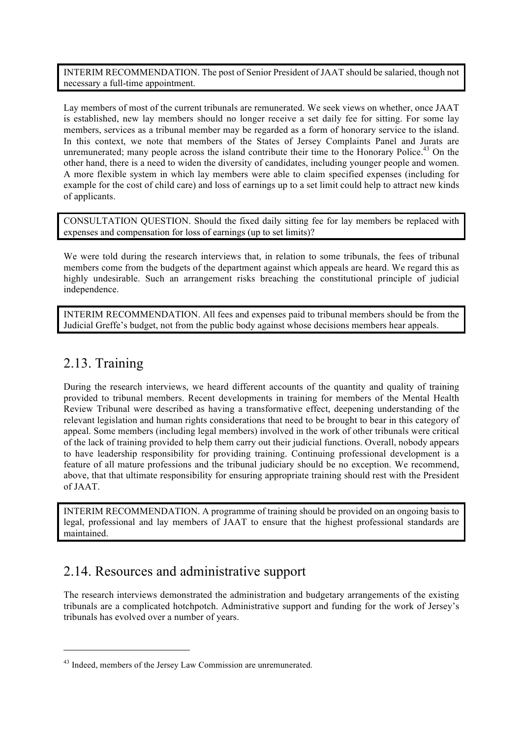INTERIM RECOMMENDATION. The post of Senior President of JAAT should be salaried, though not necessary a full-time appointment.

Lay members of most of the current tribunals are remunerated. We seek views on whether, once JAAT is established, new lay members should no longer receive a set daily fee for sitting. For some lay members, services as a tribunal member may be regarded as a form of honorary service to the island. In this context, we note that members of the States of Jersey Complaints Panel and Jurats are unremunerated; many people across the island contribute their time to the Honorary Police.[43] On the other hand, there is a need to widen the diversity of candidates, including younger people and women. A more flexible system in which lay members were able to claim specified expenses (including for example for the cost of child care) and loss of earnings up to a set limit could help to attract new kinds of applicants.

CONSULTATION QUESTION. Should the fixed daily sitting fee for lay members be replaced with expenses and compensation for loss of earnings (up to set limits)?

We were told during the research interviews that, in relation to some tribunals, the fees of tribunal members come from the budgets of the department against which appeals are heard. We regard this as highly undesirable. Such an arrangement risks breaching the constitutional principle of judicial independence.

INTERIM RECOMMENDATION. All fees and expenses paid to tribunal members should be from the Judicial Greffe's budget, not from the public body against whose decisions members hear appeals.

## 2.13. Training

During the research interviews, we heard different accounts of the quantity and quality of training provided to tribunal members. Recent developments in training for members of the Mental Health Review Tribunal were described as having a transformative effect, deepening understanding of the relevant legislation and human rights considerations that need to be brought to bear in this category of appeal. Some members (including legal members) involved in the work of other tribunals were critical of the lack of training provided to help them carry out their judicial functions. Overall, nobody appears to have leadership responsibility for providing training. Continuing professional development is a feature of all mature professions and the tribunal judiciary should be no exception. We recommend, above, that that ultimate responsibility for ensuring appropriate training should rest with the President of JAAT.

INTERIM RECOMMENDATION. A programme of training should be provided on an ongoing basis to legal, professional and lay members of JAAT to ensure that the highest professional standards are maintained.

## 2.14. Resources and administrative support

The research interviews demonstrated the administration and budgetary arrangements of the existing tribunals are a complicated hotchpotch. Administrative support and funding for the work of Jersey's tribunals has evolved over a number of years.

---

[43] Indeed, members of the Jersey Law Commission are unremunerated.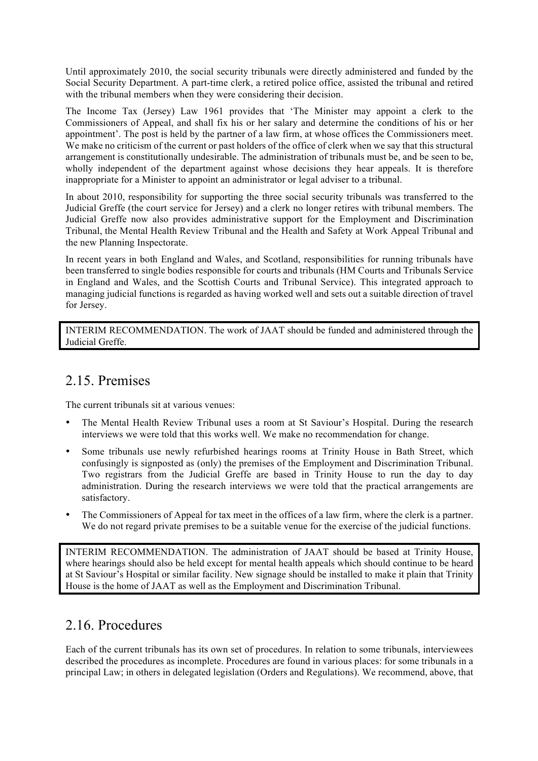Until approximately 2010, the social security tribunals were directly administered and funded by the Social Security Department. A part-time clerk, a retired police office, assisted the tribunal and retired with the tribunal members when they were considering their decision.

The Income Tax (Jersey) Law 1961 provides that 'The Minister may appoint a clerk to the Commissioners of Appeal, and shall fix his or her salary and determine the conditions of his or her appointment'. The post is held by the partner of a law firm, at whose offices the Commissioners meet. We make no criticism of the current or past holders of the office of clerk when we say that this structural arrangement is constitutionally undesirable. The administration of tribunals must be, and be seen to be, wholly independent of the department against whose decisions they hear appeals. It is therefore inappropriate for a Minister to appoint an administrator or legal adviser to a tribunal.

In about 2010, responsibility for supporting the three social security tribunals was transferred to the Judicial Greffe (the court service for Jersey) and a clerk no longer retires with tribunal members. The Judicial Greffe now also provides administrative support for the Employment and Discrimination Tribunal, the Mental Health Review Tribunal and the Health and Safety at Work Appeal Tribunal and the new Planning Inspectorate.

In recent years in both England and Wales, and Scotland, responsibilities for running tribunals have been transferred to single bodies responsible for courts and tribunals (HM Courts and Tribunals Service in England and Wales, and the Scottish Courts and Tribunal Service). This integrated approach to managing judicial functions is regarded as having worked well and sets out a suitable direction of travel for Jersey.

> INTERIM RECOMMENDATION. The work of JAAT should be funded and administered through the Judicial Greffe.

## 2.15. Premises

The current tribunals sit at various venues:

- The Mental Health Review Tribunal uses a room at St Saviour's Hospital. During the research interviews we were told that this works well. We make no recommendation for change.
- Some tribunals use newly refurbished hearings rooms at Trinity House in Bath Street, which confusingly is signposted as (only) the premises of the Employment and Discrimination Tribunal. Two registrars from the Judicial Greffe are based in Trinity House to run the day to day administration. During the research interviews we were told that the practical arrangements are satisfactory.
- The Commissioners of Appeal for tax meet in the offices of a law firm, where the clerk is a partner. We do not regard private premises to be a suitable venue for the exercise of the judicial functions.

> INTERIM RECOMMENDATION. The administration of JAAT should be based at Trinity House, where hearings should also be held except for mental health appeals which should continue to be heard at St Saviour's Hospital or similar facility. New signage should be installed to make it plain that Trinity House is the home of JAAT as well as the Employment and Discrimination Tribunal.

## 2.16. Procedures

Each of the current tribunals has its own set of procedures. In relation to some tribunals, interviewees described the procedures as incomplete. Procedures are found in various places: for some tribunals in a principal Law; in others in delegated legislation (Orders and Regulations). We recommend, above, that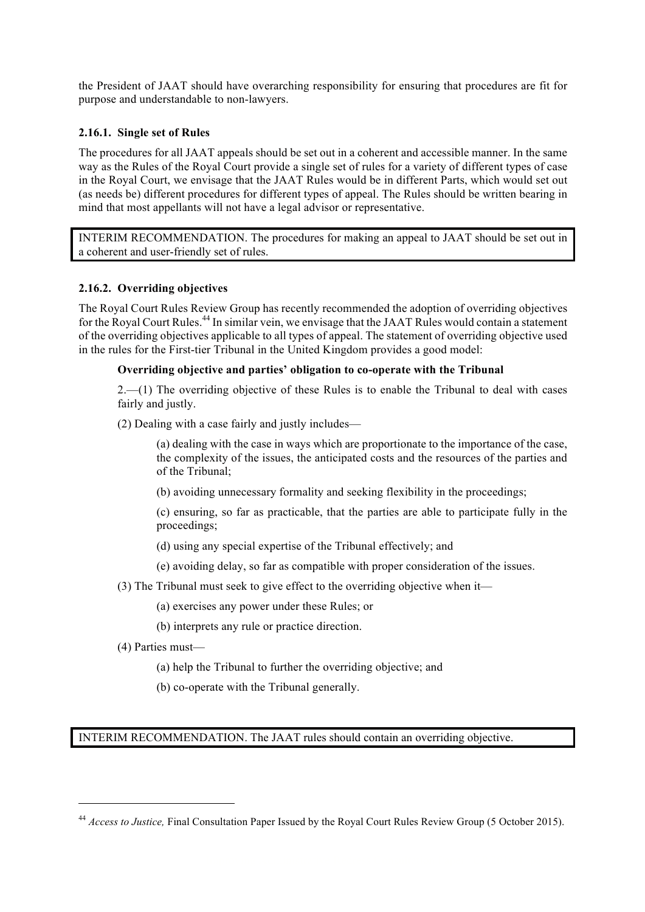the President of JAAT should have overarching responsibility for ensuring that procedures are fit for purpose and understandable to non-lawyers.

### 2.16.1. Single set of Rules

The procedures for all JAAT appeals should be set out in a coherent and accessible manner. In the same way as the Rules of the Royal Court provide a single set of rules for a variety of different types of case in the Royal Court, we envisage that the JAAT Rules would be in different Parts, which would set out (as needs be) different procedures for different types of appeal. The Rules should be written bearing in mind that most appellants will not have a legal advisor or representative.

> INTERIM RECOMMENDATION. The procedures for making an appeal to JAAT should be set out in a coherent and user-friendly set of rules.

### 2.16.2. Overriding objectives

The Royal Court Rules Review Group has recently recommended the adoption of overriding objectives for the Royal Court Rules.[44] In similar vein, we envisage that the JAAT Rules would contain a statement of the overriding objectives applicable to all types of appeal. The statement of overriding objective used in the rules for the First-tier Tribunal in the United Kingdom provides a good model:

**Overriding objective and parties' obligation to co-operate with the Tribunal**

2.—(1) The overriding objective of these Rules is to enable the Tribunal to deal with cases fairly and justly.

(2) Dealing with a case fairly and justly includes—

(a) dealing with the case in ways which are proportionate to the importance of the case, the complexity of the issues, the anticipated costs and the resources of the parties and of the Tribunal;

(b) avoiding unnecessary formality and seeking flexibility in the proceedings;

(c) ensuring, so far as practicable, that the parties are able to participate fully in the proceedings;

(d) using any special expertise of the Tribunal effectively; and

(e) avoiding delay, so far as compatible with proper consideration of the issues.

(3) The Tribunal must seek to give effect to the overriding objective when it—

(a) exercises any power under these Rules; or

(b) interprets any rule or practice direction.

(4) Parties must—

(a) help the Tribunal to further the overriding objective; and

(b) co-operate with the Tribunal generally.

> INTERIM RECOMMENDATION. The JAAT rules should contain an overriding objective.

---

[44] *Access to Justice,* Final Consultation Paper Issued by the Royal Court Rules Review Group (5 October 2015).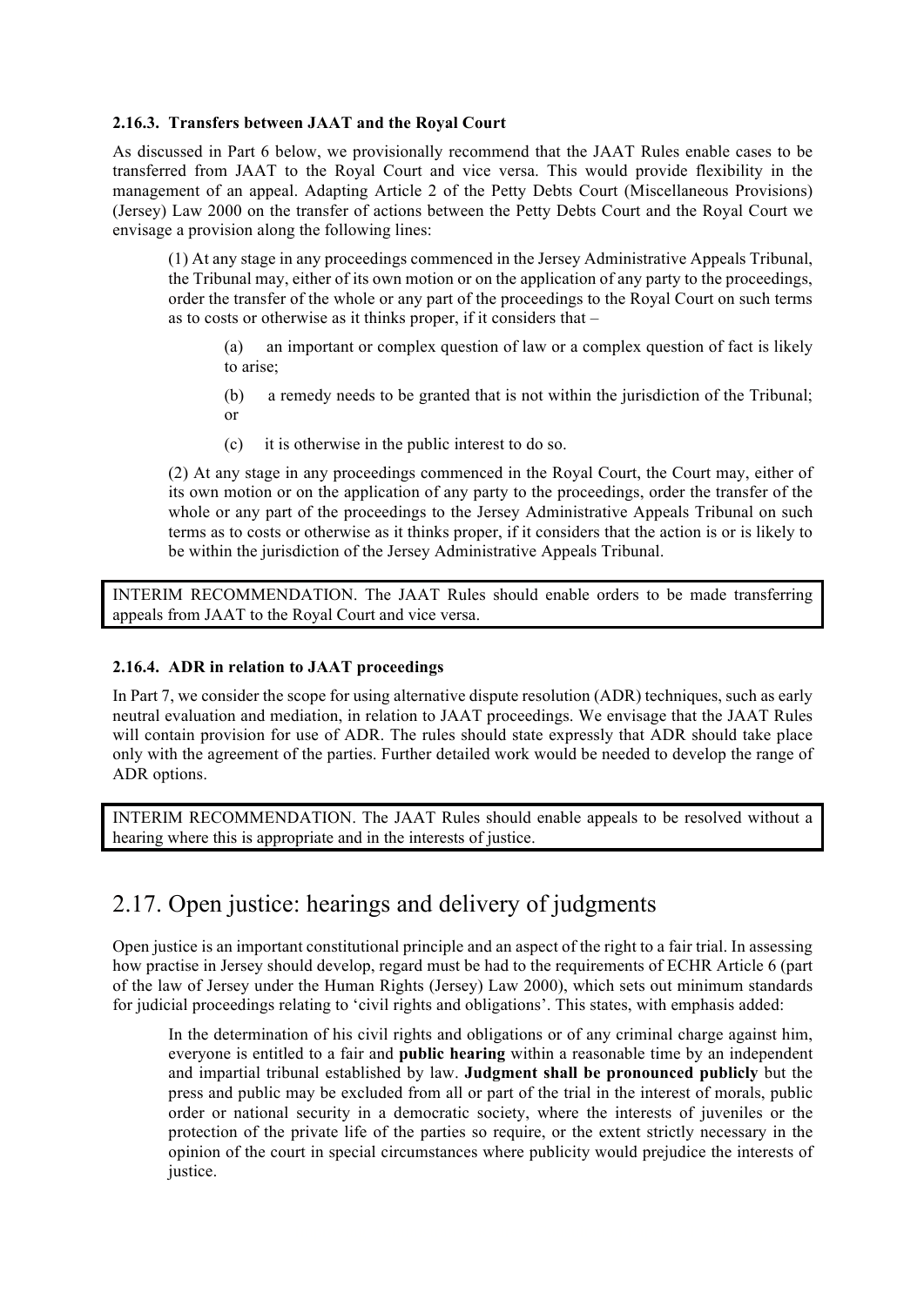### 2.16.3. Transfers between JAAT and the Royal Court

As discussed in Part 6 below, we provisionally recommend that the JAAT Rules enable cases to be transferred from JAAT to the Royal Court and vice versa. This would provide flexibility in the management of an appeal. Adapting Article 2 of the Petty Debts Court (Miscellaneous Provisions) (Jersey) Law 2000 on the transfer of actions between the Petty Debts Court and the Royal Court we envisage a provision along the following lines:

> (1) At any stage in any proceedings commenced in the Jersey Administrative Appeals Tribunal, the Tribunal may, either of its own motion or on the application of any party to the proceedings, order the transfer of the whole or any part of the proceedings to the Royal Court on such terms as to costs or otherwise as it thinks proper, if it considers that –
>
> > (a) an important or complex question of law or a complex question of fact is likely to arise;
> >
> > (b) a remedy needs to be granted that is not within the jurisdiction of the Tribunal; or
> >
> > (c) it is otherwise in the public interest to do so.
>
> (2) At any stage in any proceedings commenced in the Royal Court, the Court may, either of its own motion or on the application of any party to the proceedings, order the transfer of the whole or any part of the proceedings to the Jersey Administrative Appeals Tribunal on such terms as to costs or otherwise as it thinks proper, if it considers that the action is or is likely to be within the jurisdiction of the Jersey Administrative Appeals Tribunal.

| INTERIM RECOMMENDATION. The JAAT Rules should enable orders to be made transferring appeals from JAAT to the Royal Court and vice versa. |
|---|

### 2.16.4. ADR in relation to JAAT proceedings

In Part 7, we consider the scope for using alternative dispute resolution (ADR) techniques, such as early neutral evaluation and mediation, in relation to JAAT proceedings. We envisage that the JAAT Rules will contain provision for use of ADR. The rules should state expressly that ADR should take place only with the agreement of the parties. Further detailed work would be needed to develop the range of ADR options.

| INTERIM RECOMMENDATION. The JAAT Rules should enable appeals to be resolved without a hearing where this is appropriate and in the interests of justice. |
|---|

## 2.17. Open justice: hearings and delivery of judgments

Open justice is an important constitutional principle and an aspect of the right to a fair trial. In assessing how practise in Jersey should develop, regard must be had to the requirements of ECHR Article 6 (part of the law of Jersey under the Human Rights (Jersey) Law 2000), which sets out minimum standards for judicial proceedings relating to 'civil rights and obligations'. This states, with emphasis added:

> In the determination of his civil rights and obligations or of any criminal charge against him, everyone is entitled to a fair and **public hearing** within a reasonable time by an independent and impartial tribunal established by law. **Judgment shall be pronounced publicly** but the press and public may be excluded from all or part of the trial in the interest of morals, public order or national security in a democratic society, where the interests of juveniles or the protection of the private life of the parties so require, or the extent strictly necessary in the opinion of the court in special circumstances where publicity would prejudice the interests of justice.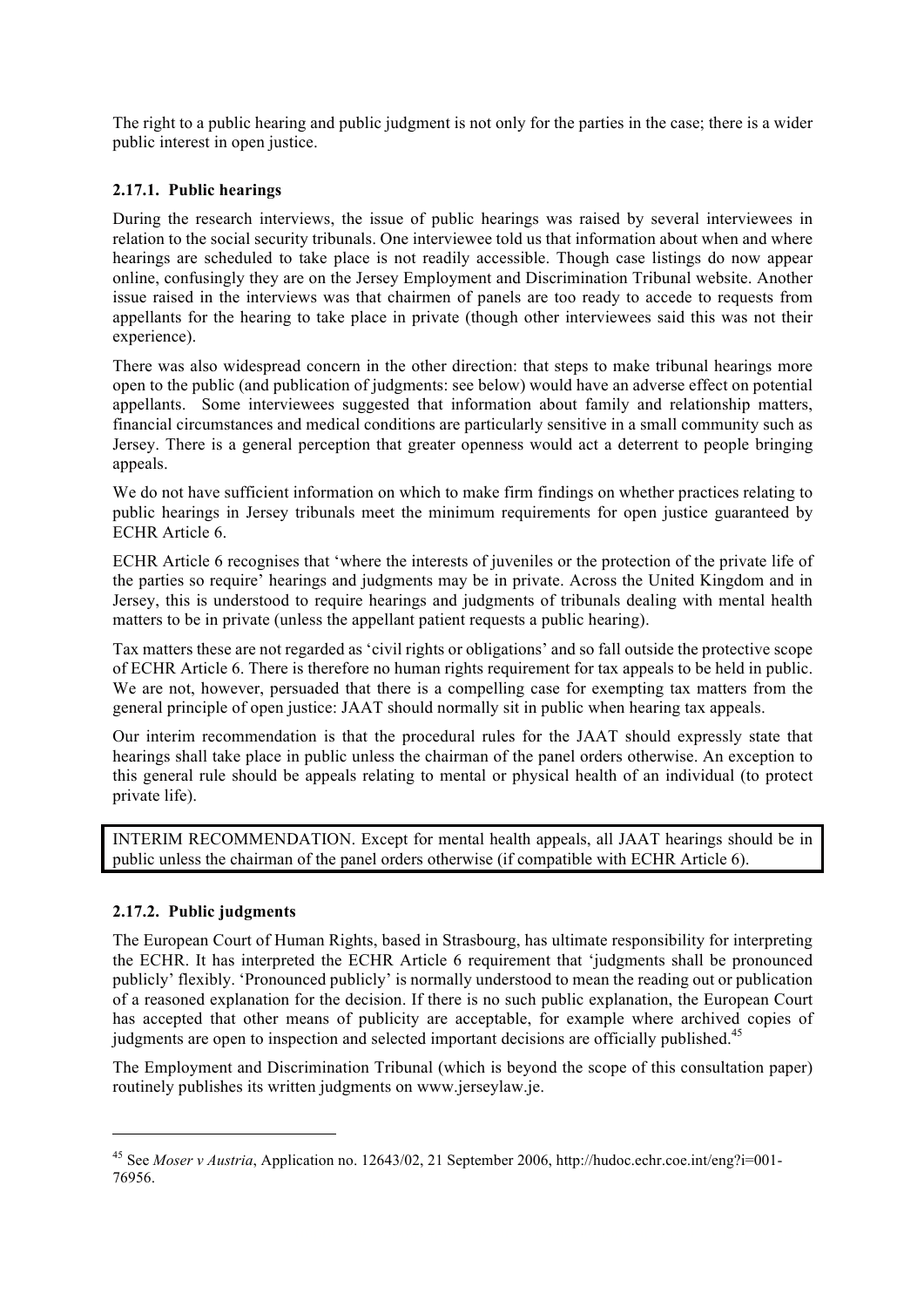The right to a public hearing and public judgment is not only for the parties in the case; there is a wider public interest in open justice.

### 2.17.1. Public hearings

During the research interviews, the issue of public hearings was raised by several interviewees in relation to the social security tribunals. One interviewee told us that information about when and where hearings are scheduled to take place is not readily accessible. Though case listings do now appear online, confusingly they are on the Jersey Employment and Discrimination Tribunal website. Another issue raised in the interviews was that chairmen of panels are too ready to accede to requests from appellants for the hearing to take place in private (though other interviewees said this was not their experience).

There was also widespread concern in the other direction: that steps to make tribunal hearings more open to the public (and publication of judgments: see below) would have an adverse effect on potential appellants. Some interviewees suggested that information about family and relationship matters, financial circumstances and medical conditions are particularly sensitive in a small community such as Jersey. There is a general perception that greater openness would act a deterrent to people bringing appeals.

We do not have sufficient information on which to make firm findings on whether practices relating to public hearings in Jersey tribunals meet the minimum requirements for open justice guaranteed by ECHR Article 6.

ECHR Article 6 recognises that 'where the interests of juveniles or the protection of the private life of the parties so require' hearings and judgments may be in private. Across the United Kingdom and in Jersey, this is understood to require hearings and judgments of tribunals dealing with mental health matters to be in private (unless the appellant patient requests a public hearing).

Tax matters these are not regarded as 'civil rights or obligations' and so fall outside the protective scope of ECHR Article 6. There is therefore no human rights requirement for tax appeals to be held in public. We are not, however, persuaded that there is a compelling case for exempting tax matters from the general principle of open justice: JAAT should normally sit in public when hearing tax appeals.

Our interim recommendation is that the procedural rules for the JAAT should expressly state that hearings shall take place in public unless the chairman of the panel orders otherwise. An exception to this general rule should be appeals relating to mental or physical health of an individual (to protect private life).

> INTERIM RECOMMENDATION. Except for mental health appeals, all JAAT hearings should be in public unless the chairman of the panel orders otherwise (if compatible with ECHR Article 6).

### 2.17.2. Public judgments

The European Court of Human Rights, based in Strasbourg, has ultimate responsibility for interpreting the ECHR. It has interpreted the ECHR Article 6 requirement that 'judgments shall be pronounced publicly' flexibly. 'Pronounced publicly' is normally understood to mean the reading out or publication of a reasoned explanation for the decision. If there is no such public explanation, the European Court has accepted that other means of publicity are acceptable, for example where archived copies of judgments are open to inspection and selected important decisions are officially published.[45]

The Employment and Discrimination Tribunal (which is beyond the scope of this consultation paper) routinely publishes its written judgments on www.jerseylaw.je.

---

[45] See *Moser v Austria*, Application no. 12643/02, 21 September 2006, http://hudoc.echr.coe.int/eng?i=001-76956.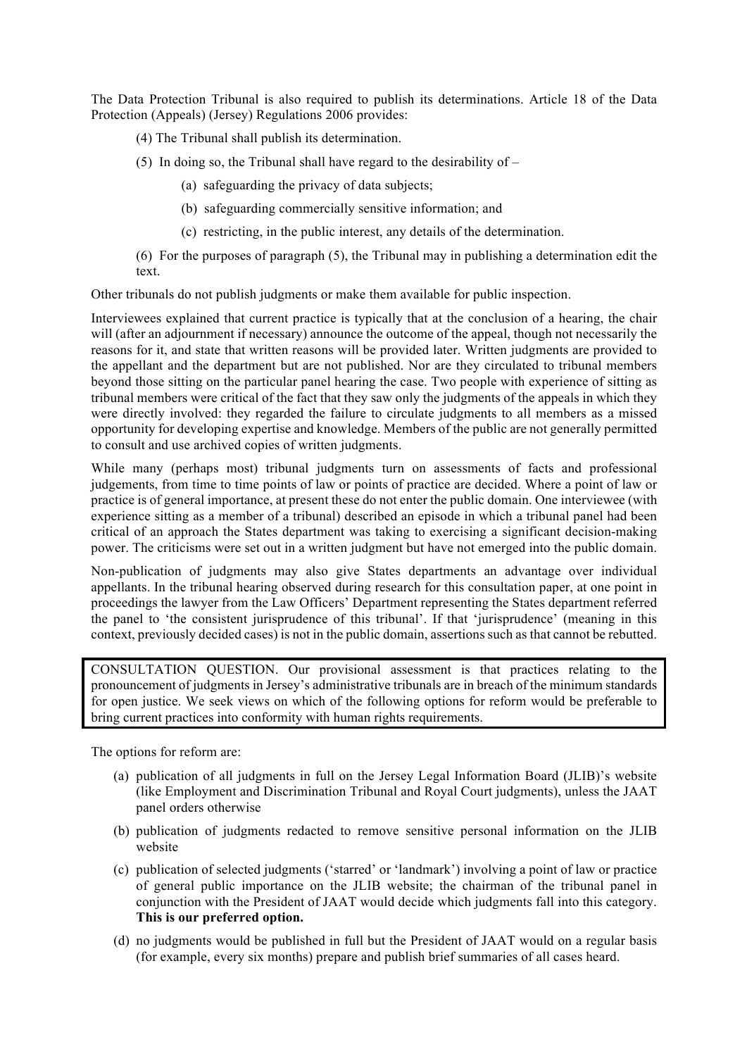The Data Protection Tribunal is also required to publish its determinations. Article 18 of the Data Protection (Appeals) (Jersey) Regulations 2006 provides:

> (4) The Tribunal shall publish its determination.
>
> (5) In doing so, the Tribunal shall have regard to the desirability of –
>
> > (a) safeguarding the privacy of data subjects;
> >
> > (b) safeguarding commercially sensitive information; and
> >
> > (c) restricting, in the public interest, any details of the determination.
>
> (6) For the purposes of paragraph (5), the Tribunal may in publishing a determination edit the text.

Other tribunals do not publish judgments or make them available for public inspection.

Interviewees explained that current practice is typically that at the conclusion of a hearing, the chair will (after an adjournment if necessary) announce the outcome of the appeal, though not necessarily the reasons for it, and state that written reasons will be provided later. Written judgments are provided to the appellant and the department but are not published. Nor are they circulated to tribunal members beyond those sitting on the particular panel hearing the case. Two people with experience of sitting as tribunal members were critical of the fact that they saw only the judgments of the appeals in which they were directly involved: they regarded the failure to circulate judgments to all members as a missed opportunity for developing expertise and knowledge. Members of the public are not generally permitted to consult and use archived copies of written judgments.

While many (perhaps most) tribunal judgments turn on assessments of facts and professional judgements, from time to time points of law or points of practice are decided. Where a point of law or practice is of general importance, at present these do not enter the public domain. One interviewee (with experience sitting as a member of a tribunal) described an episode in which a tribunal panel had been critical of an approach the States department was taking to exercising a significant decision-making power. The criticisms were set out in a written judgment but have not emerged into the public domain.

Non-publication of judgments may also give States departments an advantage over individual appellants. In the tribunal hearing observed during research for this consultation paper, at one point in proceedings the lawyer from the Law Officers' Department representing the States department referred the panel to 'the consistent jurisprudence of this tribunal'. If that 'jurisprudence' (meaning in this context, previously decided cases) is not in the public domain, assertions such as that cannot be rebutted.

> CONSULTATION QUESTION. Our provisional assessment is that practices relating to the pronouncement of judgments in Jersey's administrative tribunals are in breach of the minimum standards for open justice. We seek views on which of the following options for reform would be preferable to bring current practices into conformity with human rights requirements.

The options for reform are:

(a) publication of all judgments in full on the Jersey Legal Information Board (JLIB)'s website (like Employment and Discrimination Tribunal and Royal Court judgments), unless the JAAT panel orders otherwise

(b) publication of judgments redacted to remove sensitive personal information on the JLIB website

(c) publication of selected judgments ('starred' or 'landmark') involving a point of law or practice of general public importance on the JLIB website; the chairman of the tribunal panel in conjunction with the President of JAAT would decide which judgments fall into this category. **This is our preferred option.**

(d) no judgments would be published in full but the President of JAAT would on a regular basis (for example, every six months) prepare and publish brief summaries of all cases heard.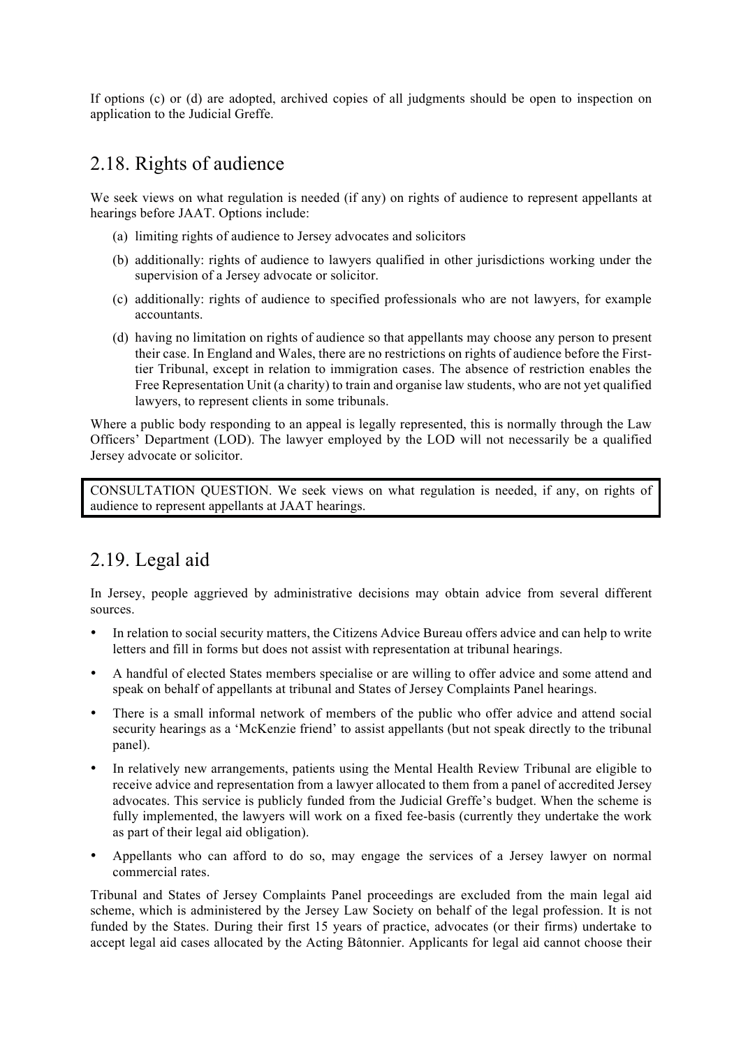If options (c) or (d) are adopted, archived copies of all judgments should be open to inspection on application to the Judicial Greffe.

## 2.18. Rights of audience

We seek views on what regulation is needed (if any) on rights of audience to represent appellants at hearings before JAAT. Options include:

(a) limiting rights of audience to Jersey advocates and solicitors

(b) additionally: rights of audience to lawyers qualified in other jurisdictions working under the supervision of a Jersey advocate or solicitor.

(c) additionally: rights of audience to specified professionals who are not lawyers, for example accountants.

(d) having no limitation on rights of audience so that appellants may choose any person to present their case. In England and Wales, there are no restrictions on rights of audience before the First-tier Tribunal, except in relation to immigration cases. The absence of restriction enables the Free Representation Unit (a charity) to train and organise law students, who are not yet qualified lawyers, to represent clients in some tribunals.

Where a public body responding to an appeal is legally represented, this is normally through the Law Officers' Department (LOD). The lawyer employed by the LOD will not necessarily be a qualified Jersey advocate or solicitor.

> CONSULTATION QUESTION. We seek views on what regulation is needed, if any, on rights of audience to represent appellants at JAAT hearings.

## 2.19. Legal aid

In Jersey, people aggrieved by administrative decisions may obtain advice from several different sources.

- In relation to social security matters, the Citizens Advice Bureau offers advice and can help to write letters and fill in forms but does not assist with representation at tribunal hearings.
- A handful of elected States members specialise or are willing to offer advice and some attend and speak on behalf of appellants at tribunal and States of Jersey Complaints Panel hearings.
- There is a small informal network of members of the public who offer advice and attend social security hearings as a 'McKenzie friend' to assist appellants (but not speak directly to the tribunal panel).
- In relatively new arrangements, patients using the Mental Health Review Tribunal are eligible to receive advice and representation from a lawyer allocated to them from a panel of accredited Jersey advocates. This service is publicly funded from the Judicial Greffe's budget. When the scheme is fully implemented, the lawyers will work on a fixed fee-basis (currently they undertake the work as part of their legal aid obligation).
- Appellants who can afford to do so, may engage the services of a Jersey lawyer on normal commercial rates.

Tribunal and States of Jersey Complaints Panel proceedings are excluded from the main legal aid scheme, which is administered by the Jersey Law Society on behalf of the legal profession. It is not funded by the States. During their first 15 years of practice, advocates (or their firms) undertake to accept legal aid cases allocated by the Acting Bâtonnier. Applicants for legal aid cannot choose their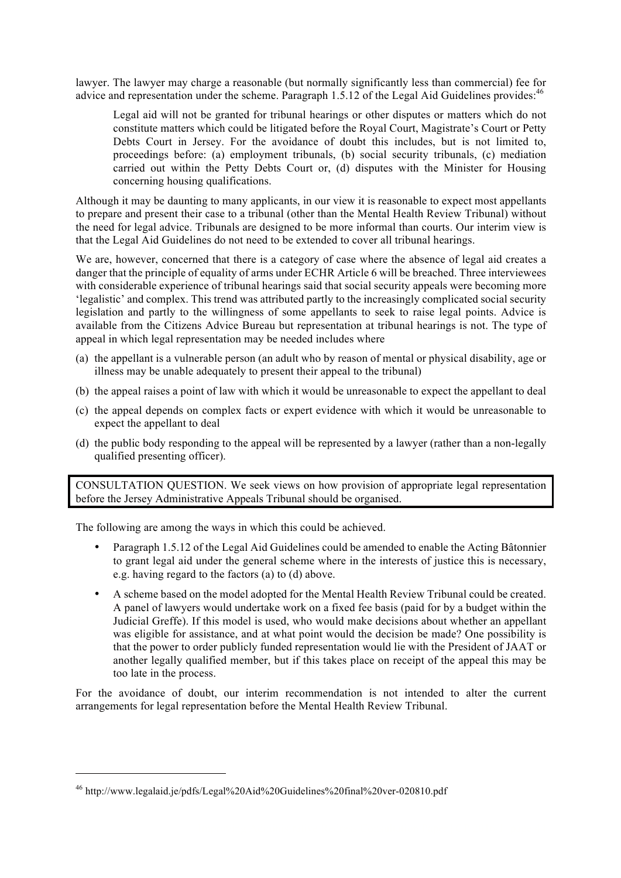lawyer. The lawyer may charge a reasonable (but normally significantly less than commercial) fee for advice and representation under the scheme. Paragraph 1.5.12 of the Legal Aid Guidelines provides:[46]

> Legal aid will not be granted for tribunal hearings or other disputes or matters which do not constitute matters which could be litigated before the Royal Court, Magistrate's Court or Petty Debts Court in Jersey. For the avoidance of doubt this includes, but is not limited to, proceedings before: (a) employment tribunals, (b) social security tribunals, (c) mediation carried out within the Petty Debts Court or, (d) disputes with the Minister for Housing concerning housing qualifications.

Although it may be daunting to many applicants, in our view it is reasonable to expect most appellants to prepare and present their case to a tribunal (other than the Mental Health Review Tribunal) without the need for legal advice. Tribunals are designed to be more informal than courts. Our interim view is that the Legal Aid Guidelines do not need to be extended to cover all tribunal hearings.

We are, however, concerned that there is a category of case where the absence of legal aid creates a danger that the principle of equality of arms under ECHR Article 6 will be breached. Three interviewees with considerable experience of tribunal hearings said that social security appeals were becoming more 'legalistic' and complex. This trend was attributed partly to the increasingly complicated social security legislation and partly to the willingness of some appellants to seek to raise legal points. Advice is available from the Citizens Advice Bureau but representation at tribunal hearings is not. The type of appeal in which legal representation may be needed includes where

(a) the appellant is a vulnerable person (an adult who by reason of mental or physical disability, age or illness may be unable adequately to present their appeal to the tribunal)

(b) the appeal raises a point of law with which it would be unreasonable to expect the appellant to deal

(c) the appeal depends on complex facts or expert evidence with which it would be unreasonable to expect the appellant to deal

(d) the public body responding to the appeal will be represented by a lawyer (rather than a non-legally qualified presenting officer).

| CONSULTATION QUESTION. We seek views on how provision of appropriate legal representation before the Jersey Administrative Appeals Tribunal should be organised. |
|---|

The following are among the ways in which this could be achieved.

- Paragraph 1.5.12 of the Legal Aid Guidelines could be amended to enable the Acting Bâtonnier to grant legal aid under the general scheme where in the interests of justice this is necessary, e.g. having regard to the factors (a) to (d) above.
- A scheme based on the model adopted for the Mental Health Review Tribunal could be created. A panel of lawyers would undertake work on a fixed fee basis (paid for by a budget within the Judicial Greffe). If this model is used, who would make decisions about whether an appellant was eligible for assistance, and at what point would the decision be made? One possibility is that the power to order publicly funded representation would lie with the President of JAAT or another legally qualified member, but if this takes place on receipt of the appeal this may be too late in the process.

For the avoidance of doubt, our interim recommendation is not intended to alter the current arrangements for legal representation before the Mental Health Review Tribunal.

[46] http://www.legalaid.je/pdfs/Legal%20Aid%20Guidelines%20final%20ver-020810.pdf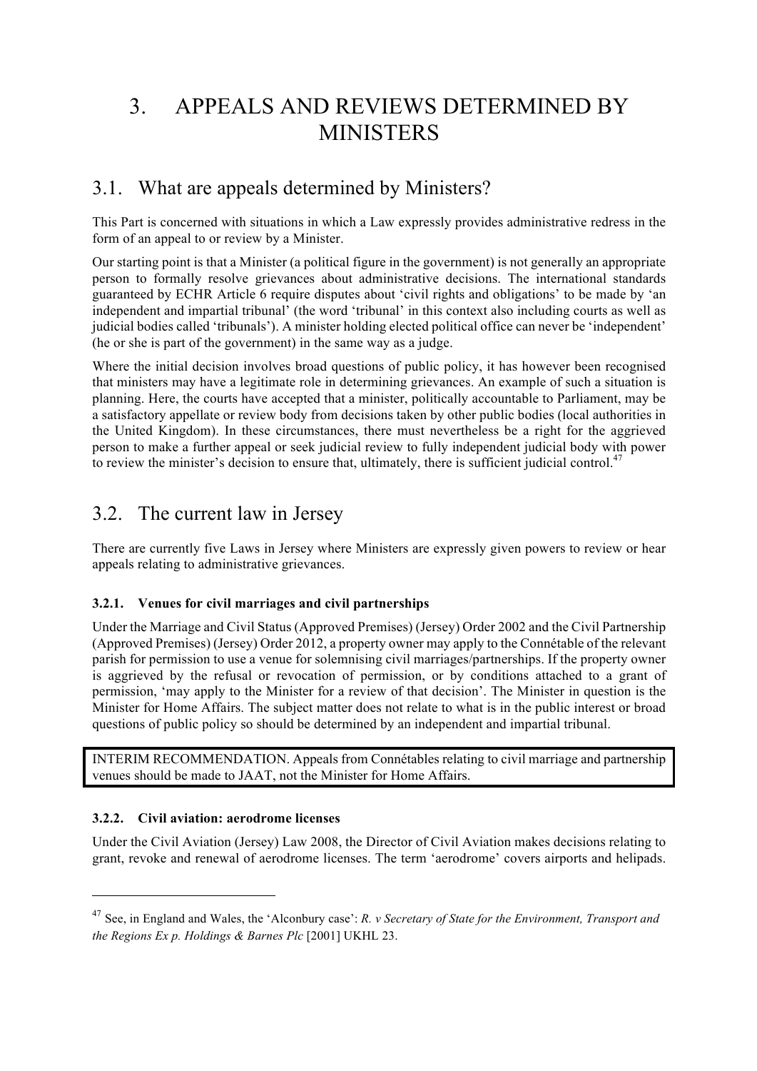# 3. APPEALS AND REVIEWS DETERMINED BY MINISTERS

## 3.1. What are appeals determined by Ministers?

This Part is concerned with situations in which a Law expressly provides administrative redress in the form of an appeal to or review by a Minister.

Our starting point is that a Minister (a political figure in the government) is not generally an appropriate person to formally resolve grievances about administrative decisions. The international standards guaranteed by ECHR Article 6 require disputes about 'civil rights and obligations' to be made by 'an independent and impartial tribunal' (the word 'tribunal' in this context also including courts as well as judicial bodies called 'tribunals'). A minister holding elected political office can never be 'independent' (he or she is part of the government) in the same way as a judge.

Where the initial decision involves broad questions of public policy, it has however been recognised that ministers may have a legitimate role in determining grievances. An example of such a situation is planning. Here, the courts have accepted that a minister, politically accountable to Parliament, may be a satisfactory appellate or review body from decisions taken by other public bodies (local authorities in the United Kingdom). In these circumstances, there must nevertheless be a right for the aggrieved person to make a further appeal or seek judicial review to fully independent judicial body with power to review the minister's decision to ensure that, ultimately, there is sufficient judicial control.[47]

## 3.2. The current law in Jersey

There are currently five Laws in Jersey where Ministers are expressly given powers to review or hear appeals relating to administrative grievances.

### 3.2.1. Venues for civil marriages and civil partnerships

Under the Marriage and Civil Status (Approved Premises) (Jersey) Order 2002 and the Civil Partnership (Approved Premises) (Jersey) Order 2012, a property owner may apply to the Connétable of the relevant parish for permission to use a venue for solemnising civil marriages/partnerships. If the property owner is aggrieved by the refusal or revocation of permission, or by conditions attached to a grant of permission, 'may apply to the Minister for a review of that decision'. The Minister in question is the Minister for Home Affairs. The subject matter does not relate to what is in the public interest or broad questions of public policy so should be determined by an independent and impartial tribunal.

> INTERIM RECOMMENDATION. Appeals from Connétables relating to civil marriage and partnership venues should be made to JAAT, not the Minister for Home Affairs.

### 3.2.2. Civil aviation: aerodrome licenses

Under the Civil Aviation (Jersey) Law 2008, the Director of Civil Aviation makes decisions relating to grant, revoke and renewal of aerodrome licenses. The term 'aerodrome' covers airports and helipads.

---

[47] See, in England and Wales, the 'Alconbury case': *R. v Secretary of State for the Environment, Transport and the Regions Ex p. Holdings & Barnes Plc* [2001] UKHL 23.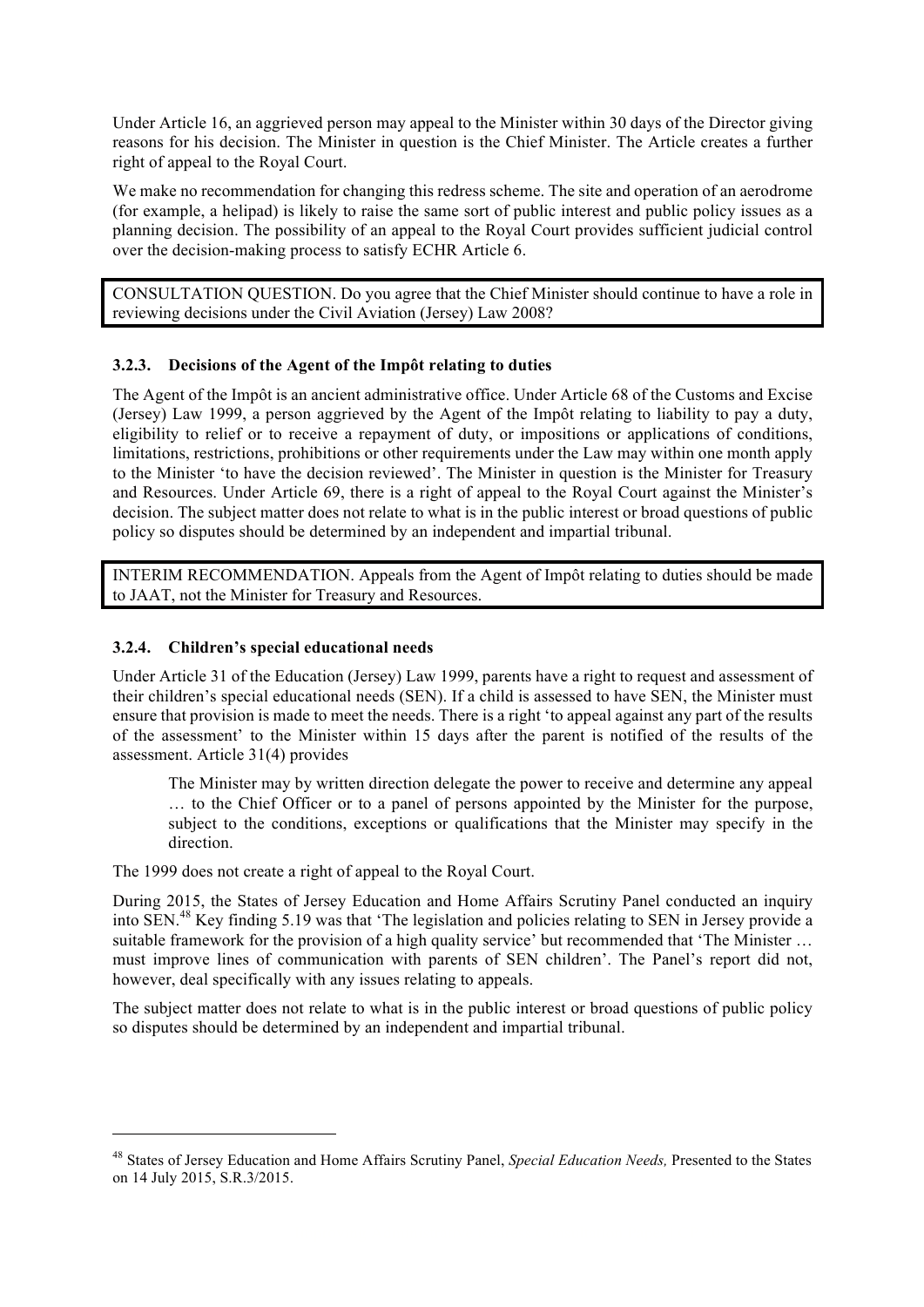Under Article 16, an aggrieved person may appeal to the Minister within 30 days of the Director giving reasons for his decision. The Minister in question is the Chief Minister. The Article creates a further right of appeal to the Royal Court.

We make no recommendation for changing this redress scheme. The site and operation of an aerodrome (for example, a helipad) is likely to raise the same sort of public interest and public policy issues as a planning decision. The possibility of an appeal to the Royal Court provides sufficient judicial control over the decision-making process to satisfy ECHR Article 6.

> CONSULTATION QUESTION. Do you agree that the Chief Minister should continue to have a role in reviewing decisions under the Civil Aviation (Jersey) Law 2008?

### 3.2.3. Decisions of the Agent of the Impôt relating to duties

The Agent of the Impôt is an ancient administrative office. Under Article 68 of the Customs and Excise (Jersey) Law 1999, a person aggrieved by the Agent of the Impôt relating to liability to pay a duty, eligibility to relief or to receive a repayment of duty, or impositions or applications of conditions, limitations, restrictions, prohibitions or other requirements under the Law may within one month apply to the Minister 'to have the decision reviewed'. The Minister in question is the Minister for Treasury and Resources. Under Article 69, there is a right of appeal to the Royal Court against the Minister's decision. The subject matter does not relate to what is in the public interest or broad questions of public policy so disputes should be determined by an independent and impartial tribunal.

> INTERIM RECOMMENDATION. Appeals from the Agent of Impôt relating to duties should be made to JAAT, not the Minister for Treasury and Resources.

### 3.2.4. Children's special educational needs

Under Article 31 of the Education (Jersey) Law 1999, parents have a right to request and assessment of their children's special educational needs (SEN). If a child is assessed to have SEN, the Minister must ensure that provision is made to meet the needs. There is a right 'to appeal against any part of the results of the assessment' to the Minister within 15 days after the parent is notified of the results of the assessment. Article 31(4) provides

> The Minister may by written direction delegate the power to receive and determine any appeal … to the Chief Officer or to a panel of persons appointed by the Minister for the purpose, subject to the conditions, exceptions or qualifications that the Minister may specify in the direction.

The 1999 does not create a right of appeal to the Royal Court.

During 2015, the States of Jersey Education and Home Affairs Scrutiny Panel conducted an inquiry into SEN.[48] Key finding 5.19 was that 'The legislation and policies relating to SEN in Jersey provide a suitable framework for the provision of a high quality service' but recommended that 'The Minister … must improve lines of communication with parents of SEN children'. The Panel's report did not, however, deal specifically with any issues relating to appeals.

The subject matter does not relate to what is in the public interest or broad questions of public policy so disputes should be determined by an independent and impartial tribunal.

---

[48] States of Jersey Education and Home Affairs Scrutiny Panel, *Special Education Needs,* Presented to the States on 14 July 2015, S.R.3/2015.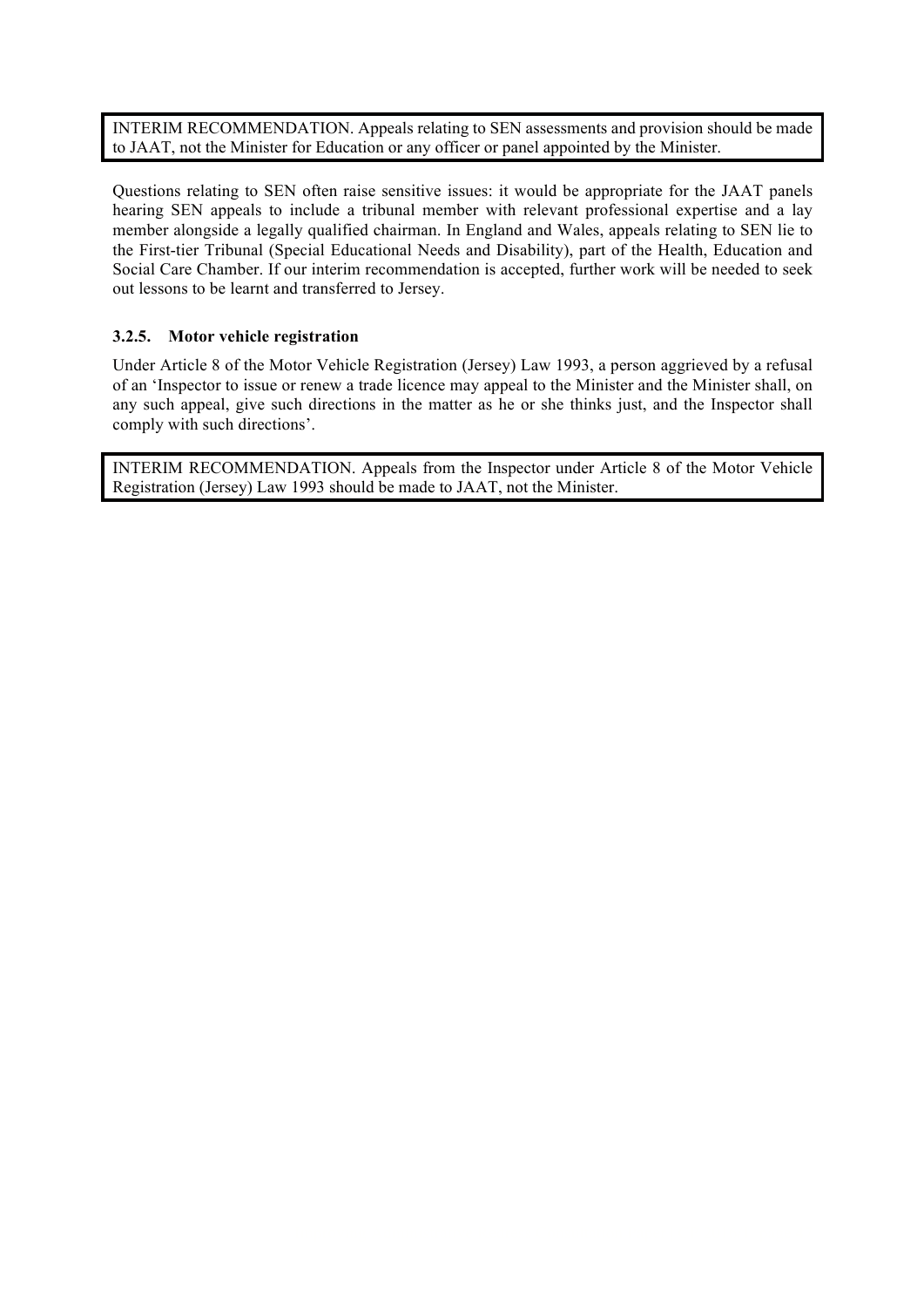> INTERIM RECOMMENDATION. Appeals relating to SEN assessments and provision should be made to JAAT, not the Minister for Education or any officer or panel appointed by the Minister.

Questions relating to SEN often raise sensitive issues: it would be appropriate for the JAAT panels hearing SEN appeals to include a tribunal member with relevant professional expertise and a lay member alongside a legally qualified chairman. In England and Wales, appeals relating to SEN lie to the First-tier Tribunal (Special Educational Needs and Disability), part of the Health, Education and Social Care Chamber. If our interim recommendation is accepted, further work will be needed to seek out lessons to be learnt and transferred to Jersey.

### 3.2.5. Motor vehicle registration

Under Article 8 of the Motor Vehicle Registration (Jersey) Law 1993, a person aggrieved by a refusal of an 'Inspector to issue or renew a trade licence may appeal to the Minister and the Minister shall, on any such appeal, give such directions in the matter as he or she thinks just, and the Inspector shall comply with such directions'.

> INTERIM RECOMMENDATION. Appeals from the Inspector under Article 8 of the Motor Vehicle Registration (Jersey) Law 1993 should be made to JAAT, not the Minister.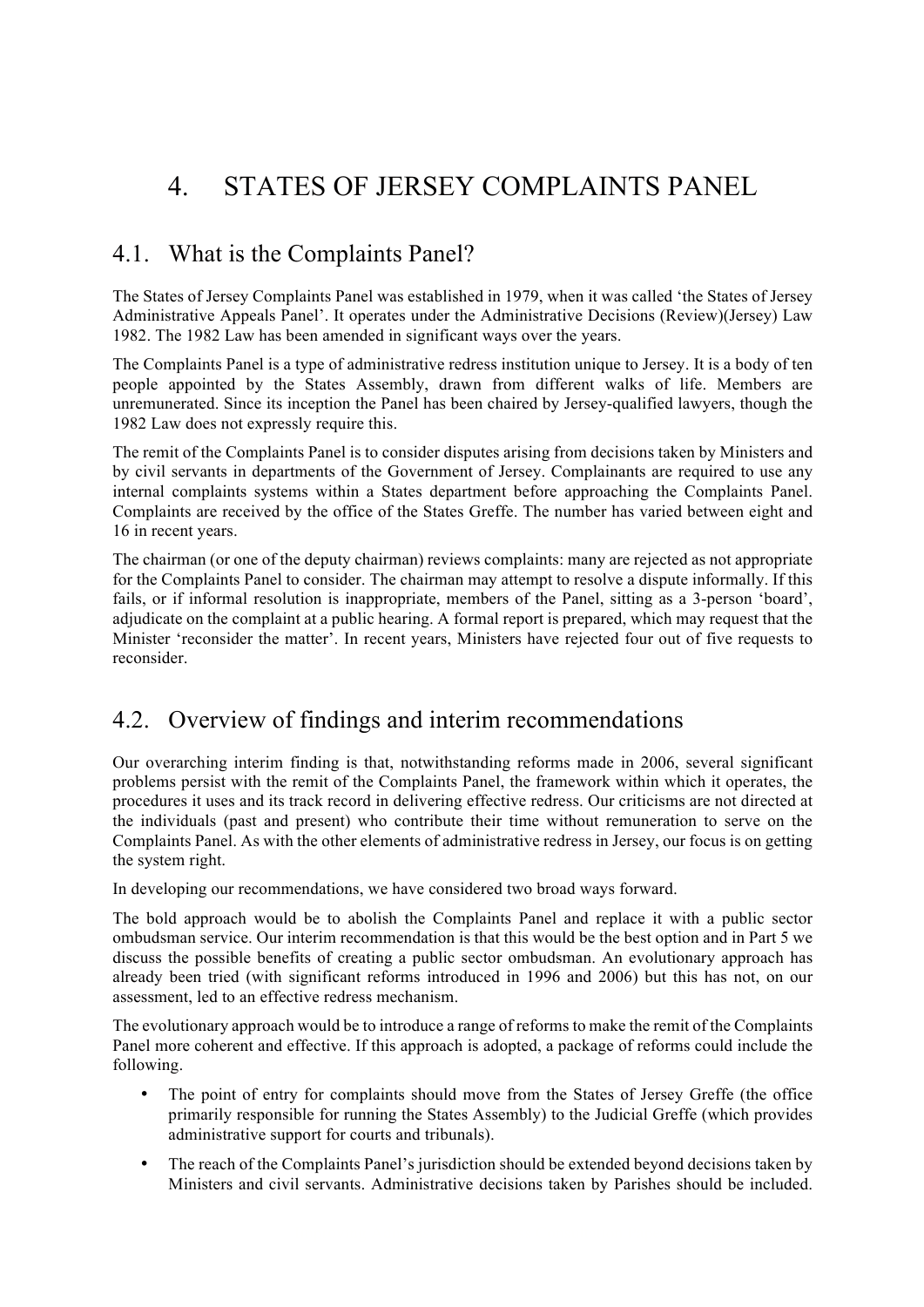# 4. STATES OF JERSEY COMPLAINTS PANEL

## 4.1. What is the Complaints Panel?

The States of Jersey Complaints Panel was established in 1979, when it was called 'the States of Jersey Administrative Appeals Panel'. It operates under the Administrative Decisions (Review)(Jersey) Law 1982. The 1982 Law has been amended in significant ways over the years.

The Complaints Panel is a type of administrative redress institution unique to Jersey. It is a body of ten people appointed by the States Assembly, drawn from different walks of life. Members are unremunerated. Since its inception the Panel has been chaired by Jersey-qualified lawyers, though the 1982 Law does not expressly require this.

The remit of the Complaints Panel is to consider disputes arising from decisions taken by Ministers and by civil servants in departments of the Government of Jersey. Complainants are required to use any internal complaints systems within a States department before approaching the Complaints Panel. Complaints are received by the office of the States Greffe. The number has varied between eight and 16 in recent years.

The chairman (or one of the deputy chairman) reviews complaints: many are rejected as not appropriate for the Complaints Panel to consider. The chairman may attempt to resolve a dispute informally. If this fails, or if informal resolution is inappropriate, members of the Panel, sitting as a 3-person 'board', adjudicate on the complaint at a public hearing. A formal report is prepared, which may request that the Minister 'reconsider the matter'. In recent years, Ministers have rejected four out of five requests to reconsider.

## 4.2. Overview of findings and interim recommendations

Our overarching interim finding is that, notwithstanding reforms made in 2006, several significant problems persist with the remit of the Complaints Panel, the framework within which it operates, the procedures it uses and its track record in delivering effective redress. Our criticisms are not directed at the individuals (past and present) who contribute their time without remuneration to serve on the Complaints Panel. As with the other elements of administrative redress in Jersey, our focus is on getting the system right.

In developing our recommendations, we have considered two broad ways forward.

The bold approach would be to abolish the Complaints Panel and replace it with a public sector ombudsman service. Our interim recommendation is that this would be the best option and in Part 5 we discuss the possible benefits of creating a public sector ombudsman. An evolutionary approach has already been tried (with significant reforms introduced in 1996 and 2006) but this has not, on our assessment, led to an effective redress mechanism.

The evolutionary approach would be to introduce a range of reforms to make the remit of the Complaints Panel more coherent and effective. If this approach is adopted, a package of reforms could include the following.

- The point of entry for complaints should move from the States of Jersey Greffe (the office primarily responsible for running the States Assembly) to the Judicial Greffe (which provides administrative support for courts and tribunals).
- The reach of the Complaints Panel's jurisdiction should be extended beyond decisions taken by Ministers and civil servants. Administrative decisions taken by Parishes should be included.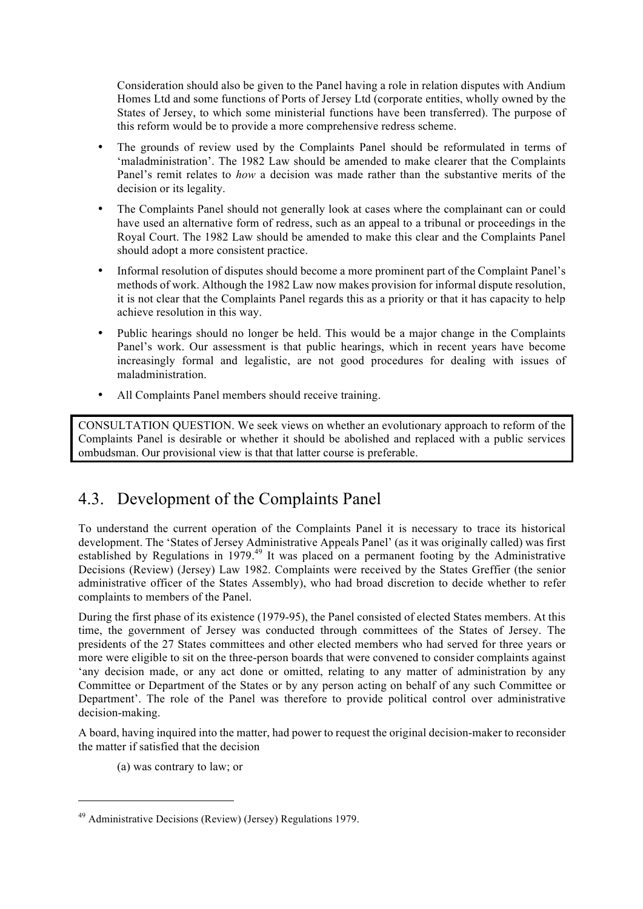Consideration should also be given to the Panel having a role in relation disputes with Andium Homes Ltd and some functions of Ports of Jersey Ltd (corporate entities, wholly owned by the States of Jersey, to which some ministerial functions have been transferred). The purpose of this reform would be to provide a more comprehensive redress scheme.

- The grounds of review used by the Complaints Panel should be reformulated in terms of 'maladministration'. The 1982 Law should be amended to make clearer that the Complaints Panel's remit relates to *how* a decision was made rather than the substantive merits of the decision or its legality.
- The Complaints Panel should not generally look at cases where the complainant can or could have used an alternative form of redress, such as an appeal to a tribunal or proceedings in the Royal Court. The 1982 Law should be amended to make this clear and the Complaints Panel should adopt a more consistent practice.
- Informal resolution of disputes should become a more prominent part of the Complaint Panel's methods of work. Although the 1982 Law now makes provision for informal dispute resolution, it is not clear that the Complaints Panel regards this as a priority or that it has capacity to help achieve resolution in this way.
- Public hearings should no longer be held. This would be a major change in the Complaints Panel's work. Our assessment is that public hearings, which in recent years have become increasingly formal and legalistic, are not good procedures for dealing with issues of maladministration.
- All Complaints Panel members should receive training.

> CONSULTATION QUESTION. We seek views on whether an evolutionary approach to reform of the Complaints Panel is desirable or whether it should be abolished and replaced with a public services ombudsman. Our provisional view is that that latter course is preferable.

## 4.3. Development of the Complaints Panel

To understand the current operation of the Complaints Panel it is necessary to trace its historical development. The 'States of Jersey Administrative Appeals Panel' (as it was originally called) was first established by Regulations in 1979.[49] It was placed on a permanent footing by the Administrative Decisions (Review) (Jersey) Law 1982. Complaints were received by the States Greffier (the senior administrative officer of the States Assembly), who had broad discretion to decide whether to refer complaints to members of the Panel.

During the first phase of its existence (1979-95), the Panel consisted of elected States members. At this time, the government of Jersey was conducted through committees of the States of Jersey. The presidents of the 27 States committees and other elected members who had served for three years or more were eligible to sit on the three-person boards that were convened to consider complaints against 'any decision made, or any act done or omitted, relating to any matter of administration by any Committee or Department of the States or by any person acting on behalf of any such Committee or Department'. The role of the Panel was therefore to provide political control over administrative decision-making.

A board, having inquired into the matter, had power to request the original decision-maker to reconsider the matter if satisfied that the decision

(a) was contrary to law; or

---

[49] Administrative Decisions (Review) (Jersey) Regulations 1979.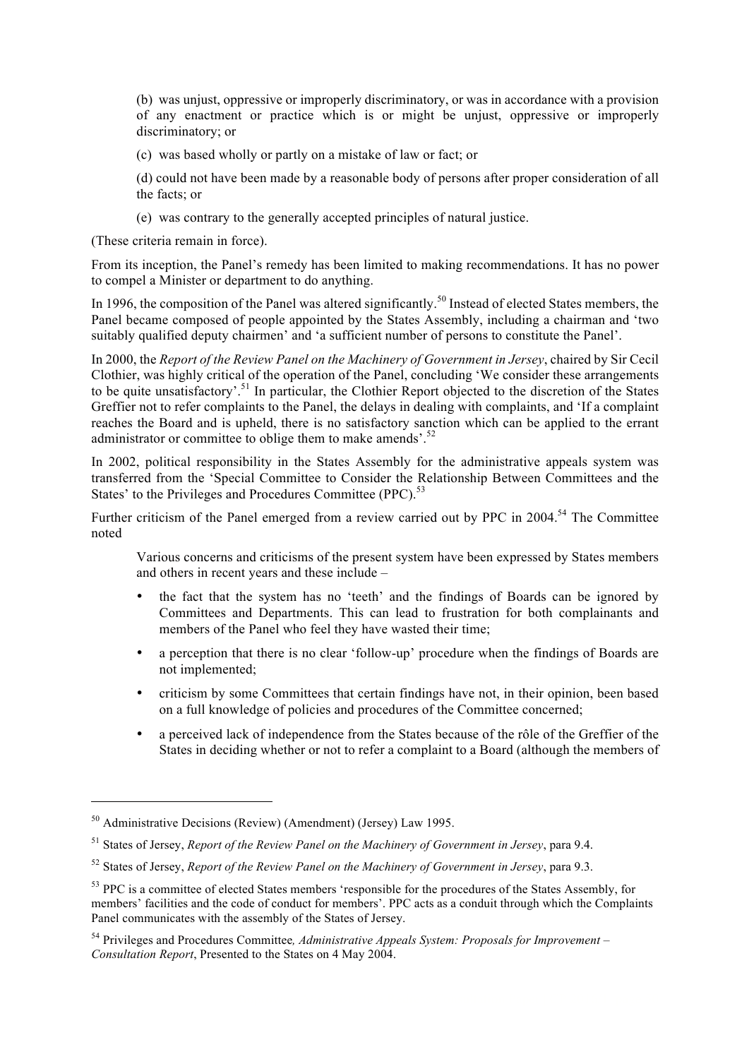> (b) was unjust, oppressive or improperly discriminatory, or was in accordance with a provision of any enactment or practice which is or might be unjust, oppressive or improperly discriminatory; or
>
> (c) was based wholly or partly on a mistake of law or fact; or
>
> (d) could not have been made by a reasonable body of persons after proper consideration of all the facts; or
>
> (e) was contrary to the generally accepted principles of natural justice.

(These criteria remain in force).

From its inception, the Panel's remedy has been limited to making recommendations. It has no power to compel a Minister or department to do anything.

In 1996, the composition of the Panel was altered significantly.[50] Instead of elected States members, the Panel became composed of people appointed by the States Assembly, including a chairman and 'two suitably qualified deputy chairmen' and 'a sufficient number of persons to constitute the Panel'.

In 2000, the *Report of the Review Panel on the Machinery of Government in Jersey*, chaired by Sir Cecil Clothier, was highly critical of the operation of the Panel, concluding 'We consider these arrangements to be quite unsatisfactory'.[51] In particular, the Clothier Report objected to the discretion of the States Greffier not to refer complaints to the Panel, the delays in dealing with complaints, and 'If a complaint reaches the Board and is upheld, there is no satisfactory sanction which can be applied to the errant administrator or committee to oblige them to make amends'.[52]

In 2002, political responsibility in the States Assembly for the administrative appeals system was transferred from the 'Special Committee to Consider the Relationship Between Committees and the States' to the Privileges and Procedures Committee (PPC).[53]

Further criticism of the Panel emerged from a review carried out by PPC in 2004.[54] The Committee noted

> Various concerns and criticisms of the present system have been expressed by States members and others in recent years and these include –
>
> - the fact that the system has no 'teeth' and the findings of Boards can be ignored by Committees and Departments. This can lead to frustration for both complainants and members of the Panel who feel they have wasted their time;
> - a perception that there is no clear 'follow-up' procedure when the findings of Boards are not implemented;
> - criticism by some Committees that certain findings have not, in their opinion, been based on a full knowledge of policies and procedures of the Committee concerned;
> - a perceived lack of independence from the States because of the rôle of the Greffier of the States in deciding whether or not to refer a complaint to a Board (although the members of

---

[50] Administrative Decisions (Review) (Amendment) (Jersey) Law 1995.

[51] States of Jersey, *Report of the Review Panel on the Machinery of Government in Jersey*, para 9.4.

[52] States of Jersey, *Report of the Review Panel on the Machinery of Government in Jersey*, para 9.3.

[53] PPC is a committee of elected States members 'responsible for the procedures of the States Assembly, for members' facilities and the code of conduct for members'. PPC acts as a conduit through which the Complaints Panel communicates with the assembly of the States of Jersey.

[54] Privileges and Procedures Committee*, Administrative Appeals System: Proposals for Improvement – Consultation Report*, Presented to the States on 4 May 2004.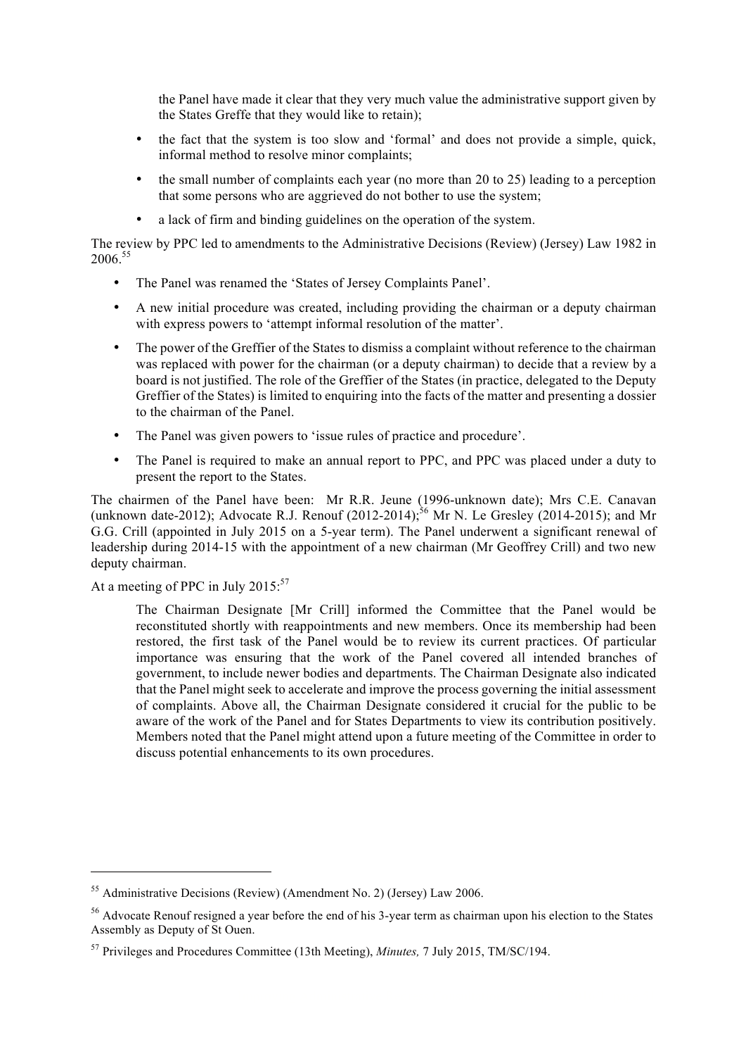the Panel have made it clear that they very much value the administrative support given by the States Greffe that they would like to retain);

- the fact that the system is too slow and 'formal' and does not provide a simple, quick, informal method to resolve minor complaints;
- the small number of complaints each year (no more than 20 to 25) leading to a perception that some persons who are aggrieved do not bother to use the system;
- a lack of firm and binding guidelines on the operation of the system.

The review by PPC led to amendments to the Administrative Decisions (Review) (Jersey) Law 1982 in 2006.[55]

- The Panel was renamed the 'States of Jersey Complaints Panel'.
- A new initial procedure was created, including providing the chairman or a deputy chairman with express powers to 'attempt informal resolution of the matter'.
- The power of the Greffier of the States to dismiss a complaint without reference to the chairman was replaced with power for the chairman (or a deputy chairman) to decide that a review by a board is not justified. The role of the Greffier of the States (in practice, delegated to the Deputy Greffier of the States) is limited to enquiring into the facts of the matter and presenting a dossier to the chairman of the Panel.
- The Panel was given powers to 'issue rules of practice and procedure'.
- The Panel is required to make an annual report to PPC, and PPC was placed under a duty to present the report to the States.

The chairmen of the Panel have been: Mr R.R. Jeune (1996-unknown date); Mrs C.E. Canavan (unknown date-2012); Advocate R.J. Renouf (2012-2014);[56] Mr N. Le Gresley (2014-2015); and Mr G.G. Crill (appointed in July 2015 on a 5-year term). The Panel underwent a significant renewal of leadership during 2014-15 with the appointment of a new chairman (Mr Geoffrey Crill) and two new deputy chairman.

At a meeting of PPC in July 2015:[57]

> The Chairman Designate [Mr Crill] informed the Committee that the Panel would be reconstituted shortly with reappointments and new members. Once its membership had been restored, the first task of the Panel would be to review its current practices. Of particular importance was ensuring that the work of the Panel covered all intended branches of government, to include newer bodies and departments. The Chairman Designate also indicated that the Panel might seek to accelerate and improve the process governing the initial assessment of complaints. Above all, the Chairman Designate considered it crucial for the public to be aware of the work of the Panel and for States Departments to view its contribution positively. Members noted that the Panel might attend upon a future meeting of the Committee in order to discuss potential enhancements to its own procedures.

---

[55] Administrative Decisions (Review) (Amendment No. 2) (Jersey) Law 2006.

[56] Advocate Renouf resigned a year before the end of his 3-year term as chairman upon his election to the States Assembly as Deputy of St Ouen.

[57] Privileges and Procedures Committee (13th Meeting), *Minutes,* 7 July 2015, TM/SC/194.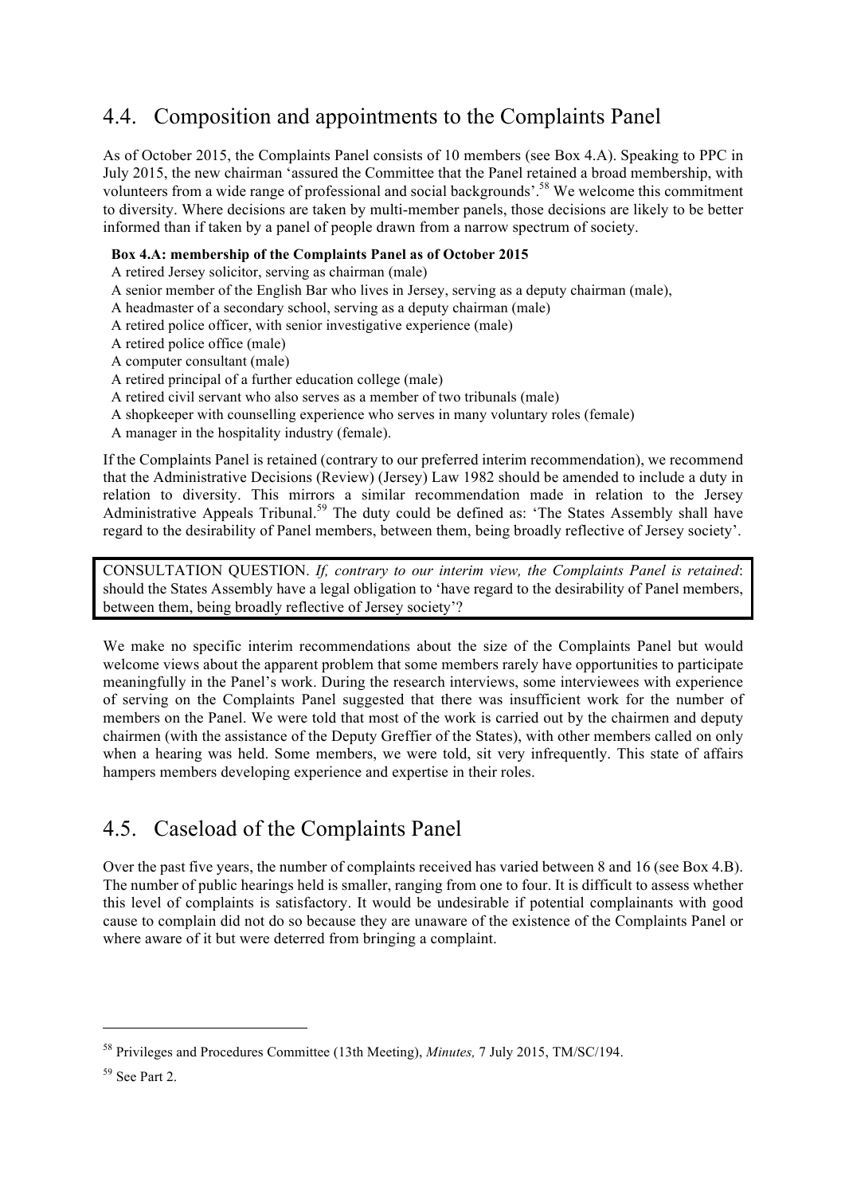## 4.4. Composition and appointments to the Complaints Panel

As of October 2015, the Complaints Panel consists of 10 members (see Box 4.A). Speaking to PPC in July 2015, the new chairman 'assured the Committee that the Panel retained a broad membership, with volunteers from a wide range of professional and social backgrounds'.[58] We welcome this commitment to diversity. Where decisions are taken by multi-member panels, those decisions are likely to be better informed than if taken by a panel of people drawn from a narrow spectrum of society.

**Box 4.A: membership of the Complaints Panel as of October 2015**

A retired Jersey solicitor, serving as chairman (male)
A senior member of the English Bar who lives in Jersey, serving as a deputy chairman (male),
A headmaster of a secondary school, serving as a deputy chairman (male)
A retired police officer, with senior investigative experience (male)
A retired police office (male)
A computer consultant (male)
A retired principal of a further education college (male)
A retired civil servant who also serves as a member of two tribunals (male)
A shopkeeper with counselling experience who serves in many voluntary roles (female)
A manager in the hospitality industry (female).

If the Complaints Panel is retained (contrary to our preferred interim recommendation), we recommend that the Administrative Decisions (Review) (Jersey) Law 1982 should be amended to include a duty in relation to diversity. This mirrors a similar recommendation made in relation to the Jersey Administrative Appeals Tribunal.[59] The duty could be defined as: 'The States Assembly shall have regard to the desirability of Panel members, between them, being broadly reflective of Jersey society'.

> CONSULTATION QUESTION. *If, contrary to our interim view, the Complaints Panel is retained*: should the States Assembly have a legal obligation to 'have regard to the desirability of Panel members, between them, being broadly reflective of Jersey society'?

We make no specific interim recommendations about the size of the Complaints Panel but would welcome views about the apparent problem that some members rarely have opportunities to participate meaningfully in the Panel's work. During the research interviews, some interviewees with experience of serving on the Complaints Panel suggested that there was insufficient work for the number of members on the Panel. We were told that most of the work is carried out by the chairmen and deputy chairmen (with the assistance of the Deputy Greffier of the States), with other members called on only when a hearing was held. Some members, we were told, sit very infrequently. This state of affairs hampers members developing experience and expertise in their roles.

## 4.5. Caseload of the Complaints Panel

Over the past five years, the number of complaints received has varied between 8 and 16 (see Box 4.B). The number of public hearings held is smaller, ranging from one to four. It is difficult to assess whether this level of complaints is satisfactory. It would be undesirable if potential complainants with good cause to complain did not do so because they are unaware of the existence of the Complaints Panel or where aware of it but were deterred from bringing a complaint.

---

[58] Privileges and Procedures Committee (13th Meeting), *Minutes,* 7 July 2015, TM/SC/194.

[59] See Part 2.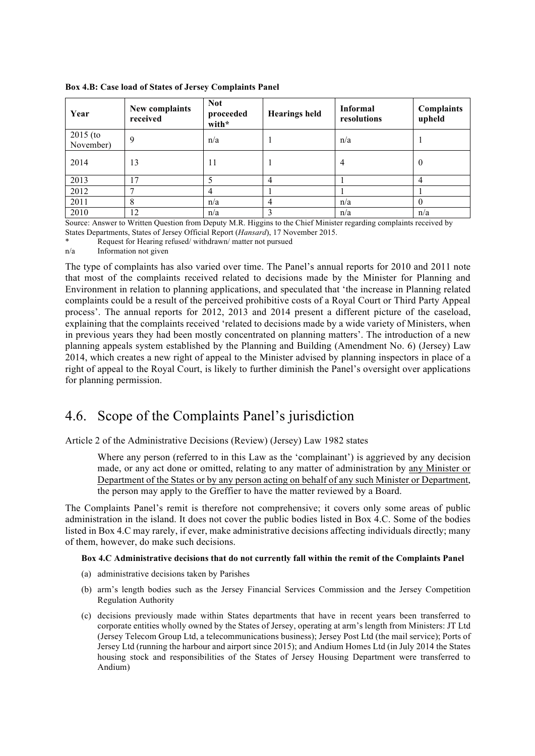**Box 4.B: Case load of States of Jersey Complaints Panel**

| Year | New complaints received | Not proceeded with* | Hearings held | Informal resolutions | Complaints upheld |
|---|---|---|---|---|---|
| 2015 (to November) | 9 | n/a | 1 | n/a | 1 |
| 2014 | 13 | 11 | 1 | 4 | 0 |
| 2013 | 17 | 5 | 4 | 1 | 4 |
| 2012 | 7 | 4 | 1 | 1 | 1 |
| 2011 | 8 | n/a | 4 | n/a | 0 |
| 2010 | 12 | n/a | 3 | n/a | n/a |

Source: Answer to Written Question from Deputy M.R. Higgins to the Chief Minister regarding complaints received by States Departments, States of Jersey Official Report (*Hansard*), 17 November 2015.

\* Request for Hearing refused/ withdrawn/ matter not pursued

n/a Information not given

The type of complaints has also varied over time. The Panel's annual reports for 2010 and 2011 note that most of the complaints received related to decisions made by the Minister for Planning and Environment in relation to planning applications, and speculated that 'the increase in Planning related complaints could be a result of the perceived prohibitive costs of a Royal Court or Third Party Appeal process'. The annual reports for 2012, 2013 and 2014 present a different picture of the caseload, explaining that the complaints received 'related to decisions made by a wide variety of Ministers, when in previous years they had been mostly concentrated on planning matters'. The introduction of a new planning appeals system established by the Planning and Building (Amendment No. 6) (Jersey) Law 2014, which creates a new right of appeal to the Minister advised by planning inspectors in place of a right of appeal to the Royal Court, is likely to further diminish the Panel's oversight over applications for planning permission.

## 4.6. Scope of the Complaints Panel's jurisdiction

Article 2 of the Administrative Decisions (Review) (Jersey) Law 1982 states

> Where any person (referred to in this Law as the 'complainant') is aggrieved by any decision made, or any act done or omitted, relating to any matter of administration by <u>any Minister or Department of the States or by any person acting on behalf of any such Minister or Department</u>, the person may apply to the Greffier to have the matter reviewed by a Board.

The Complaints Panel's remit is therefore not comprehensive; it covers only some areas of public administration in the island. It does not cover the public bodies listed in Box 4.C. Some of the bodies listed in Box 4.C may rarely, if ever, make administrative decisions affecting individuals directly; many of them, however, do make such decisions.

**Box 4.C Administrative decisions that do not currently fall within the remit of the Complaints Panel**

(a) administrative decisions taken by Parishes

(b) arm's length bodies such as the Jersey Financial Services Commission and the Jersey Competition Regulation Authority

(c) decisions previously made within States departments that have in recent years been transferred to corporate entities wholly owned by the States of Jersey, operating at arm's length from Ministers: JT Ltd (Jersey Telecom Group Ltd, a telecommunications business); Jersey Post Ltd (the mail service); Ports of Jersey Ltd (running the harbour and airport since 2015); and Andium Homes Ltd (in July 2014 the States housing stock and responsibilities of the States of Jersey Housing Department were transferred to Andium)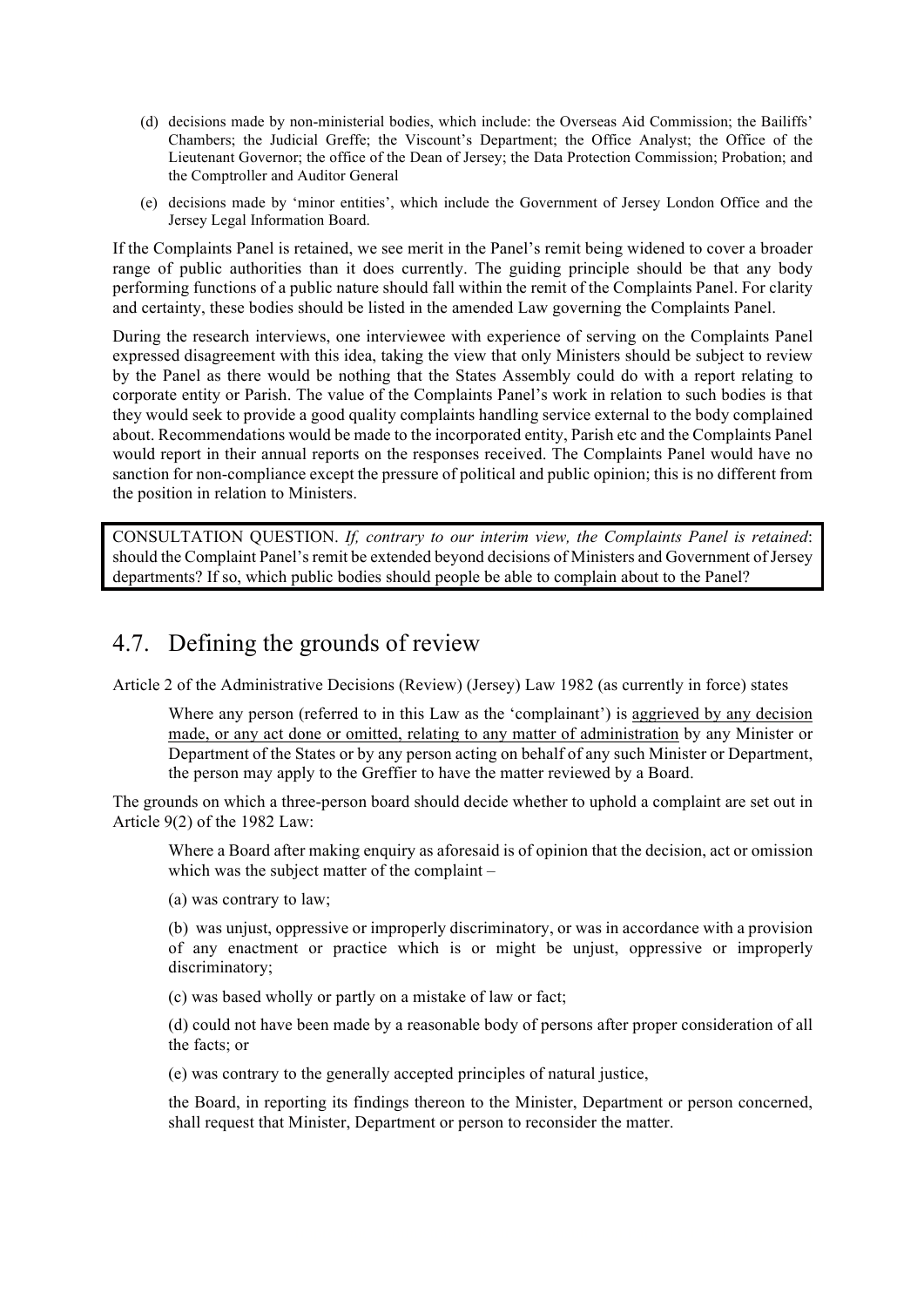(d) decisions made by non-ministerial bodies, which include: the Overseas Aid Commission; the Bailiffs' Chambers; the Judicial Greffe; the Viscount's Department; the Office Analyst; the Office of the Lieutenant Governor; the office of the Dean of Jersey; the Data Protection Commission; Probation; and the Comptroller and Auditor General

(e) decisions made by 'minor entities', which include the Government of Jersey London Office and the Jersey Legal Information Board.

If the Complaints Panel is retained, we see merit in the Panel's remit being widened to cover a broader range of public authorities than it does currently. The guiding principle should be that any body performing functions of a public nature should fall within the remit of the Complaints Panel. For clarity and certainty, these bodies should be listed in the amended Law governing the Complaints Panel.

During the research interviews, one interviewee with experience of serving on the Complaints Panel expressed disagreement with this idea, taking the view that only Ministers should be subject to review by the Panel as there would be nothing that the States Assembly could do with a report relating to corporate entity or Parish. The value of the Complaints Panel's work in relation to such bodies is that they would seek to provide a good quality complaints handling service external to the body complained about. Recommendations would be made to the incorporated entity, Parish etc and the Complaints Panel would report in their annual reports on the responses received. The Complaints Panel would have no sanction for non-compliance except the pressure of political and public opinion; this is no different from the position in relation to Ministers.

> CONSULTATION QUESTION. *If, contrary to our interim view, the Complaints Panel is retained*: should the Complaint Panel's remit be extended beyond decisions of Ministers and Government of Jersey departments? If so, which public bodies should people be able to complain about to the Panel?

## 4.7. Defining the grounds of review

Article 2 of the Administrative Decisions (Review) (Jersey) Law 1982 (as currently in force) states

> Where any person (referred to in this Law as the 'complainant') is aggrieved by any decision made, or any act done or omitted, relating to any matter of administration by any Minister or Department of the States or by any person acting on behalf of any such Minister or Department, the person may apply to the Greffier to have the matter reviewed by a Board.

The grounds on which a three-person board should decide whether to uphold a complaint are set out in Article 9(2) of the 1982 Law:

> Where a Board after making enquiry as aforesaid is of opinion that the decision, act or omission which was the subject matter of the complaint –
>
> (a) was contrary to law;
>
> (b) was unjust, oppressive or improperly discriminatory, or was in accordance with a provision of any enactment or practice which is or might be unjust, oppressive or improperly discriminatory;
>
> (c) was based wholly or partly on a mistake of law or fact;
>
> (d) could not have been made by a reasonable body of persons after proper consideration of all the facts; or
>
> (e) was contrary to the generally accepted principles of natural justice,
>
> the Board, in reporting its findings thereon to the Minister, Department or person concerned, shall request that Minister, Department or person to reconsider the matter.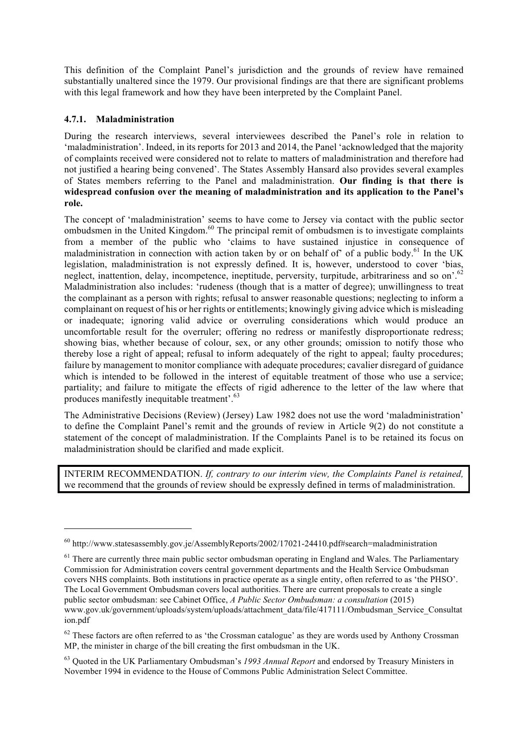This definition of the Complaint Panel's jurisdiction and the grounds of review have remained substantially unaltered since the 1979. Our provisional findings are that there are significant problems with this legal framework and how they have been interpreted by the Complaint Panel.

### 4.7.1. Maladministration

During the research interviews, several interviewees described the Panel's role in relation to 'maladministration'. Indeed, in its reports for 2013 and 2014, the Panel 'acknowledged that the majority of complaints received were considered not to relate to matters of maladministration and therefore had not justified a hearing being convened'. The States Assembly Hansard also provides several examples of States members referring to the Panel and maladministration. **Our finding is that there is widespread confusion over the meaning of maladministration and its application to the Panel's role.**

The concept of 'maladministration' seems to have come to Jersey via contact with the public sector ombudsmen in the United Kingdom.[60] The principal remit of ombudsmen is to investigate complaints from a member of the public who 'claims to have sustained injustice in consequence of maladministration in connection with action taken by or on behalf of' of a public body.[61] In the UK legislation, maladministration is not expressly defined. It is, however, understood to cover 'bias, neglect, inattention, delay, incompetence, ineptitude, perversity, turpitude, arbitrariness and so on'.[62] Maladministration also includes: 'rudeness (though that is a matter of degree); unwillingness to treat the complainant as a person with rights; refusal to answer reasonable questions; neglecting to inform a complainant on request of his or her rights or entitlements; knowingly giving advice which is misleading or inadequate; ignoring valid advice or overruling considerations which would produce an uncomfortable result for the overruler; offering no redress or manifestly disproportionate redress; showing bias, whether because of colour, sex, or any other grounds; omission to notify those who thereby lose a right of appeal; refusal to inform adequately of the right to appeal; faulty procedures; failure by management to monitor compliance with adequate procedures; cavalier disregard of guidance which is intended to be followed in the interest of equitable treatment of those who use a service; partiality; and failure to mitigate the effects of rigid adherence to the letter of the law where that produces manifestly inequitable treatment'.[63]

The Administrative Decisions (Review) (Jersey) Law 1982 does not use the word 'maladministration' to define the Complaint Panel's remit and the grounds of review in Article 9(2) do not constitute a statement of the concept of maladministration. If the Complaints Panel is to be retained its focus on maladministration should be clarified and made explicit.

> INTERIM RECOMMENDATION. *If, contrary to our interim view, the Complaints Panel is retained,* we recommend that the grounds of review should be expressly defined in terms of maladministration.

---

[60] http://www.statesassembly.gov.je/AssemblyReports/2002/17021-24410.pdf#search=maladministration

[61] There are currently three main public sector ombudsman operating in England and Wales. The Parliamentary Commission for Administration covers central government departments and the Health Service Ombudsman covers NHS complaints. Both institutions in practice operate as a single entity, often referred to as 'the PHSO'. The Local Government Ombudsman covers local authorities. There are current proposals to create a single public sector ombudsman: see Cabinet Office, *A Public Sector Ombudsman: a consultation* (2015) www.gov.uk/government/uploads/system/uploads/attachment_data/file/417111/Ombudsman_Service_Consultation.pdf

[62] These factors are often referred to as 'the Crossman catalogue' as they are words used by Anthony Crossman MP, the minister in charge of the bill creating the first ombudsman in the UK.

[63] Quoted in the UK Parliamentary Ombudsman's *1993 Annual Report* and endorsed by Treasury Ministers in November 1994 in evidence to the House of Commons Public Administration Select Committee.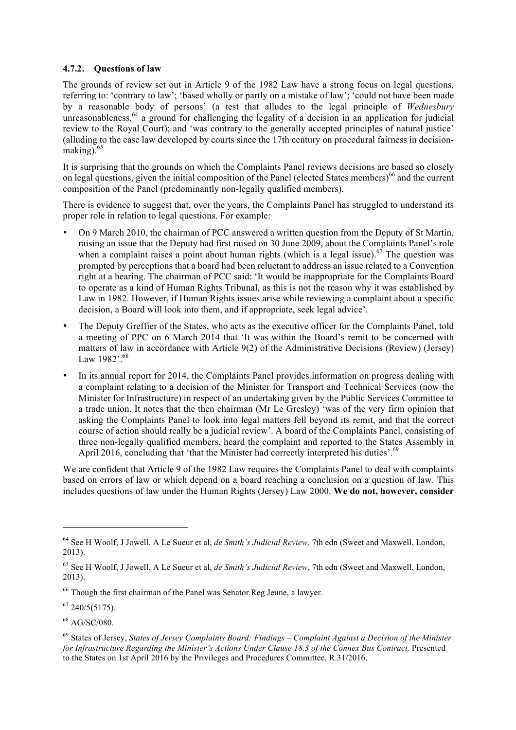### 4.7.2. Questions of law

The grounds of review set out in Article 9 of the 1982 Law have a strong focus on legal questions, referring to: 'contrary to law'; 'based wholly or partly on a mistake of law'; 'could not have been made by a reasonable body of persons' (a test that alludes to the legal principle of *Wednesbury* unreasonableness,[64] a ground for challenging the legality of a decision in an application for judicial review to the Royal Court); and 'was contrary to the generally accepted principles of natural justice' (alluding to the case law developed by courts since the 17th century on procedural fairness in decision-making).[65]

It is surprising that the grounds on which the Complaints Panel reviews decisions are based so closely on legal questions, given the initial composition of the Panel (elected States members)[66] and the current composition of the Panel (predominantly non-legally qualified members).

There is evidence to suggest that, over the years, the Complaints Panel has struggled to understand its proper role in relation to legal questions. For example:

- On 9 March 2010, the chairman of PCC answered a written question from the Deputy of St Martin, raising an issue that the Deputy had first raised on 30 June 2009, about the Complaints Panel's role when a complaint raises a point about human rights (which is a legal issue).[67] The question was prompted by perceptions that a board had been reluctant to address an issue related to a Convention right at a hearing. The chairman of PCC said: 'It would be inappropriate for the Complaints Board to operate as a kind of Human Rights Tribunal, as this is not the reason why it was established by Law in 1982. However, if Human Rights issues arise while reviewing a complaint about a specific decision, a Board will look into them, and if appropriate, seek legal advice'.
- The Deputy Greffier of the States, who acts as the executive officer for the Complaints Panel, told a meeting of PPC on 6 March 2014 that 'It was within the Board's remit to be concerned with matters of law in accordance with Article 9(2) of the Administrative Decisions (Review) (Jersey) Law 1982'.[68]
- In its annual report for 2014, the Complaints Panel provides information on progress dealing with a complaint relating to a decision of the Minister for Transport and Technical Services (now the Minister for Infrastructure) in respect of an undertaking given by the Public Services Committee to a trade union. It notes that the then chairman (Mr Le Gresley) 'was of the very firm opinion that asking the Complaints Panel to look into legal matters fell beyond its remit, and that the correct course of action should really be a judicial review'. A board of the Complaints Panel, consisting of three non-legally qualified members, heard the complaint and reported to the States Assembly in April 2016, concluding that 'that the Minister had correctly interpreted his duties'.[69]

We are confident that Article 9 of the 1982 Law requires the Complaints Panel to deal with complaints based on errors of law or which depend on a board reaching a conclusion on a question of law. This includes questions of law under the Human Rights (Jersey) Law 2000. **We do not, however, consider**

---

[64] See H Woolf, J Jowell, A Le Sueur et al, *de Smith's Judicial Review*, 7th edn (Sweet and Maxwell, London, 2013).

[65] See H Woolf, J Jowell, A Le Sueur et al, *de Smith's Judicial Review*, 7th edn (Sweet and Maxwell, London, 2013).

[66] Though the first chairman of the Panel was Senator Reg Jeune, a lawyer.

[67] 240/5(5175).

[68] AG/SC/080.

[69] States of Jersey, *States of Jersey Complaints Board: Findings – Complaint Against a Decision of the Minister for Infrastructure Regarding the Minister's Actions Under Clause 18.3 of the Connex Bus Contract,* Presented to the States on 1st April 2016 by the Privileges and Procedures Committee, R.31/2016.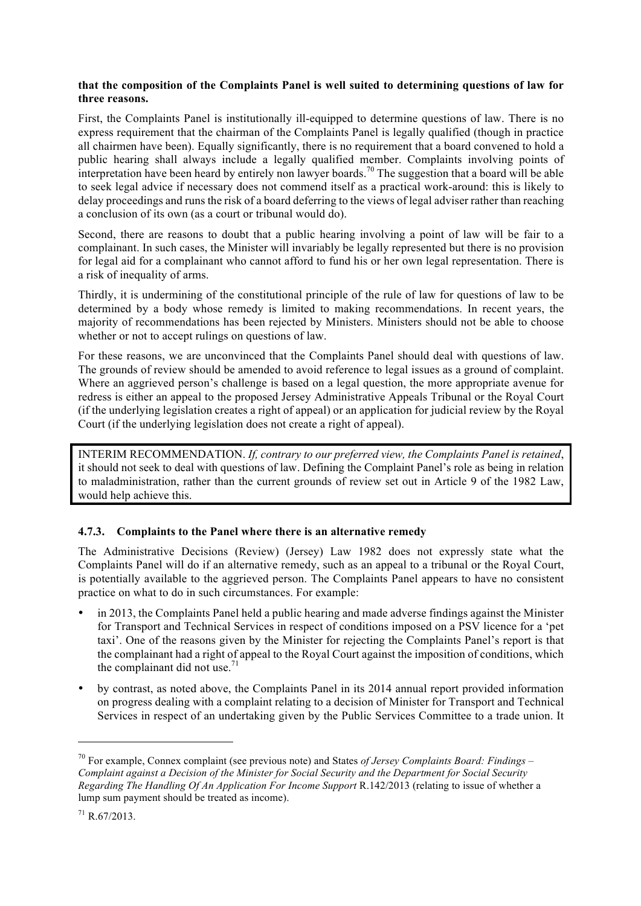**that the composition of the Complaints Panel is well suited to determining questions of law for three reasons.**

First, the Complaints Panel is institutionally ill-equipped to determine questions of law. There is no express requirement that the chairman of the Complaints Panel is legally qualified (though in practice all chairmen have been). Equally significantly, there is no requirement that a board convened to hold a public hearing shall always include a legally qualified member. Complaints involving points of interpretation have been heard by entirely non lawyer boards.[70] The suggestion that a board will be able to seek legal advice if necessary does not commend itself as a practical work-around: this is likely to delay proceedings and runs the risk of a board deferring to the views of legal adviser rather than reaching a conclusion of its own (as a court or tribunal would do).

Second, there are reasons to doubt that a public hearing involving a point of law will be fair to a complainant. In such cases, the Minister will invariably be legally represented but there is no provision for legal aid for a complainant who cannot afford to fund his or her own legal representation. There is a risk of inequality of arms.

Thirdly, it is undermining of the constitutional principle of the rule of law for questions of law to be determined by a body whose remedy is limited to making recommendations. In recent years, the majority of recommendations has been rejected by Ministers. Ministers should not be able to choose whether or not to accept rulings on questions of law.

For these reasons, we are unconvinced that the Complaints Panel should deal with questions of law. The grounds of review should be amended to avoid reference to legal issues as a ground of complaint. Where an aggrieved person's challenge is based on a legal question, the more appropriate avenue for redress is either an appeal to the proposed Jersey Administrative Appeals Tribunal or the Royal Court (if the underlying legislation creates a right of appeal) or an application for judicial review by the Royal Court (if the underlying legislation does not create a right of appeal).

> INTERIM RECOMMENDATION. *If, contrary to our preferred view, the Complaints Panel is retained*, it should not seek to deal with questions of law. Defining the Complaint Panel's role as being in relation to maladministration, rather than the current grounds of review set out in Article 9 of the 1982 Law, would help achieve this.

### 4.7.3. Complaints to the Panel where there is an alternative remedy

The Administrative Decisions (Review) (Jersey) Law 1982 does not expressly state what the Complaints Panel will do if an alternative remedy, such as an appeal to a tribunal or the Royal Court, is potentially available to the aggrieved person. The Complaints Panel appears to have no consistent practice on what to do in such circumstances. For example:

- in 2013, the Complaints Panel held a public hearing and made adverse findings against the Minister for Transport and Technical Services in respect of conditions imposed on a PSV licence for a 'pet taxi'. One of the reasons given by the Minister for rejecting the Complaints Panel's report is that the complainant had a right of appeal to the Royal Court against the imposition of conditions, which the complainant did not use.[71]
- by contrast, as noted above, the Complaints Panel in its 2014 annual report provided information on progress dealing with a complaint relating to a decision of Minister for Transport and Technical Services in respect of an undertaking given by the Public Services Committee to a trade union. It

---

[70] For example, Connex complaint (see previous note) and States *of Jersey Complaints Board: Findings – Complaint against a Decision of the Minister for Social Security and the Department for Social Security Regarding The Handling Of An Application For Income Support* R.142/2013 (relating to issue of whether a lump sum payment should be treated as income).

[71] R.67/2013.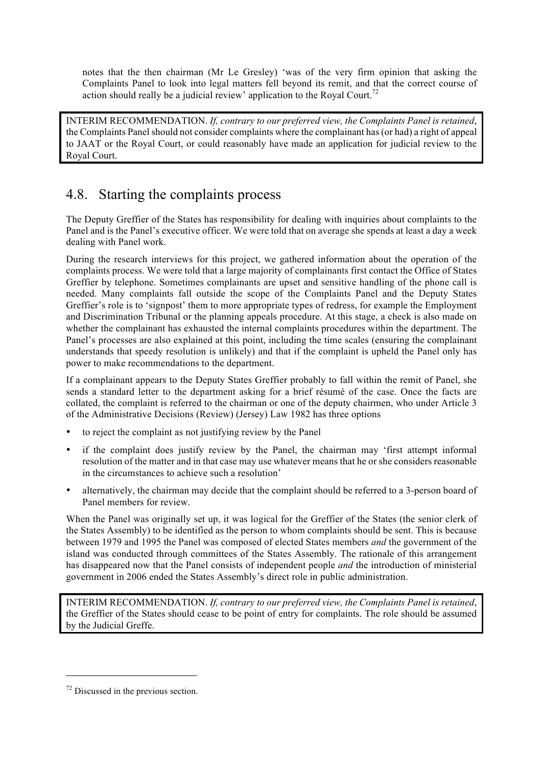notes that the then chairman (Mr Le Gresley) 'was of the very firm opinion that asking the Complaints Panel to look into legal matters fell beyond its remit, and that the correct course of action should really be a judicial review' application to the Royal Court.[72]

> INTERIM RECOMMENDATION. *If, contrary to our preferred view, the Complaints Panel is retained*, the Complaints Panel should not consider complaints where the complainant has (or had) a right of appeal to JAAT or the Royal Court, or could reasonably have made an application for judicial review to the Royal Court.

## 4.8. Starting the complaints process

The Deputy Greffier of the States has responsibility for dealing with inquiries about complaints to the Panel and is the Panel's executive officer. We were told that on average she spends at least a day a week dealing with Panel work.

During the research interviews for this project, we gathered information about the operation of the complaints process. We were told that a large majority of complainants first contact the Office of States Greffier by telephone. Sometimes complainants are upset and sensitive handling of the phone call is needed. Many complaints fall outside the scope of the Complaints Panel and the Deputy States Greffier's role is to 'signpost' them to more appropriate types of redress, for example the Employment and Discrimination Tribunal or the planning appeals procedure. At this stage, a check is also made on whether the complainant has exhausted the internal complaints procedures within the department. The Panel's processes are also explained at this point, including the time scales (ensuring the complainant understands that speedy resolution is unlikely) and that if the complaint is upheld the Panel only has power to make recommendations to the department.

If a complainant appears to the Deputy States Greffier probably to fall within the remit of Panel, she sends a standard letter to the department asking for a brief résumé of the case. Once the facts are collated, the complaint is referred to the chairman or one of the deputy chairmen, who under Article 3 of the Administrative Decisions (Review) (Jersey) Law 1982 has three options

- to reject the complaint as not justifying review by the Panel
- if the complaint does justify review by the Panel, the chairman may 'first attempt informal resolution of the matter and in that case may use whatever means that he or she considers reasonable in the circumstances to achieve such a resolution'
- alternatively, the chairman may decide that the complaint should be referred to a 3-person board of Panel members for review.

When the Panel was originally set up, it was logical for the Greffier of the States (the senior clerk of the States Assembly) to be identified as the person to whom complaints should be sent. This is because between 1979 and 1995 the Panel was composed of elected States members *and* the government of the island was conducted through committees of the States Assembly. The rationale of this arrangement has disappeared now that the Panel consists of independent people *and* the introduction of ministerial government in 2006 ended the States Assembly's direct role in public administration.

> INTERIM RECOMMENDATION. *If, contrary to our preferred view, the Complaints Panel is retained*, the Greffier of the States should cease to be point of entry for complaints. The role should be assumed by the Judicial Greffe.

---

[72] Discussed in the previous section.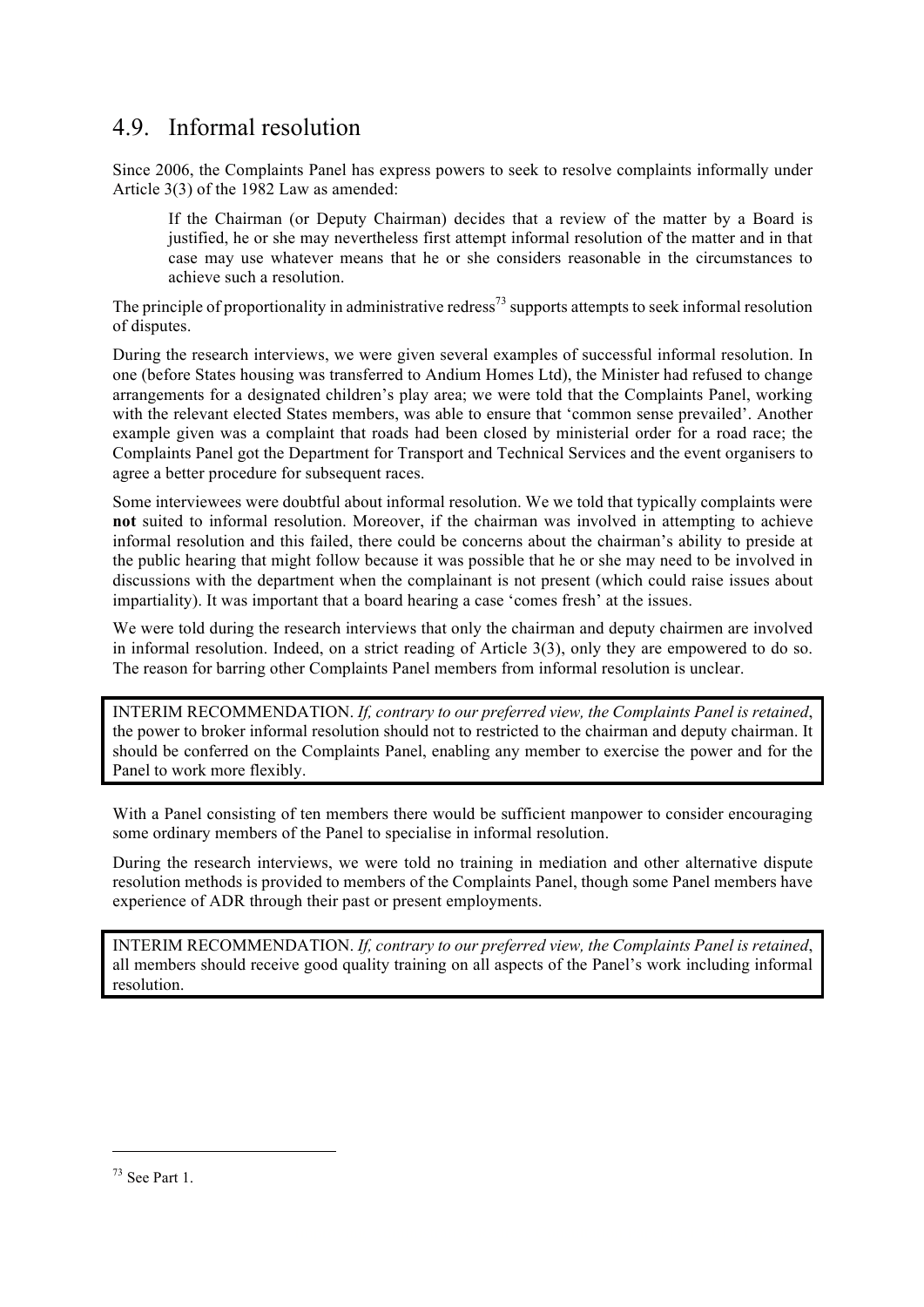## 4.9. Informal resolution

Since 2006, the Complaints Panel has express powers to seek to resolve complaints informally under Article 3(3) of the 1982 Law as amended:

> If the Chairman (or Deputy Chairman) decides that a review of the matter by a Board is justified, he or she may nevertheless first attempt informal resolution of the matter and in that case may use whatever means that he or she considers reasonable in the circumstances to achieve such a resolution.

The principle of proportionality in administrative redress[73] supports attempts to seek informal resolution of disputes.

During the research interviews, we were given several examples of successful informal resolution. In one (before States housing was transferred to Andium Homes Ltd), the Minister had refused to change arrangements for a designated children's play area; we were told that the Complaints Panel, working with the relevant elected States members, was able to ensure that 'common sense prevailed'. Another example given was a complaint that roads had been closed by ministerial order for a road race; the Complaints Panel got the Department for Transport and Technical Services and the event organisers to agree a better procedure for subsequent races.

Some interviewees were doubtful about informal resolution. We we told that typically complaints were **not** suited to informal resolution. Moreover, if the chairman was involved in attempting to achieve informal resolution and this failed, there could be concerns about the chairman's ability to preside at the public hearing that might follow because it was possible that he or she may need to be involved in discussions with the department when the complainant is not present (which could raise issues about impartiality). It was important that a board hearing a case 'comes fresh' at the issues.

We were told during the research interviews that only the chairman and deputy chairmen are involved in informal resolution. Indeed, on a strict reading of Article 3(3), only they are empowered to do so. The reason for barring other Complaints Panel members from informal resolution is unclear.

> INTERIM RECOMMENDATION. *If, contrary to our preferred view, the Complaints Panel is retained*, the power to broker informal resolution should not to restricted to the chairman and deputy chairman. It should be conferred on the Complaints Panel, enabling any member to exercise the power and for the Panel to work more flexibly.

With a Panel consisting of ten members there would be sufficient manpower to consider encouraging some ordinary members of the Panel to specialise in informal resolution.

During the research interviews, we were told no training in mediation and other alternative dispute resolution methods is provided to members of the Complaints Panel, though some Panel members have experience of ADR through their past or present employments.

> INTERIM RECOMMENDATION. *If, contrary to our preferred view, the Complaints Panel is retained*, all members should receive good quality training on all aspects of the Panel's work including informal resolution.

---

[73] See Part 1.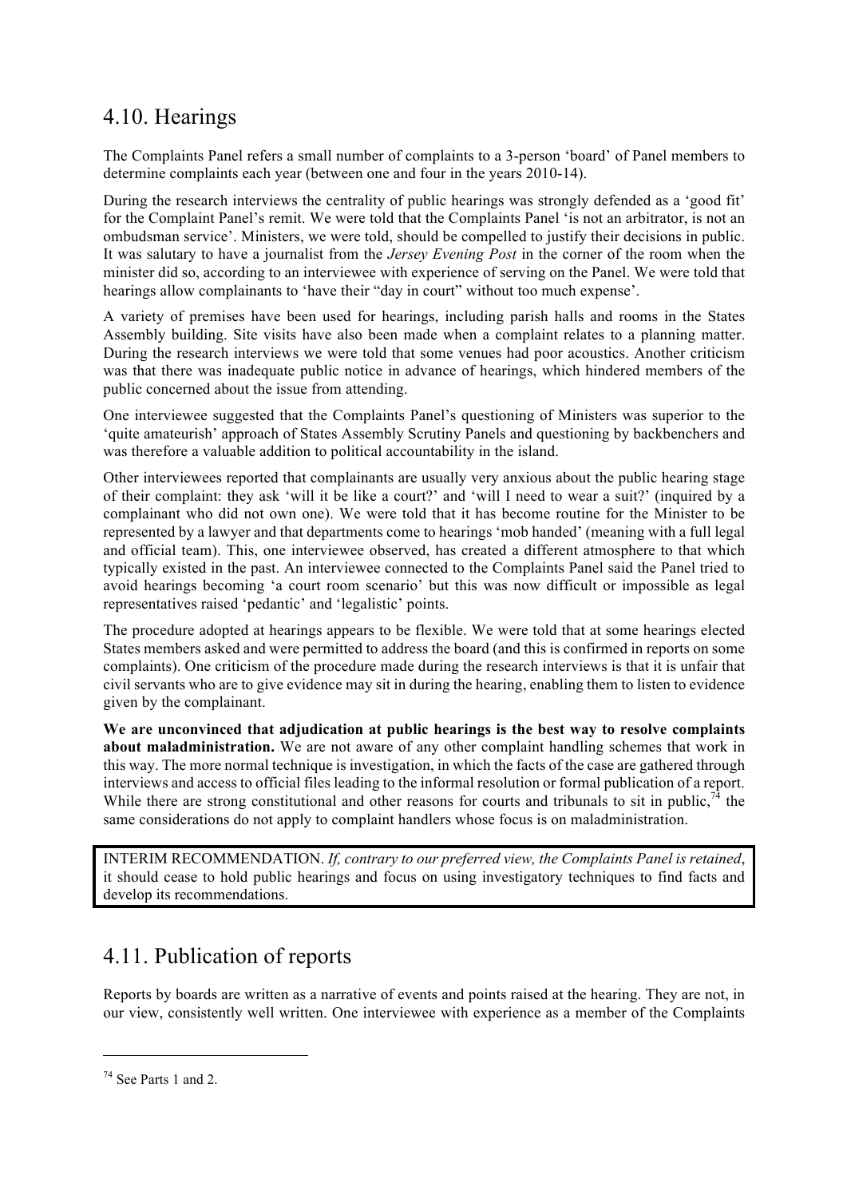## 4.10. Hearings

The Complaints Panel refers a small number of complaints to a 3-person 'board' of Panel members to determine complaints each year (between one and four in the years 2010-14).

During the research interviews the centrality of public hearings was strongly defended as a 'good fit' for the Complaint Panel's remit. We were told that the Complaints Panel 'is not an arbitrator, is not an ombudsman service'. Ministers, we were told, should be compelled to justify their decisions in public. It was salutary to have a journalist from the *Jersey Evening Post* in the corner of the room when the minister did so, according to an interviewee with experience of serving on the Panel. We were told that hearings allow complainants to 'have their "day in court" without too much expense'.

A variety of premises have been used for hearings, including parish halls and rooms in the States Assembly building. Site visits have also been made when a complaint relates to a planning matter. During the research interviews we were told that some venues had poor acoustics. Another criticism was that there was inadequate public notice in advance of hearings, which hindered members of the public concerned about the issue from attending.

One interviewee suggested that the Complaints Panel's questioning of Ministers was superior to the 'quite amateurish' approach of States Assembly Scrutiny Panels and questioning by backbenchers and was therefore a valuable addition to political accountability in the island.

Other interviewees reported that complainants are usually very anxious about the public hearing stage of their complaint: they ask 'will it be like a court?' and 'will I need to wear a suit?' (inquired by a complainant who did not own one). We were told that it has become routine for the Minister to be represented by a lawyer and that departments come to hearings 'mob handed' (meaning with a full legal and official team). This, one interviewee observed, has created a different atmosphere to that which typically existed in the past. An interviewee connected to the Complaints Panel said the Panel tried to avoid hearings becoming 'a court room scenario' but this was now difficult or impossible as legal representatives raised 'pedantic' and 'legalistic' points.

The procedure adopted at hearings appears to be flexible. We were told that at some hearings elected States members asked and were permitted to address the board (and this is confirmed in reports on some complaints). One criticism of the procedure made during the research interviews is that it is unfair that civil servants who are to give evidence may sit in during the hearing, enabling them to listen to evidence given by the complainant.

**We are unconvinced that adjudication at public hearings is the best way to resolve complaints about maladministration.** We are not aware of any other complaint handling schemes that work in this way. The more normal technique is investigation, in which the facts of the case are gathered through interviews and access to official files leading to the informal resolution or formal publication of a report. While there are strong constitutional and other reasons for courts and tribunals to sit in public,[74] the same considerations do not apply to complaint handlers whose focus is on maladministration.

> INTERIM RECOMMENDATION. *If, contrary to our preferred view, the Complaints Panel is retained*, it should cease to hold public hearings and focus on using investigatory techniques to find facts and develop its recommendations.

## 4.11. Publication of reports

Reports by boards are written as a narrative of events and points raised at the hearing. They are not, in our view, consistently well written. One interviewee with experience as a member of the Complaints

---

[74] See Parts 1 and 2.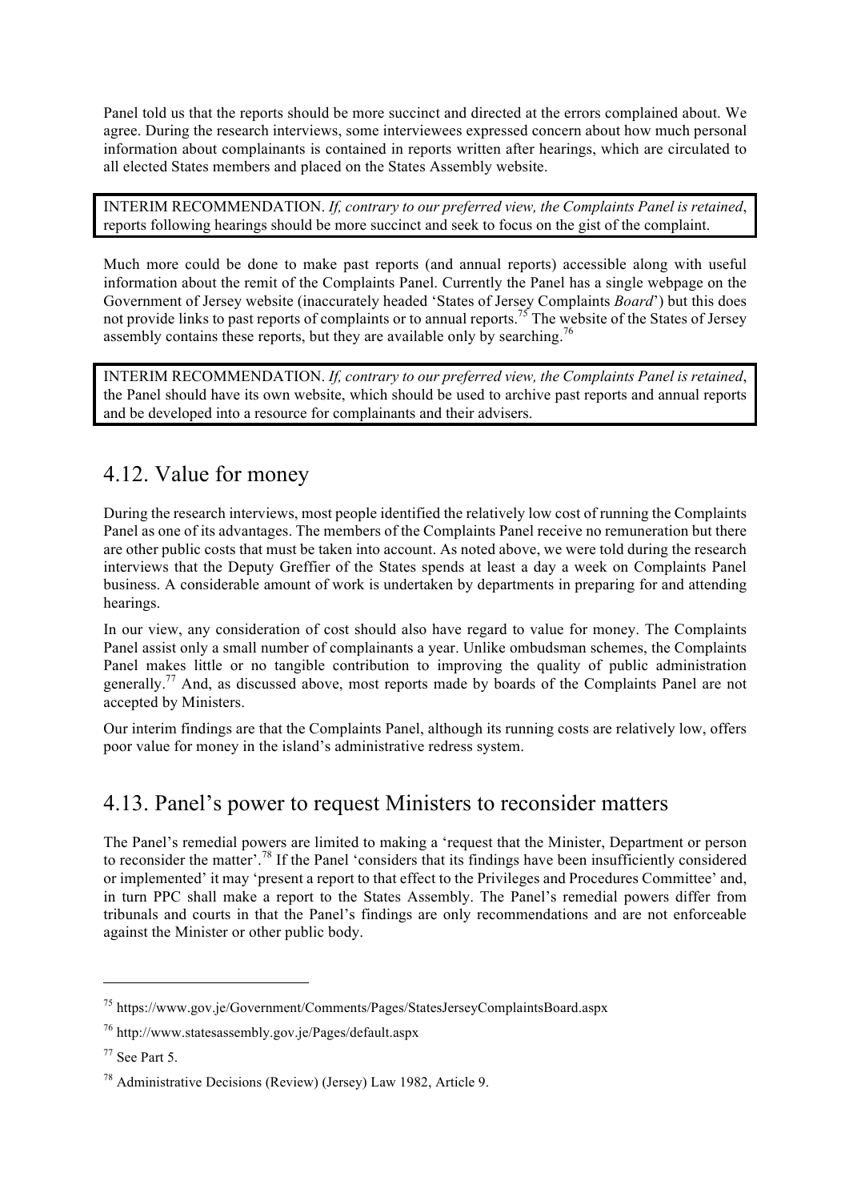Panel told us that the reports should be more succinct and directed at the errors complained about. We agree. During the research interviews, some interviewees expressed concern about how much personal information about complainants is contained in reports written after hearings, which are circulated to all elected States members and placed on the States Assembly website.

> INTERIM RECOMMENDATION. *If, contrary to our preferred view, the Complaints Panel is retained*, reports following hearings should be more succinct and seek to focus on the gist of the complaint.

Much more could be done to make past reports (and annual reports) accessible along with useful information about the remit of the Complaints Panel. Currently the Panel has a single webpage on the Government of Jersey website (inaccurately headed 'States of Jersey Complaints *Board*') but this does not provide links to past reports of complaints or to annual reports.[75] The website of the States of Jersey assembly contains these reports, but they are available only by searching.[76]

> INTERIM RECOMMENDATION. *If, contrary to our preferred view, the Complaints Panel is retained*, the Panel should have its own website, which should be used to archive past reports and annual reports and be developed into a resource for complainants and their advisers.

## 4.12. Value for money

During the research interviews, most people identified the relatively low cost of running the Complaints Panel as one of its advantages. The members of the Complaints Panel receive no remuneration but there are other public costs that must be taken into account. As noted above, we were told during the research interviews that the Deputy Greffier of the States spends at least a day a week on Complaints Panel business. A considerable amount of work is undertaken by departments in preparing for and attending hearings.

In our view, any consideration of cost should also have regard to value for money. The Complaints Panel assist only a small number of complainants a year. Unlike ombudsman schemes, the Complaints Panel makes little or no tangible contribution to improving the quality of public administration generally.[77] And, as discussed above, most reports made by boards of the Complaints Panel are not accepted by Ministers.

Our interim findings are that the Complaints Panel, although its running costs are relatively low, offers poor value for money in the island's administrative redress system.

## 4.13. Panel's power to request Ministers to reconsider matters

The Panel's remedial powers are limited to making a 'request that the Minister, Department or person to reconsider the matter'.[78] If the Panel 'considers that its findings have been insufficiently considered or implemented' it may 'present a report to that effect to the Privileges and Procedures Committee' and, in turn PPC shall make a report to the States Assembly. The Panel's remedial powers differ from tribunals and courts in that the Panel's findings are only recommendations and are not enforceable against the Minister or other public body.

---

[75] https://www.gov.je/Government/Comments/Pages/StatesJerseyComplaintsBoard.aspx

[76] http://www.statesassembly.gov.je/Pages/default.aspx

[77] See Part 5.

[78] Administrative Decisions (Review) (Jersey) Law 1982, Article 9.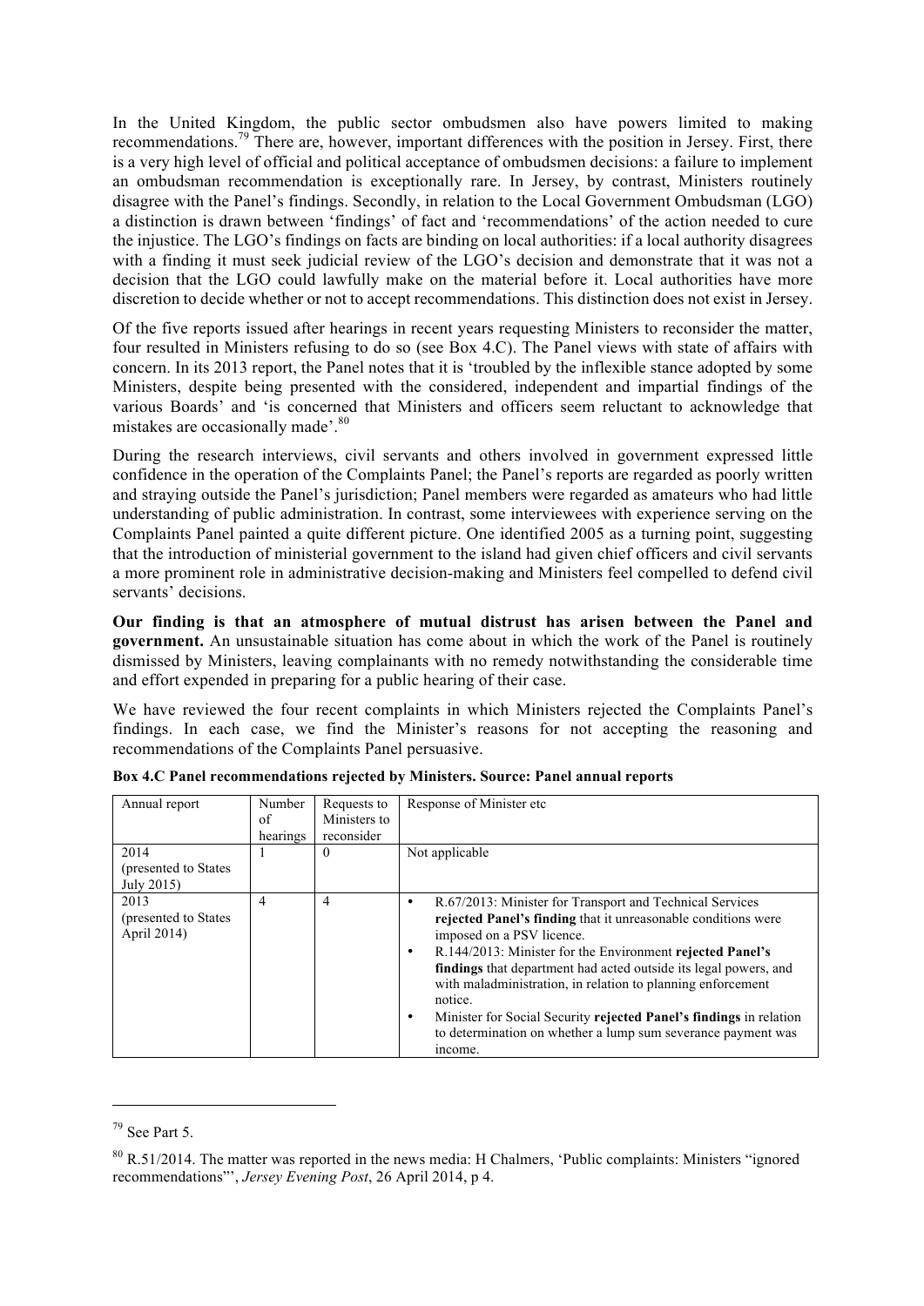In the United Kingdom, the public sector ombudsmen also have powers limited to making recommendations.[79] There are, however, important differences with the position in Jersey. First, there is a very high level of official and political acceptance of ombudsmen decisions: a failure to implement an ombudsman recommendation is exceptionally rare. In Jersey, by contrast, Ministers routinely disagree with the Panel's findings. Secondly, in relation to the Local Government Ombudsman (LGO) a distinction is drawn between 'findings' of fact and 'recommendations' of the action needed to cure the injustice. The LGO's findings on facts are binding on local authorities: if a local authority disagrees with a finding it must seek judicial review of the LGO's decision and demonstrate that it was not a decision that the LGO could lawfully make on the material before it. Local authorities have more discretion to decide whether or not to accept recommendations. This distinction does not exist in Jersey.

Of the five reports issued after hearings in recent years requesting Ministers to reconsider the matter, four resulted in Ministers refusing to do so (see Box 4.C). The Panel views with state of affairs with concern. In its 2013 report, the Panel notes that it is 'troubled by the inflexible stance adopted by some Ministers, despite being presented with the considered, independent and impartial findings of the various Boards' and 'is concerned that Ministers and officers seem reluctant to acknowledge that mistakes are occasionally made'.[80]

During the research interviews, civil servants and others involved in government expressed little confidence in the operation of the Complaints Panel; the Panel's reports are regarded as poorly written and straying outside the Panel's jurisdiction; Panel members were regarded as amateurs who had little understanding of public administration. In contrast, some interviewees with experience serving on the Complaints Panel painted a quite different picture. One identified 2005 as a turning point, suggesting that the introduction of ministerial government to the island had given chief officers and civil servants a more prominent role in administrative decision-making and Ministers feel compelled to defend civil servants' decisions.

**Our finding is that an atmosphere of mutual distrust has arisen between the Panel and government.** An unsustainable situation has come about in which the work of the Panel is routinely dismissed by Ministers, leaving complainants with no remedy notwithstanding the considerable time and effort expended in preparing for a public hearing of their case.

We have reviewed the four recent complaints in which Ministers rejected the Complaints Panel's findings. In each case, we find the Minister's reasons for not accepting the reasoning and recommendations of the Complaints Panel persuasive.

**Box 4.C Panel recommendations rejected by Ministers. Source: Panel annual reports**

| Annual report | Number of hearings | Requests to Ministers to reconsider | Response of Minister etc |
|---|---|---|---|
| 2014 (presented to States July 2015) | 1 | 0 | Not applicable |
| 2013 (presented to States April 2014) | 4 | 4 | • R.67/2013: Minister for Transport and Technical Services **rejected Panel's finding** that it unreasonable conditions were imposed on a PSV licence.<br>• R.144/2013: Minister for the Environment **rejected Panel's findings** that department had acted outside its legal powers, and with maladministration, in relation to planning enforcement notice.<br>• Minister for Social Security **rejected Panel's findings** in relation to determination on whether a lump sum severance payment was income. |

[79] See Part 5.

[80] R.51/2014. The matter was reported in the news media: H Chalmers, 'Public complaints: Ministers "ignored recommendations"', *Jersey Evening Post*, 26 April 2014, p 4.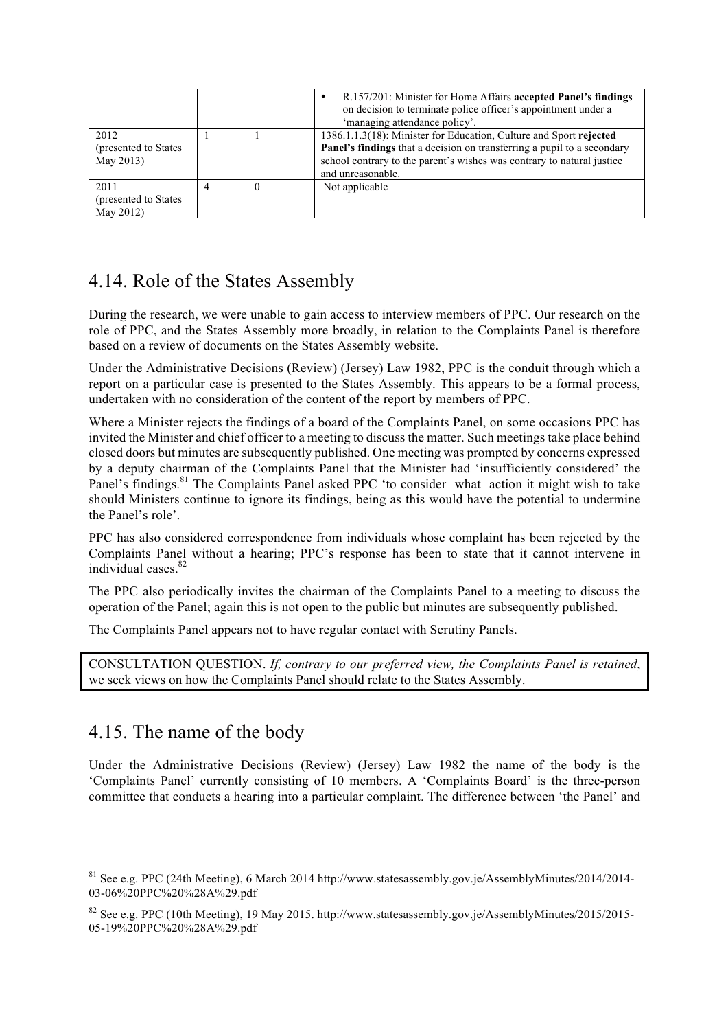| | | | • R.157/201: Minister for Home Affairs **accepted Panel's findings** on decision to terminate police officer's appointment under a 'managing attendance policy'. |
|---|---|---|---|
| 2012 (presented to States May 2013) | 1 | 1 | 1386.1.1.3(18): Minister for Education, Culture and Sport **rejected Panel's findings** that a decision on transferring a pupil to a secondary school contrary to the parent's wishes was contrary to natural justice and unreasonable. |
| 2011 (presented to States May 2012) | 4 | 0 | Not applicable |

## 4.14. Role of the States Assembly

During the research, we were unable to gain access to interview members of PPC. Our research on the role of PPC, and the States Assembly more broadly, in relation to the Complaints Panel is therefore based on a review of documents on the States Assembly website.

Under the Administrative Decisions (Review) (Jersey) Law 1982, PPC is the conduit through which a report on a particular case is presented to the States Assembly. This appears to be a formal process, undertaken with no consideration of the content of the report by members of PPC.

Where a Minister rejects the findings of a board of the Complaints Panel, on some occasions PPC has invited the Minister and chief officer to a meeting to discuss the matter. Such meetings take place behind closed doors but minutes are subsequently published. One meeting was prompted by concerns expressed by a deputy chairman of the Complaints Panel that the Minister had 'insufficiently considered' the Panel's findings.[81] The Complaints Panel asked PPC 'to consider what action it might wish to take should Ministers continue to ignore its findings, being as this would have the potential to undermine the Panel's role'.

PPC has also considered correspondence from individuals whose complaint has been rejected by the Complaints Panel without a hearing; PPC's response has been to state that it cannot intervene in individual cases.[82]

The PPC also periodically invites the chairman of the Complaints Panel to a meeting to discuss the operation of the Panel; again this is not open to the public but minutes are subsequently published.

The Complaints Panel appears not to have regular contact with Scrutiny Panels.

CONSULTATION QUESTION. *If, contrary to our preferred view, the Complaints Panel is retained*, we seek views on how the Complaints Panel should relate to the States Assembly.

## 4.15. The name of the body

Under the Administrative Decisions (Review) (Jersey) Law 1982 the name of the body is the 'Complaints Panel' currently consisting of 10 members. A 'Complaints Board' is the three-person committee that conducts a hearing into a particular complaint. The difference between 'the Panel' and

---

[81] See e.g. PPC (24th Meeting), 6 March 2014 http://www.statesassembly.gov.je/AssemblyMinutes/2014/2014-03-06%20PPC%20%28A%29.pdf

[82] See e.g. PPC (10th Meeting), 19 May 2015. http://www.statesassembly.gov.je/AssemblyMinutes/2015/2015-05-19%20PPC%20%28A%29.pdf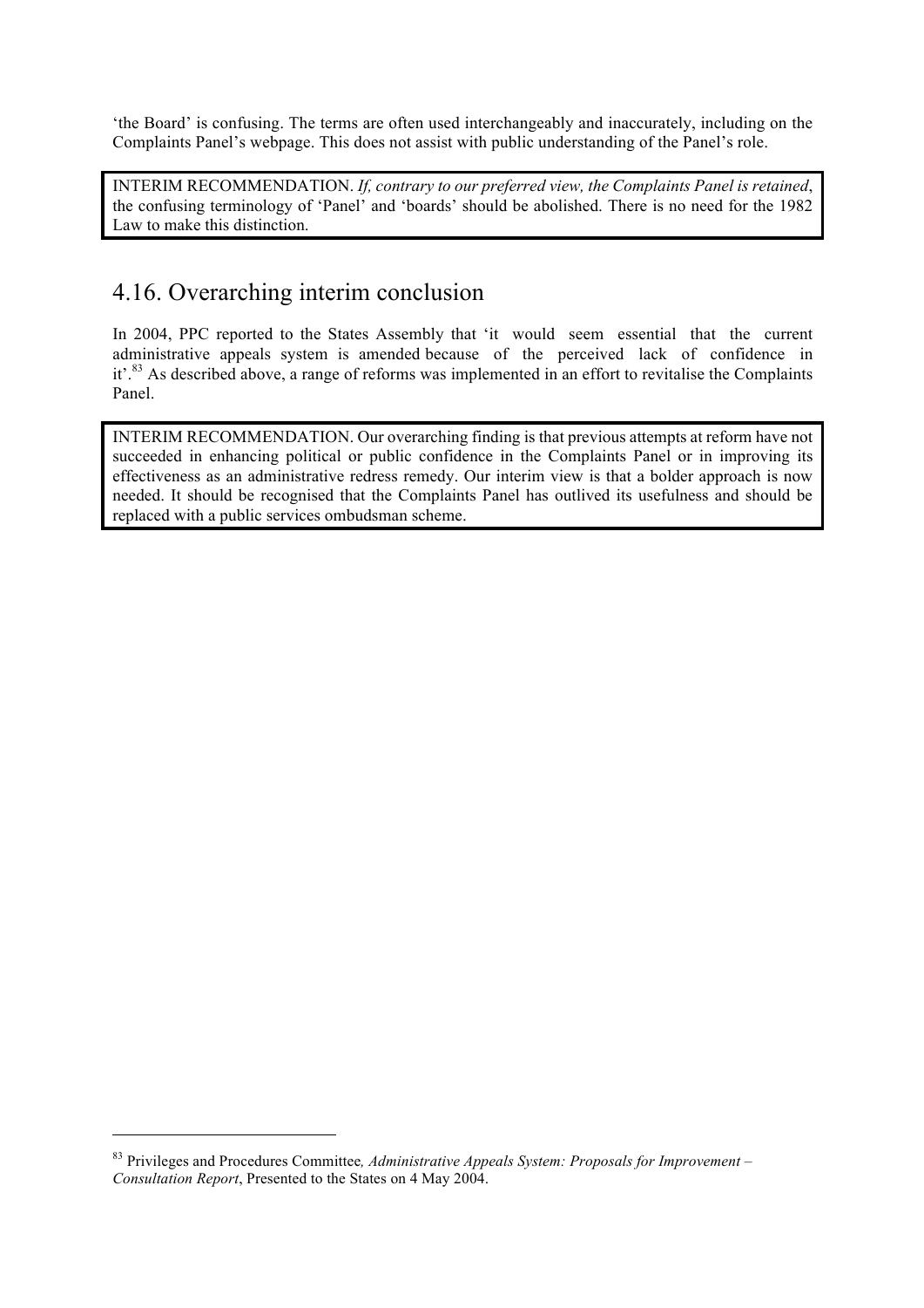'the Board' is confusing. The terms are often used interchangeably and inaccurately, including on the Complaints Panel's webpage. This does not assist with public understanding of the Panel's role.

> INTERIM RECOMMENDATION. *If, contrary to our preferred view, the Complaints Panel is retained*, the confusing terminology of 'Panel' and 'boards' should be abolished. There is no need for the 1982 Law to make this distinction.

## 4.16. Overarching interim conclusion

In 2004, PPC reported to the States Assembly that 'it would seem essential that the current administrative appeals system is amended because of the perceived lack of confidence in it'.[83] As described above, a range of reforms was implemented in an effort to revitalise the Complaints Panel.

> INTERIM RECOMMENDATION. Our overarching finding is that previous attempts at reform have not succeeded in enhancing political or public confidence in the Complaints Panel or in improving its effectiveness as an administrative redress remedy. Our interim view is that a bolder approach is now needed. It should be recognised that the Complaints Panel has outlived its usefulness and should be replaced with a public services ombudsman scheme.

---

[83] Privileges and Procedures Committee*, Administrative Appeals System: Proposals for Improvement – Consultation Report*, Presented to the States on 4 May 2004.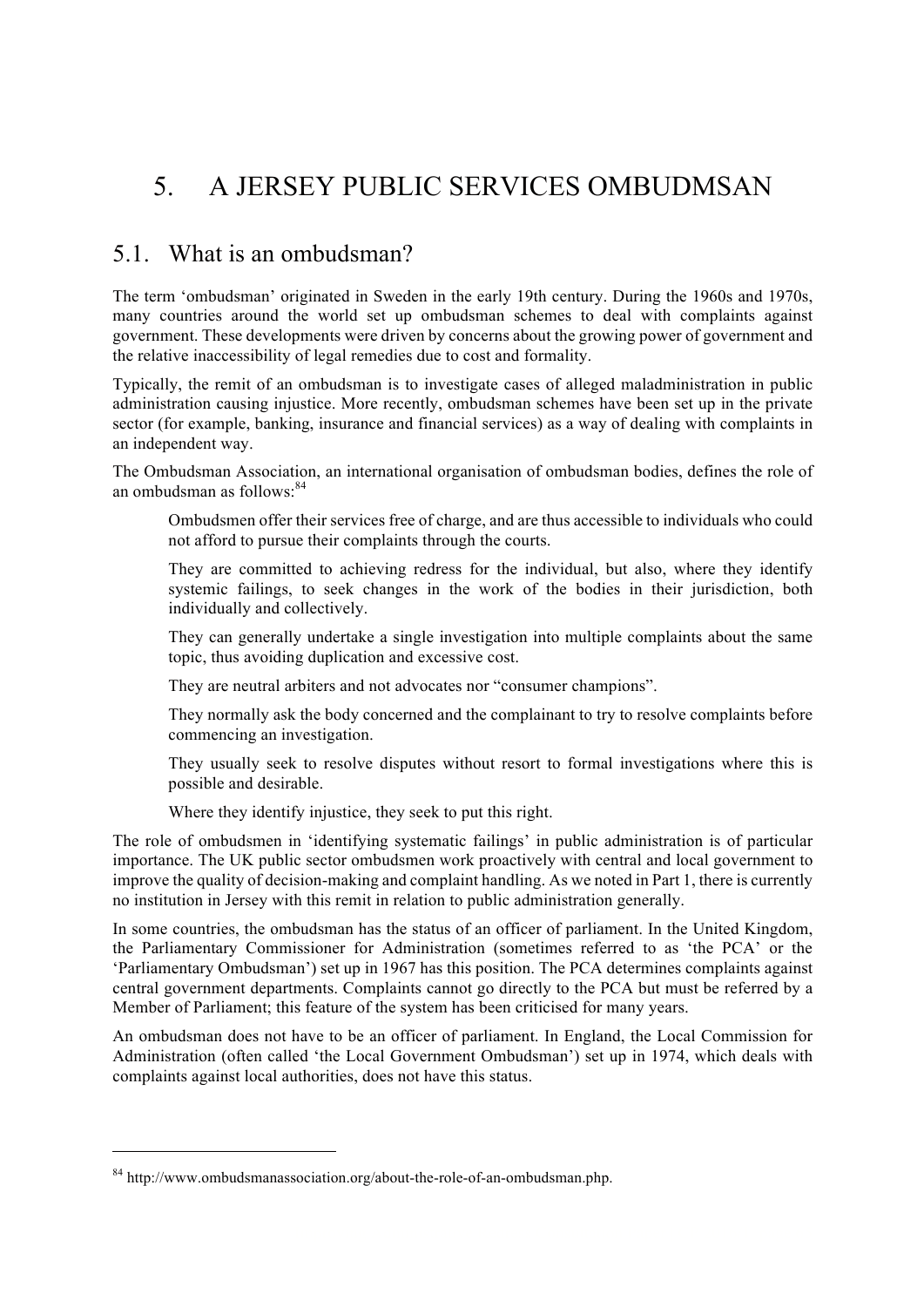// 5. A JERSEY PUBLIC SERVICES OMBUDMSAN

## 5.1. What is an ombudsman?

The term 'ombudsman' originated in Sweden in the early 19th century. During the 1960s and 1970s, many countries around the world set up ombudsman schemes to deal with complaints against government. These developments were driven by concerns about the growing power of government and the relative inaccessibility of legal remedies due to cost and formality.

Typically, the remit of an ombudsman is to investigate cases of alleged maladministration in public administration causing injustice. More recently, ombudsman schemes have been set up in the private sector (for example, banking, insurance and financial services) as a way of dealing with complaints in an independent way.

The Ombudsman Association, an international organisation of ombudsman bodies, defines the role of an ombudsman as follows:[84]

> Ombudsmen offer their services free of charge, and are thus accessible to individuals who could not afford to pursue their complaints through the courts.
>
> They are committed to achieving redress for the individual, but also, where they identify systemic failings, to seek changes in the work of the bodies in their jurisdiction, both individually and collectively.
>
> They can generally undertake a single investigation into multiple complaints about the same topic, thus avoiding duplication and excessive cost.
>
> They are neutral arbiters and not advocates nor "consumer champions".
>
> They normally ask the body concerned and the complainant to try to resolve complaints before commencing an investigation.
>
> They usually seek to resolve disputes without resort to formal investigations where this is possible and desirable.
>
> Where they identify injustice, they seek to put this right.

The role of ombudsmen in 'identifying systematic failings' in public administration is of particular importance. The UK public sector ombudsmen work proactively with central and local government to improve the quality of decision-making and complaint handling. As we noted in Part 1, there is currently no institution in Jersey with this remit in relation to public administration generally.

In some countries, the ombudsman has the status of an officer of parliament. In the United Kingdom, the Parliamentary Commissioner for Administration (sometimes referred to as 'the PCA' or the 'Parliamentary Ombudsman') set up in 1967 has this position. The PCA determines complaints against central government departments. Complaints cannot go directly to the PCA but must be referred by a Member of Parliament; this feature of the system has been criticised for many years.

An ombudsman does not have to be an officer of parliament. In England, the Local Commission for Administration (often called 'the Local Government Ombudsman') set up in 1974, which deals with complaints against local authorities, does not have this status.

---

[84] http://www.ombudsmanassociation.org/about-the-role-of-an-ombudsman.php.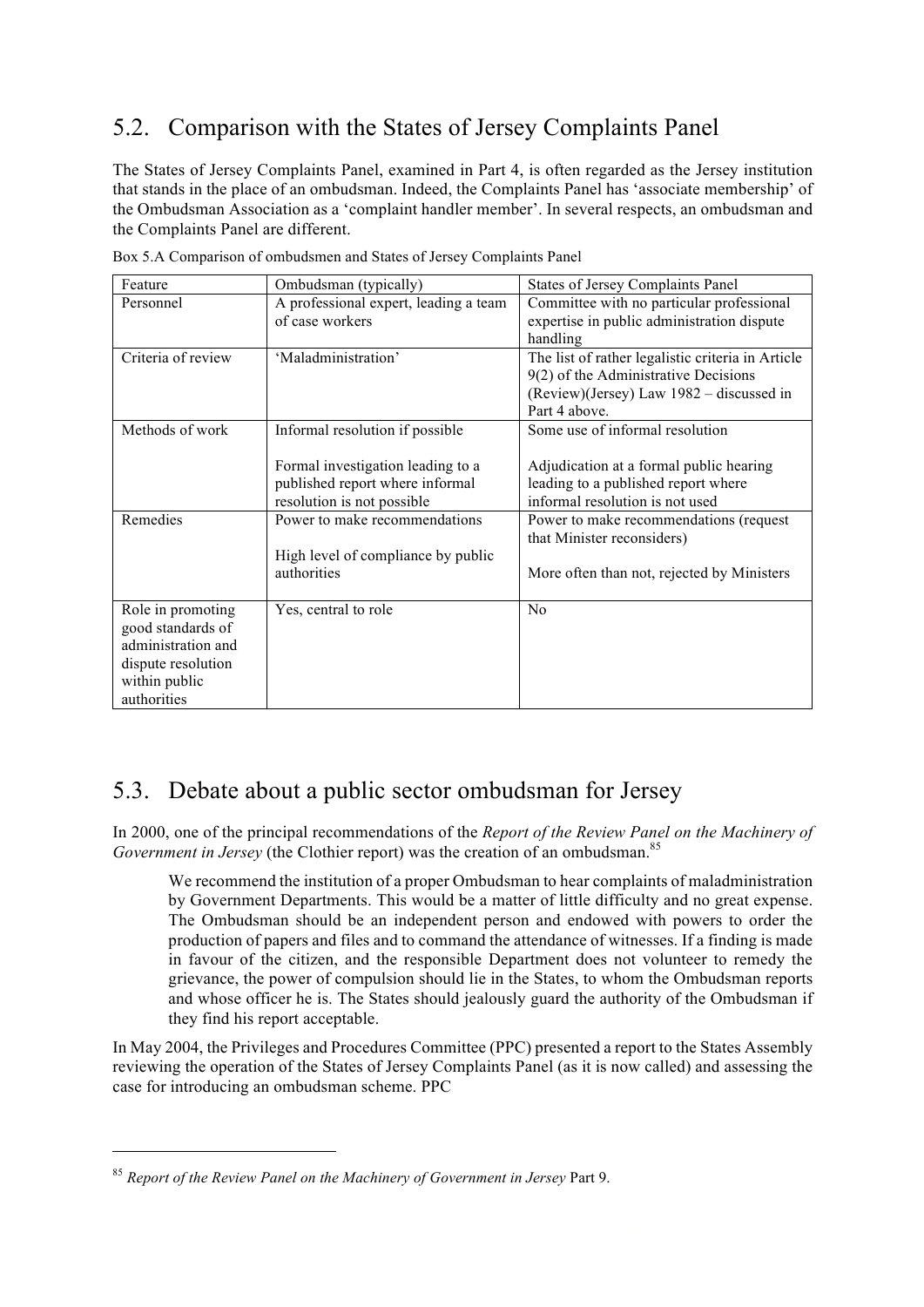## 5.2. Comparison with the States of Jersey Complaints Panel

The States of Jersey Complaints Panel, examined in Part 4, is often regarded as the Jersey institution that stands in the place of an ombudsman. Indeed, the Complaints Panel has 'associate membership' of the Ombudsman Association as a 'complaint handler member'. In several respects, an ombudsman and the Complaints Panel are different.

Box 5.A Comparison of ombudsmen and States of Jersey Complaints Panel

| Feature | Ombudsman (typically) | States of Jersey Complaints Panel |
|---|---|---|
| Personnel | A professional expert, leading a team of case workers | Committee with no particular professional expertise in public administration dispute handling |
| Criteria of review | 'Maladministration' | The list of rather legalistic criteria in Article 9(2) of the Administrative Decisions (Review)(Jersey) Law 1982 – discussed in Part 4 above. |
| Methods of work | Informal resolution if possible<br><br>Formal investigation leading to a published report where informal resolution is not possible | Some use of informal resolution<br><br>Adjudication at a formal public hearing leading to a published report where informal resolution is not used |
| Remedies | Power to make recommendations<br><br>High level of compliance by public authorities | Power to make recommendations (request that Minister reconsiders)<br><br>More often than not, rejected by Ministers |
| Role in promoting good standards of administration and dispute resolution within public authorities | Yes, central to role | No |

## 5.3. Debate about a public sector ombudsman for Jersey

In 2000, one of the principal recommendations of the *Report of the Review Panel on the Machinery of Government in Jersey* (the Clothier report) was the creation of an ombudsman.[85]

> We recommend the institution of a proper Ombudsman to hear complaints of maladministration by Government Departments. This would be a matter of little difficulty and no great expense. The Ombudsman should be an independent person and endowed with powers to order the production of papers and files and to command the attendance of witnesses. If a finding is made in favour of the citizen, and the responsible Department does not volunteer to remedy the grievance, the power of compulsion should lie in the States, to whom the Ombudsman reports and whose officer he is. The States should jealously guard the authority of the Ombudsman if they find his report acceptable.

In May 2004, the Privileges and Procedures Committee (PPC) presented a report to the States Assembly reviewing the operation of the States of Jersey Complaints Panel (as it is now called) and assessing the case for introducing an ombudsman scheme. PPC

---

[85] *Report of the Review Panel on the Machinery of Government in Jersey* Part 9.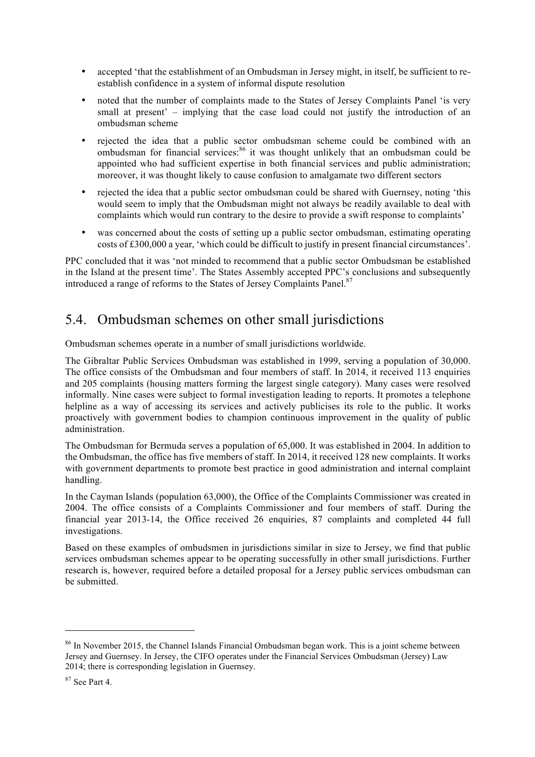- accepted 'that the establishment of an Ombudsman in Jersey might, in itself, be sufficient to re-establish confidence in a system of informal dispute resolution
- noted that the number of complaints made to the States of Jersey Complaints Panel 'is very small at present' – implying that the case load could not justify the introduction of an ombudsman scheme
- rejected the idea that a public sector ombudsman scheme could be combined with an ombudsman for financial services:[86] it was thought unlikely that an ombudsman could be appointed who had sufficient expertise in both financial services and public administration; moreover, it was thought likely to cause confusion to amalgamate two different sectors
- rejected the idea that a public sector ombudsman could be shared with Guernsey, noting 'this would seem to imply that the Ombudsman might not always be readily available to deal with complaints which would run contrary to the desire to provide a swift response to complaints'
- was concerned about the costs of setting up a public sector ombudsman, estimating operating costs of £300,000 a year, 'which could be difficult to justify in present financial circumstances'.

PPC concluded that it was 'not minded to recommend that a public sector Ombudsman be established in the Island at the present time'. The States Assembly accepted PPC's conclusions and subsequently introduced a range of reforms to the States of Jersey Complaints Panel.[87]

## 5.4. Ombudsman schemes on other small jurisdictions

Ombudsman schemes operate in a number of small jurisdictions worldwide.

The Gibraltar Public Services Ombudsman was established in 1999, serving a population of 30,000. The office consists of the Ombudsman and four members of staff. In 2014, it received 113 enquiries and 205 complaints (housing matters forming the largest single category). Many cases were resolved informally. Nine cases were subject to formal investigation leading to reports. It promotes a telephone helpline as a way of accessing its services and actively publicises its role to the public. It works proactively with government bodies to champion continuous improvement in the quality of public administration.

The Ombudsman for Bermuda serves a population of 65,000. It was established in 2004. In addition to the Ombudsman, the office has five members of staff. In 2014, it received 128 new complaints. It works with government departments to promote best practice in good administration and internal complaint handling.

In the Cayman Islands (population 63,000), the Office of the Complaints Commissioner was created in 2004. The office consists of a Complaints Commissioner and four members of staff. During the financial year 2013-14, the Office received 26 enquiries, 87 complaints and completed 44 full investigations.

Based on these examples of ombudsmen in jurisdictions similar in size to Jersey, we find that public services ombudsman schemes appear to be operating successfully in other small jurisdictions. Further research is, however, required before a detailed proposal for a Jersey public services ombudsman can be submitted.

---

[86] In November 2015, the Channel Islands Financial Ombudsman began work. This is a joint scheme between Jersey and Guernsey. In Jersey, the CIFO operates under the Financial Services Ombudsman (Jersey) Law 2014; there is corresponding legislation in Guernsey.

[87] See Part 4.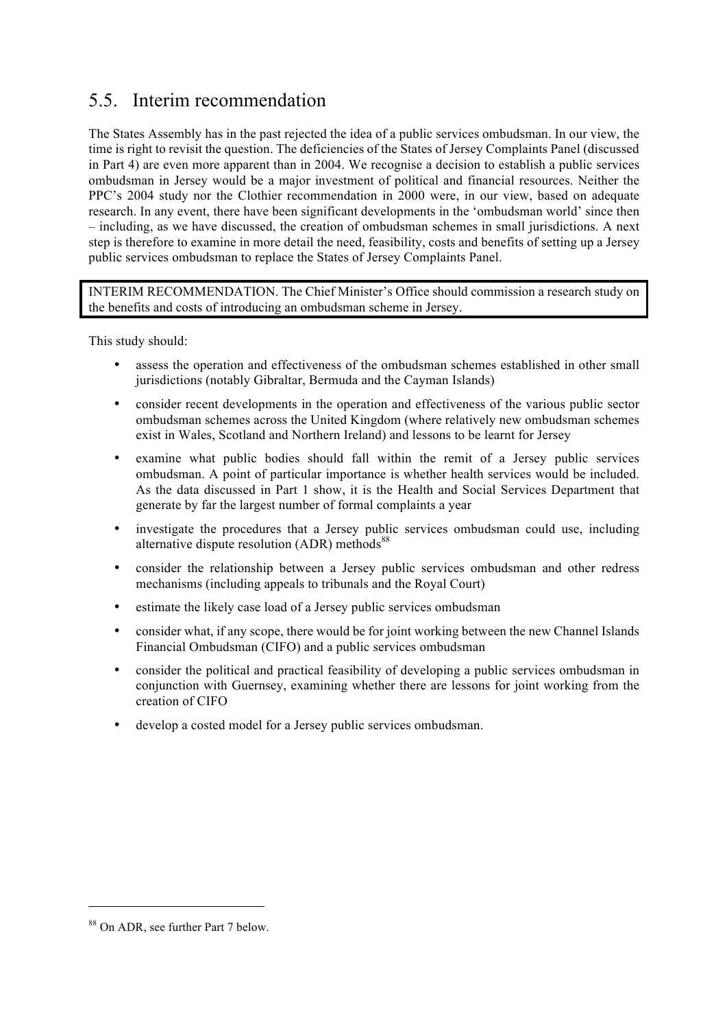## 5.5. Interim recommendation

The States Assembly has in the past rejected the idea of a public services ombudsman. In our view, the time is right to revisit the question. The deficiencies of the States of Jersey Complaints Panel (discussed in Part 4) are even more apparent than in 2004. We recognise a decision to establish a public services ombudsman in Jersey would be a major investment of political and financial resources. Neither the PPC's 2004 study nor the Clothier recommendation in 2000 were, in our view, based on adequate research. In any event, there have been significant developments in the 'ombudsman world' since then – including, as we have discussed, the creation of ombudsman schemes in small jurisdictions. A next step is therefore to examine in more detail the need, feasibility, costs and benefits of setting up a Jersey public services ombudsman to replace the States of Jersey Complaints Panel.

> INTERIM RECOMMENDATION. The Chief Minister's Office should commission a research study on the benefits and costs of introducing an ombudsman scheme in Jersey.

This study should:

- assess the operation and effectiveness of the ombudsman schemes established in other small jurisdictions (notably Gibraltar, Bermuda and the Cayman Islands)
- consider recent developments in the operation and effectiveness of the various public sector ombudsman schemes across the United Kingdom (where relatively new ombudsman schemes exist in Wales, Scotland and Northern Ireland) and lessons to be learnt for Jersey
- examine what public bodies should fall within the remit of a Jersey public services ombudsman. A point of particular importance is whether health services would be included. As the data discussed in Part 1 show, it is the Health and Social Services Department that generate by far the largest number of formal complaints a year
- investigate the procedures that a Jersey public services ombudsman could use, including alternative dispute resolution (ADR) methods[88]
- consider the relationship between a Jersey public services ombudsman and other redress mechanisms (including appeals to tribunals and the Royal Court)
- estimate the likely case load of a Jersey public services ombudsman
- consider what, if any scope, there would be for joint working between the new Channel Islands Financial Ombudsman (CIFO) and a public services ombudsman
- consider the political and practical feasibility of developing a public services ombudsman in conjunction with Guernsey, examining whether there are lessons for joint working from the creation of CIFO
- develop a costed model for a Jersey public services ombudsman.

---

[88] On ADR, see further Part 7 below.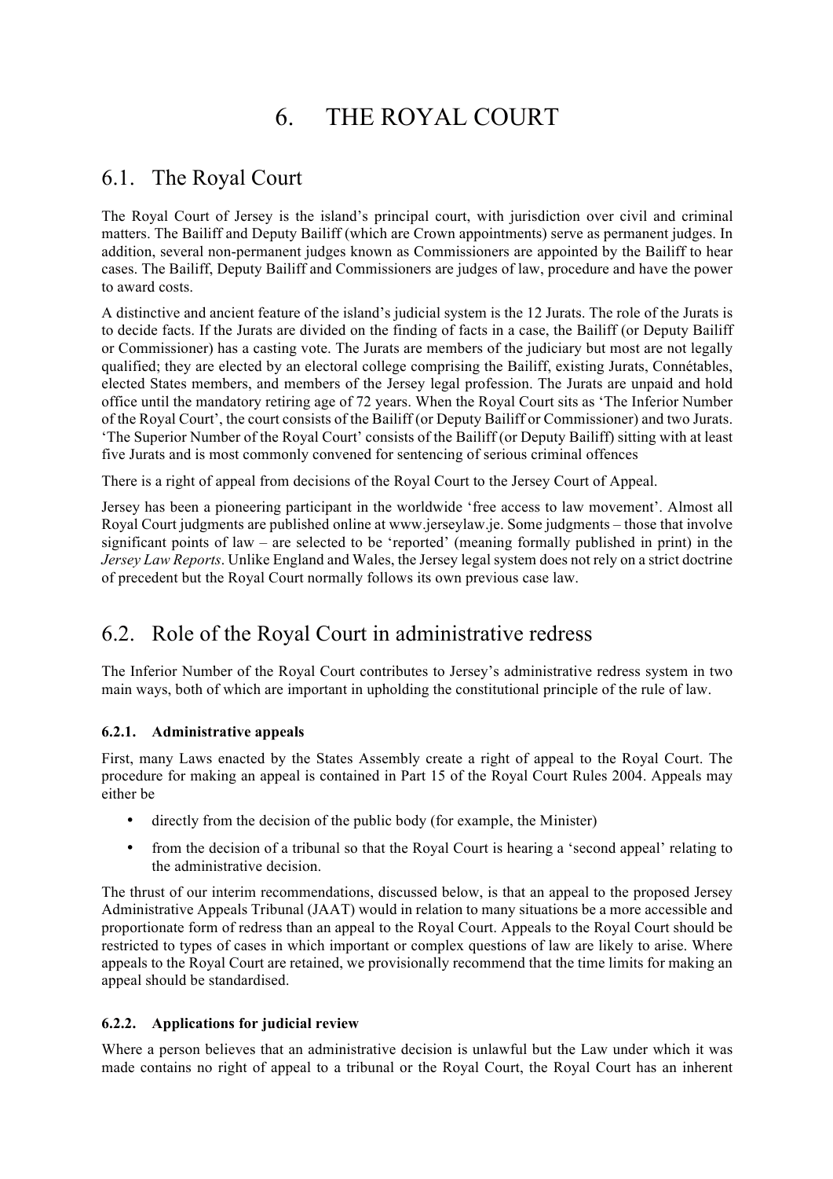# 6. THE ROYAL COURT

## 6.1. The Royal Court

The Royal Court of Jersey is the island's principal court, with jurisdiction over civil and criminal matters. The Bailiff and Deputy Bailiff (which are Crown appointments) serve as permanent judges. In addition, several non-permanent judges known as Commissioners are appointed by the Bailiff to hear cases. The Bailiff, Deputy Bailiff and Commissioners are judges of law, procedure and have the power to award costs.

A distinctive and ancient feature of the island's judicial system is the 12 Jurats. The role of the Jurats is to decide facts. If the Jurats are divided on the finding of facts in a case, the Bailiff (or Deputy Bailiff or Commissioner) has a casting vote. The Jurats are members of the judiciary but most are not legally qualified; they are elected by an electoral college comprising the Bailiff, existing Jurats, Connétables, elected States members, and members of the Jersey legal profession. The Jurats are unpaid and hold office until the mandatory retiring age of 72 years. When the Royal Court sits as 'The Inferior Number of the Royal Court', the court consists of the Bailiff (or Deputy Bailiff or Commissioner) and two Jurats. 'The Superior Number of the Royal Court' consists of the Bailiff (or Deputy Bailiff) sitting with at least five Jurats and is most commonly convened for sentencing of serious criminal offences

There is a right of appeal from decisions of the Royal Court to the Jersey Court of Appeal.

Jersey has been a pioneering participant in the worldwide 'free access to law movement'. Almost all Royal Court judgments are published online at www.jerseylaw.je. Some judgments – those that involve significant points of law – are selected to be 'reported' (meaning formally published in print) in the *Jersey Law Reports*. Unlike England and Wales, the Jersey legal system does not rely on a strict doctrine of precedent but the Royal Court normally follows its own previous case law.

## 6.2. Role of the Royal Court in administrative redress

The Inferior Number of the Royal Court contributes to Jersey's administrative redress system in two main ways, both of which are important in upholding the constitutional principle of the rule of law.

### 6.2.1. Administrative appeals

First, many Laws enacted by the States Assembly create a right of appeal to the Royal Court. The procedure for making an appeal is contained in Part 15 of the Royal Court Rules 2004. Appeals may either be

- directly from the decision of the public body (for example, the Minister)
- from the decision of a tribunal so that the Royal Court is hearing a 'second appeal' relating to the administrative decision.

The thrust of our interim recommendations, discussed below, is that an appeal to the proposed Jersey Administrative Appeals Tribunal (JAAT) would in relation to many situations be a more accessible and proportionate form of redress than an appeal to the Royal Court. Appeals to the Royal Court should be restricted to types of cases in which important or complex questions of law are likely to arise. Where appeals to the Royal Court are retained, we provisionally recommend that the time limits for making an appeal should be standardised.

### 6.2.2. Applications for judicial review

Where a person believes that an administrative decision is unlawful but the Law under which it was made contains no right of appeal to a tribunal or the Royal Court, the Royal Court has an inherent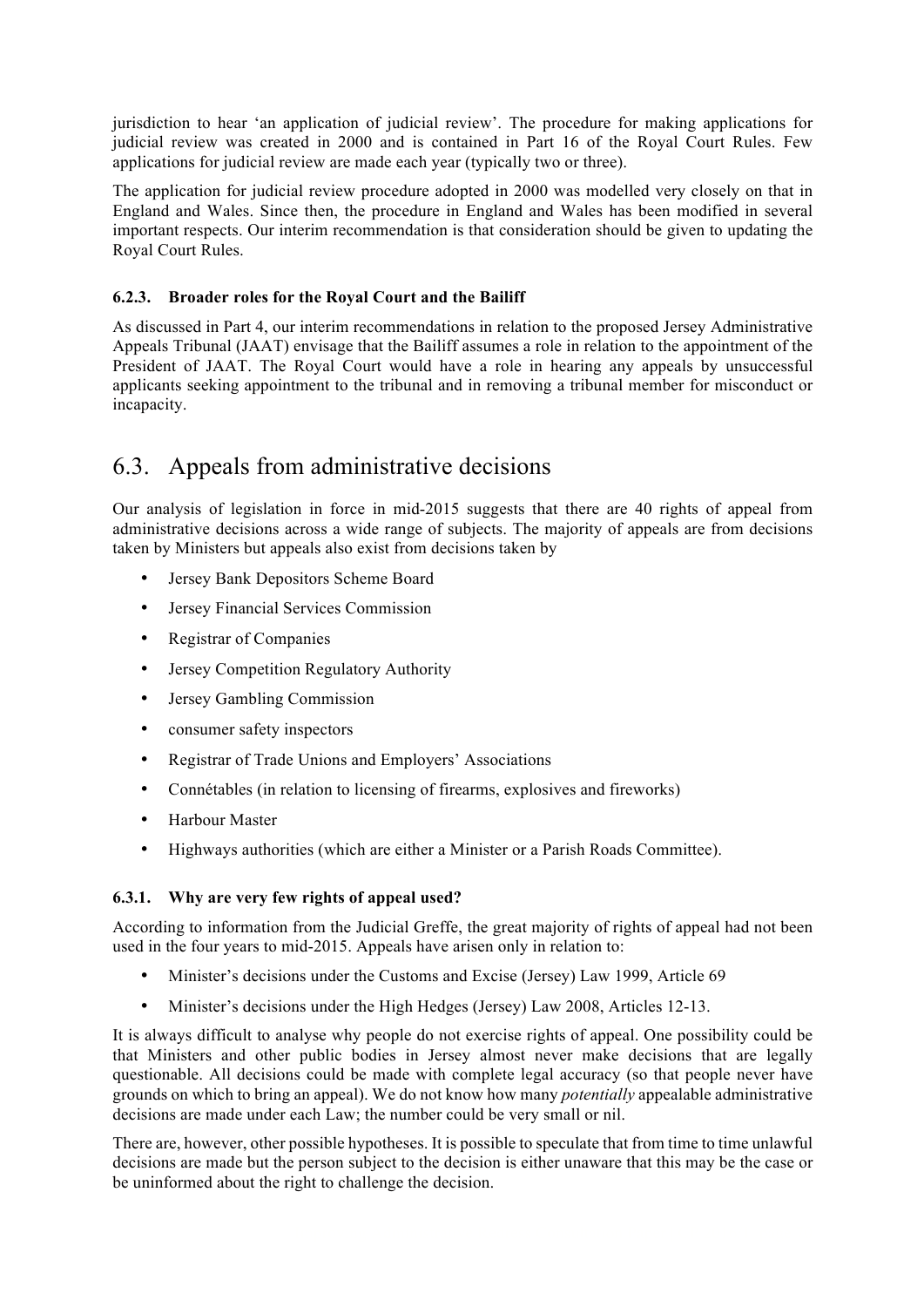jurisdiction to hear 'an application of judicial review'. The procedure for making applications for judicial review was created in 2000 and is contained in Part 16 of the Royal Court Rules. Few applications for judicial review are made each year (typically two or three).

The application for judicial review procedure adopted in 2000 was modelled very closely on that in England and Wales. Since then, the procedure in England and Wales has been modified in several important respects. Our interim recommendation is that consideration should be given to updating the Royal Court Rules.

#### 6.2.3. Broader roles for the Royal Court and the Bailiff

As discussed in Part 4, our interim recommendations in relation to the proposed Jersey Administrative Appeals Tribunal (JAAT) envisage that the Bailiff assumes a role in relation to the appointment of the President of JAAT. The Royal Court would have a role in hearing any appeals by unsuccessful applicants seeking appointment to the tribunal and in removing a tribunal member for misconduct or incapacity.

## 6.3. Appeals from administrative decisions

Our analysis of legislation in force in mid-2015 suggests that there are 40 rights of appeal from administrative decisions across a wide range of subjects. The majority of appeals are from decisions taken by Ministers but appeals also exist from decisions taken by

- Jersey Bank Depositors Scheme Board
- Jersey Financial Services Commission
- Registrar of Companies
- Jersey Competition Regulatory Authority
- Jersey Gambling Commission
- consumer safety inspectors
- Registrar of Trade Unions and Employers' Associations
- Connétables (in relation to licensing of firearms, explosives and fireworks)
- Harbour Master
- Highways authorities (which are either a Minister or a Parish Roads Committee).

#### 6.3.1. Why are very few rights of appeal used?

According to information from the Judicial Greffe, the great majority of rights of appeal had not been used in the four years to mid-2015. Appeals have arisen only in relation to:

- Minister's decisions under the Customs and Excise (Jersey) Law 1999, Article 69
- Minister's decisions under the High Hedges (Jersey) Law 2008, Articles 12-13.

It is always difficult to analyse why people do not exercise rights of appeal. One possibility could be that Ministers and other public bodies in Jersey almost never make decisions that are legally questionable. All decisions could be made with complete legal accuracy (so that people never have grounds on which to bring an appeal). We do not know how many *potentially* appealable administrative decisions are made under each Law; the number could be very small or nil.

There are, however, other possible hypotheses. It is possible to speculate that from time to time unlawful decisions are made but the person subject to the decision is either unaware that this may be the case or be uninformed about the right to challenge the decision.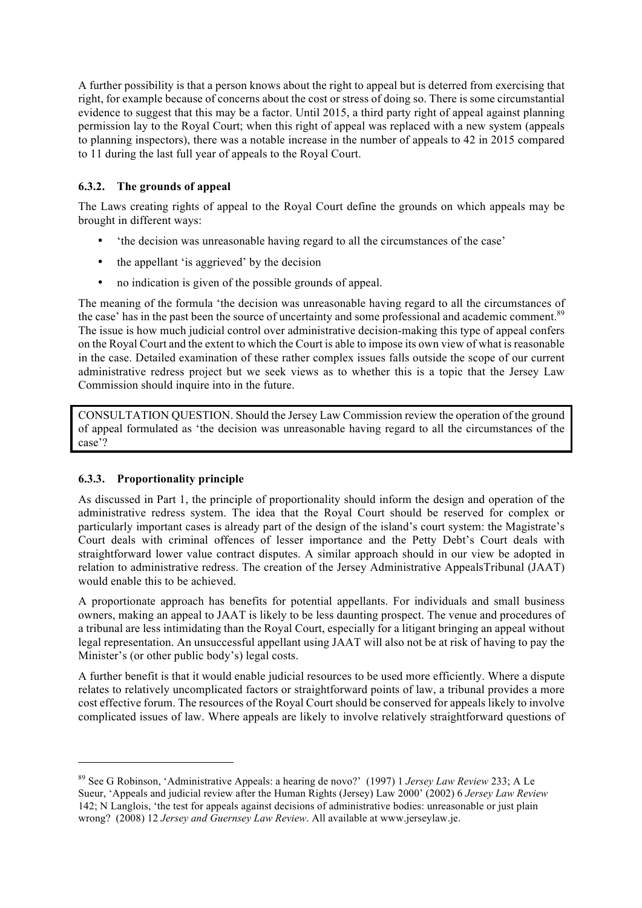A further possibility is that a person knows about the right to appeal but is deterred from exercising that right, for example because of concerns about the cost or stress of doing so. There is some circumstantial evidence to suggest that this may be a factor. Until 2015, a third party right of appeal against planning permission lay to the Royal Court; when this right of appeal was replaced with a new system (appeals to planning inspectors), there was a notable increase in the number of appeals to 42 in 2015 compared to 11 during the last full year of appeals to the Royal Court.

### 6.3.2. The grounds of appeal

The Laws creating rights of appeal to the Royal Court define the grounds on which appeals may be brought in different ways:

- 'the decision was unreasonable having regard to all the circumstances of the case'
- the appellant 'is aggrieved' by the decision
- no indication is given of the possible grounds of appeal.

The meaning of the formula 'the decision was unreasonable having regard to all the circumstances of the case' has in the past been the source of uncertainty and some professional and academic comment.[89] The issue is how much judicial control over administrative decision-making this type of appeal confers on the Royal Court and the extent to which the Court is able to impose its own view of what is reasonable in the case. Detailed examination of these rather complex issues falls outside the scope of our current administrative redress project but we seek views as to whether this is a topic that the Jersey Law Commission should inquire into in the future.

> CONSULTATION QUESTION. Should the Jersey Law Commission review the operation of the ground of appeal formulated as 'the decision was unreasonable having regard to all the circumstances of the case'?

### 6.3.3. Proportionality principle

As discussed in Part 1, the principle of proportionality should inform the design and operation of the administrative redress system. The idea that the Royal Court should be reserved for complex or particularly important cases is already part of the design of the island's court system: the Magistrate's Court deals with criminal offences of lesser importance and the Petty Debt's Court deals with straightforward lower value contract disputes. A similar approach should in our view be adopted in relation to administrative redress. The creation of the Jersey Administrative AppealsTribunal (JAAT) would enable this to be achieved.

A proportionate approach has benefits for potential appellants. For individuals and small business owners, making an appeal to JAAT is likely to be less daunting prospect. The venue and procedures of a tribunal are less intimidating than the Royal Court, especially for a litigant bringing an appeal without legal representation. An unsuccessful appellant using JAAT will also not be at risk of having to pay the Minister's (or other public body's) legal costs.

A further benefit is that it would enable judicial resources to be used more efficiently. Where a dispute relates to relatively uncomplicated factors or straightforward points of law, a tribunal provides a more cost effective forum. The resources of the Royal Court should be conserved for appeals likely to involve complicated issues of law. Where appeals are likely to involve relatively straightforward questions of

---

[89] See G Robinson, 'Administrative Appeals: a hearing de novo?' (1997) 1 *Jersey Law Review* 233; A Le Sueur, 'Appeals and judicial review after the Human Rights (Jersey) Law 2000' (2002) 6 *Jersey Law Review* 142; N Langlois, 'the test for appeals against decisions of administrative bodies: unreasonable or just plain wrong? (2008) 12 *Jersey and Guernsey Law Review*. All available at www.jerseylaw.je.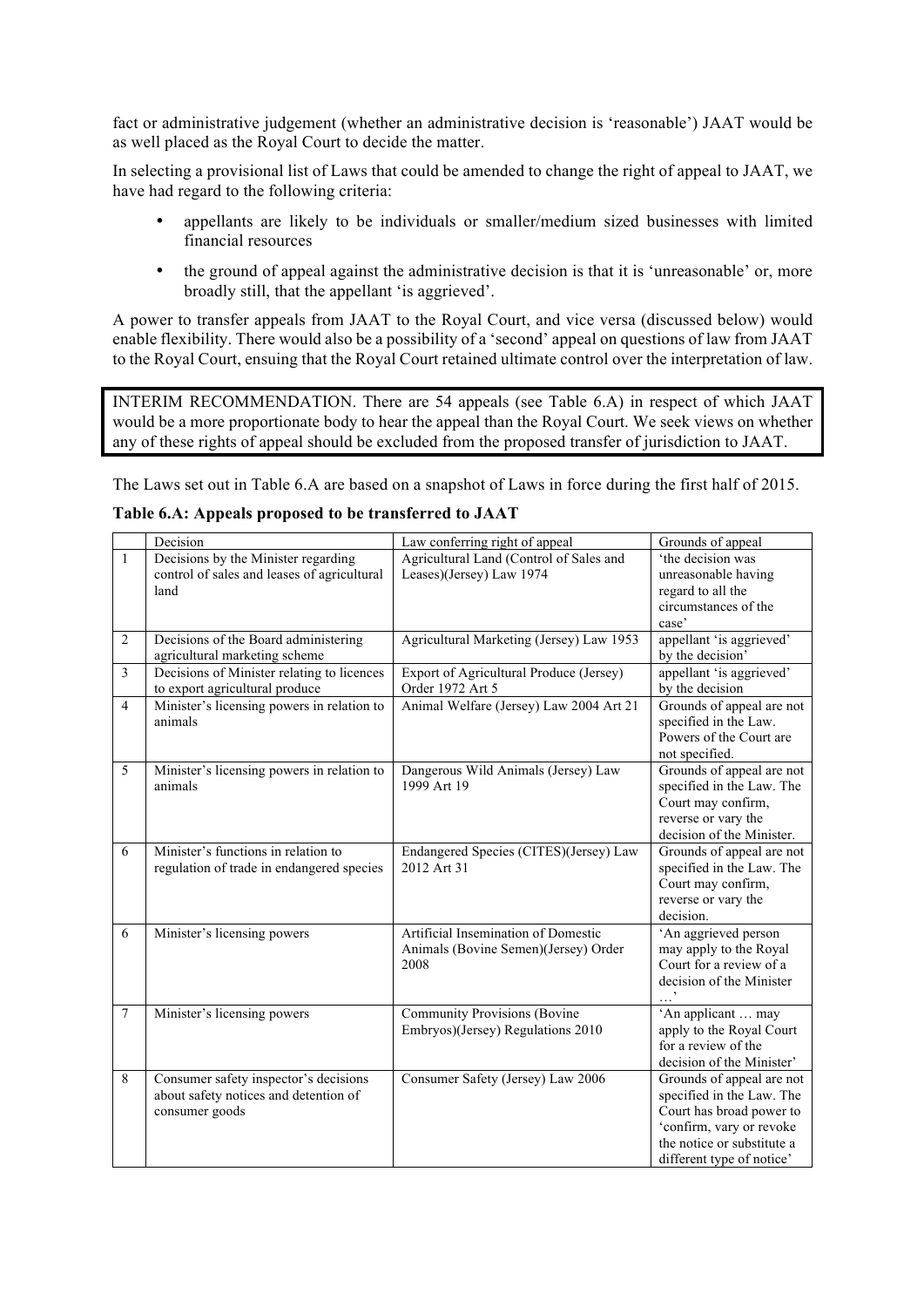fact or administrative judgement (whether an administrative decision is 'reasonable') JAAT would be as well placed as the Royal Court to decide the matter.

In selecting a provisional list of Laws that could be amended to change the right of appeal to JAAT, we have had regard to the following criteria:

- appellants are likely to be individuals or smaller/medium sized businesses with limited financial resources
- the ground of appeal against the administrative decision is that it is 'unreasonable' or, more broadly still, that the appellant 'is aggrieved'.

A power to transfer appeals from JAAT to the Royal Court, and vice versa (discussed below) would enable flexibility. There would also be a possibility of a 'second' appeal on questions of law from JAAT to the Royal Court, ensuing that the Royal Court retained ultimate control over the interpretation of law.

> INTERIM RECOMMENDATION. There are 54 appeals (see Table 6.A) in respect of which JAAT would be a more proportionate body to hear the appeal than the Royal Court. We seek views on whether any of these rights of appeal should be excluded from the proposed transfer of jurisdiction to JAAT.

The Laws set out in Table 6.A are based on a snapshot of Laws in force during the first half of 2015.

**Table 6.A: Appeals proposed to be transferred to JAAT**

| | Decision | Law conferring right of appeal | Grounds of appeal |
|---|---|---|---|
| 1 | Decisions by the Minister regarding control of sales and leases of agricultural land | Agricultural Land (Control of Sales and Leases)(Jersey) Law 1974 | 'the decision was unreasonable having regard to all the circumstances of the case' |
| 2 | Decisions of the Board administering agricultural marketing scheme | Agricultural Marketing (Jersey) Law 1953 | appellant 'is aggrieved' by the decision' |
| 3 | Decisions of Minister relating to licences to export agricultural produce | Export of Agricultural Produce (Jersey) Order 1972 Art 5 | appellant 'is aggrieved' by the decision |
| 4 | Minister's licensing powers in relation to animals | Animal Welfare (Jersey) Law 2004 Art 21 | Grounds of appeal are not specified in the Law. Powers of the Court are not specified. |
| 5 | Minister's licensing powers in relation to animals | Dangerous Wild Animals (Jersey) Law 1999 Art 19 | Grounds of appeal are not specified in the Law. The Court may confirm, reverse or vary the decision of the Minister. |
| 6 | Minister's functions in relation to regulation of trade in endangered species | Endangered Species (CITES)(Jersey) Law 2012 Art 31 | Grounds of appeal are not specified in the Law. The Court may confirm, reverse or vary the decision. |
| 6 | Minister's licensing powers | Artificial Insemination of Domestic Animals (Bovine Semen)(Jersey) Order 2008 | 'An aggrieved person may apply to the Royal Court for a review of a decision of the Minister …' |
| 7 | Minister's licensing powers | Community Provisions (Bovine Embryos)(Jersey) Regulations 2010 | 'An applicant … may apply to the Royal Court for a review of the decision of the Minister' |
| 8 | Consumer safety inspector's decisions about safety notices and detention of consumer goods | Consumer Safety (Jersey) Law 2006 | Grounds of appeal are not specified in the Law. The Court has broad power to 'confirm, vary or revoke the notice or substitute a different type of notice' |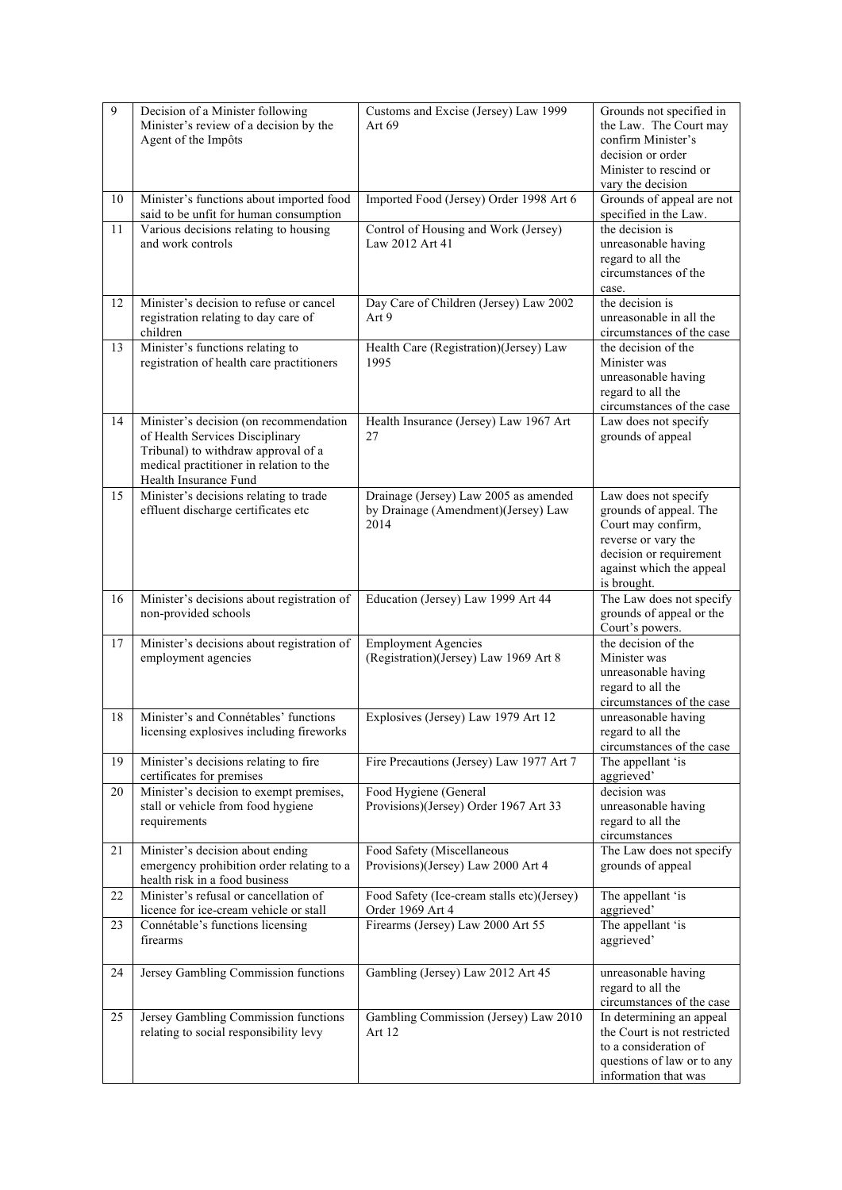| | | | |
|---|---|---|---|
| 9 | Decision of a Minister following Minister's review of a decision by the Agent of the Impôts | Customs and Excise (Jersey) Law 1999 Art 69 | Grounds not specified in the Law. The Court may confirm Minister's decision or order Minister to rescind or vary the decision |
| 10 | Minister's functions about imported food said to be unfit for human consumption | Imported Food (Jersey) Order 1998 Art 6 | Grounds of appeal are not specified in the Law. |
| 11 | Various decisions relating to housing and work controls | Control of Housing and Work (Jersey) Law 2012 Art 41 | the decision is unreasonable having regard to all the circumstances of the case. |
| 12 | Minister's decision to refuse or cancel registration relating to day care of children | Day Care of Children (Jersey) Law 2002 Art 9 | the decision is unreasonable in all the circumstances of the case |
| 13 | Minister's functions relating to registration of health care practitioners | Health Care (Registration)(Jersey) Law 1995 | the decision of the Minister was unreasonable having regard to all the circumstances of the case |
| 14 | Minister's decision (on recommendation of Health Services Disciplinary Tribunal) to withdraw approval of a medical practitioner in relation to the Health Insurance Fund | Health Insurance (Jersey) Law 1967 Art 27 | Law does not specify grounds of appeal |
| 15 | Minister's decisions relating to trade effluent discharge certificates etc | Drainage (Jersey) Law 2005 as amended by Drainage (Amendment)(Jersey) Law 2014 | Law does not specify grounds of appeal. The Court may confirm, reverse or vary the decision or requirement against which the appeal is brought. |
| 16 | Minister's decisions about registration of non-provided schools | Education (Jersey) Law 1999 Art 44 | The Law does not specify grounds of appeal or the Court's powers. |
| 17 | Minister's decisions about registration of employment agencies | Employment Agencies (Registration)(Jersey) Law 1969 Art 8 | the decision of the Minister was unreasonable having regard to all the circumstances of the case |
| 18 | Minister's and Connétables' functions licensing explosives including fireworks | Explosives (Jersey) Law 1979 Art 12 | unreasonable having regard to all the circumstances of the case |
| 19 | Minister's decisions relating to fire certificates for premises | Fire Precautions (Jersey) Law 1977 Art 7 | The appellant 'is aggrieved' |
| 20 | Minister's decision to exempt premises, stall or vehicle from food hygiene requirements | Food Hygiene (General Provisions)(Jersey) Order 1967 Art 33 | decision was unreasonable having regard to all the circumstances |
| 21 | Minister's decision about ending emergency prohibition order relating to a health risk in a food business | Food Safety (Miscellaneous Provisions)(Jersey) Law 2000 Art 4 | The Law does not specify grounds of appeal |
| 22 | Minister's refusal or cancellation of licence for ice-cream vehicle or stall | Food Safety (Ice-cream stalls etc)(Jersey) Order 1969 Art 4 | The appellant 'is aggrieved' |
| 23 | Connétable's functions licensing firearms | Firearms (Jersey) Law 2000 Art 55 | The appellant 'is aggrieved' |
| 24 | Jersey Gambling Commission functions | Gambling (Jersey) Law 2012 Art 45 | unreasonable having regard to all the circumstances of the case |
| 25 | Jersey Gambling Commission functions relating to social responsibility levy | Gambling Commission (Jersey) Law 2010 Art 12 | In determining an appeal the Court is not restricted to a consideration of questions of law or to any information that was |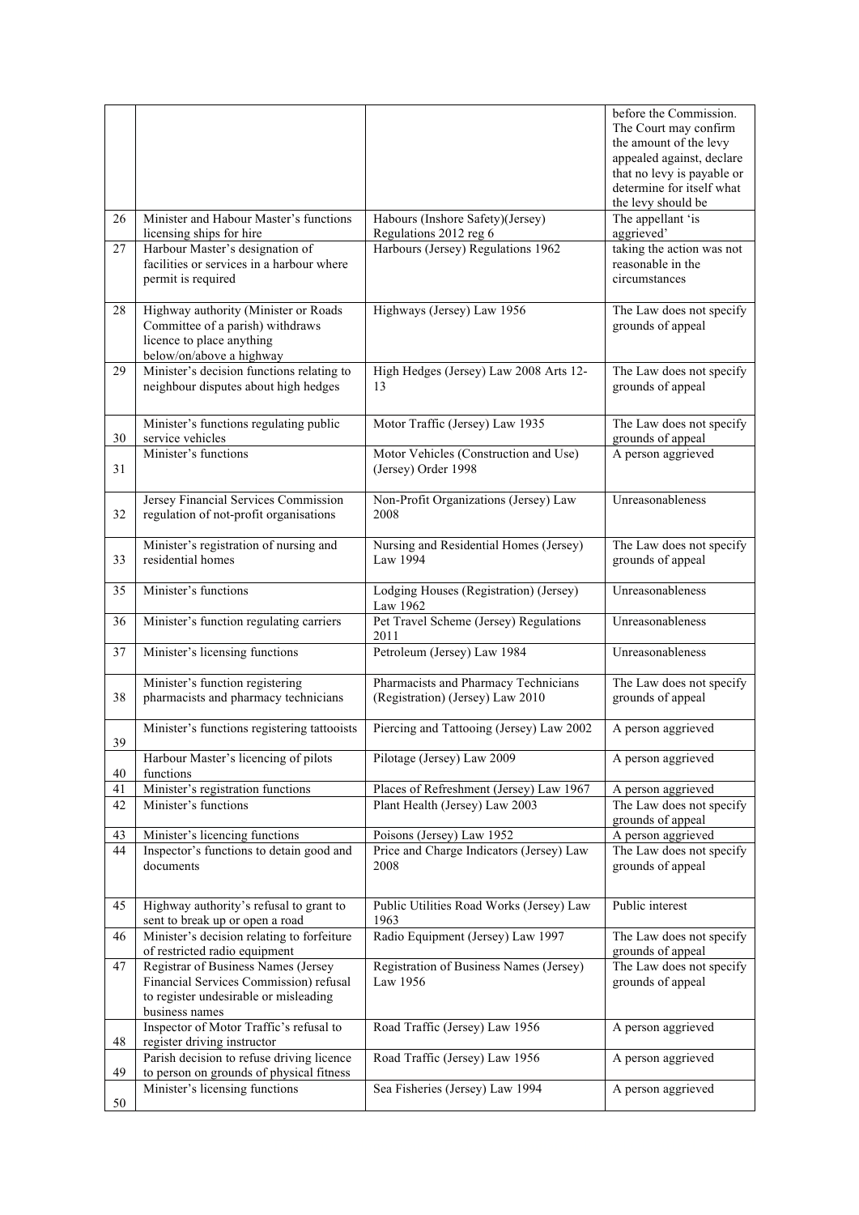| | | | |
|---|---|---|---|
| | | | before the Commission. The Court may confirm the amount of the levy appealed against, declare that no levy is payable or determine for itself what the levy should be |
| 26 | Minister and Habour Master's functions licensing ships for hire | Habours (Inshore Safety)(Jersey) Regulations 2012 reg 6 | The appellant 'is aggrieved' |
| 27 | Harbour Master's designation of facilities or services in a harbour where permit is required | Harbours (Jersey) Regulations 1962 | taking the action was not reasonable in the circumstances |
| 28 | Highway authority (Minister or Roads Committee of a parish) withdraws licence to place anything below/on/above a highway | Highways (Jersey) Law 1956 | The Law does not specify grounds of appeal |
| 29 | Minister's decision functions relating to neighbour disputes about high hedges | High Hedges (Jersey) Law 2008 Arts 12-13 | The Law does not specify grounds of appeal |
| 30 | Minister's functions regulating public service vehicles | Motor Traffic (Jersey) Law 1935 | The Law does not specify grounds of appeal |
| 31 | Minister's functions | Motor Vehicles (Construction and Use) (Jersey) Order 1998 | A person aggrieved |
| 32 | Jersey Financial Services Commission regulation of not-profit organisations | Non-Profit Organizations (Jersey) Law 2008 | Unreasonableness |
| 33 | Minister's registration of nursing and residential homes | Nursing and Residential Homes (Jersey) Law 1994 | The Law does not specify grounds of appeal |
| 35 | Minister's functions | Lodging Houses (Registration) (Jersey) Law 1962 | Unreasonableness |
| 36 | Minister's function regulating carriers | Pet Travel Scheme (Jersey) Regulations 2011 | Unreasonableness |
| 37 | Minister's licensing functions | Petroleum (Jersey) Law 1984 | Unreasonableness |
| 38 | Minister's function registering pharmacists and pharmacy technicians | Pharmacists and Pharmacy Technicians (Registration) (Jersey) Law 2010 | The Law does not specify grounds of appeal |
| 39 | Minister's functions registering tattooists | Piercing and Tattooing (Jersey) Law 2002 | A person aggrieved |
| 40 | Harbour Master's licencing of pilots functions | Pilotage (Jersey) Law 2009 | A person aggrieved |
| 41 | Minister's registration functions | Places of Refreshment (Jersey) Law 1967 | A person aggrieved |
| 42 | Minister's functions | Plant Health (Jersey) Law 2003 | The Law does not specify grounds of appeal |
| 43 | Minister's licencing functions | Poisons (Jersey) Law 1952 | A person aggrieved |
| 44 | Inspector's functions to detain good and documents | Price and Charge Indicators (Jersey) Law 2008 | The Law does not specify grounds of appeal |
| 45 | Highway authority's refusal to grant to sent to break up or open a road | Public Utilities Road Works (Jersey) Law 1963 | Public interest |
| 46 | Minister's decision relating to forfeiture of restricted radio equipment | Radio Equipment (Jersey) Law 1997 | The Law does not specify grounds of appeal |
| 47 | Registrar of Business Names (Jersey Financial Services Commission) refusal to register undesirable or misleading business names | Registration of Business Names (Jersey) Law 1956 | The Law does not specify grounds of appeal |
| 48 | Inspector of Motor Traffic's refusal to register driving instructor | Road Traffic (Jersey) Law 1956 | A person aggrieved |
| 49 | Parish decision to refuse driving licence to person on grounds of physical fitness | Road Traffic (Jersey) Law 1956 | A person aggrieved |
| 50 | Minister's licensing functions | Sea Fisheries (Jersey) Law 1994 | A person aggrieved |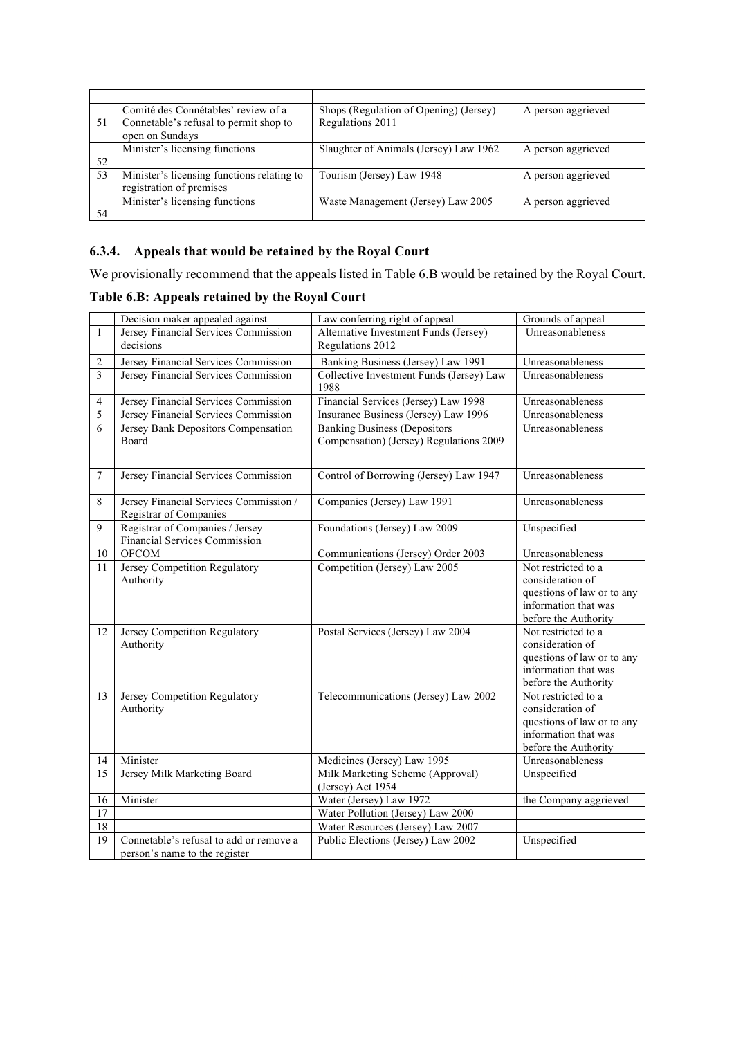| | | | |
|---|---|---|---|
| 51 | Comité des Connétables' review of a Connetable's refusal to permit shop to open on Sundays | Shops (Regulation of Opening) (Jersey) Regulations 2011 | A person aggrieved |
| 52 | Minister's licensing functions | Slaughter of Animals (Jersey) Law 1962 | A person aggrieved |
| 53 | Minister's licensing functions relating to registration of premises | Tourism (Jersey) Law 1948 | A person aggrieved |
| 54 | Minister's licensing functions | Waste Management (Jersey) Law 2005 | A person aggrieved |

### 6.3.4. Appeals that would be retained by the Royal Court

We provisionally recommend that the appeals listed in Table 6.B would be retained by the Royal Court.

**Table 6.B: Appeals retained by the Royal Court**

| | Decision maker appealed against | Law conferring right of appeal | Grounds of appeal |
|---|---|---|---|
| 1 | Jersey Financial Services Commission decisions | Alternative Investment Funds (Jersey) Regulations 2012 | Unreasonableness |
| 2 | Jersey Financial Services Commission | Banking Business (Jersey) Law 1991 | Unreasonableness |
| 3 | Jersey Financial Services Commission | Collective Investment Funds (Jersey) Law 1988 | Unreasonableness |
| 4 | Jersey Financial Services Commission | Financial Services (Jersey) Law 1998 | Unreasonableness |
| 5 | Jersey Financial Services Commission | Insurance Business (Jersey) Law 1996 | Unreasonableness |
| 6 | Jersey Bank Depositors Compensation Board | Banking Business (Depositors Compensation) (Jersey) Regulations 2009 | Unreasonableness |
| 7 | Jersey Financial Services Commission | Control of Borrowing (Jersey) Law 1947 | Unreasonableness |
| 8 | Jersey Financial Services Commission / Registrar of Companies | Companies (Jersey) Law 1991 | Unreasonableness |
| 9 | Registrar of Companies / Jersey Financial Services Commission | Foundations (Jersey) Law 2009 | Unspecified |
| 10 | OFCOM | Communications (Jersey) Order 2003 | Unreasonableness |
| 11 | Jersey Competition Regulatory Authority | Competition (Jersey) Law 2005 | Not restricted to a consideration of questions of law or to any information that was before the Authority |
| 12 | Jersey Competition Regulatory Authority | Postal Services (Jersey) Law 2004 | Not restricted to a consideration of questions of law or to any information that was before the Authority |
| 13 | Jersey Competition Regulatory Authority | Telecommunications (Jersey) Law 2002 | Not restricted to a consideration of questions of law or to any information that was before the Authority |
| 14 | Minister | Medicines (Jersey) Law 1995 | Unreasonableness |
| 15 | Jersey Milk Marketing Board | Milk Marketing Scheme (Approval) (Jersey) Act 1954 | Unspecified |
| 16 | Minister | Water (Jersey) Law 1972 | the Company aggrieved |
| 17 | | Water Pollution (Jersey) Law 2000 | |
| 18 | | Water Resources (Jersey) Law 2007 | |
| 19 | Connetable's refusal to add or remove a person's name to the register | Public Elections (Jersey) Law 2002 | Unspecified |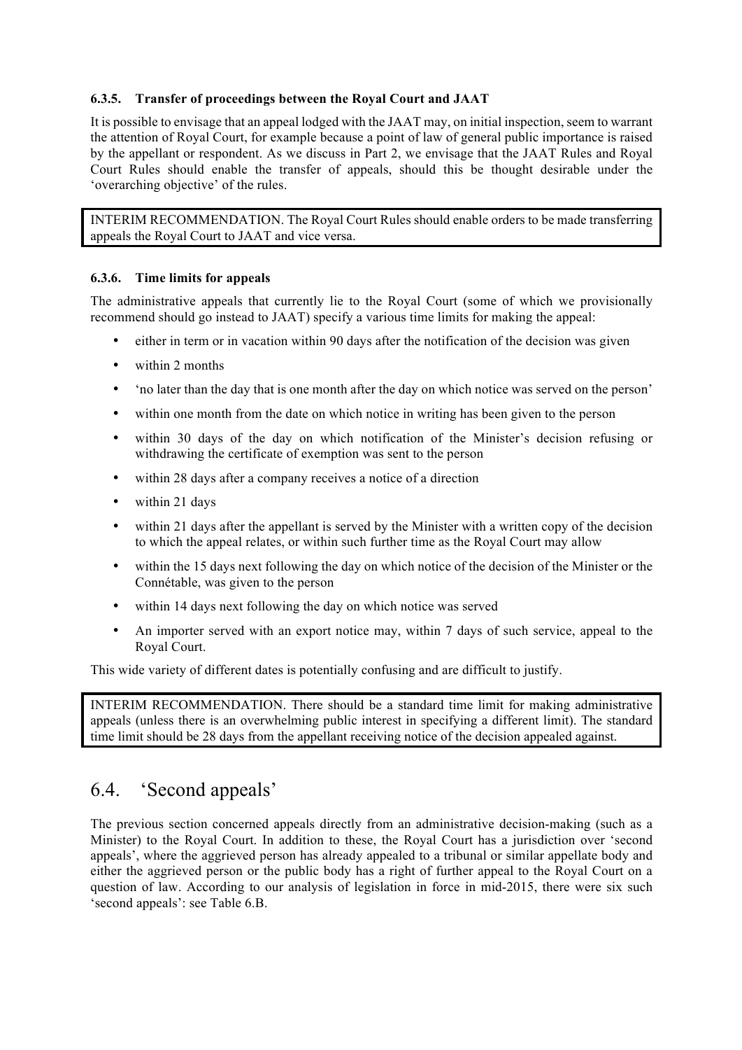### 6.3.5. Transfer of proceedings between the Royal Court and JAAT

It is possible to envisage that an appeal lodged with the JAAT may, on initial inspection, seem to warrant the attention of Royal Court, for example because a point of law of general public importance is raised by the appellant or respondent. As we discuss in Part 2, we envisage that the JAAT Rules and Royal Court Rules should enable the transfer of appeals, should this be thought desirable under the 'overarching objective' of the rules.

> INTERIM RECOMMENDATION. The Royal Court Rules should enable orders to be made transferring appeals the Royal Court to JAAT and vice versa.

### 6.3.6. Time limits for appeals

The administrative appeals that currently lie to the Royal Court (some of which we provisionally recommend should go instead to JAAT) specify a various time limits for making the appeal:

- either in term or in vacation within 90 days after the notification of the decision was given
- within 2 months
- 'no later than the day that is one month after the day on which notice was served on the person'
- within one month from the date on which notice in writing has been given to the person
- within 30 days of the day on which notification of the Minister's decision refusing or withdrawing the certificate of exemption was sent to the person
- within 28 days after a company receives a notice of a direction
- within 21 days
- within 21 days after the appellant is served by the Minister with a written copy of the decision to which the appeal relates, or within such further time as the Royal Court may allow
- within the 15 days next following the day on which notice of the decision of the Minister or the Connétable, was given to the person
- within 14 days next following the day on which notice was served
- An importer served with an export notice may, within 7 days of such service, appeal to the Royal Court.

This wide variety of different dates is potentially confusing and are difficult to justify.

> INTERIM RECOMMENDATION. There should be a standard time limit for making administrative appeals (unless there is an overwhelming public interest in specifying a different limit). The standard time limit should be 28 days from the appellant receiving notice of the decision appealed against.

## 6.4. 'Second appeals'

The previous section concerned appeals directly from an administrative decision-making (such as a Minister) to the Royal Court. In addition to these, the Royal Court has a jurisdiction over 'second appeals', where the aggrieved person has already appealed to a tribunal or similar appellate body and either the aggrieved person or the public body has a right of further appeal to the Royal Court on a question of law. According to our analysis of legislation in force in mid-2015, there were six such 'second appeals': see Table 6.B.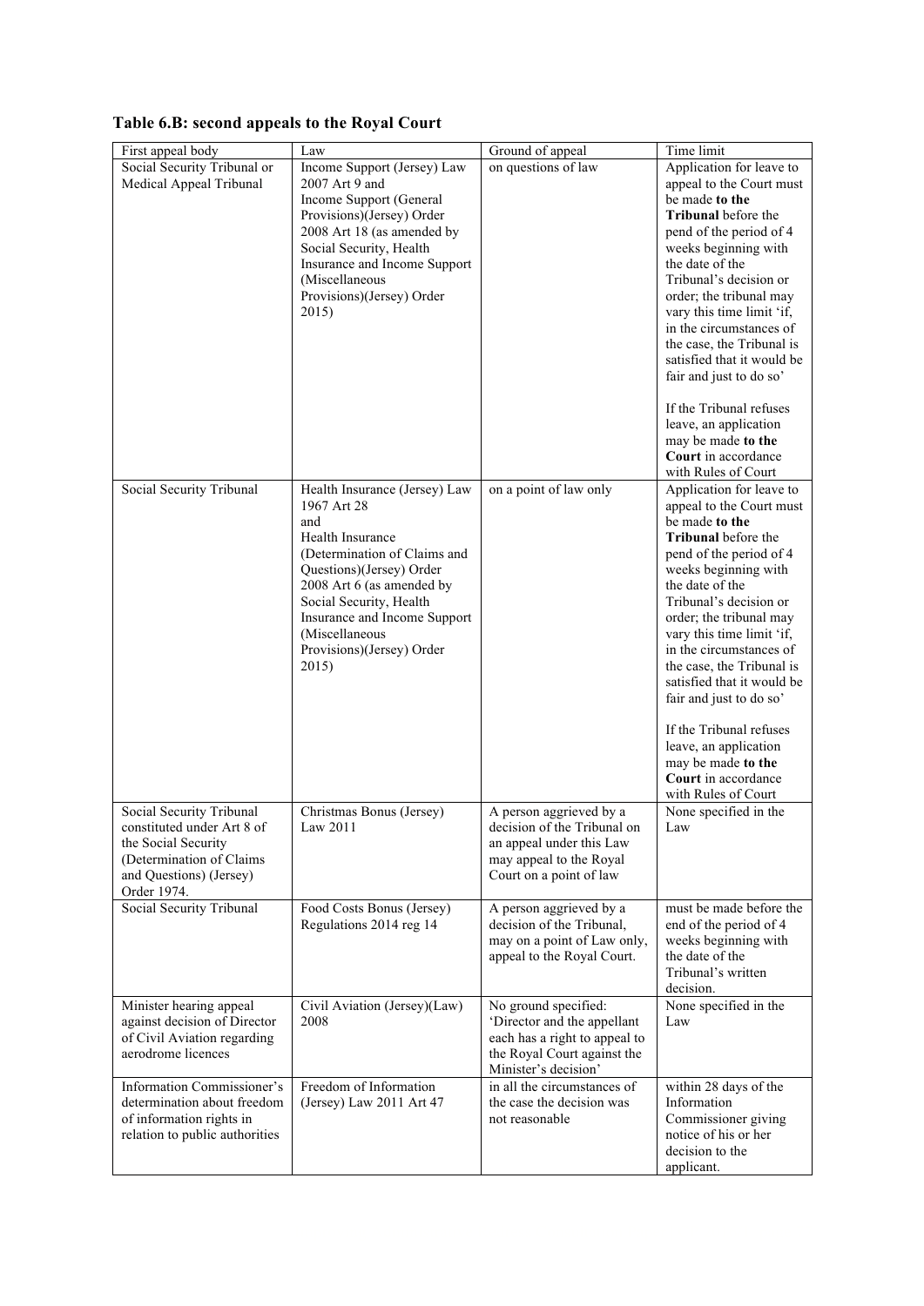**Table 6.B: second appeals to the Royal Court**

| First appeal body | Law | Ground of appeal | Time limit |
|---|---|---|---|
| Social Security Tribunal or Medical Appeal Tribunal | Income Support (Jersey) Law 2007 Art 9 and Income Support (General Provisions)(Jersey) Order 2008 Art 18 (as amended by Social Security, Health Insurance and Income Support (Miscellaneous Provisions)(Jersey) Order 2015) | on questions of law | Application for leave to appeal to the Court must be made **to the Tribunal** before the pend of the period of 4 weeks beginning with the date of the Tribunal's decision or order; the tribunal may vary this time limit 'if, in the circumstances of the case, the Tribunal is satisfied that it would be fair and just to do so'<br><br>If the Tribunal refuses leave, an application may be made **to the Court** in accordance with Rules of Court |
| Social Security Tribunal | Health Insurance (Jersey) Law 1967 Art 28 and Health Insurance (Determination of Claims and Questions)(Jersey) Order 2008 Art 6 (as amended by Social Security, Health Insurance and Income Support (Miscellaneous Provisions)(Jersey) Order 2015) | on a point of law only | Application for leave to appeal to the Court must be made **to the Tribunal** before the pend of the period of 4 weeks beginning with the date of the Tribunal's decision or order; the tribunal may vary this time limit 'if, in the circumstances of the case, the Tribunal is satisfied that it would be fair and just to do so'<br><br>If the Tribunal refuses leave, an application may be made **to the Court** in accordance with Rules of Court |
| Social Security Tribunal constituted under Art 8 of the Social Security (Determination of Claims and Questions) (Jersey) Order 1974. | Christmas Bonus (Jersey) Law 2011 | A person aggrieved by a decision of the Tribunal on an appeal under this Law may appeal to the Royal Court on a point of law | None specified in the Law |
| Social Security Tribunal | Food Costs Bonus (Jersey) Regulations 2014 reg 14 | A person aggrieved by a decision of the Tribunal, may on a point of Law only, appeal to the Royal Court. | must be made before the end of the period of 4 weeks beginning with the date of the Tribunal's written decision. |
| Minister hearing appeal against decision of Director of Civil Aviation regarding aerodrome licences | Civil Aviation (Jersey)(Law) 2008 | No ground specified: 'Director and the appellant each has a right to appeal to the Royal Court against the Minister's decision' | None specified in the Law |
| Information Commissioner's determination about freedom of information rights in relation to public authorities | Freedom of Information (Jersey) Law 2011 Art 47 | in all the circumstances of the case the decision was not reasonable | within 28 days of the Information Commissioner giving notice of his or her decision to the applicant. |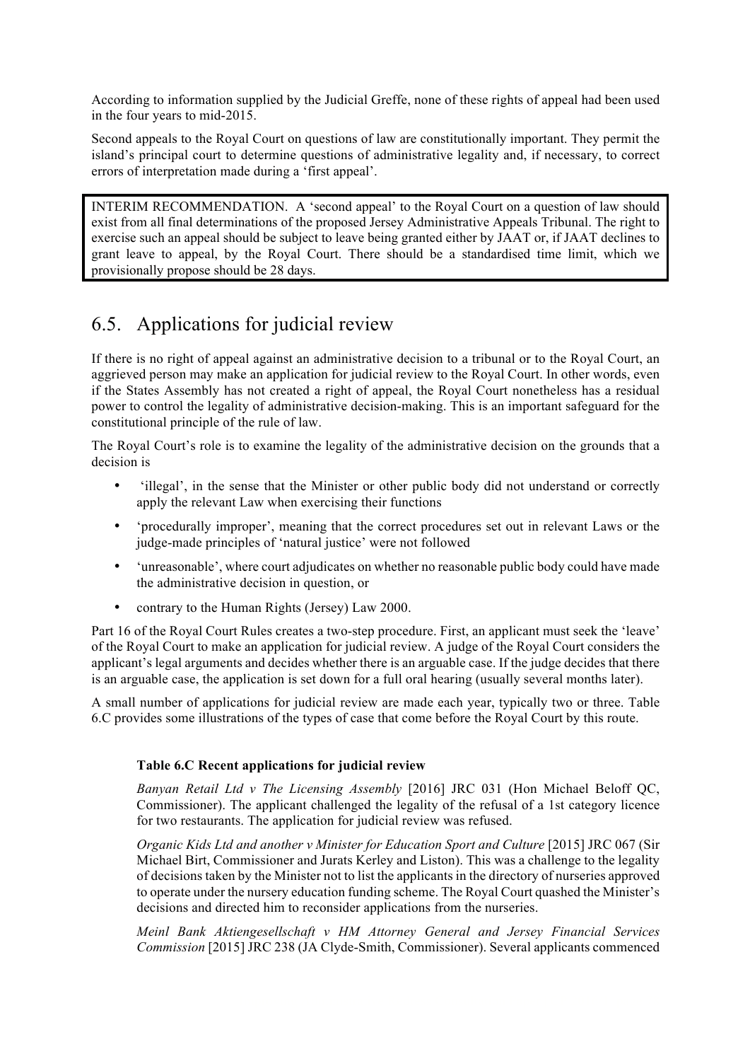According to information supplied by the Judicial Greffe, none of these rights of appeal had been used in the four years to mid-2015.

Second appeals to the Royal Court on questions of law are constitutionally important. They permit the island's principal court to determine questions of administrative legality and, if necessary, to correct errors of interpretation made during a 'first appeal'.

> INTERIM RECOMMENDATION. A 'second appeal' to the Royal Court on a question of law should exist from all final determinations of the proposed Jersey Administrative Appeals Tribunal. The right to exercise such an appeal should be subject to leave being granted either by JAAT or, if JAAT declines to grant leave to appeal, by the Royal Court. There should be a standardised time limit, which we provisionally propose should be 28 days.

## 6.5. Applications for judicial review

If there is no right of appeal against an administrative decision to a tribunal or to the Royal Court, an aggrieved person may make an application for judicial review to the Royal Court. In other words, even if the States Assembly has not created a right of appeal, the Royal Court nonetheless has a residual power to control the legality of administrative decision-making. This is an important safeguard for the constitutional principle of the rule of law.

The Royal Court's role is to examine the legality of the administrative decision on the grounds that a decision is

- 'illegal', in the sense that the Minister or other public body did not understand or correctly apply the relevant Law when exercising their functions
- 'procedurally improper', meaning that the correct procedures set out in relevant Laws or the judge-made principles of 'natural justice' were not followed
- 'unreasonable', where court adjudicates on whether no reasonable public body could have made the administrative decision in question, or
- contrary to the Human Rights (Jersey) Law 2000.

Part 16 of the Royal Court Rules creates a two-step procedure. First, an applicant must seek the 'leave' of the Royal Court to make an application for judicial review. A judge of the Royal Court considers the applicant's legal arguments and decides whether there is an arguable case. If the judge decides that there is an arguable case, the application is set down for a full oral hearing (usually several months later).

A small number of applications for judicial review are made each year, typically two or three. Table 6.C provides some illustrations of the types of case that come before the Royal Court by this route.

**Table 6.C Recent applications for judicial review**

*Banyan Retail Ltd v The Licensing Assembly* [2016] JRC 031 (Hon Michael Beloff QC, Commissioner). The applicant challenged the legality of the refusal of a 1st category licence for two restaurants. The application for judicial review was refused.

*Organic Kids Ltd and another v Minister for Education Sport and Culture* [2015] JRC 067 (Sir Michael Birt, Commissioner and Jurats Kerley and Liston). This was a challenge to the legality of decisions taken by the Minister not to list the applicants in the directory of nurseries approved to operate under the nursery education funding scheme. The Royal Court quashed the Minister's decisions and directed him to reconsider applications from the nurseries.

*Meinl Bank Aktiengesellschaft v HM Attorney General and Jersey Financial Services Commission* [2015] JRC 238 (JA Clyde-Smith, Commissioner). Several applicants commenced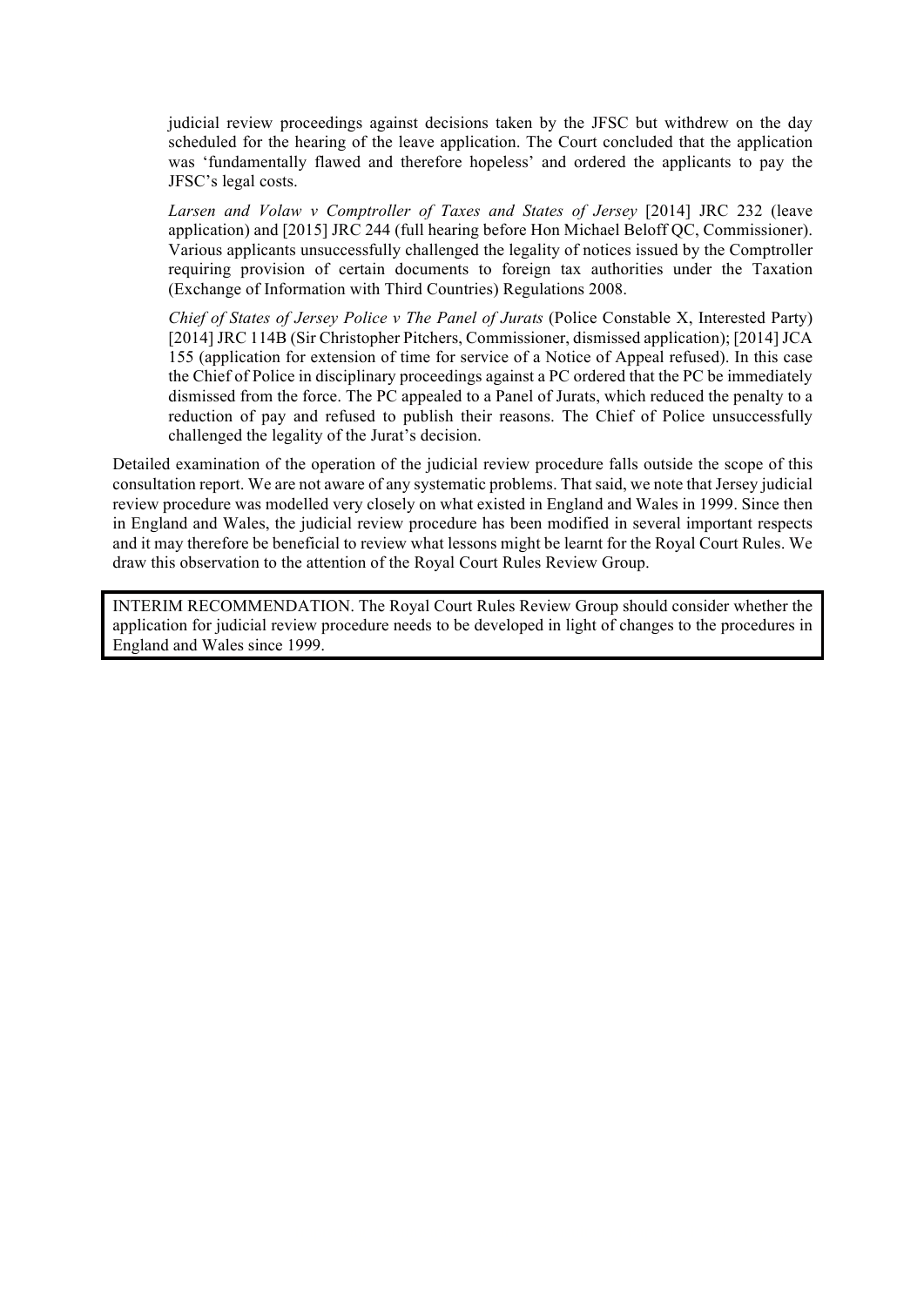judicial review proceedings against decisions taken by the JFSC but withdrew on the day scheduled for the hearing of the leave application. The Court concluded that the application was 'fundamentally flawed and therefore hopeless' and ordered the applicants to pay the JFSC's legal costs.

*Larsen and Volaw v Comptroller of Taxes and States of Jersey* [2014] JRC 232 (leave application) and [2015] JRC 244 (full hearing before Hon Michael Beloff QC, Commissioner). Various applicants unsuccessfully challenged the legality of notices issued by the Comptroller requiring provision of certain documents to foreign tax authorities under the Taxation (Exchange of Information with Third Countries) Regulations 2008.

*Chief of States of Jersey Police v The Panel of Jurats* (Police Constable X, Interested Party) [2014] JRC 114B (Sir Christopher Pitchers, Commissioner, dismissed application); [2014] JCA 155 (application for extension of time for service of a Notice of Appeal refused). In this case the Chief of Police in disciplinary proceedings against a PC ordered that the PC be immediately dismissed from the force. The PC appealed to a Panel of Jurats, which reduced the penalty to a reduction of pay and refused to publish their reasons. The Chief of Police unsuccessfully challenged the legality of the Jurat's decision.

Detailed examination of the operation of the judicial review procedure falls outside the scope of this consultation report. We are not aware of any systematic problems. That said, we note that Jersey judicial review procedure was modelled very closely on what existed in England and Wales in 1999. Since then in England and Wales, the judicial review procedure has been modified in several important respects and it may therefore be beneficial to review what lessons might be learnt for the Royal Court Rules. We draw this observation to the attention of the Royal Court Rules Review Group.

> INTERIM RECOMMENDATION. The Royal Court Rules Review Group should consider whether the application for judicial review procedure needs to be developed in light of changes to the procedures in England and Wales since 1999.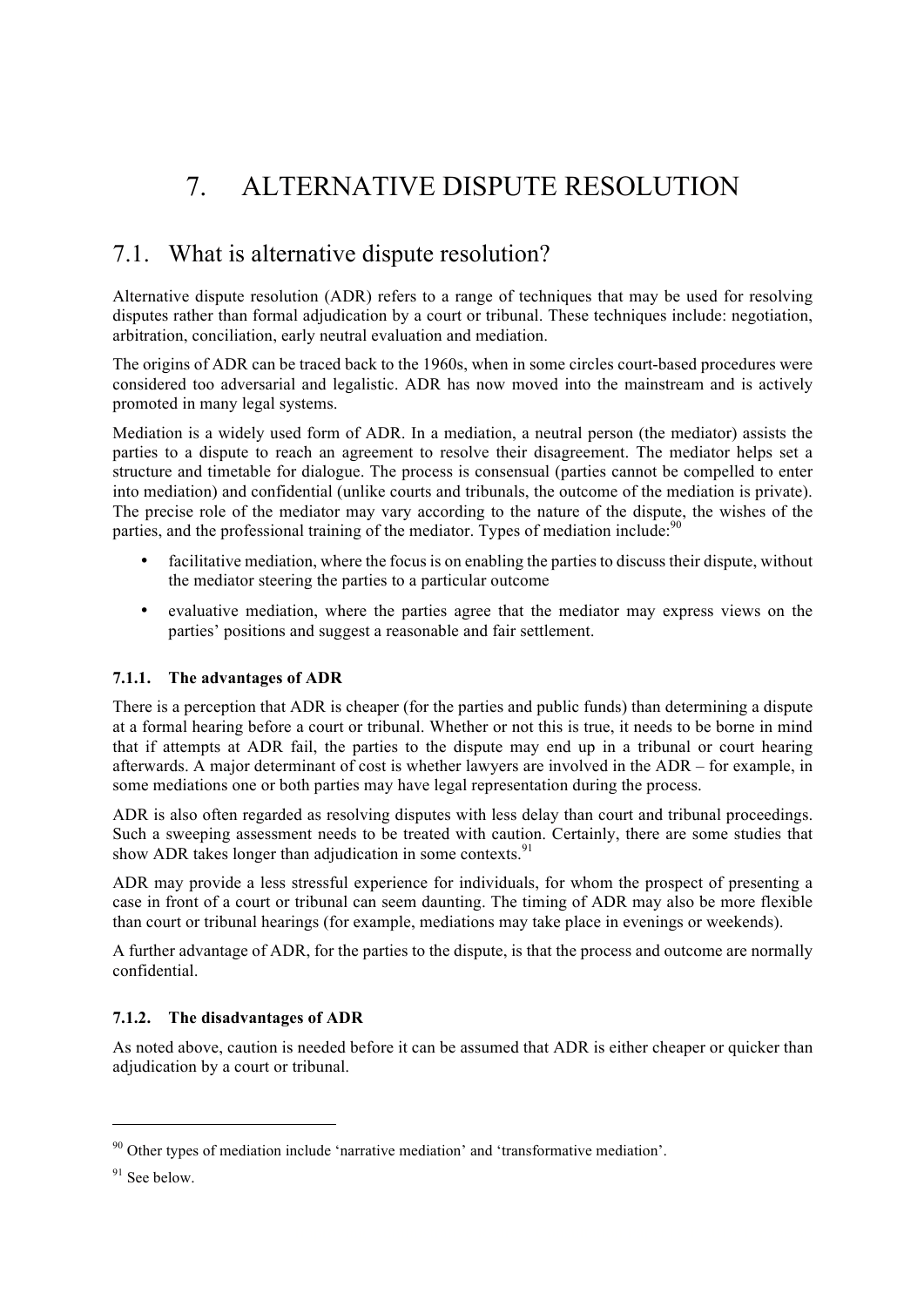# 7. ALTERNATIVE DISPUTE RESOLUTION

## 7.1. What is alternative dispute resolution?

Alternative dispute resolution (ADR) refers to a range of techniques that may be used for resolving disputes rather than formal adjudication by a court or tribunal. These techniques include: negotiation, arbitration, conciliation, early neutral evaluation and mediation.

The origins of ADR can be traced back to the 1960s, when in some circles court-based procedures were considered too adversarial and legalistic. ADR has now moved into the mainstream and is actively promoted in many legal systems.

Mediation is a widely used form of ADR. In a mediation, a neutral person (the mediator) assists the parties to a dispute to reach an agreement to resolve their disagreement. The mediator helps set a structure and timetable for dialogue. The process is consensual (parties cannot be compelled to enter into mediation) and confidential (unlike courts and tribunals, the outcome of the mediation is private). The precise role of the mediator may vary according to the nature of the dispute, the wishes of the parties, and the professional training of the mediator. Types of mediation include:[90]

- facilitative mediation, where the focus is on enabling the parties to discuss their dispute, without the mediator steering the parties to a particular outcome
- evaluative mediation, where the parties agree that the mediator may express views on the parties' positions and suggest a reasonable and fair settlement.

### 7.1.1. The advantages of ADR

There is a perception that ADR is cheaper (for the parties and public funds) than determining a dispute at a formal hearing before a court or tribunal. Whether or not this is true, it needs to be borne in mind that if attempts at ADR fail, the parties to the dispute may end up in a tribunal or court hearing afterwards. A major determinant of cost is whether lawyers are involved in the ADR – for example, in some mediations one or both parties may have legal representation during the process.

ADR is also often regarded as resolving disputes with less delay than court and tribunal proceedings. Such a sweeping assessment needs to be treated with caution. Certainly, there are some studies that show ADR takes longer than adjudication in some contexts.[91]

ADR may provide a less stressful experience for individuals, for whom the prospect of presenting a case in front of a court or tribunal can seem daunting. The timing of ADR may also be more flexible than court or tribunal hearings (for example, mediations may take place in evenings or weekends).

A further advantage of ADR, for the parties to the dispute, is that the process and outcome are normally confidential.

### 7.1.2. The disadvantages of ADR

As noted above, caution is needed before it can be assumed that ADR is either cheaper or quicker than adjudication by a court or tribunal.

---

[90] Other types of mediation include 'narrative mediation' and 'transformative mediation'.

[91] See below.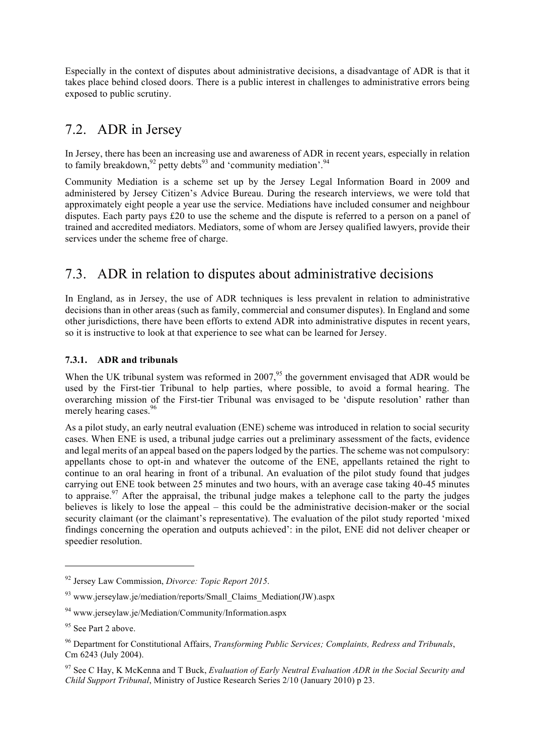Especially in the context of disputes about administrative decisions, a disadvantage of ADR is that it takes place behind closed doors. There is a public interest in challenges to administrative errors being exposed to public scrutiny.

## 7.2. ADR in Jersey

In Jersey, there has been an increasing use and awareness of ADR in recent years, especially in relation to family breakdown,[92] petty debts[93] and 'community mediation'.[94]

Community Mediation is a scheme set up by the Jersey Legal Information Board in 2009 and administered by Jersey Citizen's Advice Bureau. During the research interviews, we were told that approximately eight people a year use the service. Mediations have included consumer and neighbour disputes. Each party pays £20 to use the scheme and the dispute is referred to a person on a panel of trained and accredited mediators. Mediators, some of whom are Jersey qualified lawyers, provide their services under the scheme free of charge.

## 7.3. ADR in relation to disputes about administrative decisions

In England, as in Jersey, the use of ADR techniques is less prevalent in relation to administrative decisions than in other areas (such as family, commercial and consumer disputes). In England and some other jurisdictions, there have been efforts to extend ADR into administrative disputes in recent years, so it is instructive to look at that experience to see what can be learned for Jersey.

### 7.3.1. ADR and tribunals

When the UK tribunal system was reformed in 2007,[95] the government envisaged that ADR would be used by the First-tier Tribunal to help parties, where possible, to avoid a formal hearing. The overarching mission of the First-tier Tribunal was envisaged to be 'dispute resolution' rather than merely hearing cases.[96]

As a pilot study, an early neutral evaluation (ENE) scheme was introduced in relation to social security cases. When ENE is used, a tribunal judge carries out a preliminary assessment of the facts, evidence and legal merits of an appeal based on the papers lodged by the parties. The scheme was not compulsory: appellants chose to opt-in and whatever the outcome of the ENE, appellants retained the right to continue to an oral hearing in front of a tribunal. An evaluation of the pilot study found that judges carrying out ENE took between 25 minutes and two hours, with an average case taking 40-45 minutes to appraise.[97] After the appraisal, the tribunal judge makes a telephone call to the party the judges believes is likely to lose the appeal – this could be the administrative decision-maker or the social security claimant (or the claimant's representative). The evaluation of the pilot study reported 'mixed findings concerning the operation and outputs achieved': in the pilot, ENE did not deliver cheaper or speedier resolution.

---

[92] Jersey Law Commission, *Divorce: Topic Report 2015*.

[93] www.jerseylaw.je/mediation/reports/Small_Claims_Mediation(JW).aspx

[94] www.jerseylaw.je/Mediation/Community/Information.aspx

[95] See Part 2 above.

[96] Department for Constitutional Affairs, *Transforming Public Services; Complaints, Redress and Tribunals*, Cm 6243 (July 2004).

[97] See C Hay, K McKenna and T Buck, *Evaluation of Early Neutral Evaluation ADR in the Social Security and Child Support Tribunal*, Ministry of Justice Research Series 2/10 (January 2010) p 23.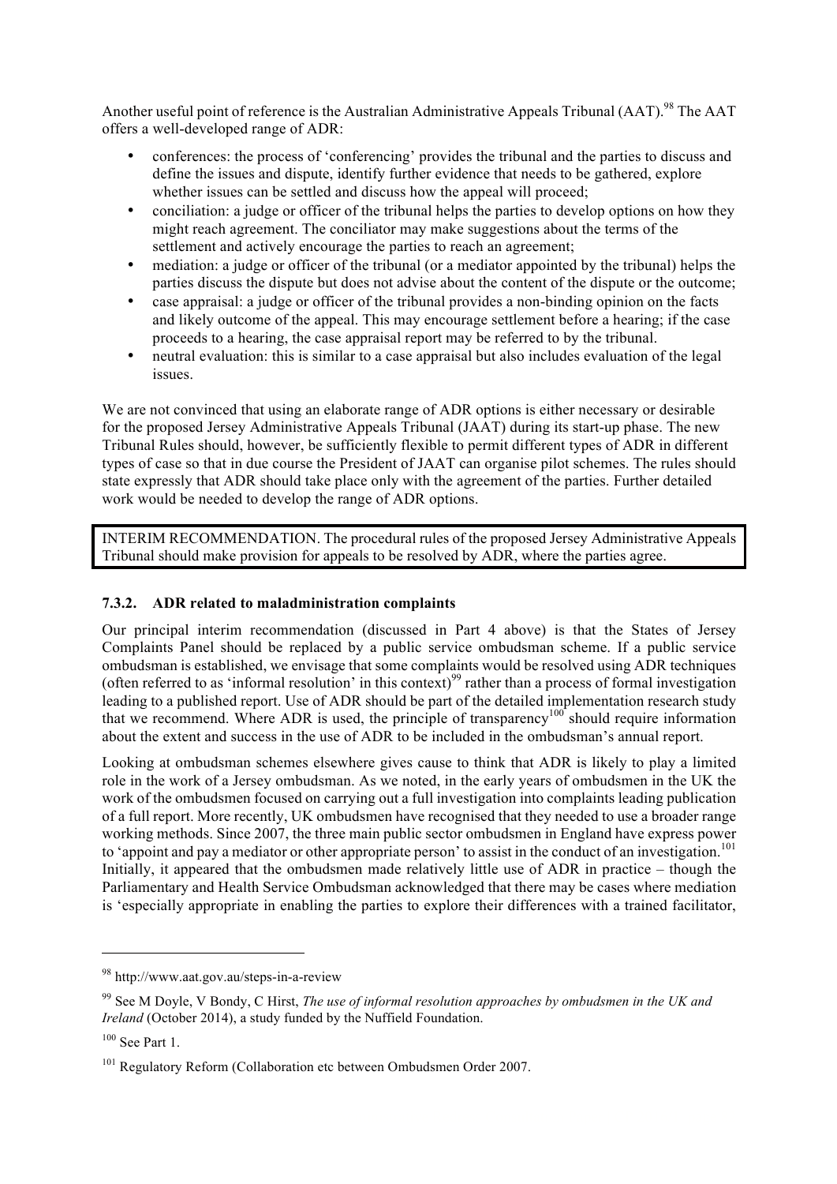Another useful point of reference is the Australian Administrative Appeals Tribunal (AAT).[98] The AAT offers a well-developed range of ADR:

- conferences: the process of 'conferencing' provides the tribunal and the parties to discuss and define the issues and dispute, identify further evidence that needs to be gathered, explore whether issues can be settled and discuss how the appeal will proceed;
- conciliation: a judge or officer of the tribunal helps the parties to develop options on how they might reach agreement. The conciliator may make suggestions about the terms of the settlement and actively encourage the parties to reach an agreement;
- mediation: a judge or officer of the tribunal (or a mediator appointed by the tribunal) helps the parties discuss the dispute but does not advise about the content of the dispute or the outcome;
- case appraisal: a judge or officer of the tribunal provides a non-binding opinion on the facts and likely outcome of the appeal. This may encourage settlement before a hearing; if the case proceeds to a hearing, the case appraisal report may be referred to by the tribunal.
- neutral evaluation: this is similar to a case appraisal but also includes evaluation of the legal issues.

We are not convinced that using an elaborate range of ADR options is either necessary or desirable for the proposed Jersey Administrative Appeals Tribunal (JAAT) during its start-up phase. The new Tribunal Rules should, however, be sufficiently flexible to permit different types of ADR in different types of case so that in due course the President of JAAT can organise pilot schemes. The rules should state expressly that ADR should take place only with the agreement of the parties. Further detailed work would be needed to develop the range of ADR options.

> INTERIM RECOMMENDATION. The procedural rules of the proposed Jersey Administrative Appeals Tribunal should make provision for appeals to be resolved by ADR, where the parties agree.

### 7.3.2. ADR related to maladministration complaints

Our principal interim recommendation (discussed in Part 4 above) is that the States of Jersey Complaints Panel should be replaced by a public service ombudsman scheme. If a public service ombudsman is established, we envisage that some complaints would be resolved using ADR techniques (often referred to as 'informal resolution' in this context)[99] rather than a process of formal investigation leading to a published report. Use of ADR should be part of the detailed implementation research study that we recommend. Where ADR is used, the principle of transparency[100] should require information about the extent and success in the use of ADR to be included in the ombudsman's annual report.

Looking at ombudsman schemes elsewhere gives cause to think that ADR is likely to play a limited role in the work of a Jersey ombudsman. As we noted, in the early years of ombudsmen in the UK the work of the ombudsmen focused on carrying out a full investigation into complaints leading publication of a full report. More recently, UK ombudsmen have recognised that they needed to use a broader range working methods. Since 2007, the three main public sector ombudsmen in England have express power to 'appoint and pay a mediator or other appropriate person' to assist in the conduct of an investigation.[101] Initially, it appeared that the ombudsmen made relatively little use of ADR in practice – though the Parliamentary and Health Service Ombudsman acknowledged that there may be cases where mediation is 'especially appropriate in enabling the parties to explore their differences with a trained facilitator,

---

[98] http://www.aat.gov.au/steps-in-a-review

[99] See M Doyle, V Bondy, C Hirst, *The use of informal resolution approaches by ombudsmen in the UK and Ireland* (October 2014), a study funded by the Nuffield Foundation.

[100] See Part 1.

[101] Regulatory Reform (Collaboration etc between Ombudsmen Order 2007.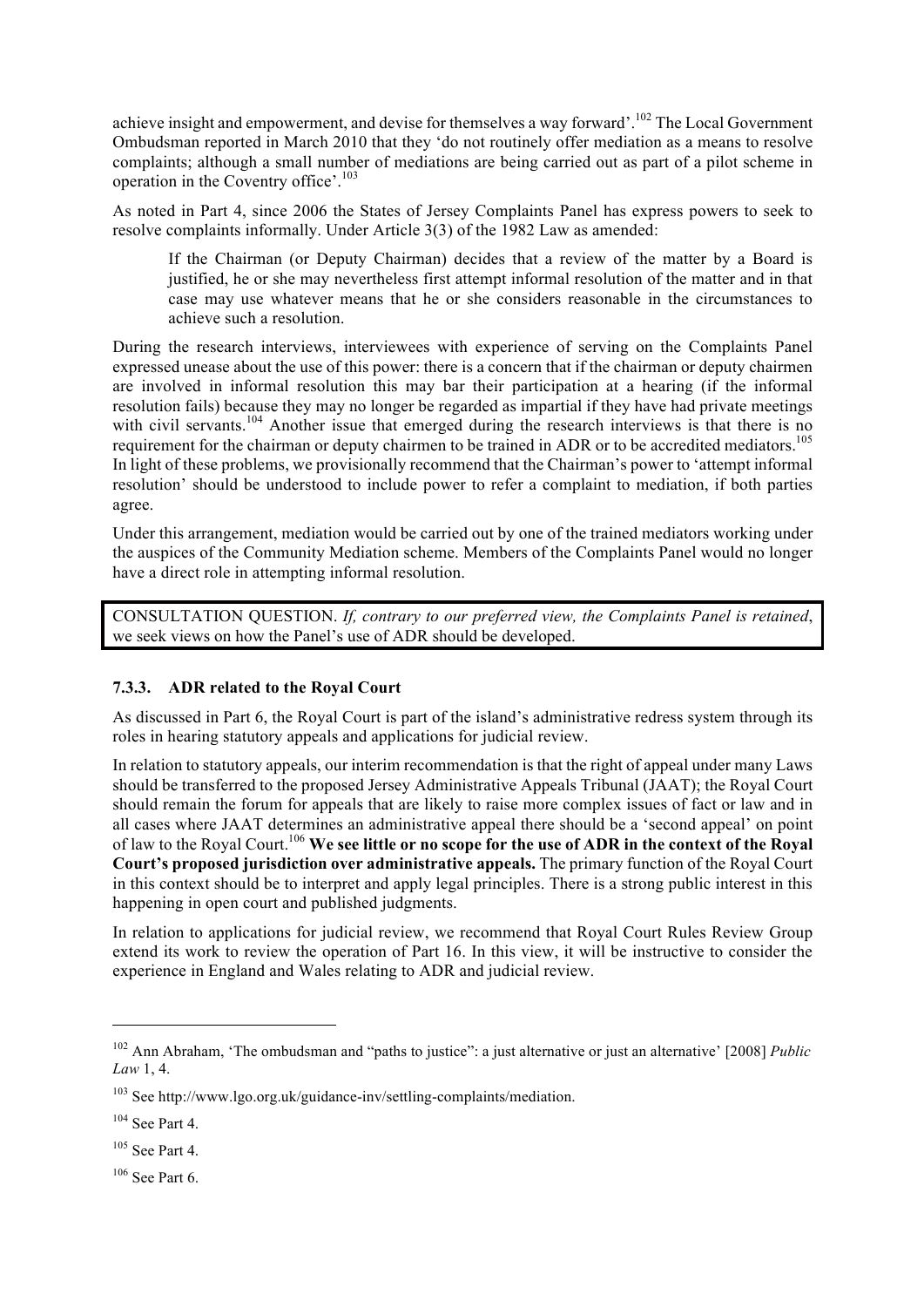achieve insight and empowerment, and devise for themselves a way forward'.[102] The Local Government Ombudsman reported in March 2010 that they 'do not routinely offer mediation as a means to resolve complaints; although a small number of mediations are being carried out as part of a pilot scheme in operation in the Coventry office'.[103]

As noted in Part 4, since 2006 the States of Jersey Complaints Panel has express powers to seek to resolve complaints informally. Under Article 3(3) of the 1982 Law as amended:

> If the Chairman (or Deputy Chairman) decides that a review of the matter by a Board is justified, he or she may nevertheless first attempt informal resolution of the matter and in that case may use whatever means that he or she considers reasonable in the circumstances to achieve such a resolution.

During the research interviews, interviewees with experience of serving on the Complaints Panel expressed unease about the use of this power: there is a concern that if the chairman or deputy chairmen are involved in informal resolution this may bar their participation at a hearing (if the informal resolution fails) because they may no longer be regarded as impartial if they have had private meetings with civil servants.[104] Another issue that emerged during the research interviews is that there is no requirement for the chairman or deputy chairmen to be trained in ADR or to be accredited mediators.[105] In light of these problems, we provisionally recommend that the Chairman's power to 'attempt informal resolution' should be understood to include power to refer a complaint to mediation, if both parties agree.

Under this arrangement, mediation would be carried out by one of the trained mediators working under the auspices of the Community Mediation scheme. Members of the Complaints Panel would no longer have a direct role in attempting informal resolution.

CONSULTATION QUESTION. *If, contrary to our preferred view, the Complaints Panel is retained*, we seek views on how the Panel's use of ADR should be developed.

### 7.3.3. ADR related to the Royal Court

As discussed in Part 6, the Royal Court is part of the island's administrative redress system through its roles in hearing statutory appeals and applications for judicial review.

In relation to statutory appeals, our interim recommendation is that the right of appeal under many Laws should be transferred to the proposed Jersey Administrative Appeals Tribunal (JAAT); the Royal Court should remain the forum for appeals that are likely to raise more complex issues of fact or law and in all cases where JAAT determines an administrative appeal there should be a 'second appeal' on point of law to the Royal Court.[106] **We see little or no scope for the use of ADR in the context of the Royal Court's proposed jurisdiction over administrative appeals.** The primary function of the Royal Court in this context should be to interpret and apply legal principles. There is a strong public interest in this happening in open court and published judgments.

In relation to applications for judicial review, we recommend that Royal Court Rules Review Group extend its work to review the operation of Part 16. In this view, it will be instructive to consider the experience in England and Wales relating to ADR and judicial review.

---

[102] Ann Abraham, 'The ombudsman and "paths to justice": a just alternative or just an alternative' [2008] *Public Law* 1, 4.

[103] See http://www.lgo.org.uk/guidance-inv/settling-complaints/mediation.

[104] See Part 4.

[105] See Part 4.

[106] See Part 6.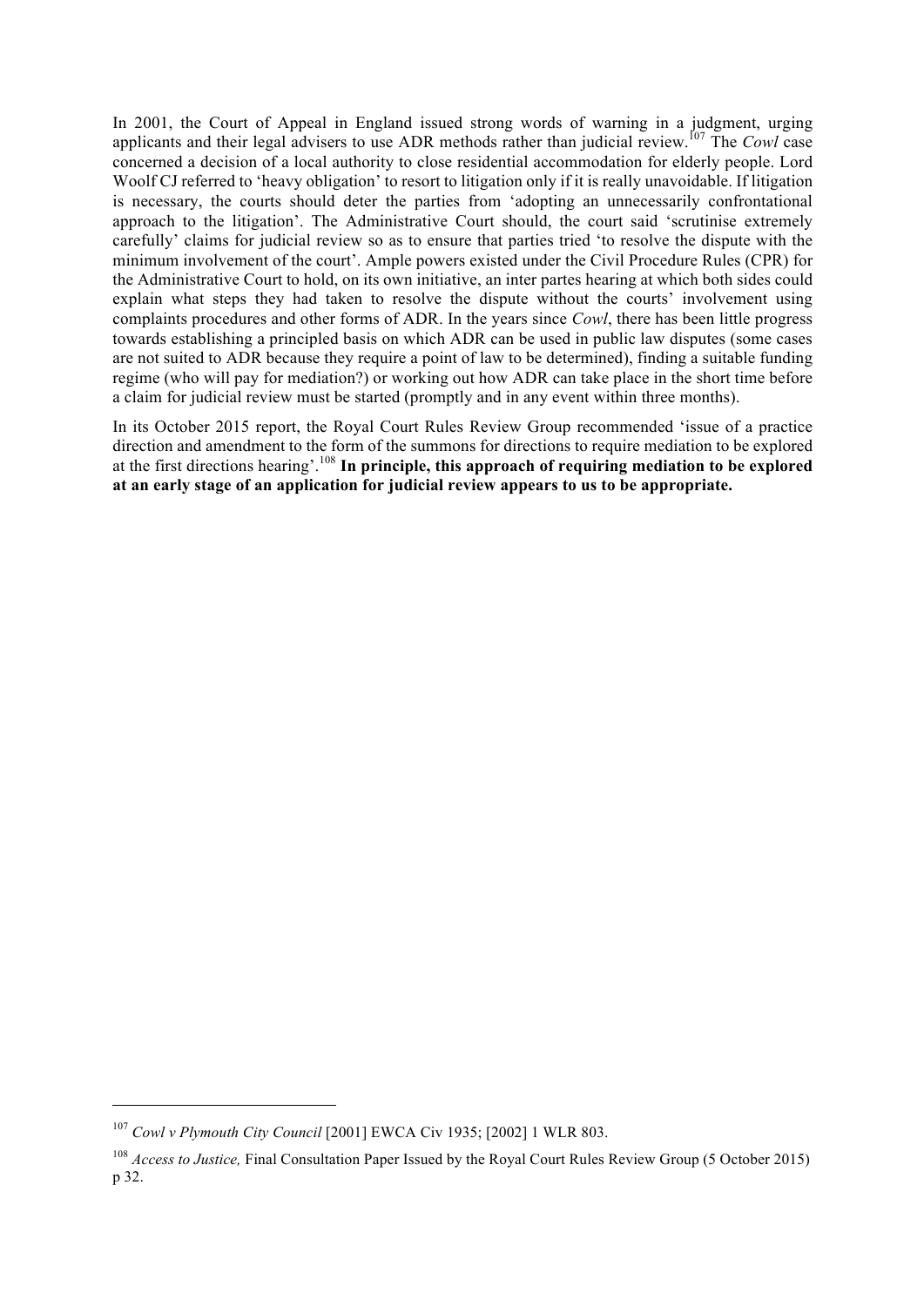In 2001, the Court of Appeal in England issued strong words of warning in a judgment, urging applicants and their legal advisers to use ADR methods rather than judicial review.[107] The *Cowl* case concerned a decision of a local authority to close residential accommodation for elderly people. Lord Woolf CJ referred to 'heavy obligation' to resort to litigation only if it is really unavoidable. If litigation is necessary, the courts should deter the parties from 'adopting an unnecessarily confrontational approach to the litigation'. The Administrative Court should, the court said 'scrutinise extremely carefully' claims for judicial review so as to ensure that parties tried 'to resolve the dispute with the minimum involvement of the court'. Ample powers existed under the Civil Procedure Rules (CPR) for the Administrative Court to hold, on its own initiative, an inter partes hearing at which both sides could explain what steps they had taken to resolve the dispute without the courts' involvement using complaints procedures and other forms of ADR. In the years since *Cowl*, there has been little progress towards establishing a principled basis on which ADR can be used in public law disputes (some cases are not suited to ADR because they require a point of law to be determined), finding a suitable funding regime (who will pay for mediation?) or working out how ADR can take place in the short time before a claim for judicial review must be started (promptly and in any event within three months).

In its October 2015 report, the Royal Court Rules Review Group recommended 'issue of a practice direction and amendment to the form of the summons for directions to require mediation to be explored at the first directions hearing'.[108] **In principle, this approach of requiring mediation to be explored at an early stage of an application for judicial review appears to us to be appropriate.**

---

[107] *Cowl v Plymouth City Council* [2001] EWCA Civ 1935; [2002] 1 WLR 803.

[108] *Access to Justice,* Final Consultation Paper Issued by the Royal Court Rules Review Group (5 October 2015) p 32.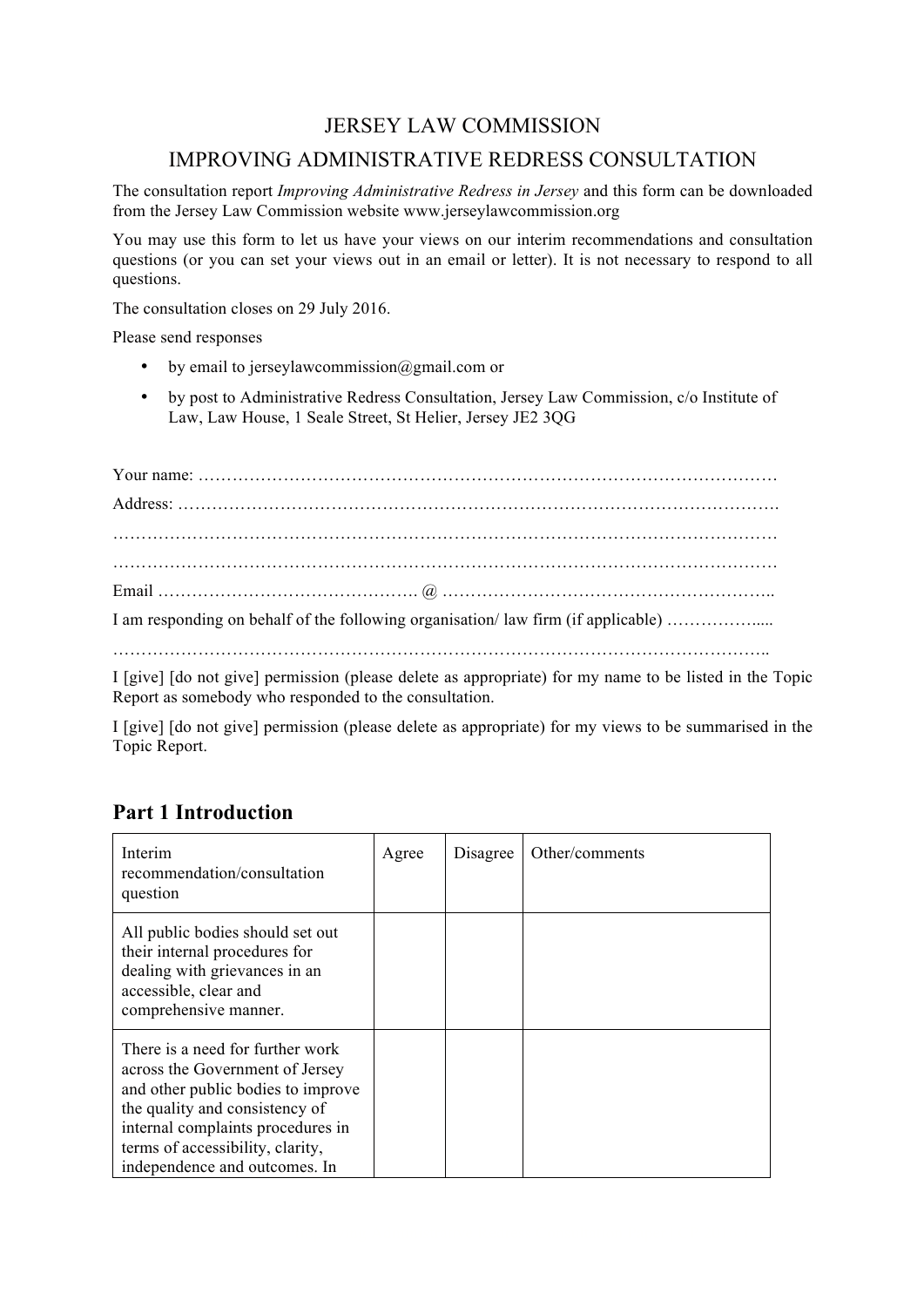JERSEY LAW COMMISSION

IMPROVING ADMINISTRATIVE REDRESS CONSULTATION

The consultation report *Improving Administrative Redress in Jersey* and this form can be downloaded from the Jersey Law Commission website www.jerseylawcommission.org

You may use this form to let us have your views on our interim recommendations and consultation questions (or you can set your views out in an email or letter). It is not necessary to respond to all questions.

The consultation closes on 29 July 2016.

Please send responses

- by email to jerseylawcommission@gmail.com or
- by post to Administrative Redress Consultation, Jersey Law Commission, c/o Institute of Law, Law House, 1 Seale Street, St Helier, Jersey JE2 3QG

Your name: ………………………………………………………………………………………

Address: ……………………………………………………………………………………………

………………………………………………………………………………………………………

………………………………………………………………………………………………………

Email ………………………………………. @ …………………………………………………..

I am responding on behalf of the following organisation/ law firm (if applicable) ……………....

……………………………………………………………………………………………………..

I [give] [do not give] permission (please delete as appropriate) for my name to be listed in the Topic Report as somebody who responded to the consultation.

I [give] [do not give] permission (please delete as appropriate) for my views to be summarised in the Topic Report.

## Part 1 Introduction

| Interim recommendation/consultation question | Agree | Disagree | Other/comments |
|---|---|---|---|
| All public bodies should set out their internal procedures for dealing with grievances in an accessible, clear and comprehensive manner. | | | |
| There is a need for further work across the Government of Jersey and other public bodies to improve the quality and consistency of internal complaints procedures in terms of accessibility, clarity, independence and outcomes. In | | | |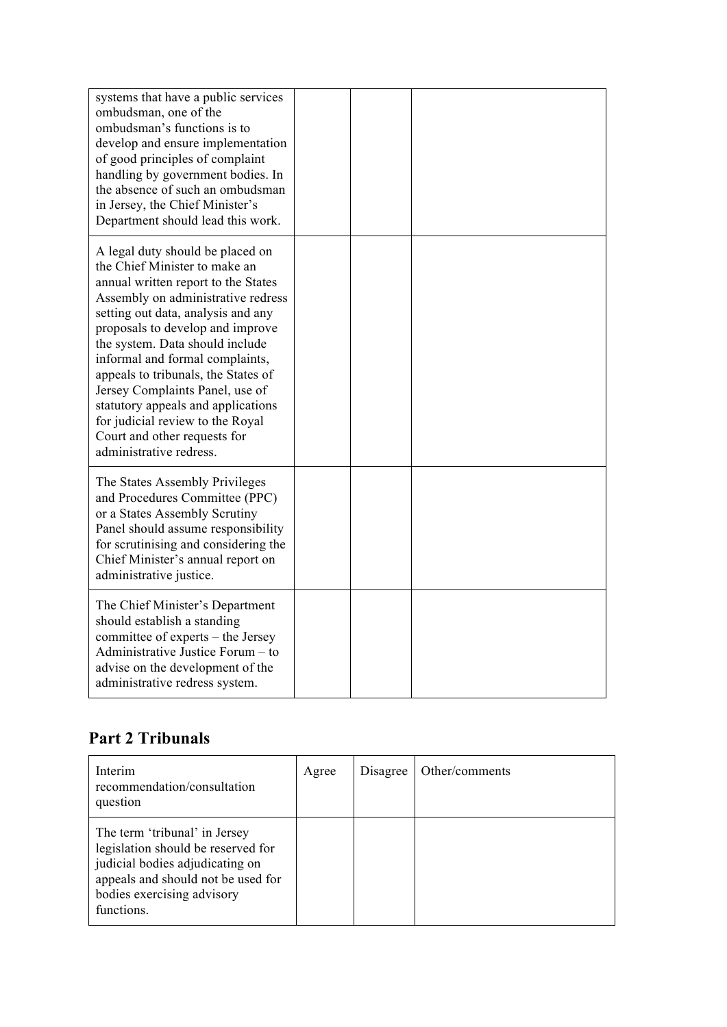| | | | |
|---|---|---|---|
| systems that have a public services ombudsman, one of the ombudsman's functions is to develop and ensure implementation of good principles of complaint handling by government bodies. In the absence of such an ombudsman in Jersey, the Chief Minister's Department should lead this work. | | | |
| A legal duty should be placed on the Chief Minister to make an annual written report to the States Assembly on administrative redress setting out data, analysis and any proposals to develop and improve the system. Data should include informal and formal complaints, appeals to tribunals, the States of Jersey Complaints Panel, use of statutory appeals and applications for judicial review to the Royal Court and other requests for administrative redress. | | | |
| The States Assembly Privileges and Procedures Committee (PPC) or a States Assembly Scrutiny Panel should assume responsibility for scrutinising and considering the Chief Minister's annual report on administrative justice. | | | |
| The Chief Minister's Department should establish a standing committee of experts – the Jersey Administrative Justice Forum – to advise on the development of the administrative redress system. | | | |

## Part 2 Tribunals

| Interim recommendation/consultation question | Agree | Disagree | Other/comments |
|---|---|---|---|
| The term 'tribunal' in Jersey legislation should be reserved for judicial bodies adjudicating on appeals and should not be used for bodies exercising advisory functions. | | | |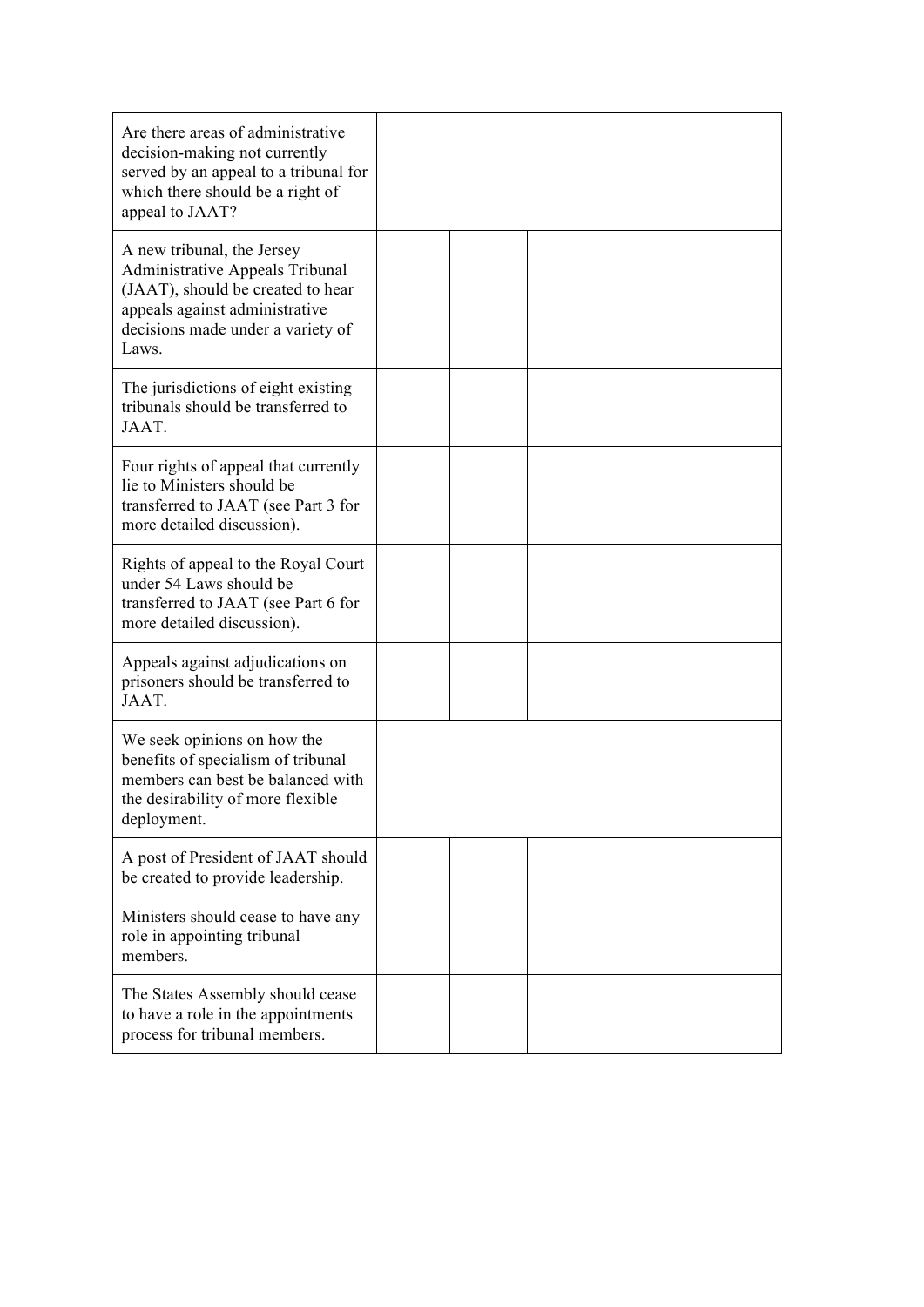| | | | |
|---|---|---|---|
| Are there areas of administrative decision-making not currently served by an appeal to a tribunal for which there should be a right of appeal to JAAT? | | | |
| A new tribunal, the Jersey Administrative Appeals Tribunal (JAAT), should be created to hear appeals against administrative decisions made under a variety of Laws. | | | |
| The jurisdictions of eight existing tribunals should be transferred to JAAT. | | | |
| Four rights of appeal that currently lie to Ministers should be transferred to JAAT (see Part 3 for more detailed discussion). | | | |
| Rights of appeal to the Royal Court under 54 Laws should be transferred to JAAT (see Part 6 for more detailed discussion). | | | |
| Appeals against adjudications on prisoners should be transferred to JAAT. | | | |
| We seek opinions on how the benefits of specialism of tribunal members can best be balanced with the desirability of more flexible deployment. | | | |
| A post of President of JAAT should be created to provide leadership. | | | |
| Ministers should cease to have any role in appointing tribunal members. | | | |
| The States Assembly should cease to have a role in the appointments process for tribunal members. | | | |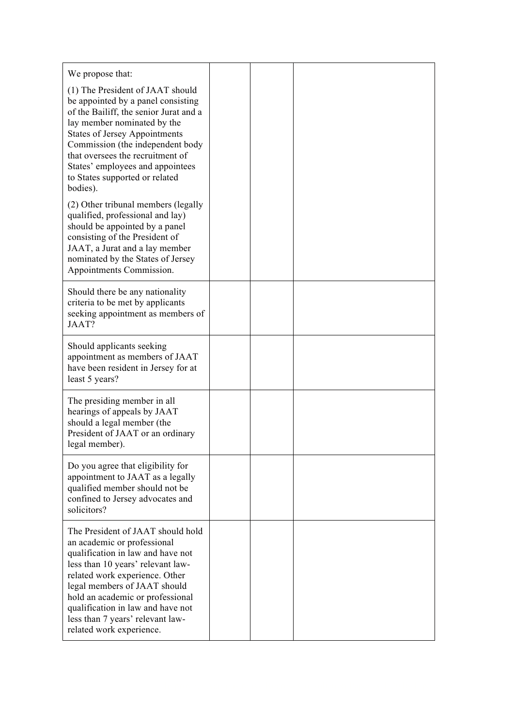| | | | |
|---|---|---|---|
| We propose that:<br><br>(1) The President of JAAT should be appointed by a panel consisting of the Bailiff, the senior Jurat and a lay member nominated by the States of Jersey Appointments Commission (the independent body that oversees the recruitment of States' employees and appointees to States supported or related bodies).<br><br>(2) Other tribunal members (legally qualified, professional and lay) should be appointed by a panel consisting of the President of JAAT, a Jurat and a lay member nominated by the States of Jersey Appointments Commission. | | | |
| Should there be any nationality criteria to be met by applicants seeking appointment as members of JAAT? | | | |
| Should applicants seeking appointment as members of JAAT have been resident in Jersey for at least 5 years? | | | |
| The presiding member in all hearings of appeals by JAAT should a legal member (the President of JAAT or an ordinary legal member). | | | |
| Do you agree that eligibility for appointment to JAAT as a legally qualified member should not be confined to Jersey advocates and solicitors? | | | |
| The President of JAAT should hold an academic or professional qualification in law and have not less than 10 years' relevant law-related work experience. Other legal members of JAAT should hold an academic or professional qualification in law and have not less than 7 years' relevant law-related work experience. | | | |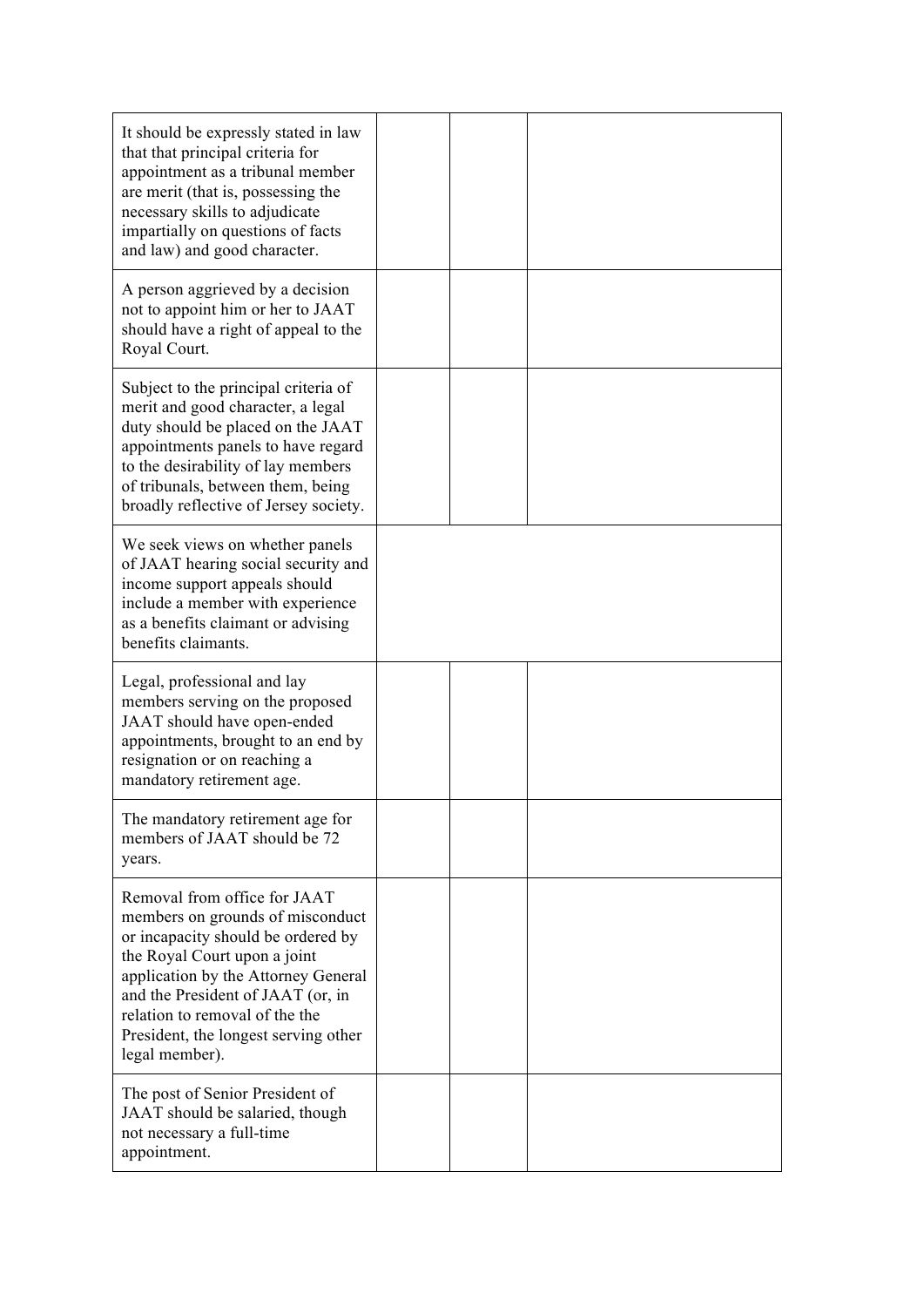| | | | |
|---|---|---|---|
| It should be expressly stated in law that that principal criteria for appointment as a tribunal member are merit (that is, possessing the necessary skills to adjudicate impartially on questions of facts and law) and good character. | | | |
| A person aggrieved by a decision not to appoint him or her to JAAT should have a right of appeal to the Royal Court. | | | |
| Subject to the principal criteria of merit and good character, a legal duty should be placed on the JAAT appointments panels to have regard to the desirability of lay members of tribunals, between them, being broadly reflective of Jersey society. | | | |
| We seek views on whether panels of JAAT hearing social security and income support appeals should include a member with experience as a benefits claimant or advising benefits claimants. | | | |
| Legal, professional and lay members serving on the proposed JAAT should have open-ended appointments, brought to an end by resignation or on reaching a mandatory retirement age. | | | |
| The mandatory retirement age for members of JAAT should be 72 years. | | | |
| Removal from office for JAAT members on grounds of misconduct or incapacity should be ordered by the Royal Court upon a joint application by the Attorney General and the President of JAAT (or, in relation to removal of the the President, the longest serving other legal member). | | | |
| The post of Senior President of JAAT should be salaried, though not necessary a full-time appointment. | | | |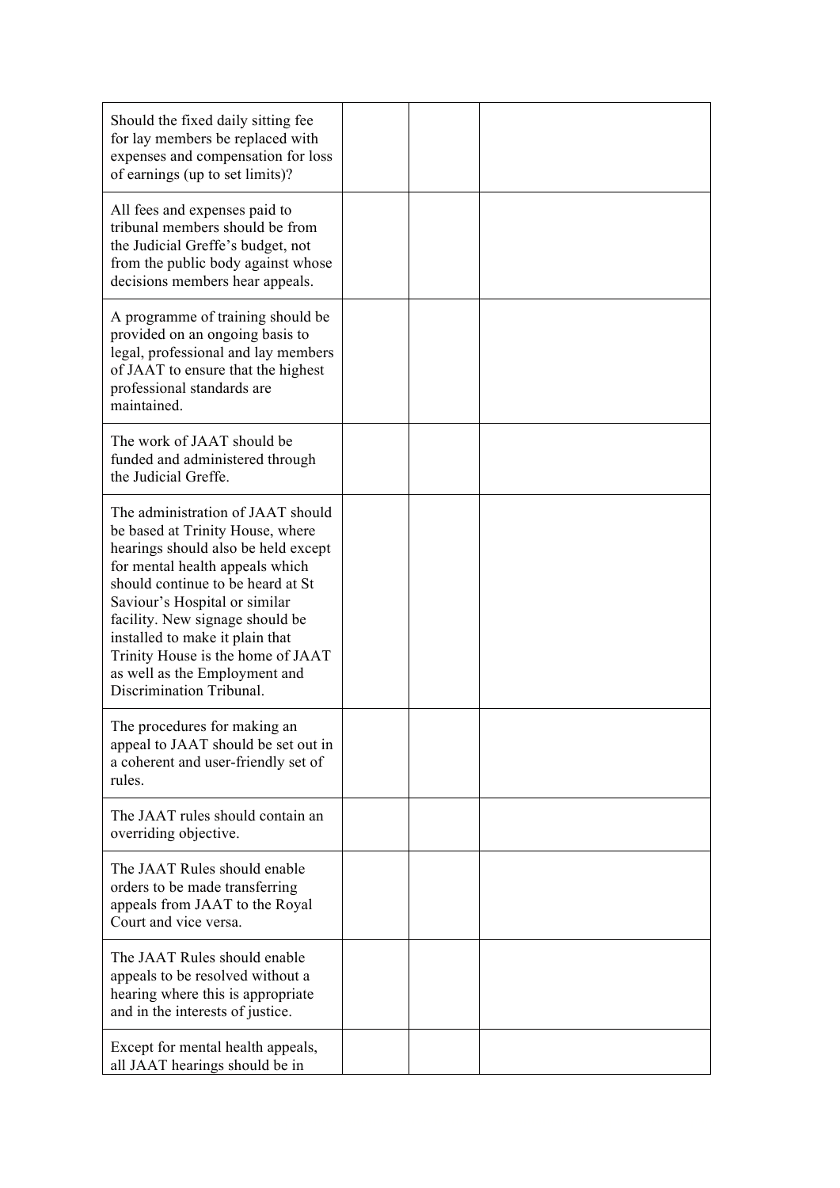| | | | |
|---|---|---|---|
| Should the fixed daily sitting fee for lay members be replaced with expenses and compensation for loss of earnings (up to set limits)? | | | |
| All fees and expenses paid to tribunal members should be from the Judicial Greffe's budget, not from the public body against whose decisions members hear appeals. | | | |
| A programme of training should be provided on an ongoing basis to legal, professional and lay members of JAAT to ensure that the highest professional standards are maintained. | | | |
| The work of JAAT should be funded and administered through the Judicial Greffe. | | | |
| The administration of JAAT should be based at Trinity House, where hearings should also be held except for mental health appeals which should continue to be heard at St Saviour's Hospital or similar facility. New signage should be installed to make it plain that Trinity House is the home of JAAT as well as the Employment and Discrimination Tribunal. | | | |
| The procedures for making an appeal to JAAT should be set out in a coherent and user-friendly set of rules. | | | |
| The JAAT rules should contain an overriding objective. | | | |
| The JAAT Rules should enable orders to be made transferring appeals from JAAT to the Royal Court and vice versa. | | | |
| The JAAT Rules should enable appeals to be resolved without a hearing where this is appropriate and in the interests of justice. | | | |
| Except for mental health appeals, all JAAT hearings should be in | | | |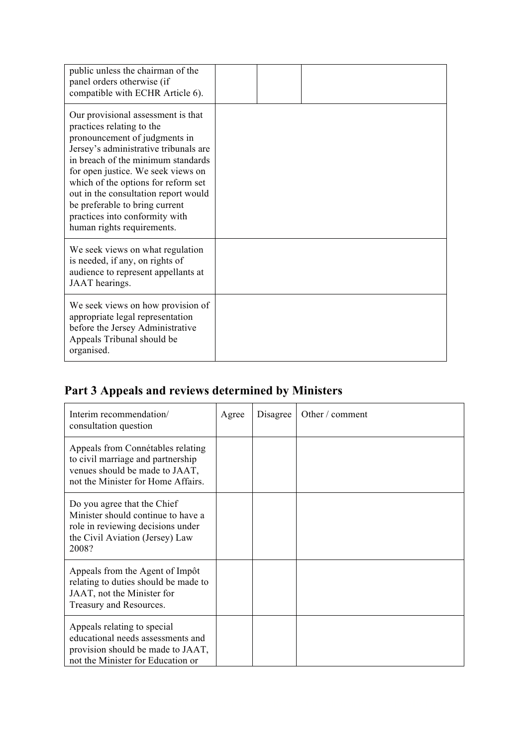| | | | |
|---|---|---|---|
| public unless the chairman of the panel orders otherwise (if compatible with ECHR Article 6). | | | |
| Our provisional assessment is that practices relating to the pronouncement of judgments in Jersey's administrative tribunals are in breach of the minimum standards for open justice. We seek views on which of the options for reform set out in the consultation report would be preferable to bring current practices into conformity with human rights requirements. | | | |
| We seek views on what regulation is needed, if any, on rights of audience to represent appellants at JAAT hearings. | | | |
| We seek views on how provision of appropriate legal representation before the Jersey Administrative Appeals Tribunal should be organised. | | | |

## Part 3 Appeals and reviews determined by Ministers

| Interim recommendation/ consultation question | Agree | Disagree | Other / comment |
|---|---|---|---|
| Appeals from Connétables relating to civil marriage and partnership venues should be made to JAAT, not the Minister for Home Affairs. | | | |
| Do you agree that the Chief Minister should continue to have a role in reviewing decisions under the Civil Aviation (Jersey) Law 2008? | | | |
| Appeals from the Agent of Impôt relating to duties should be made to JAAT, not the Minister for Treasury and Resources. | | | |
| Appeals relating to special educational needs assessments and provision should be made to JAAT, not the Minister for Education or | | | |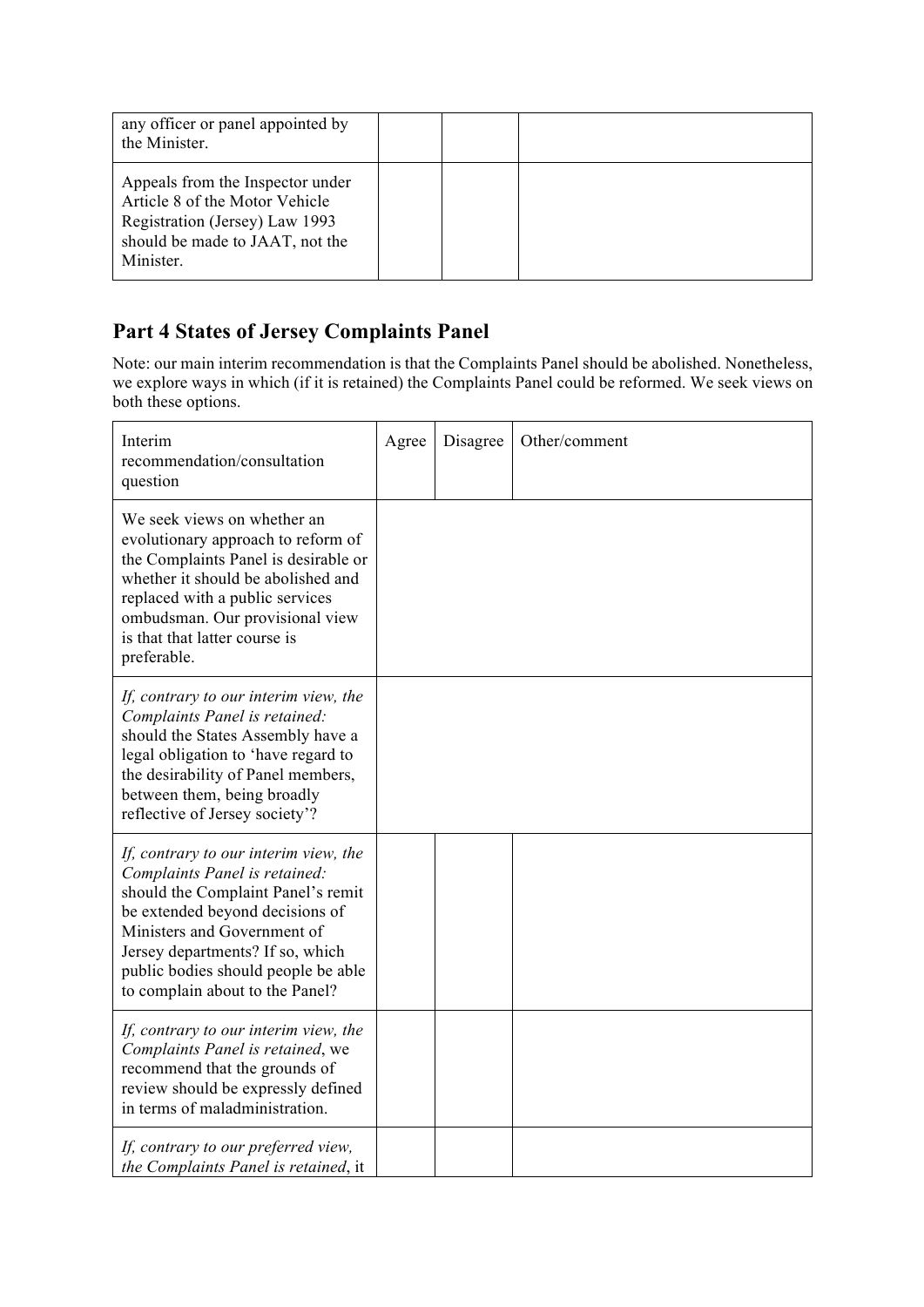| | | | |
|---|---|---|---|
| any officer or panel appointed by the Minister. | | | |
| Appeals from the Inspector under Article 8 of the Motor Vehicle Registration (Jersey) Law 1993 should be made to JAAT, not the Minister. | | | |

## Part 4 States of Jersey Complaints Panel

Note: our main interim recommendation is that the Complaints Panel should be abolished. Nonetheless, we explore ways in which (if it is retained) the Complaints Panel could be reformed. We seek views on both these options.

| Interim recommendation/consultation question | Agree | Disagree | Other/comment |
|---|---|---|---|
| We seek views on whether an evolutionary approach to reform of the Complaints Panel is desirable or whether it should be abolished and replaced with a public services ombudsman. Our provisional view is that that latter course is preferable. | | | |
| *If, contrary to our interim view, the Complaints Panel is retained:* should the States Assembly have a legal obligation to 'have regard to the desirability of Panel members, between them, being broadly reflective of Jersey society'? | | | |
| *If, contrary to our interim view, the Complaints Panel is retained:* should the Complaint Panel's remit be extended beyond decisions of Ministers and Government of Jersey departments? If so, which public bodies should people be able to complain about to the Panel? | | | |
| *If, contrary to our interim view, the Complaints Panel is retained*, we recommend that the grounds of review should be expressly defined in terms of maladministration. | | | |
| *If, contrary to our preferred view, the Complaints Panel is retained*, it | | | |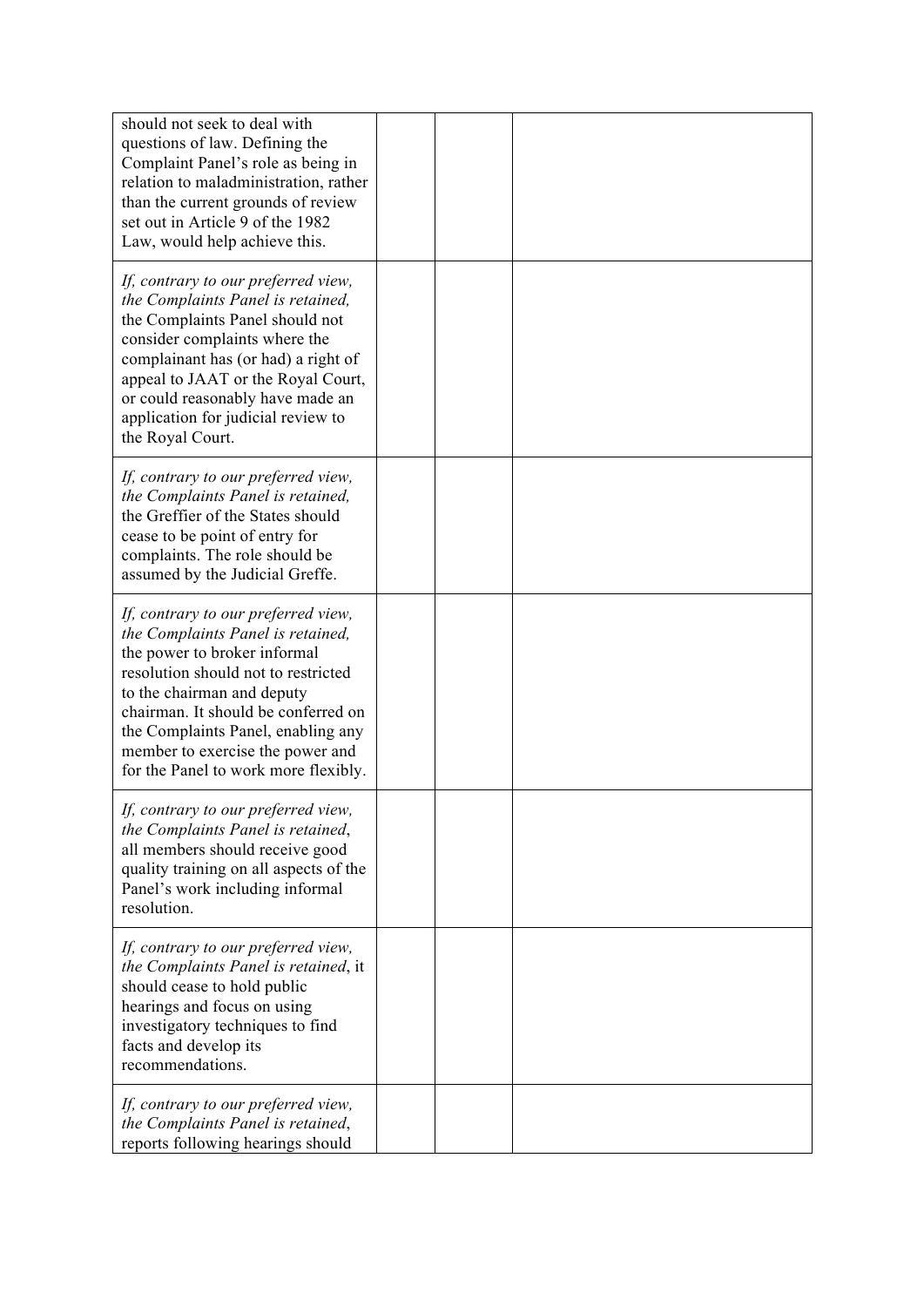| | | | |
|---|---|---|---|
| should not seek to deal with questions of law. Defining the Complaint Panel's role as being in relation to maladministration, rather than the current grounds of review set out in Article 9 of the 1982 Law, would help achieve this. | | | |
| *If, contrary to our preferred view, the Complaints Panel is retained,* the Complaints Panel should not consider complaints where the complainant has (or had) a right of appeal to JAAT or the Royal Court, or could reasonably have made an application for judicial review to the Royal Court. | | | |
| *If, contrary to our preferred view, the Complaints Panel is retained,* the Greffier of the States should cease to be point of entry for complaints. The role should be assumed by the Judicial Greffe. | | | |
| *If, contrary to our preferred view, the Complaints Panel is retained,* the power to broker informal resolution should not to restricted to the chairman and deputy chairman. It should be conferred on the Complaints Panel, enabling any member to exercise the power and for the Panel to work more flexibly. | | | |
| *If, contrary to our preferred view, the Complaints Panel is retained*, all members should receive good quality training on all aspects of the Panel's work including informal resolution. | | | |
| *If, contrary to our preferred view, the Complaints Panel is retained*, it should cease to hold public hearings and focus on using investigatory techniques to find facts and develop its recommendations. | | | |
| *If, contrary to our preferred view, the Complaints Panel is retained*, reports following hearings should | | | |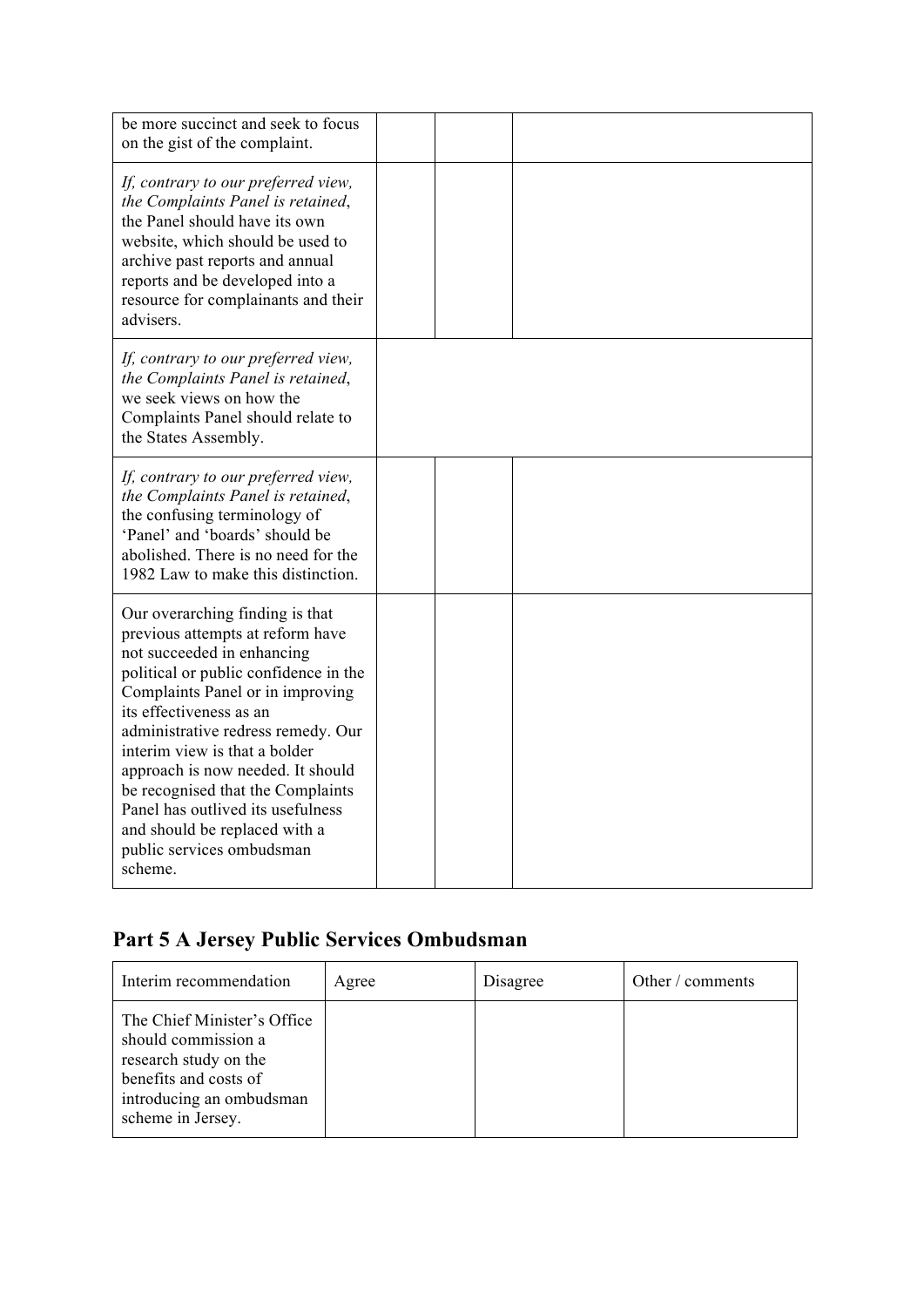| | | | |
|---|---|---|---|
| be more succinct and seek to focus on the gist of the complaint. | | | |
| *If, contrary to our preferred view, the Complaints Panel is retained*, the Panel should have its own website, which should be used to archive past reports and annual reports and be developed into a resource for complainants and their advisers. | | | |
| *If, contrary to our preferred view, the Complaints Panel is retained*, we seek views on how the Complaints Panel should relate to the States Assembly. | | | |
| *If, contrary to our preferred view, the Complaints Panel is retained*, the confusing terminology of 'Panel' and 'boards' should be abolished. There is no need for the 1982 Law to make this distinction. | | | |
| Our overarching finding is that previous attempts at reform have not succeeded in enhancing political or public confidence in the Complaints Panel or in improving its effectiveness as an administrative redress remedy. Our interim view is that a bolder approach is now needed. It should be recognised that the Complaints Panel has outlived its usefulness and should be replaced with a public services ombudsman scheme. | | | |

## Part 5 A Jersey Public Services Ombudsman

| Interim recommendation | Agree | Disagree | Other / comments |
|---|---|---|---|
| The Chief Minister's Office should commission a research study on the benefits and costs of introducing an ombudsman scheme in Jersey. | | | |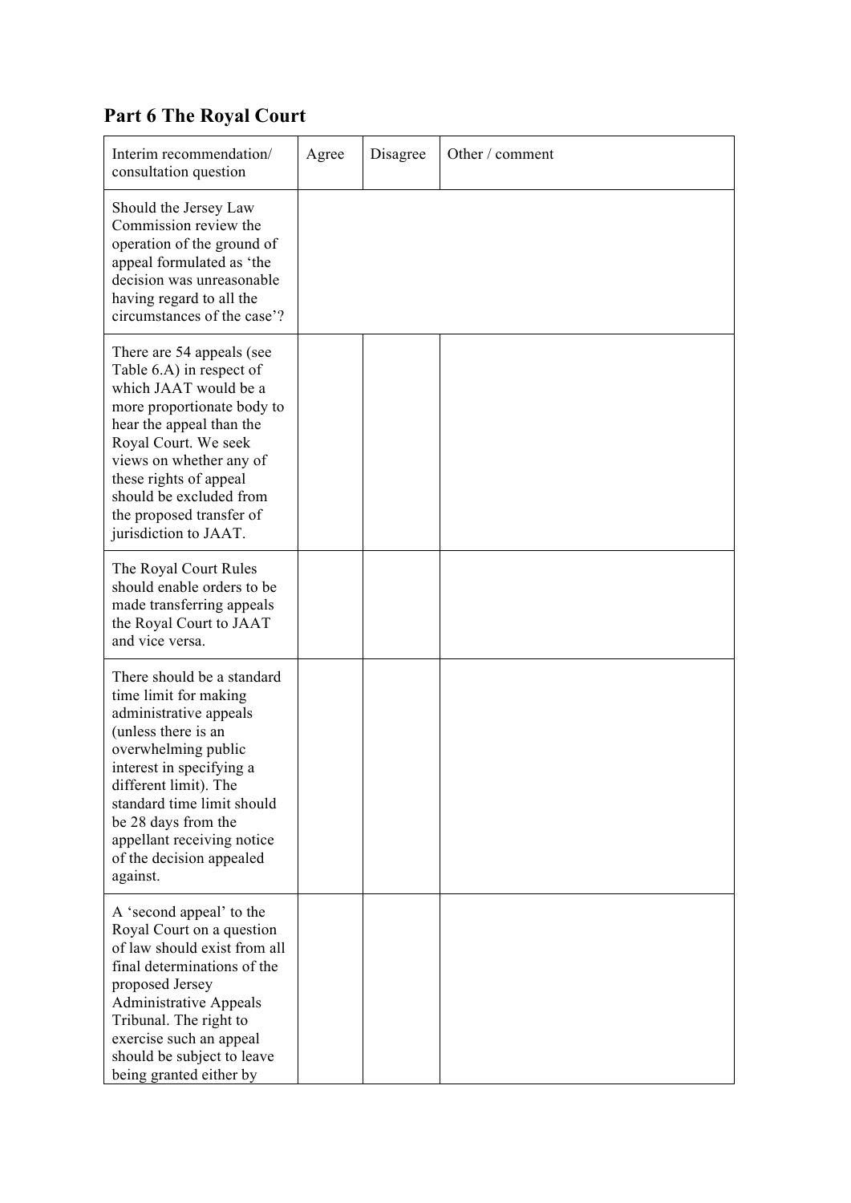## Part 6 The Royal Court

| Interim recommendation/ consultation question | Agree | Disagree | Other / comment |
|---|---|---|---|
| Should the Jersey Law Commission review the operation of the ground of appeal formulated as 'the decision was unreasonable having regard to all the circumstances of the case'? | | | |
| There are 54 appeals (see Table 6.A) in respect of which JAAT would be a more proportionate body to hear the appeal than the Royal Court. We seek views on whether any of these rights of appeal should be excluded from the proposed transfer of jurisdiction to JAAT. | | | |
| The Royal Court Rules should enable orders to be made transferring appeals the Royal Court to JAAT and vice versa. | | | |
| There should be a standard time limit for making administrative appeals (unless there is an overwhelming public interest in specifying a different limit). The standard time limit should be 28 days from the appellant receiving notice of the decision appealed against. | | | |
| A 'second appeal' to the Royal Court on a question of law should exist from all final determinations of the proposed Jersey Administrative Appeals Tribunal. The right to exercise such an appeal should be subject to leave being granted either by | | | |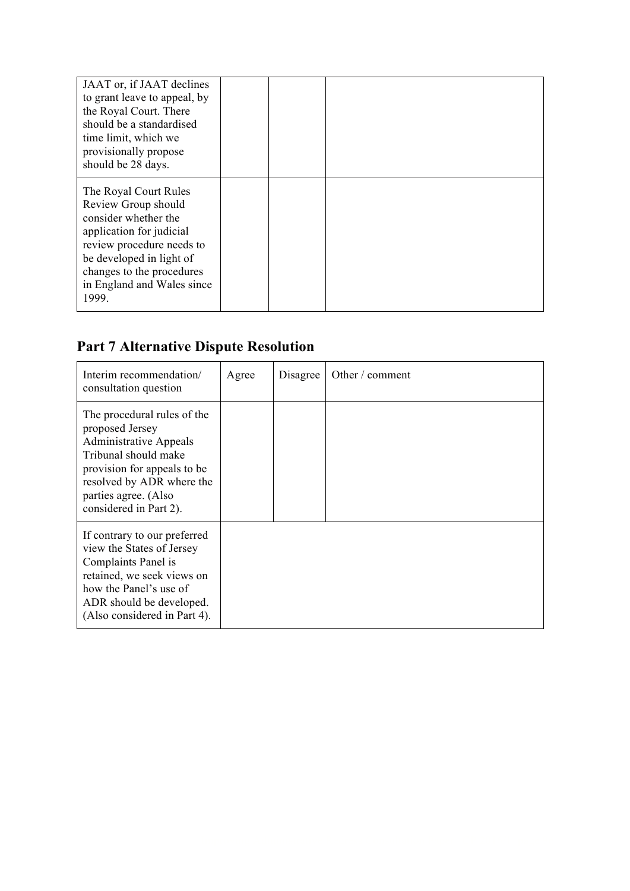| | | | |
|---|---|---|---|
| JAAT or, if JAAT declines to grant leave to appeal, by the Royal Court. There should be a standardised time limit, which we provisionally propose should be 28 days. | | | |
| The Royal Court Rules Review Group should consider whether the application for judicial review procedure needs to be developed in light of changes to the procedures in England and Wales since 1999. | | | |

## Part 7 Alternative Dispute Resolution

| Interim recommendation/ consultation question | Agree | Disagree | Other / comment |
|---|---|---|---|
| The procedural rules of the proposed Jersey Administrative Appeals Tribunal should make provision for appeals to be resolved by ADR where the parties agree. (Also considered in Part 2). | | | |
| If contrary to our preferred view the States of Jersey Complaints Panel is retained, we seek views on how the Panel's use of ADR should be developed. (Also considered in Part 4). | | | |